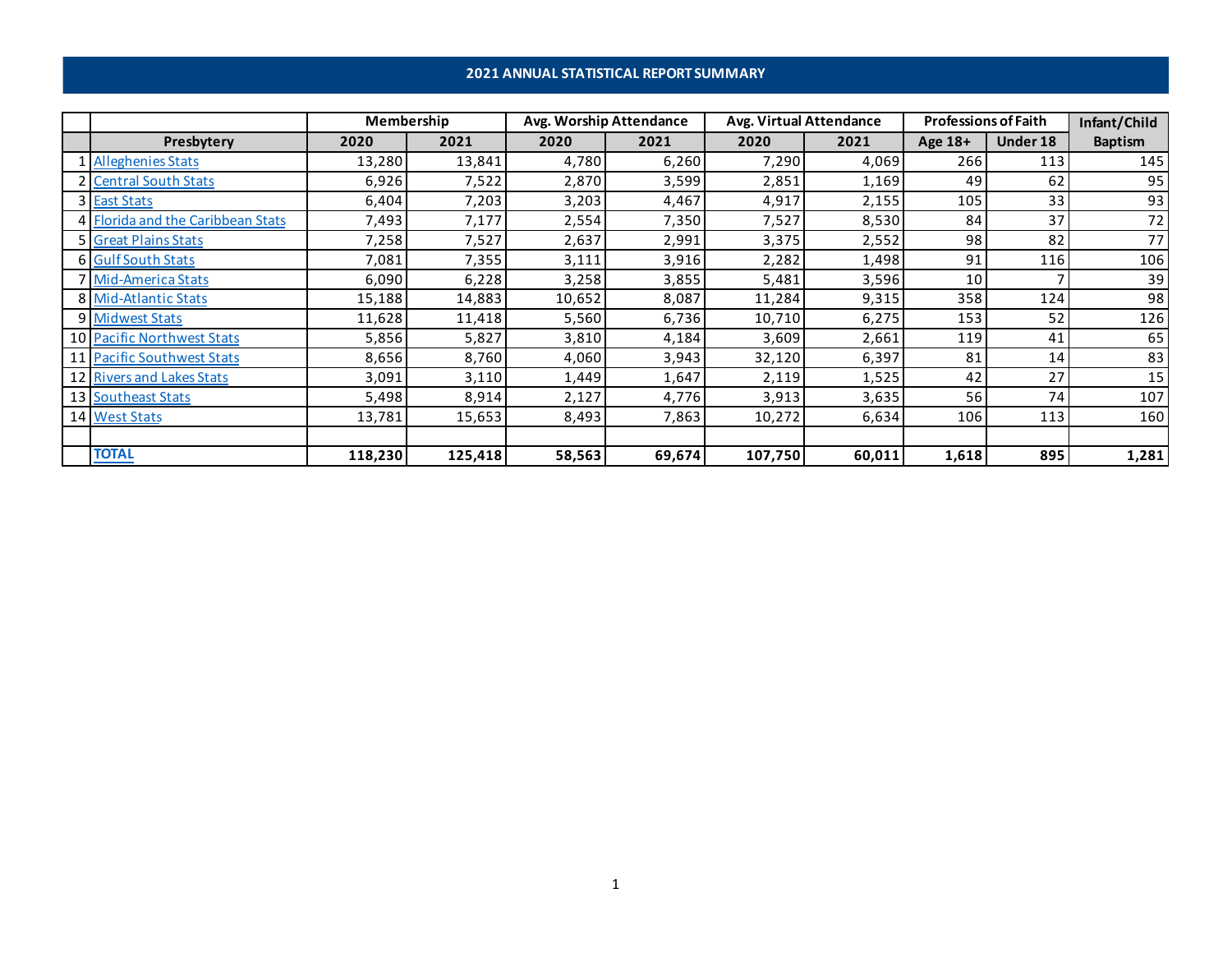## 2021 ANNUAL STATISTICAL REPORT SUMMARY

| | | Membership | | Avg. Worship Attendance | | Avg. Virtual Attendance | | Professions of Faith | | Infant/Child |
|---|---|---|---|---|---|---|---|---|---|---|
| | Presbytery | 2020 | 2021 | 2020 | 2021 | 2020 | 2021 | Age 18+ | Under 18 | Baptism |
| 1 | Alleghenies Stats | 13,280 | 13,841 | 4,780 | 6,260 | 7,290 | 4,069 | 266 | 113 | 145 |
| 2 | Central South Stats | 6,926 | 7,522 | 2,870 | 3,599 | 2,851 | 1,169 | 49 | 62 | 95 |
| 3 | East Stats | 6,404 | 7,203 | 3,203 | 4,467 | 4,917 | 2,155 | 105 | 33 | 93 |
| 4 | Florida and the Caribbean Stats | 7,493 | 7,177 | 2,554 | 7,350 | 7,527 | 8,530 | 84 | 37 | 72 |
| 5 | Great Plains Stats | 7,258 | 7,527 | 2,637 | 2,991 | 3,375 | 2,552 | 98 | 82 | 77 |
| 6 | Gulf South Stats | 7,081 | 7,355 | 3,111 | 3,916 | 2,282 | 1,498 | 91 | 116 | 106 |
| 7 | Mid-America Stats | 6,090 | 6,228 | 3,258 | 3,855 | 5,481 | 3,596 | 10 | 7 | 39 |
| 8 | Mid-Atlantic Stats | 15,188 | 14,883 | 10,652 | 8,087 | 11,284 | 9,315 | 358 | 124 | 98 |
| 9 | Midwest Stats | 11,628 | 11,418 | 5,560 | 6,736 | 10,710 | 6,275 | 153 | 52 | 126 |
| 10 | Pacific Northwest Stats | 5,856 | 5,827 | 3,810 | 4,184 | 3,609 | 2,661 | 119 | 41 | 65 |
| 11 | Pacific Southwest Stats | 8,656 | 8,760 | 4,060 | 3,943 | 32,120 | 6,397 | 81 | 14 | 83 |
| 12 | Rivers and Lakes Stats | 3,091 | 3,110 | 1,449 | 1,647 | 2,119 | 1,525 | 42 | 27 | 15 |
| 13 | Southeast Stats | 5,498 | 8,914 | 2,127 | 4,776 | 3,913 | 3,635 | 56 | 74 | 107 |
| 14 | West Stats | 13,781 | 15,653 | 8,493 | 7,863 | 10,272 | 6,634 | 106 | 113 | 160 |
| | | | | | | | | | | |
| | **TOTAL** | **118,230** | **125,418** | **58,563** | **69,674** | **107,750** | **60,011** | **1,618** | **895** | **1,281** |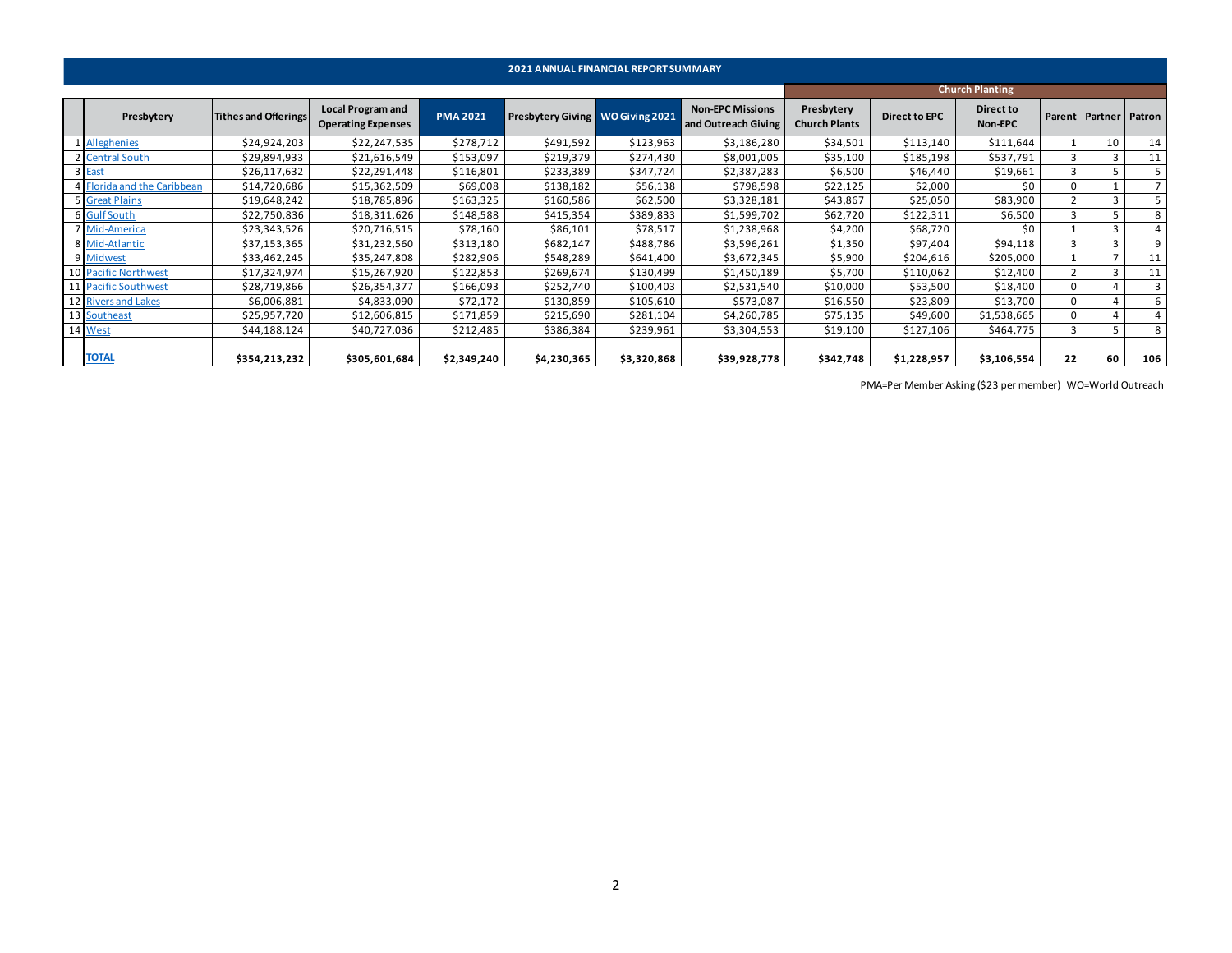## 2021 ANNUAL FINANCIAL REPORT SUMMARY

| | Presbytery | Tithes and Offerings | Local Program and Operating Expenses | PMA 2021 | Presbytery Giving | WO Giving 2021 | Non-EPC Missions and Outreach Giving | Church Planting | | | | | |
|---|---|---|---|---|---|---|---|---|---|---|---|---|---|
| | | | | | | | | Presbytery Church Plants | Direct to EPC | Direct to Non-EPC | Parent | Partner | Patron |
| 1 | Alleghenies | $24,924,203 | $22,247,535 | $278,712 | $491,592 | $123,963 | $3,186,280 | $34,501 | $113,140 | $111,644 | 1 | 10 | 14 |
| 2 | Central South | $29,894,933 | $21,616,549 | $153,097 | $219,379 | $274,430 | $8,001,005 | $35,100 | $185,198 | $537,791 | 3 | 3 | 11 |
| 3 | East | $26,117,632 | $22,291,448 | $116,801 | $233,389 | $347,724 | $2,387,283 | $6,500 | $46,440 | $19,661 | 3 | 5 | 5 |
| 4 | Florida and the Caribbean | $14,720,686 | $15,362,509 | $69,008 | $138,182 | $56,138 | $798,598 | $22,125 | $2,000 | $0 | 0 | 1 | 7 |
| 5 | Great Plains | $19,648,242 | $18,785,896 | $163,325 | $160,586 | $62,500 | $3,328,181 | $43,867 | $25,050 | $83,900 | 2 | 3 | 5 |
| 6 | Gulf South | $22,750,836 | $18,311,626 | $148,588 | $415,354 | $389,833 | $1,599,702 | $62,720 | $122,311 | $6,500 | 3 | 5 | 8 |
| 7 | Mid-America | $23,343,526 | $20,716,515 | $78,160 | $86,101 | $78,517 | $1,238,968 | $4,200 | $68,720 | $0 | 1 | 3 | 4 |
| 8 | Mid-Atlantic | $37,153,365 | $31,232,560 | $313,180 | $682,147 | $488,786 | $3,596,261 | $1,350 | $97,404 | $94,118 | 3 | 3 | 9 |
| 9 | Midwest | $33,462,245 | $35,247,808 | $282,906 | $548,289 | $641,400 | $3,672,345 | $5,900 | $204,616 | $205,000 | 1 | 7 | 11 |
| 10 | Pacific Northwest | $17,324,974 | $15,267,920 | $122,853 | $269,674 | $130,499 | $1,450,189 | $5,700 | $110,062 | $12,400 | 2 | 3 | 11 |
| 11 | Pacific Southwest | $28,719,866 | $26,354,377 | $166,093 | $252,740 | $100,403 | $2,531,540 | $10,000 | $53,500 | $18,400 | 0 | 4 | 3 |
| 12 | Rivers and Lakes | $6,006,881 | $4,833,090 | $72,172 | $130,859 | $105,610 | $573,087 | $16,550 | $23,809 | $13,700 | 0 | 4 | 6 |
| 13 | Southeast | $25,957,720 | $12,606,815 | $171,859 | $215,690 | $281,104 | $4,260,785 | $75,135 | $49,600 | $1,538,665 | 0 | 4 | 4 |
| 14 | West | $44,188,124 | $40,727,036 | $212,485 | $386,384 | $239,961 | $3,304,553 | $19,100 | $127,106 | $464,775 | 3 | 5 | 8 |
| | | | | | | | | | | | | | |
| | **TOTAL** | **$354,213,232** | **$305,601,684** | **$2,349,240** | **$4,230,365** | **$3,320,868** | **$39,928,778** | **$342,748** | **$1,228,957** | **$3,106,554** | **22** | **60** | **106** |

PMA=Per Member Asking ($23 per member) WO=World Outreach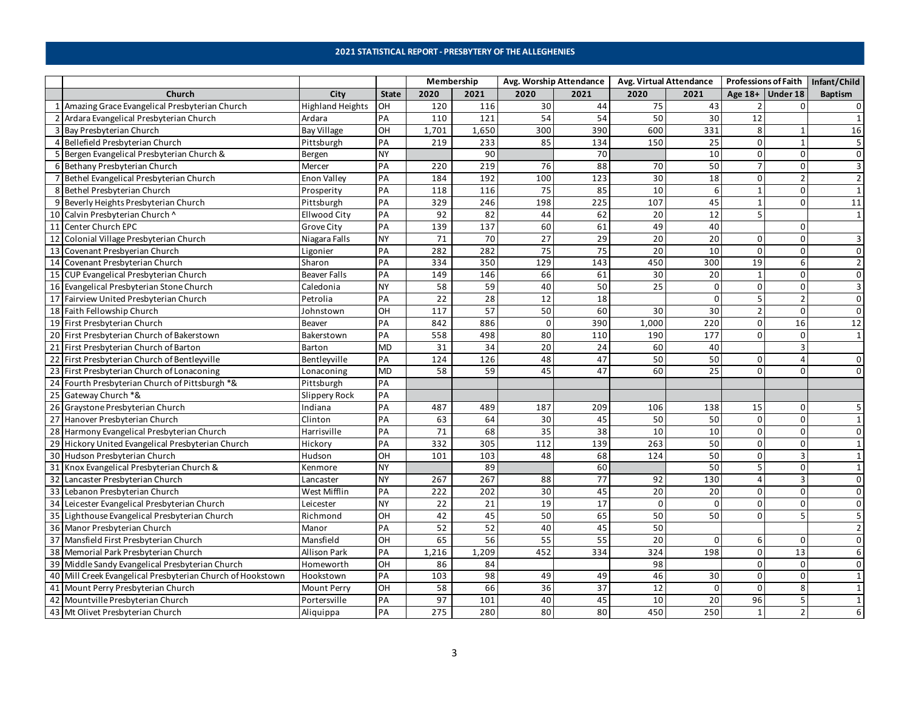## 2021 STATISTICAL REPORT - PRESBYTERY OF THE ALLEGHENIES

| | Church | City | State | Membership | | Avg. Worship Attendance | | Avg. Virtual Attendance | | Professions of Faith | | Infant/Child |
|---|---|---|---|---|---|---|---|---|---|---|---|---|
| | | | | 2020 | 2021 | 2020 | 2021 | 2020 | 2021 | Age 18+ | Under 18 | Baptism |
| 1 | Amazing Grace Evangelical Presbyterian Church | Highland Heights | OH | 120 | 116 | 30 | 44 | 75 | 43 | 2 | 0 | 0 |
| 2 | Ardara Evangelical Presbyterian Church | Ardara | PA | 110 | 121 | 54 | 54 | 50 | 30 | 12 | | 1 |
| 3 | Bay Presbyterian Church | Bay Village | OH | 1,701 | 1,650 | 300 | 390 | 600 | 331 | 8 | 1 | 16 |
| 4 | Bellefield Presbyterian Church | Pittsburgh | PA | 219 | 233 | 85 | 134 | 150 | 25 | 0 | 1 | 5 |
| 5 | Bergen Evangelical Presbyterian Church & | Bergen | NY | | 90 | | 70 | | 10 | 0 | 0 | 0 |
| 6 | Bethany Presbyterian Church | Mercer | PA | 220 | 219 | 76 | 88 | 70 | 50 | 7 | 0 | 3 |
| 7 | Bethel Evangelical Presbyterian Church | Enon Valley | PA | 184 | 192 | 100 | 123 | 30 | 18 | 0 | 2 | 2 |
| 8 | Bethel Presbyterian Church | Prosperity | PA | 118 | 116 | 75 | 85 | 10 | 6 | 1 | 0 | 1 |
| 9 | Beverly Heights Presbyterian Church | Pittsburgh | PA | 329 | 246 | 198 | 225 | 107 | 45 | 1 | 0 | 11 |
| 10 | Calvin Presbyterian Church ^ | Ellwood City | PA | 92 | 82 | 44 | 62 | 20 | 12 | 5 | | 1 |
| 11 | Center Church EPC | Grove City | PA | 139 | 137 | 60 | 61 | 49 | 40 | | 0 | |
| 12 | Colonial Village Presbyterian Church | Niagara Falls | NY | 71 | 70 | 27 | 29 | 20 | 20 | 0 | 0 | 3 |
| 13 | Covenant Presbyterian Church | Ligonier | PA | 282 | 282 | 75 | 75 | 20 | 10 | 0 | 0 | 0 |
| 14 | Covenant Presbyterian Church | Sharon | PA | 334 | 350 | 129 | 143 | 450 | 300 | 19 | 6 | 2 |
| 15 | CUP Evangelical Presbyterian Church | Beaver Falls | PA | 149 | 146 | 66 | 61 | 30 | 20 | 1 | 0 | 0 |
| 16 | Evangelical Presbyterian Stone Church | Caledonia | NY | 58 | 59 | 40 | 50 | 25 | 0 | 0 | 0 | 3 |
| 17 | Fairview United Presbyterian Church | Petrolia | PA | 22 | 28 | 12 | 18 | | 0 | 5 | 2 | 0 |
| 18 | Faith Fellowship Church | Johnstown | OH | 117 | 57 | 50 | 60 | 30 | 30 | 2 | 0 | 0 |
| 19 | First Presbyterian Church | Beaver | PA | 842 | 886 | 0 | 390 | 1,000 | 220 | 0 | 16 | 12 |
| 20 | First Presbyterian Church of Bakerstown | Bakerstown | PA | 558 | 498 | 80 | 110 | 190 | 177 | 0 | 0 | 1 |
| 21 | First Presbyterian Church of Barton | Barton | MD | 31 | 34 | 20 | 24 | 60 | 40 | | 3 | |
| 22 | First Presbyterian Church of Bentleyville | Bentleyville | PA | 124 | 126 | 48 | 47 | 50 | 50 | 0 | 4 | 0 |
| 23 | First Presbyterian Church of Lonaconing | Lonaconing | MD | 58 | 59 | 45 | 47 | 60 | 25 | 0 | 0 | 0 |
| 24 | Fourth Presbyterian Church of Pittsburgh *& | Pittsburgh | PA | | | | | | | | | |
| 25 | Gateway Church *& | Slippery Rock | PA | | | | | | | | | |
| 26 | Graystone Presbyterian Church | Indiana | PA | 487 | 489 | 187 | 209 | 106 | 138 | 15 | 0 | 5 |
| 27 | Hanover Presbyterian Church | Clinton | PA | 63 | 64 | 30 | 45 | 50 | 50 | 0 | 0 | 1 |
| 28 | Harmony Evangelical Presbyterian Church | Harrisville | PA | 71 | 68 | 35 | 38 | 10 | 10 | 0 | 0 | 0 |
| 29 | Hickory United Evangelical Presbyterian Church | Hickory | PA | 332 | 305 | 112 | 139 | 263 | 50 | 0 | 0 | 1 |
| 30 | Hudson Presbyterian Church | Hudson | OH | 101 | 103 | 48 | 68 | 124 | 50 | 0 | 3 | 1 |
| 31 | Knox Evangelical Presbyterian Church & | Kenmore | NY | | 89 | | 60 | | 50 | 5 | 0 | 1 |
| 32 | Lancaster Presbyterian Church | Lancaster | NY | 267 | 267 | 88 | 77 | 92 | 130 | 4 | 3 | 0 |
| 33 | Lebanon Presbyterian Church | West Mifflin | PA | 222 | 202 | 30 | 45 | 20 | 20 | 0 | 0 | 0 |
| 34 | Leicester Evangelical Presbyterian Church | Leicester | NY | 22 | 21 | 19 | 17 | 0 | 0 | 0 | 0 | 0 |
| 35 | Lighthouse Evangelical Presbyterian Church | Richmond | OH | 42 | 45 | 50 | 65 | 50 | 50 | 0 | 5 | 5 |
| 36 | Manor Presbyterian Church | Manor | PA | 52 | 52 | 40 | 45 | 50 | | | | 2 |
| 37 | Mansfield First Presbyterian Church | Mansfield | OH | 65 | 56 | 55 | 55 | 20 | 0 | 6 | 0 | 0 |
| 38 | Memorial Park Presbyterian Church | Allison Park | PA | 1,216 | 1,209 | 452 | 334 | 324 | 198 | 0 | 13 | 6 |
| 39 | Middle Sandy Evangelical Presbyterian Church | Homeworth | OH | 86 | 84 | | | 98 | | 0 | 0 | 0 |
| 40 | Mill Creek Evangelical Presbyterian Church of Hookstown | Hookstown | PA | 103 | 98 | 49 | 49 | 46 | 30 | 0 | 0 | 1 |
| 41 | Mount Perry Presbyterian Church | Mount Perry | OH | 58 | 66 | 36 | 37 | 12 | 0 | 0 | 8 | 1 |
| 42 | Mountville Presbyterian Church | Portersville | PA | 97 | 101 | 40 | 45 | 10 | 20 | 96 | 5 | 1 |
| 43 | Mt Olivet Presbyterian Church | Aliquippa | PA | 275 | 280 | 80 | 80 | 450 | 250 | 1 | 2 | 6 |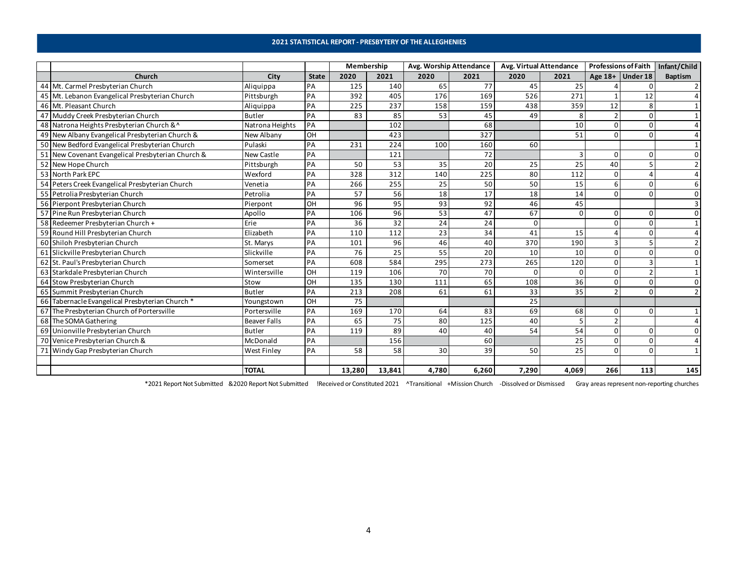## 2021 STATISTICAL REPORT - PRESBYTERY OF THE ALLEGHENIES

| | | | | Membership | | Avg. Worship Attendance | | Avg. Virtual Attendance | | Professions of Faith | | Infant/Child |
|---|---|---|---|---|---|---|---|---|---|---|---|---|
| | Church | City | State | 2020 | 2021 | 2020 | 2021 | 2020 | 2021 | Age 18+ | Under 18 | Baptism |
| 44 | Mt. Carmel Presbyterian Church | Aliquippa | PA | 125 | 140 | 65 | 77 | 45 | 25 | 4 | 0 | 2 |
| 45 | Mt. Lebanon Evangelical Presbyterian Church | Pittsburgh | PA | 392 | 405 | 176 | 169 | 526 | 271 | 1 | 12 | 4 |
| 46 | Mt. Pleasant Church | Aliquippa | PA | 225 | 237 | 158 | 159 | 438 | 359 | 12 | 8 | 1 |
| 47 | Muddy Creek Presbyterian Church | Butler | PA | 83 | 85 | 53 | 45 | 49 | 8 | 2 | 0 | 1 |
| 48 | Natrona Heights Presbyterian Church &^ | Natrona Heights | PA | | 102 | | 68 | | 10 | 0 | 0 | 4 |
| 49 | New Albany Evangelical Presbyterian Church & | New Albany | OH | | 423 | | 327 | | 51 | 0 | 0 | 4 |
| 50 | New Bedford Evangelical Presbyterian Church | Pulaski | PA | 231 | 224 | 100 | 160 | 60 | | | | 1 |
| 51 | New Covenant Evangelical Presbyterian Church & | New Castle | PA | | 121 | | 72 | | 3 | 0 | 0 | 0 |
| 52 | New Hope Church | Pittsburgh | PA | 50 | 53 | 35 | 20 | 25 | 25 | 40 | 5 | 2 |
| 53 | North Park EPC | Wexford | PA | 328 | 312 | 140 | 225 | 80 | 112 | 0 | 4 | 4 |
| 54 | Peters Creek Evangelical Presbyterian Church | Venetia | PA | 266 | 255 | 25 | 50 | 50 | 15 | 6 | 0 | 6 |
| 55 | Petrolia Presbyterian Church | Petrolia | PA | 57 | 56 | 18 | 17 | 18 | 14 | 0 | 0 | 0 |
| 56 | Pierpont Presbyterian Church | Pierpont | OH | 96 | 95 | 93 | 92 | 46 | 45 | | | 3 |
| 57 | Pine Run Presbyterian Church | Apollo | PA | 106 | 96 | 53 | 47 | 67 | 0 | 0 | 0 | 0 |
| 58 | Redeemer Presbyterian Church + | Erie | PA | 36 | 32 | 24 | 24 | 0 | | 0 | 0 | 1 |
| 59 | Round Hill Presbyterian Church | Elizabeth | PA | 110 | 112 | 23 | 34 | 41 | 15 | 4 | 0 | 4 |
| 60 | Shiloh Presbyterian Church | St. Marys | PA | 101 | 96 | 46 | 40 | 370 | 190 | 3 | 5 | 2 |
| 61 | Slickville Presbyterian Church | Slickville | PA | 76 | 25 | 55 | 20 | 10 | 10 | 0 | 0 | 0 |
| 62 | St. Paul's Presbyterian Church | Somerset | PA | 608 | 584 | 295 | 273 | 265 | 120 | 0 | 3 | 1 |
| 63 | Starkdale Presbyterian Church | Wintersville | OH | 119 | 106 | 70 | 70 | 0 | 0 | 0 | 2 | 1 |
| 64 | Stow Presbyterian Church | Stow | OH | 135 | 130 | 111 | 65 | 108 | 36 | 0 | 0 | 0 |
| 65 | Summit Presbyterian Church | Butler | PA | 213 | 208 | 61 | 61 | 33 | 35 | 2 | 0 | 2 |
| 66 | Tabernacle Evangelical Presbyterian Church * | Youngstown | OH | 75 | | | | 25 | | | | |
| 67 | The Presbyterian Church of Portersville | Portersville | PA | 169 | 170 | 64 | 83 | 69 | 68 | 0 | 0 | 1 |
| 68 | The SOMA Gathering | Beaver Falls | PA | 65 | 75 | 80 | 125 | 40 | 5 | 2 | | 4 |
| 69 | Unionville Presbyterian Church | Butler | PA | 119 | 89 | 40 | 40 | 54 | 54 | 0 | 0 | 0 |
| 70 | Venice Presbyterian Church & | McDonald | PA | | 156 | | 60 | | 25 | 0 | 0 | 4 |
| 71 | Windy Gap Presbyterian Church | West Finley | PA | 58 | 58 | 30 | 39 | 50 | 25 | 0 | 0 | 1 |
| | | | | | | | | | | | | |
| | | **TOTAL** | | **13,280** | **13,841** | **4,780** | **6,260** | **7,290** | **4,069** | **266** | **113** | **145** |

*2021 Report Not Submitted &2020 Report Not Submitted !Received or Constituted 2021 ^Transitional +Mission Church -Dissolved or Dismissed Gray areas represent non-reporting churches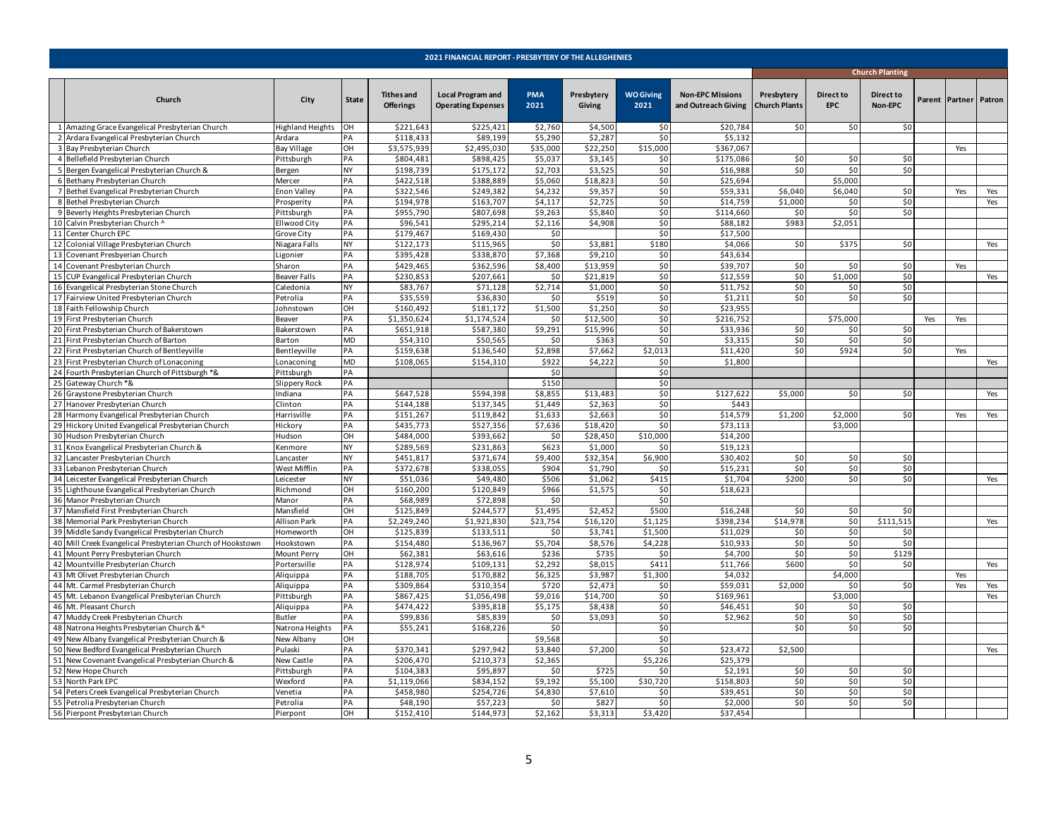## 2021 FINANCIAL REPORT - PRESBYTERY OF THE ALLEGHENIES

| | Church | City | State | Tithes and Offerings | Local Program and Operating Expenses | PMA 2021 | Presbytery Giving | WO Giving 2021 | Non-EPC Missions and Outreach Giving | Church Planting | | | | | |
|---|---|---|---|---|---|---|---|---|---|---|---|---|---|---|---|
| | | | | | | | | | | Presbytery Church Plants | Direct to EPC | Direct to Non-EPC | Parent | Partner | Patron |
| 1 | Amazing Grace Evangelical Presbyterian Church | Highland Heights | OH | $221,643 | $225,421 | $2,760 | $4,500 | $0 | $20,784 | $0 | $0 | $0 | | | |
| 2 | Ardara Evangelical Presbyterian Church | Ardara | PA | $118,433 | $89,199 | $5,290 | $2,287 | $0 | $5,132 | | | | | | |
| 3 | Bay Presbyterian Church | Bay Village | OH | $3,575,939 | $2,495,030 | $35,000 | $22,250 | $15,000 | $367,067 | | | | | Yes | |
| 4 | Bellefield Presbyterian Church | Pittsburgh | PA | $804,481 | $898,425 | $5,037 | $3,145 | $0 | $175,086 | $0 | $0 | $0 | | | |
| 5 | Bergen Evangelical Presbyterian Church & | Bergen | NY | $198,739 | $175,172 | $2,703 | $3,525 | $0 | $16,988 | $0 | $0 | $0 | | | |
| 6 | Bethany Presbyterian Church | Mercer | PA | $422,518 | $388,889 | $5,060 | $18,823 | $0 | $25,694 | | $5,000 | | | | |
| 7 | Bethel Evangelical Presbyterian Church | Enon Valley | PA | $322,546 | $249,382 | $4,232 | $9,357 | $0 | $59,331 | $6,040 | $6,040 | $0 | | Yes | Yes |
| 8 | Bethel Presbyterian Church | Prosperity | PA | $194,978 | $163,707 | $4,117 | $2,725 | $0 | $14,759 | $1,000 | $0 | $0 | | | Yes |
| 9 | Beverly Heights Presbyterian Church | Pittsburgh | PA | $955,790 | $807,698 | $9,263 | $5,840 | $0 | $114,660 | $0 | $0 | $0 | | | |
| 10 | Calvin Presbyterian Church ^ | Ellwood City | PA | $96,541 | $295,214 | $2,116 | $4,908 | $0 | $88,182 | $983 | $2,051 | | | | |
| 11 | Center Church EPC | Grove City | PA | $179,467 | $169,430 | $0 | | $0 | $17,500 | | | | | | |
| 12 | Colonial Village Presbyterian Church | Niagara Falls | NY | $122,173 | $115,965 | $0 | $3,881 | $180 | $4,066 | $0 | $375 | $0 | | | Yes |
| 13 | Covenant Presbyerian Church | Ligonier | PA | $395,428 | $338,870 | $7,368 | $9,210 | $0 | $43,634 | | | | | | |
| 14 | Covenant Presbyterian Church | Sharon | PA | $429,465 | $362,596 | $8,400 | $13,959 | $0 | $39,707 | $0 | $0 | $0 | | Yes | |
| 15 | CUP Evangelical Presbyterian Church | Beaver Falls | PA | $230,853 | $207,661 | $0 | $21,819 | $0 | $12,559 | $0 | $1,000 | $0 | | | Yes |
| 16 | Evangelical Presbyterian Stone Church | Caledonia | NY | $83,767 | $71,128 | $2,714 | $1,000 | $0 | $11,752 | $0 | $0 | $0 | | | |
| 17 | Fairview United Presbyterian Church | Petrolia | PA | $35,559 | $36,830 | $0 | $519 | $0 | $1,211 | $0 | $0 | $0 | | | |
| 18 | Faith Fellowship Church | Johnstown | OH | $160,492 | $181,172 | $1,500 | $1,250 | $0 | $23,955 | | | | | | |
| 19 | First Presbyterian Church | Beaver | PA | $1,350,624 | $1,174,524 | $0 | $12,500 | $0 | $216,752 | | $75,000 | | Yes | Yes | |
| 20 | First Presbyterian Church of Bakerstown | Bakerstown | PA | $651,918 | $587,380 | $9,291 | $15,996 | $0 | $33,936 | $0 | $0 | $0 | | | |
| 21 | First Presbyterian Church of Barton | Barton | MD | $54,310 | $50,565 | $0 | $363 | $0 | $3,315 | $0 | $0 | $0 | | | |
| 22 | First Presbyterian Church of Bentleyville | Bentleyville | PA | $159,638 | $136,540 | $2,898 | $7,662 | $2,013 | $11,420 | $0 | $924 | $0 | | Yes | |
| 23 | First Presbyterian Church of Lonaconing | Lonaconing | MD | $108,065 | $154,310 | $922 | $4,222 | $0 | $1,800 | | | | | | Yes |
| 24 | Fourth Presbyterian Church of Pittsburgh *& | Pittsburgh | PA | | | $0 | | $0 | | | | | | | |
| 25 | Gateway Church *& | Slippery Rock | PA | | | $150 | | $0 | | | | | | | |
| 26 | Graystone Presbyterian Church | Indiana | PA | $647,528 | $594,398 | $8,855 | $13,483 | $0 | $127,622 | $5,000 | $0 | $0 | | | Yes |
| 27 | Hanover Presbyterian Church | Clinton | PA | $144,188 | $137,345 | $1,449 | $2,363 | $0 | $443 | | | | | | |
| 28 | Harmony Evangelical Presbyterian Church | Harrisville | PA | $151,267 | $119,842 | $1,633 | $2,663 | $0 | $14,579 | $1,200 | $2,000 | $0 | | Yes | Yes |
| 29 | Hickory United Evangelical Presbyterian Church | Hickory | PA | $435,773 | $527,356 | $7,636 | $18,420 | $0 | $73,113 | | $3,000 | | | | |
| 30 | Hudson Presbyterian Church | Hudson | OH | $484,000 | $393,662 | $0 | $28,450 | $10,000 | $14,200 | | | | | | |
| 31 | Knox Evangelical Presbyterian Church & | Kenmore | NY | $289,569 | $231,863 | $623 | $1,000 | $0 | $19,123 | | | | | | |
| 32 | Lancaster Presbyterian Church | Lancaster | NY | $451,817 | $371,674 | $9,400 | $32,354 | $6,900 | $30,402 | $0 | $0 | $0 | | | |
| 33 | Lebanon Presbyterian Church | West Mifflin | PA | $372,678 | $338,055 | $904 | $1,790 | $0 | $15,231 | $0 | $0 | $0 | | | |
| 34 | Leicester Evangelical Presbyterian Church | Leicester | NY | $51,036 | $49,480 | $506 | $1,062 | $415 | $1,704 | $200 | $0 | $0 | | | Yes |
| 35 | Lighthouse Evangelical Presbyterian Church | Richmond | OH | $160,200 | $120,849 | $966 | $1,575 | $0 | $18,623 | | | | | | |
| 36 | Manor Presbyterian Church | Manor | PA | $68,989 | $72,898 | $0 | | $0 | | | | | | | |
| 37 | Mansfield First Presbyterian Church | Mansfield | OH | $125,849 | $244,577 | $1,495 | $2,452 | $500 | $16,248 | $0 | $0 | $0 | | | |
| 38 | Memorial Park Presbyterian Church | Allison Park | PA | $2,249,240 | $1,921,830 | $23,754 | $16,120 | $1,125 | $398,234 | $14,978 | $0 | $111,515 | | | Yes |
| 39 | Middle Sandy Evangelical Presbyterian Church | Homeworth | OH | $125,839 | $133,511 | $0 | $3,741 | $1,500 | $11,029 | $0 | $0 | $0 | | | |
| 40 | Mill Creek Evangelical Presbyterian Church of Hookstown | Hookstown | PA | $154,480 | $136,967 | $5,704 | $8,576 | $4,228 | $10,933 | $0 | $0 | $0 | | | |
| 41 | Mount Perry Presbyterian Church | Mount Perry | OH | $62,381 | $63,616 | $236 | $735 | $0 | $4,700 | $0 | $0 | $129 | | | |
| 42 | Mountville Presbyterian Church | Portersville | PA | $128,974 | $109,131 | $2,292 | $8,015 | $411 | $11,766 | $600 | $0 | $0 | | | Yes |
| 43 | Mt Olivet Presbyterian Church | Aliquippa | PA | $188,705 | $170,882 | $6,325 | $3,987 | $1,300 | $4,032 | | $4,000 | | | Yes | |
| 44 | Mt. Carmel Presbyterian Church | Aliquippa | PA | $309,864 | $310,354 | $720 | $2,473 | $0 | $59,031 | $2,000 | $0 | $0 | | Yes | Yes |
| 45 | Mt. Lebanon Evangelical Presbyterian Church | Pittsburgh | PA | $867,425 | $1,056,498 | $9,016 | $14,700 | $0 | $169,961 | | $3,000 | | | | Yes |
| 46 | Mt. Pleasant Church | Aliquippa | PA | $474,422 | $395,818 | $5,175 | $8,438 | $0 | $46,451 | $0 | $0 | $0 | | | |
| 47 | Muddy Creek Presbyterian Church | Butler | PA | $99,836 | $85,839 | $0 | $3,093 | $0 | $2,962 | $0 | $0 | $0 | | | |
| 48 | Natrona Heights Presbyterian Church &^ | Natrona Heights | PA | $55,241 | $168,226 | $0 | | $0 | | $0 | $0 | $0 | | | |
| 49 | New Albany Evangelical Presbyterian Church & | New Albany | OH | | | $9,568 | | $0 | | | | | | | |
| 50 | New Bedford Evangelical Presbyterian Church | Pulaski | PA | $370,341 | $297,942 | $3,840 | $7,200 | $0 | $23,472 | $2,500 | | | | | Yes |
| 51 | New Covenant Evangelical Presbyterian Church & | New Castle | PA | $206,470 | $210,373 | $2,365 | | $5,226 | $25,379 | | | | | | |
| 52 | New Hope Church | Pittsburgh | PA | $104,383 | $95,897 | $0 | $725 | $0 | $2,191 | $0 | $0 | $0 | | | |
| 53 | North Park EPC | Wexford | PA | $1,119,066 | $834,152 | $9,192 | $5,100 | $30,720 | $158,803 | $0 | $0 | $0 | | | |
| 54 | Peters Creek Evangelical Presbyterian Church | Venetia | PA | $458,980 | $254,726 | $4,830 | $7,610 | $0 | $39,451 | $0 | $0 | $0 | | | |
| 55 | Petrolia Presbyterian Church | Petrolia | PA | $48,190 | $57,223 | $0 | $827 | $0 | $2,000 | $0 | $0 | $0 | | | |
| 56 | Pierpont Presbyterian Church | Pierpont | OH | $152,410 | $144,973 | $2,162 | $3,313 | $3,420 | $37,454 | | | | | | |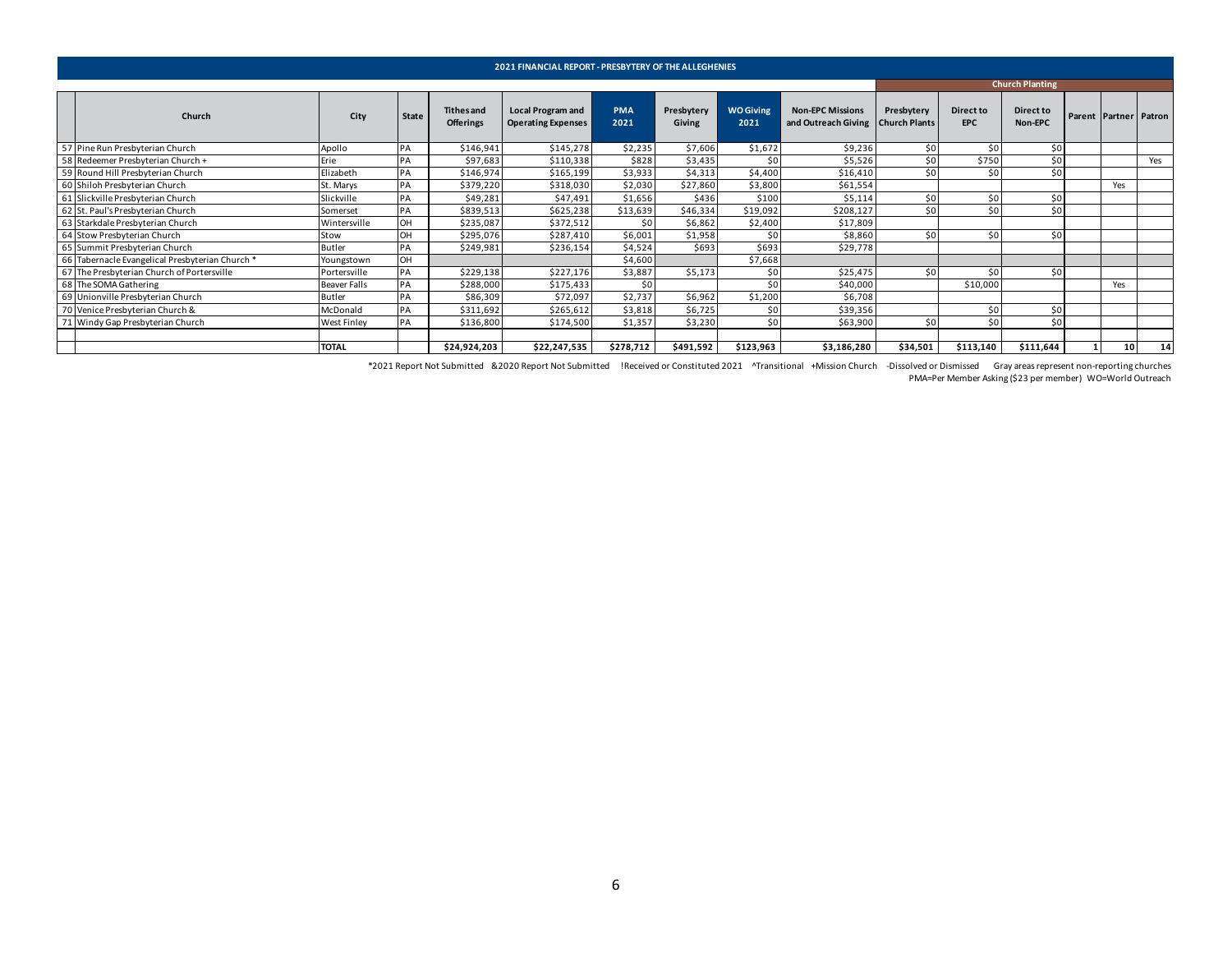## 2021 FINANCIAL REPORT - PRESBYTERY OF THE ALLEGHENIES

| # | Church | City | State | Tithes and Offerings | Local Program and Operating Expenses | PMA 2021 | Presbytery Giving | WO Giving 2021 | Non-EPC Missions and Outreach Giving | Church Planting: Presbytery Church Plants | Church Planting: Direct to EPC | Church Planting: Direct to Non-EPC | Church Planting: Parent | Church Planting: Partner | Church Planting: Patron |
|---|---|---|---|---|---|---|---|---|---|---|---|---|---|---|---|
| 57 | Pine Run Presbyterian Church | Apollo | PA | $146,941 | $145,278 | $2,235 | $7,606 | $1,672 | $9,236 | $0 | $0 | $0 | | | |
| 58 | Redeemer Presbyterian Church + | Erie | PA | $97,683 | $110,338 | $828 | $3,435 | $0 | $5,526 | $0 | $750 | $0 | | | Yes |
| 59 | Round Hill Presbyterian Church | Elizabeth | PA | $146,974 | $165,199 | $3,933 | $4,313 | $4,400 | $16,410 | $0 | $0 | $0 | | | |
| 60 | Shiloh Presbyterian Church | St. Marys | PA | $379,220 | $318,030 | $2,030 | $27,860 | $3,800 | $61,554 | | | | | Yes | |
| 61 | Slickville Presbyterian Church | Slickville | PA | $49,281 | $47,491 | $1,656 | $436 | $100 | $5,114 | $0 | $0 | $0 | | | |
| 62 | St. Paul's Presbyterian Church | Somerset | PA | $839,513 | $625,238 | $13,639 | $46,334 | $19,092 | $208,127 | $0 | $0 | $0 | | | |
| 63 | Starkdale Presbyterian Church | Wintersville | OH | $235,087 | $372,512 | $0 | $6,862 | $2,400 | $17,809 | | | | | | |
| 64 | Stow Presbyterian Church | Stow | OH | $295,076 | $287,410 | $6,001 | $1,958 | $0 | $8,860 | $0 | $0 | $0 | | | |
| 65 | Summit Presbyterian Church | Butler | PA | $249,981 | $236,154 | $4,524 | $693 | $693 | $29,778 | | | | | | |
| 66 | Tabernacle Evangelical Presbyterian Church * | Youngstown | OH | | | $4,600 | | $7,668 | | | | | | | |
| 67 | The Presbyterian Church of Portersville | Portersville | PA | $229,138 | $227,176 | $3,887 | $5,173 | $0 | $25,475 | $0 | $0 | $0 | | | |
| 68 | The SOMA Gathering | Beaver Falls | PA | $288,000 | $175,433 | $0 | | $0 | $40,000 | | $10,000 | | | Yes | |
| 69 | Unionville Presbyterian Church | Butler | PA | $86,309 | $72,097 | $2,737 | $6,962 | $1,200 | $6,708 | | | | | | |
| 70 | Venice Presbyterian Church & | McDonald | PA | $311,692 | $265,612 | $3,818 | $6,725 | $0 | $39,356 | | $0 | $0 | | | |
| 71 | Windy Gap Presbyterian Church | West Finley | PA | $136,800 | $174,500 | $1,357 | $3,230 | $0 | $63,900 | $0 | $0 | $0 | | | |
| | | **TOTAL** | | **$24,924,203** | **$22,247,535** | **$278,712** | **$491,592** | **$123,963** | **$3,186,280** | **$34,501** | **$113,140** | **$111,644** | **1** | **10** | **14** |

*2021 Report Not Submitted &2020 Report Not Submitted !Received or Constituted 2021 ^Transitional +Mission Church -Dissolved or Dismissed Gray areas represent non-reporting churches

PMA=Per Member Asking ($23 per member) WO=World Outreach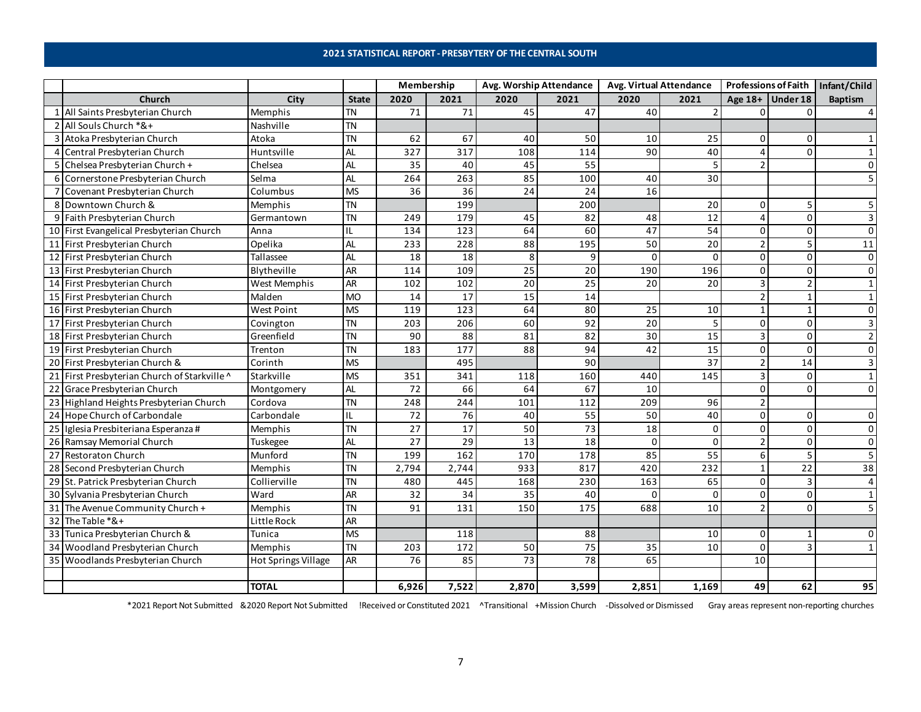## 2021 STATISTICAL REPORT - PRESBYTERY OF THE CENTRAL SOUTH

| | | | | Membership | | Avg. Worship Attendance | | Avg. Virtual Attendance | | Professions of Faith | | Infant/Child |
|---|---|---|---|---|---|---|---|---|---|---|---|---|
| | Church | City | State | 2020 | 2021 | 2020 | 2021 | 2020 | 2021 | Age 18+ | Under 18 | Baptism |
| 1 | All Saints Presbyterian Church | Memphis | TN | 71 | 71 | 45 | 47 | 40 | 2 | 0 | 0 | 4 |
| 2 | All Souls Church *&+ | Nashville | TN | | | | | | | | | |
| 3 | Atoka Presbyterian Church | Atoka | TN | 62 | 67 | 40 | 50 | 10 | 25 | 0 | 0 | 1 |
| 4 | Central Presbyterian Church | Huntsville | AL | 327 | 317 | 108 | 114 | 90 | 40 | 4 | 0 | 1 |
| 5 | Chelsea Presbyterian Church + | Chelsea | AL | 35 | 40 | 45 | 55 | | 5 | 2 | | 0 |
| 6 | Cornerstone Presbyterian Church | Selma | AL | 264 | 263 | 85 | 100 | 40 | 30 | | | 5 |
| 7 | Covenant Presbyterian Church | Columbus | MS | 36 | 36 | 24 | 24 | 16 | | | | |
| 8 | Downtown Church & | Memphis | TN | | 199 | | 200 | | 20 | 0 | 5 | 5 |
| 9 | Faith Presbyterian Church | Germantown | TN | 249 | 179 | 45 | 82 | 48 | 12 | 4 | 0 | 3 |
| 10 | First Evangelical Presbyterian Church | Anna | IL | 134 | 123 | 64 | 60 | 47 | 54 | 0 | 0 | 0 |
| 11 | First Presbyterian Church | Opelika | AL | 233 | 228 | 88 | 195 | 50 | 20 | 2 | 5 | 11 |
| 12 | First Presbyterian Church | Tallassee | AL | 18 | 18 | 8 | 9 | 0 | 0 | 0 | 0 | 0 |
| 13 | First Presbyterian Church | Blytheville | AR | 114 | 109 | 25 | 20 | 190 | 196 | 0 | 0 | 0 |
| 14 | First Presbyterian Church | West Memphis | AR | 102 | 102 | 20 | 25 | 20 | 20 | 3 | 2 | 1 |
| 15 | First Presbyterian Church | Malden | MO | 14 | 17 | 15 | 14 | | | 2 | 1 | 1 |
| 16 | First Presbyterian Church | West Point | MS | 119 | 123 | 64 | 80 | 25 | 10 | 1 | 1 | 0 |
| 17 | First Presbyterian Church | Covington | TN | 203 | 206 | 60 | 92 | 20 | 5 | 0 | 0 | 3 |
| 18 | First Presbyterian Church | Greenfield | TN | 90 | 88 | 81 | 82 | 30 | 15 | 3 | 0 | 2 |
| 19 | First Presbyterian Church | Trenton | TN | 183 | 177 | 88 | 94 | 42 | 15 | 0 | 0 | 0 |
| 20 | First Presbyterian Church & | Corinth | MS | | 495 | | 90 | | 37 | 2 | 14 | 3 |
| 21 | First Presbyterian Church of Starkville ^ | Starkville | MS | 351 | 341 | 118 | 160 | 440 | 145 | 3 | 0 | 1 |
| 22 | Grace Presbyterian Church | Montgomery | AL | 72 | 66 | 64 | 67 | 10 | | 0 | 0 | 0 |
| 23 | Highland Heights Presbyterian Church | Cordova | TN | 248 | 244 | 101 | 112 | 209 | 96 | 2 | | |
| 24 | Hope Church of Carbondale | Carbondale | IL | 72 | 76 | 40 | 55 | 50 | 40 | 0 | 0 | 0 |
| 25 | Iglesia Presbiteriana Esperanza # | Memphis | TN | 27 | 17 | 50 | 73 | 18 | 0 | 0 | 0 | 0 |
| 26 | Ramsay Memorial Church | Tuskegee | AL | 27 | 29 | 13 | 18 | 0 | 0 | 2 | 0 | 0 |
| 27 | Restoraton Church | Munford | TN | 199 | 162 | 170 | 178 | 85 | 55 | 6 | 5 | 5 |
| 28 | Second Presbyterian Church | Memphis | TN | 2,794 | 2,744 | 933 | 817 | 420 | 232 | 1 | 22 | 38 |
| 29 | St. Patrick Presbyterian Church | Collierville | TN | 480 | 445 | 168 | 230 | 163 | 65 | 0 | 3 | 4 |
| 30 | Sylvania Presbyterian Church | Ward | AR | 32 | 34 | 35 | 40 | 0 | 0 | 0 | 0 | 1 |
| 31 | The Avenue Community Church + | Memphis | TN | 91 | 131 | 150 | 175 | 688 | 10 | 2 | 0 | 5 |
| 32 | The Table *&+ | Little Rock | AR | | | | | | | | | |
| 33 | Tunica Presbyterian Church & | Tunica | MS | | 118 | | 88 | | 10 | 0 | 1 | 0 |
| 34 | Woodland Presbyterian Church | Memphis | TN | 203 | 172 | 50 | 75 | 35 | 10 | 0 | 3 | 1 |
| 35 | Woodlands Presbyterian Church | Hot Springs Village | AR | 76 | 85 | 73 | 78 | 65 | | 10 | | |
| | | | | | | | | | | | | |
| | | **TOTAL** | | **6,926** | **7,522** | **2,870** | **3,599** | **2,851** | **1,169** | **49** | **62** | **95** |

*2021 Report Not Submitted &2020 Report Not Submitted !Received or Constituted 2021 ^Transitional +Mission Church -Dissolved or Dismissed Gray areas represent non-reporting churches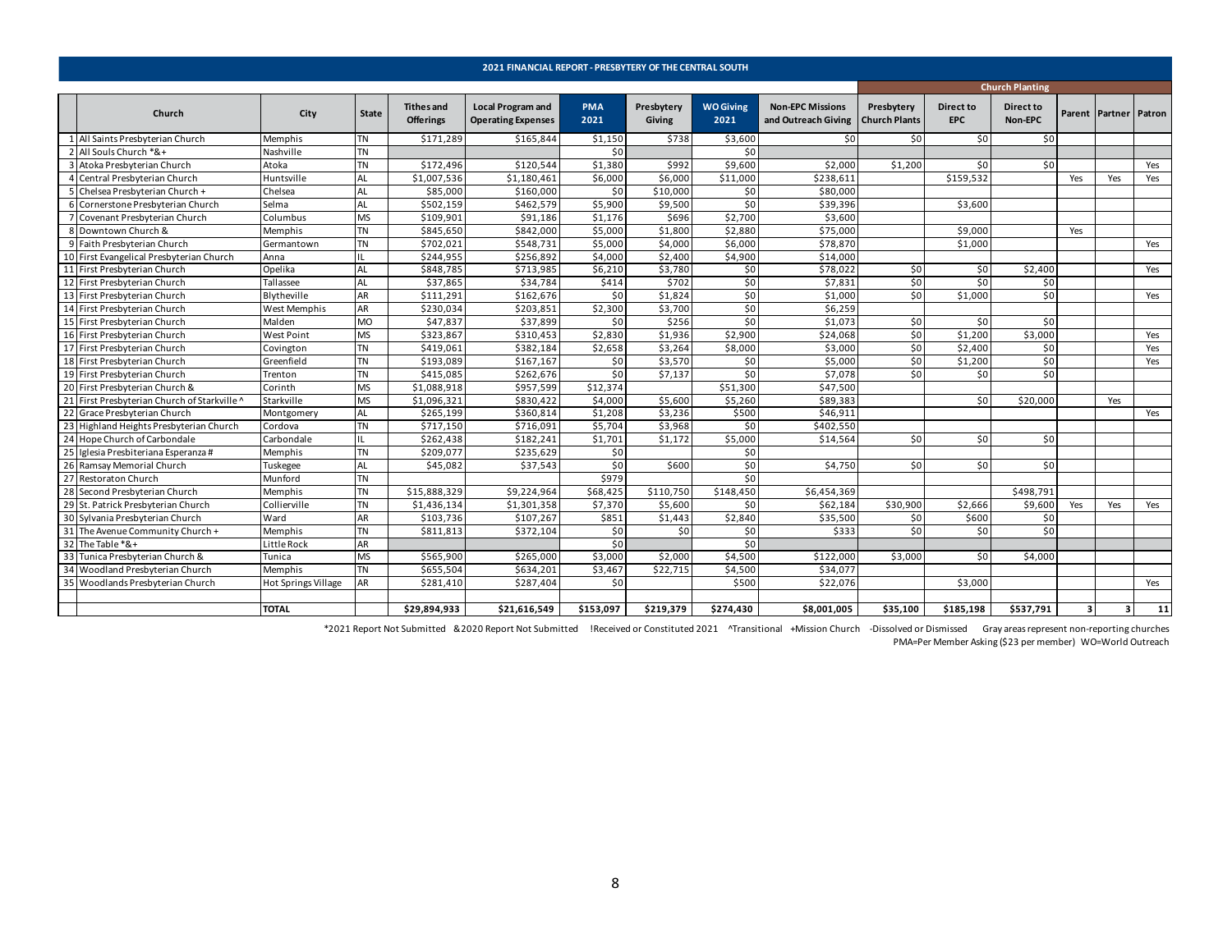## 2021 FINANCIAL REPORT - PRESBYTERY OF THE CENTRAL SOUTH

| | Church | City | State | Tithes and Offerings | Local Program and Operating Expenses | PMA 2021 | Presbytery Giving | WO Giving 2021 | Non-EPC Missions and Outreach Giving | Church Planting | | | | | |
|---|---|---|---|---|---|---|---|---|---|---|---|---|---|---|---|
| | | | | | | | | | | Presbytery Church Plants | Direct to EPC | Direct to Non-EPC | Parent | Partner | Patron |
| 1 | All Saints Presbyterian Church | Memphis | TN | $171,289 | $165,844 | $1,150 | $738 | $3,600 | $0 | $0 | $0 | $0 | | | |
| 2 | All Souls Church *&+ | Nashville | TN | | | $0 | | $0 | | | | | | | |
| 3 | Atoka Presbyterian Church | Atoka | TN | $172,496 | $120,544 | $1,380 | $992 | $9,600 | $2,000 | $1,200 | $0 | $0 | | | Yes |
| 4 | Central Presbyterian Church | Huntsville | AL | $1,007,536 | $1,180,461 | $6,000 | $6,000 | $11,000 | $238,611 | | $159,532 | | Yes | Yes | Yes |
| 5 | Chelsea Presbyterian Church + | Chelsea | AL | $85,000 | $160,000 | $0 | $10,000 | $0 | $80,000 | | | | | | |
| 6 | Cornerstone Presbyterian Church | Selma | AL | $502,159 | $462,579 | $5,900 | $9,500 | $0 | $39,396 | | $3,600 | | | | |
| 7 | Covenant Presbyterian Church | Columbus | MS | $109,901 | $91,186 | $1,176 | $696 | $2,700 | $3,600 | | | | | | |
| 8 | Downtown Church & | Memphis | TN | $845,650 | $842,000 | $5,000 | $1,800 | $2,880 | $75,000 | | $9,000 | | Yes | | |
| 9 | Faith Presbyterian Church | Germantown | TN | $702,021 | $548,731 | $5,000 | $4,000 | $6,000 | $78,870 | | $1,000 | | | | Yes |
| 10 | First Evangelical Presbyterian Church | Anna | IL | $244,955 | $256,892 | $4,000 | $2,400 | $4,900 | $14,000 | | | | | | |
| 11 | First Presbyterian Church | Opelika | AL | $848,785 | $713,985 | $6,210 | $3,780 | $0 | $78,022 | $0 | $0 | $2,400 | | | Yes |
| 12 | First Presbyterian Church | Tallassee | AL | $37,865 | $34,784 | $414 | $702 | $0 | $7,831 | $0 | $0 | $0 | | | |
| 13 | First Presbyterian Church | Blytheville | AR | $111,291 | $162,676 | $0 | $1,824 | $0 | $1,000 | $0 | $1,000 | $0 | | | Yes |
| 14 | First Presbyterian Church | West Memphis | AR | $230,034 | $203,851 | $2,300 | $3,700 | $0 | $6,259 | | | | | | |
| 15 | First Presbyterian Church | Malden | MO | $47,837 | $37,899 | $0 | $256 | $0 | $1,073 | $0 | $0 | $0 | | | |
| 16 | First Presbyterian Church | West Point | MS | $323,867 | $310,453 | $2,830 | $1,936 | $2,900 | $24,068 | $0 | $1,200 | $3,000 | | | Yes |
| 17 | First Presbyterian Church | Covington | TN | $419,061 | $382,184 | $2,658 | $3,264 | $8,000 | $3,000 | $0 | $2,400 | $0 | | | Yes |
| 18 | First Presbyterian Church | Greenfield | TN | $193,089 | $167,167 | $0 | $3,570 | $0 | $5,000 | $0 | $1,200 | $0 | | | Yes |
| 19 | First Presbyterian Church | Trenton | TN | $415,085 | $262,676 | $0 | $7,137 | $0 | $7,078 | $0 | $0 | $0 | | | |
| 20 | First Presbyterian Church & | Corinth | MS | $1,088,918 | $957,599 | $12,374 | | $51,300 | $47,500 | | | | | | |
| 21 | First Presbyterian Church of Starkville ^ | Starkville | MS | $1,096,321 | $830,422 | $4,000 | $5,600 | $5,260 | $89,383 | | $0 | $20,000 | | Yes | |
| 22 | Grace Presbyterian Church | Montgomery | AL | $265,199 | $360,814 | $1,208 | $3,236 | $500 | $46,911 | | | | | | Yes |
| 23 | Highland Heights Presbyterian Church | Cordova | TN | $717,150 | $716,091 | $5,704 | $3,968 | $0 | $402,550 | | | | | | |
| 24 | Hope Church of Carbondale | Carbondale | IL | $262,438 | $182,241 | $1,701 | $1,172 | $5,000 | $14,564 | $0 | $0 | $0 | | | |
| 25 | Iglesia Presbiteriana Esperanza # | Memphis | TN | $209,077 | $235,629 | $0 | | $0 | | | | | | | |
| 26 | Ramsay Memorial Church | Tuskegee | AL | $45,082 | $37,543 | $0 | $600 | $0 | $4,750 | $0 | $0 | $0 | | | |
| 27 | Restoraton Church | Munford | TN | | | $979 | | $0 | | | | | | | |
| 28 | Second Presbyterian Church | Memphis | TN | $15,888,329 | $9,224,964 | $68,425 | $110,750 | $148,450 | $6,454,369 | | | $498,791 | | | |
| 29 | St. Patrick Presbyterian Church | Collierville | TN | $1,436,134 | $1,301,358 | $7,370 | $5,600 | $0 | $62,184 | $30,900 | $2,666 | $9,600 | Yes | Yes | Yes |
| 30 | Sylvania Presbyterian Church | Ward | AR | $103,736 | $107,267 | $851 | $1,443 | $2,840 | $35,500 | $0 | $600 | $0 | | | |
| 31 | The Avenue Community Church + | Memphis | TN | $811,813 | $372,104 | $0 | $0 | $0 | $333 | $0 | $0 | $0 | | | |
| 32 | The Table *&+ | Little Rock | AR | | | $0 | | $0 | | | | | | | |
| 33 | Tunica Presbyterian Church & | Tunica | MS | $565,900 | $265,000 | $3,000 | $2,000 | $4,500 | $122,000 | $3,000 | $0 | $4,000 | | | |
| 34 | Woodland Presbyterian Church | Memphis | TN | $655,504 | $634,201 | $3,467 | $22,715 | $4,500 | $34,077 | | | | | | |
| 35 | Woodlands Presbyterian Church | Hot Springs Village | AR | $281,410 | $287,404 | $0 | | $500 | $22,076 | | $3,000 | | | | Yes |
| | | | | | | | | | | | | | | | |
| | | TOTAL | | $29,894,933 | $21,616,549 | $153,097 | $219,379 | $274,430 | $8,001,005 | $35,100 | $185,198 | $537,791 | 3 | 3 | 11 |

*2021 Report Not Submitted &2020 Report Not Submitted !Received or Constituted 2021 ^Transitional +Mission Church -Dissolved or Dismissed Gray areas represent non-reporting churches

PMA=Per Member Asking ($23 per member) WO=World Outreach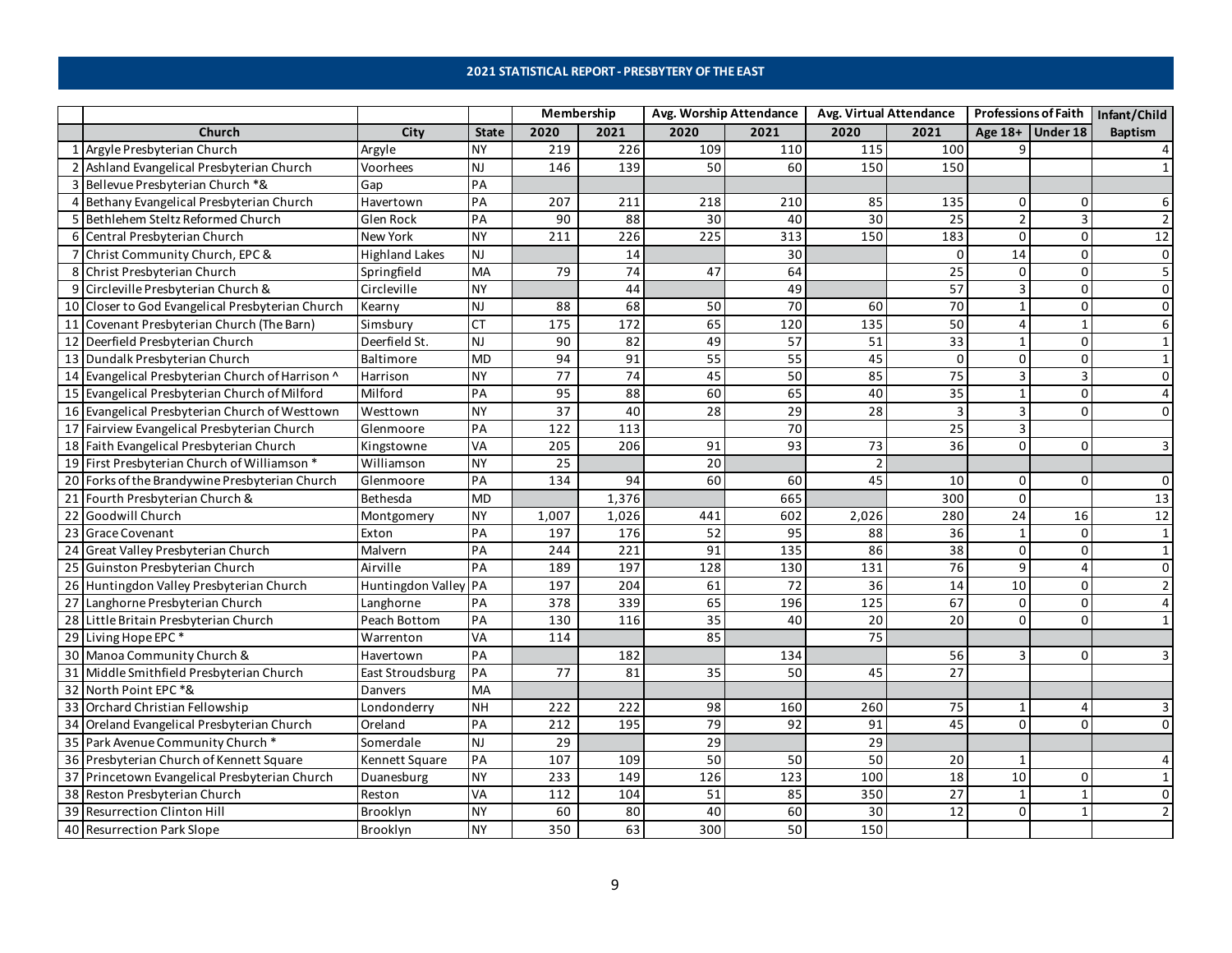## 2021 STATISTICAL REPORT - PRESBYTERY OF THE EAST

| | Church | City | State | Membership | | Avg. Worship Attendance | | Avg. Virtual Attendance | | Professions of Faith | | Infant/Child |
|---|---|---|---|---|---|---|---|---|---|---|---|---|
| | | | | 2020 | 2021 | 2020 | 2021 | 2020 | 2021 | Age 18+ | Under 18 | Baptism |
| 1 | Argyle Presbyterian Church | Argyle | NY | 219 | 226 | 109 | 110 | 115 | 100 | 9 | | 4 |
| 2 | Ashland Evangelical Presbyterian Church | Voorhees | NJ | 146 | 139 | 50 | 60 | 150 | 150 | | | 1 |
| 3 | Bellevue Presbyterian Church *& | Gap | PA | | | | | | | | | |
| 4 | Bethany Evangelical Presbyterian Church | Havertown | PA | 207 | 211 | 218 | 210 | 85 | 135 | 0 | 0 | 6 |
| 5 | Bethlehem Steltz Reformed Church | Glen Rock | PA | 90 | 88 | 30 | 40 | 30 | 25 | 2 | 3 | 2 |
| 6 | Central Presbyterian Church | New York | NY | 211 | 226 | 225 | 313 | 150 | 183 | 0 | 0 | 12 |
| 7 | Christ Community Church, EPC & | Highland Lakes | NJ | | 14 | | 30 | | 0 | 14 | 0 | 0 |
| 8 | Christ Presbyterian Church | Springfield | MA | 79 | 74 | 47 | 64 | | 25 | 0 | 0 | 5 |
| 9 | Circleville Presbyterian Church & | Circleville | NY | | 44 | | 49 | | 57 | 3 | 0 | 0 |
| 10 | Closer to God Evangelical Presbyterian Church | Kearny | NJ | 88 | 68 | 50 | 70 | 60 | 70 | 1 | 0 | 0 |
| 11 | Covenant Presbyterian Church (The Barn) | Simsbury | CT | 175 | 172 | 65 | 120 | 135 | 50 | 4 | 1 | 6 |
| 12 | Deerfield Presbyterian Church | Deerfield St. | NJ | 90 | 82 | 49 | 57 | 51 | 33 | 1 | 0 | 1 |
| 13 | Dundalk Presbyterian Church | Baltimore | MD | 94 | 91 | 55 | 55 | 45 | 0 | 0 | 0 | 1 |
| 14 | Evangelical Presbyterian Church of Harrison ^ | Harrison | NY | 77 | 74 | 45 | 50 | 85 | 75 | 3 | 3 | 0 |
| 15 | Evangelical Presbyterian Church of Milford | Milford | PA | 95 | 88 | 60 | 65 | 40 | 35 | 1 | 0 | 4 |
| 16 | Evangelical Presbyterian Church of Westtown | Westtown | NY | 37 | 40 | 28 | 29 | 28 | 3 | 3 | 0 | 0 |
| 17 | Fairview Evangelical Presbyterian Church | Glenmoore | PA | 122 | 113 | | 70 | | 25 | 3 | | |
| 18 | Faith Evangelical Presbyterian Church | Kingstowne | VA | 205 | 206 | 91 | 93 | 73 | 36 | 0 | 0 | 3 |
| 19 | First Presbyterian Church of Williamson * | Williamson | NY | 25 | | 20 | | 2 | | | | |
| 20 | Forks of the Brandywine Presbyterian Church | Glenmoore | PA | 134 | 94 | 60 | 60 | 45 | 10 | 0 | 0 | 0 |
| 21 | Fourth Presbyterian Church & | Bethesda | MD | | 1,376 | | 665 | | 300 | 0 | | 13 |
| 22 | Goodwill Church | Montgomery | NY | 1,007 | 1,026 | 441 | 602 | 2,026 | 280 | 24 | 16 | 12 |
| 23 | Grace Covenant | Exton | PA | 197 | 176 | 52 | 95 | 88 | 36 | 1 | 0 | 1 |
| 24 | Great Valley Presbyterian Church | Malvern | PA | 244 | 221 | 91 | 135 | 86 | 38 | 0 | 0 | 1 |
| 25 | Guinston Presbyterian Church | Airville | PA | 189 | 197 | 128 | 130 | 131 | 76 | 9 | 4 | 0 |
| 26 | Huntingdon Valley Presbyterian Church | Huntingdon Valley | PA | 197 | 204 | 61 | 72 | 36 | 14 | 10 | 0 | 2 |
| 27 | Langhorne Presbyterian Church | Langhorne | PA | 378 | 339 | 65 | 196 | 125 | 67 | 0 | 0 | 4 |
| 28 | Little Britain Presbyterian Church | Peach Bottom | PA | 130 | 116 | 35 | 40 | 20 | 20 | 0 | 0 | 1 |
| 29 | Living Hope EPC * | Warrenton | VA | 114 | | 85 | | 75 | | | | |
| 30 | Manoa Community Church & | Havertown | PA | | 182 | | 134 | | 56 | 3 | 0 | 3 |
| 31 | Middle Smithfield Presbyterian Church | East Stroudsburg | PA | 77 | 81 | 35 | 50 | 45 | 27 | | | |
| 32 | North Point EPC *& | Danvers | MA | | | | | | | | | |
| 33 | Orchard Christian Fellowship | Londonderry | NH | 222 | 222 | 98 | 160 | 260 | 75 | 1 | 4 | 3 |
| 34 | Oreland Evangelical Presbyterian Church | Oreland | PA | 212 | 195 | 79 | 92 | 91 | 45 | 0 | 0 | 0 |
| 35 | Park Avenue Community Church * | Somerdale | NJ | 29 | | 29 | | 29 | | | | |
| 36 | Presbyterian Church of Kennett Square | Kennett Square | PA | 107 | 109 | 50 | 50 | 50 | 20 | 1 | | 4 |
| 37 | Princetown Evangelical Presbyterian Church | Duanesburg | NY | 233 | 149 | 126 | 123 | 100 | 18 | 10 | 0 | 1 |
| 38 | Reston Presbyterian Church | Reston | VA | 112 | 104 | 51 | 85 | 350 | 27 | 1 | 1 | 0 |
| 39 | Resurrection Clinton Hill | Brooklyn | NY | 60 | 80 | 40 | 60 | 30 | 12 | 0 | 1 | 2 |
| 40 | Resurrection Park Slope | Brooklyn | NY | 350 | 63 | 300 | 50 | 150 | | | | |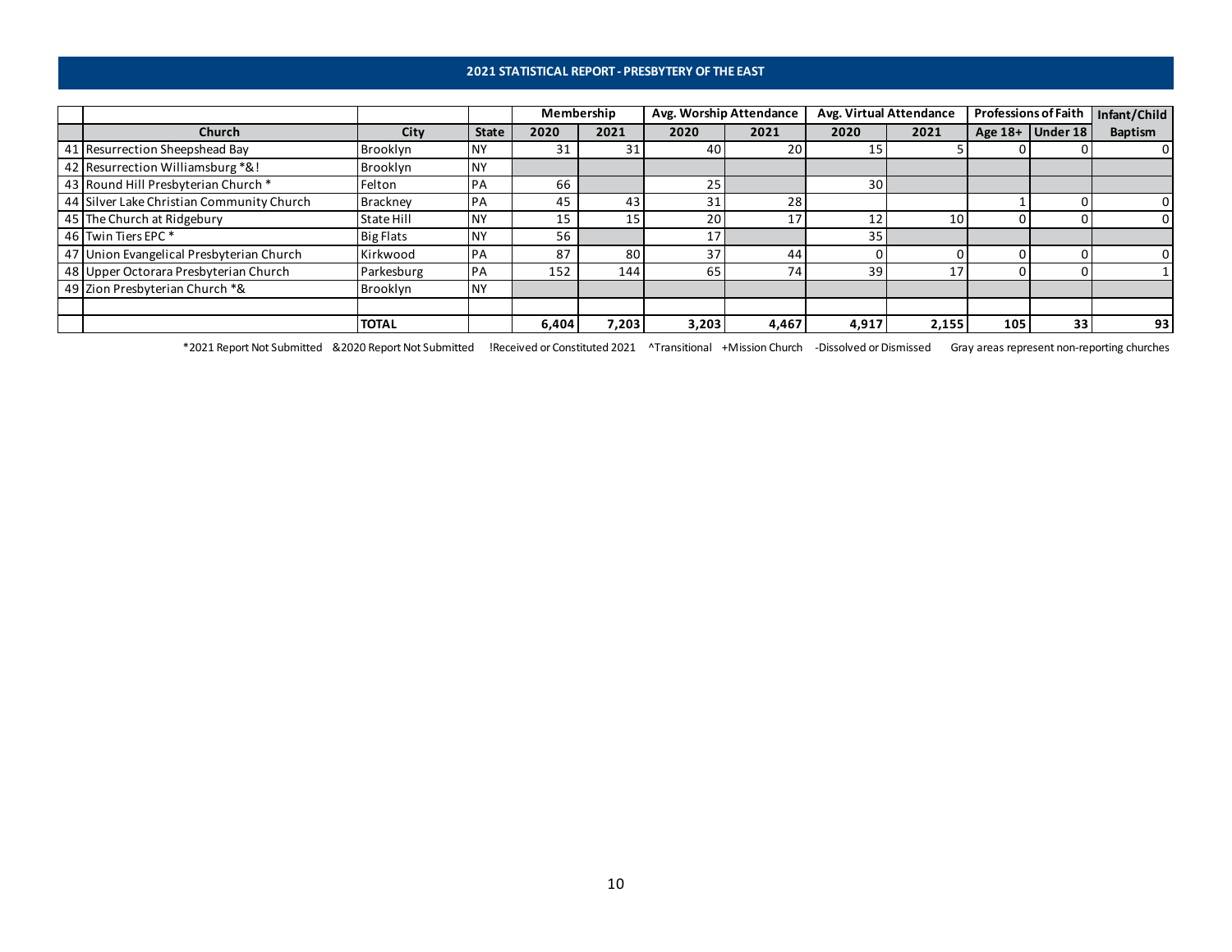## 2021 STATISTICAL REPORT - PRESBYTERY OF THE EAST

| | Church | City | State | Membership | | Avg. Worship Attendance | | Avg. Virtual Attendance | | Professions of Faith | | Infant/Child |
|---|---|---|---|---|---|---|---|---|---|---|---|---|
| | | | | 2020 | 2021 | 2020 | 2021 | 2020 | 2021 | Age 18+ | Under 18 | Baptism |
| 41 | Resurrection Sheepshead Bay | Brooklyn | NY | 31 | 31 | 40 | 20 | 15 | 5 | 0 | 0 | 0 |
| 42 | Resurrection Williamsburg *&! | Brooklyn | NY | | | | | | | | | |
| 43 | Round Hill Presbyterian Church * | Felton | PA | 66 | | 25 | | 30 | | | | |
| 44 | Silver Lake Christian Community Church | Brackney | PA | 45 | 43 | 31 | 28 | | | 1 | 0 | 0 |
| 45 | The Church at Ridgebury | State Hill | NY | 15 | 15 | 20 | 17 | 12 | 10 | 0 | 0 | 0 |
| 46 | Twin Tiers EPC * | Big Flats | NY | 56 | | 17 | | 35 | | | | |
| 47 | Union Evangelical Presbyterian Church | Kirkwood | PA | 87 | 80 | 37 | 44 | 0 | 0 | 0 | 0 | 0 |
| 48 | Upper Octorara Presbyterian Church | Parkesburg | PA | 152 | 144 | 65 | 74 | 39 | 17 | 0 | 0 | 1 |
| 49 | Zion Presbyterian Church *& | Brooklyn | NY | | | | | | | | | |
| | | | | | | | | | | | | |
| | | **TOTAL** | | **6,404** | **7,203** | **3,203** | **4,467** | **4,917** | **2,155** | **105** | **33** | **93** |

*2021 Report Not Submitted &2020 Report Not Submitted !Received or Constituted 2021 ^Transitional +Mission Church -Dissolved or Dismissed Gray areas represent non-reporting churches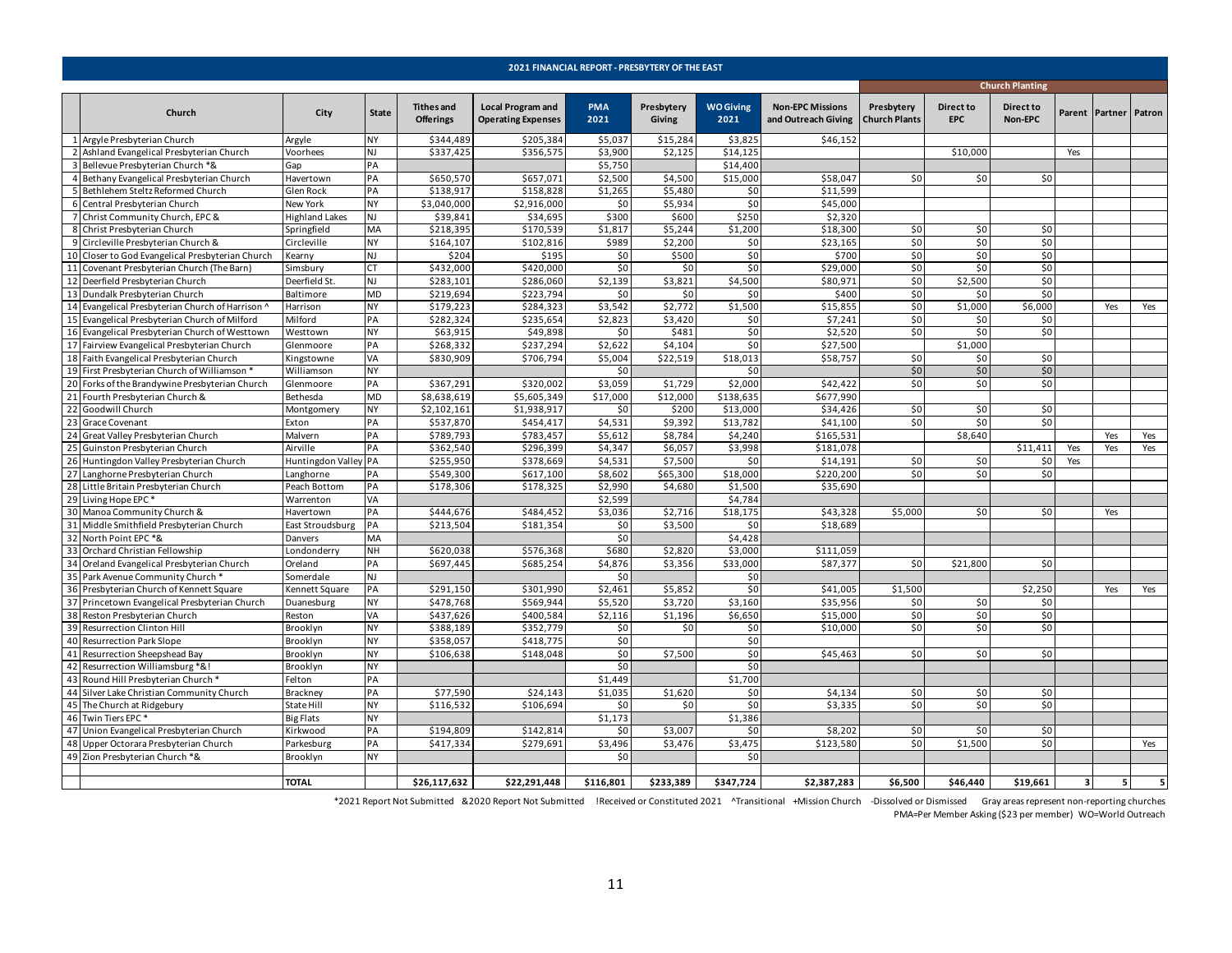## 2021 FINANCIAL REPORT - PRESBYTERY OF THE EAST

| | Church | City | State | Tithes and Offerings | Local Program and Operating Expenses | PMA 2021 | Presbytery Giving | WO Giving 2021 | Non-EPC Missions and Outreach Giving | Church Planting | | | | | |
|---|---|---|---|---|---|---|---|---|---|---|---|---|---|---|---|
| | | | | | | | | | | Presbytery Church Plants | Direct to EPC | Direct to Non-EPC | Parent | Partner | Patron |
| 1 | Argyle Presbyterian Church | Argyle | NY | $344,489 | $205,384 | $5,037 | $15,284 | $3,825 | $46,152 | | | | | | |
| 2 | Ashland Evangelical Presbyterian Church | Voorhees | NJ | $337,425 | $356,575 | $3,900 | $2,125 | $14,125 | | | $10,000 | | Yes | | |
| 3 | Bellevue Presbyterian Church *& | Gap | PA | | | $5,750 | | $14,400 | | | | | | | |
| 4 | Bethany Evangelical Presbyterian Church | Havertown | PA | $650,570 | $657,071 | $2,500 | $4,500 | $15,000 | $58,047 | $0 | $0 | $0 | | | |
| 5 | Bethlehem Steltz Reformed Church | Glen Rock | PA | $138,917 | $158,828 | $1,265 | $5,480 | $0 | $11,599 | | | | | | |
| 6 | Central Presbyterian Church | New York | NY | $3,040,000 | $2,916,000 | $0 | $5,934 | $0 | $45,000 | | | | | | |
| 7 | Christ Community Church, EPC & | Highland Lakes | NJ | $39,841 | $34,695 | $300 | $600 | $250 | $2,320 | | | | | | |
| 8 | Christ Presbyterian Church | Springfield | MA | $218,395 | $170,539 | $1,817 | $5,244 | $1,200 | $18,300 | $0 | $0 | $0 | | | |
| 9 | Circleville Presbyterian Church & | Circleville | NY | $164,107 | $102,816 | $989 | $2,200 | $0 | $23,165 | $0 | $0 | $0 | | | |
| 10 | Closer to God Evangelical Presbyterian Church | Kearny | NJ | $204 | $195 | $0 | $500 | $0 | $700 | $0 | $0 | $0 | | | |
| 11 | Covenant Presbyterian Church (The Barn) | Simsbury | CT | $432,000 | $420,000 | $0 | $0 | $0 | $29,000 | $0 | $0 | $0 | | | |
| 12 | Deerfield Presbyterian Church | Deerfield St. | NJ | $283,101 | $286,060 | $2,139 | $3,821 | $4,500 | $80,971 | $0 | $2,500 | $0 | | | |
| 13 | Dundalk Presbyterian Church | Baltimore | MD | $219,694 | $223,794 | $0 | $0 | $0 | $400 | $0 | $0 | $0 | | | |
| 14 | Evangelical Presbyterian Church of Harrison ^ | Harrison | NY | $179,223 | $284,323 | $3,542 | $2,772 | $1,500 | $15,855 | $0 | $1,000 | $6,000 | | Yes | Yes |
| 15 | Evangelical Presbyterian Church of Milford | Milford | PA | $282,324 | $235,654 | $2,823 | $3,420 | $0 | $7,241 | $0 | $0 | $0 | | | |
| 16 | Evangelical Presbyterian Church of Westtown | Westtown | NY | $63,915 | $49,898 | $0 | $481 | $0 | $2,520 | $0 | $0 | $0 | | | |
| 17 | Fairview Evangelical Presbyterian Church | Glenmoore | PA | $268,332 | $237,294 | $2,622 | $4,104 | $0 | $27,500 | | $1,000 | | | | |
| 18 | Faith Evangelical Presbyterian Church | Kingstowne | VA | $830,909 | $706,794 | $5,004 | $22,519 | $18,013 | $58,757 | $0 | $0 | $0 | | | |
| 19 | First Presbyterian Church of Williamson * | Williamson | NY | | | $0 | | $0 | | $0 | $0 | $0 | | | |
| 20 | Forks of the Brandywine Presbyterian Church | Glenmoore | PA | $367,291 | $320,002 | $3,059 | $1,729 | $2,000 | $42,422 | $0 | $0 | $0 | | | |
| 21 | Fourth Presbyterian Church & | Bethesda | MD | $8,638,619 | $5,605,349 | $17,000 | $12,000 | $138,635 | $677,990 | | | | | | |
| 22 | Goodwill Church | Montgomery | NY | $2,102,161 | $1,938,917 | $0 | $200 | $13,000 | $34,426 | $0 | $0 | $0 | | | |
| 23 | Grace Covenant | Exton | PA | $537,870 | $454,417 | $4,531 | $9,392 | $13,782 | $41,100 | $0 | $0 | $0 | | | |
| 24 | Great Valley Presbyterian Church | Malvern | PA | $789,793 | $783,457 | $5,612 | $8,784 | $4,240 | $165,531 | | $8,640 | | | Yes | Yes |
| 25 | Guinston Presbyterian Church | Airville | PA | $362,540 | $296,399 | $4,347 | $6,057 | $3,998 | $181,078 | | | $11,411 | Yes | Yes | Yes |
| 26 | Huntingdon Valley Presbyterian Church | Huntingdon Valley | PA | $255,950 | $378,669 | $4,531 | $7,500 | $0 | $14,191 | $0 | $0 | $0 | Yes | | |
| 27 | Langhorne Presbyterian Church | Langhorne | PA | $549,300 | $617,100 | $8,602 | $65,300 | $18,000 | $220,200 | $0 | $0 | $0 | | | |
| 28 | Little Britain Presbyterian Church | Peach Bottom | PA | $178,306 | $178,325 | $2,990 | $4,680 | $1,500 | $35,690 | | | | | | |
| 29 | Living Hope EPC * | Warrenton | VA | | | $2,599 | | $4,784 | | | | | | | |
| 30 | Manoa Community Church & | Havertown | PA | $444,676 | $484,452 | $3,036 | $2,716 | $18,175 | $43,328 | $5,000 | $0 | $0 | | Yes | |
| 31 | Middle Smithfield Presbyterian Church | East Stroudsburg | PA | $213,504 | $181,354 | $0 | $3,500 | $0 | $18,689 | | | | | | |
| 32 | North Point EPC *& | Danvers | MA | | | $0 | | $4,428 | | | | | | | |
| 33 | Orchard Christian Fellowship | Londonderry | NH | $620,038 | $576,368 | $680 | $2,820 | $3,000 | $111,059 | | | | | | |
| 34 | Oreland Evangelical Presbyterian Church | Oreland | PA | $697,445 | $685,254 | $4,876 | $3,356 | $33,000 | $87,377 | $0 | $21,800 | $0 | | | |
| 35 | Park Avenue Community Church * | Somerdale | NJ | | | $0 | | $0 | | | | | | | |
| 36 | Presbyterian Church of Kennett Square | Kennett Square | PA | $291,150 | $301,990 | $2,461 | $5,852 | $0 | $41,005 | $1,500 | | $2,250 | | Yes | Yes |
| 37 | Princetown Evangelical Presbyterian Church | Duanesburg | NY | $478,768 | $569,944 | $5,520 | $3,720 | $3,160 | $35,956 | $0 | $0 | $0 | | | |
| 38 | Reston Presbyterian Church | Reston | VA | $437,626 | $400,584 | $2,116 | $1,196 | $6,650 | $15,000 | $0 | $0 | $0 | | | |
| 39 | Resurrection Clinton Hill | Brooklyn | NY | $388,189 | $352,779 | $0 | $0 | $0 | $10,000 | $0 | $0 | $0 | | | |
| 40 | Resurrection Park Slope | Brooklyn | NY | $358,057 | $418,775 | $0 | | $0 | | | | | | | |
| 41 | Resurrection Sheepshead Bay | Brooklyn | NY | $106,638 | $148,048 | $0 | $7,500 | $0 | $45,463 | $0 | $0 | $0 | | | |
| 42 | Resurrection Williamsburg *&! | Brooklyn | NY | | | $0 | | $0 | | | | | | | |
| 43 | Round Hill Presbyterian Church * | Felton | PA | | | $1,449 | | $1,700 | | | | | | | |
| 44 | Silver Lake Christian Community Church | Brackney | PA | $77,590 | $24,143 | $1,035 | $1,620 | $0 | $4,134 | $0 | $0 | $0 | | | |
| 45 | The Church at Ridgebury | State Hill | NY | $116,532 | $106,694 | $0 | $0 | $0 | $3,335 | $0 | $0 | $0 | | | |
| 46 | Twin Tiers EPC * | Big Flats | NY | | | $1,173 | | $1,386 | | | | | | | |
| 47 | Union Evangelical Presbyterian Church | Kirkwood | PA | $194,809 | $142,814 | $0 | $3,007 | $0 | $8,202 | $0 | $0 | $0 | | | |
| 48 | Upper Octorara Presbyterian Church | Parkesburg | PA | $417,334 | $279,691 | $3,496 | $3,476 | $3,475 | $123,580 | $0 | $1,500 | $0 | | | Yes |
| 49 | Zion Presbyterian Church *& | Brooklyn | NY | | | $0 | | $0 | | | | | | | |
| | | **TOTAL** | | **$26,117,632** | **$22,291,448** | **$116,801** | **$233,389** | **$347,724** | **$2,387,283** | **$6,500** | **$46,440** | **$19,661** | **3** | **5** | **5** |

*2021 Report Not Submitted &2020 Report Not Submitted !Received or Constituted 2021 ^Transitional +Mission Church -Dissolved or Dismissed Gray areas represent non-reporting churches

PMA=Per Member Asking ($23 per member) WO=World Outreach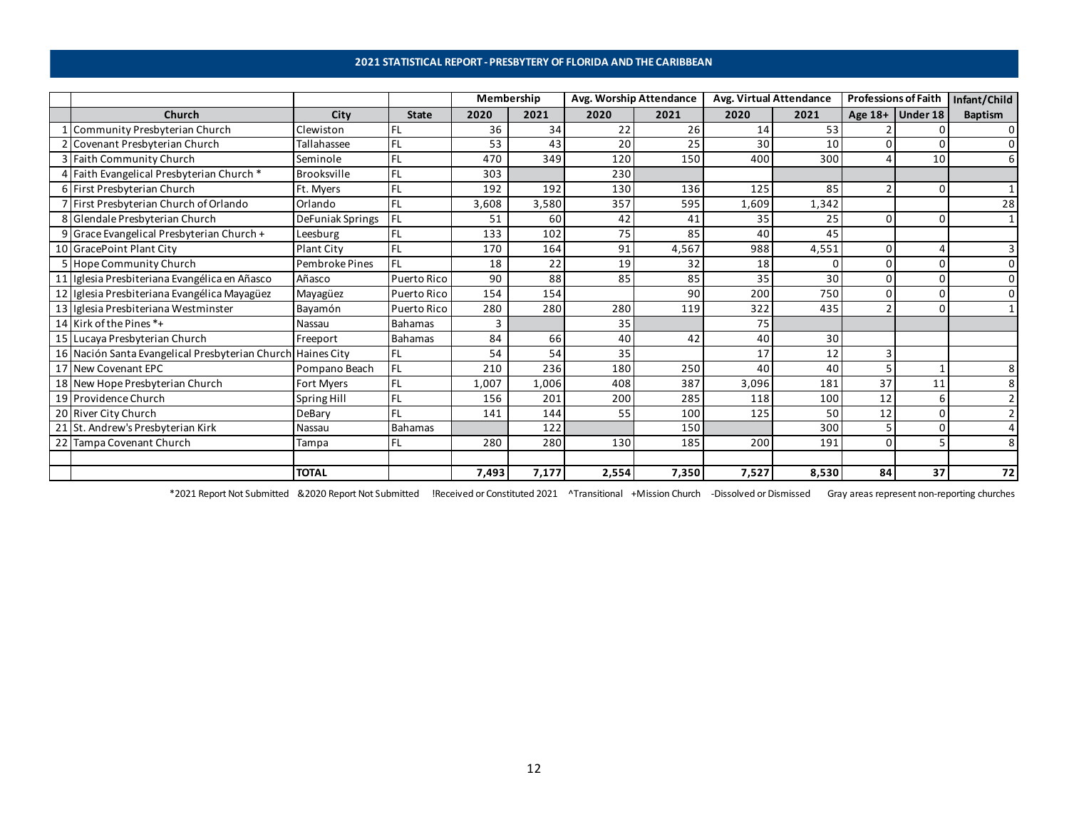## 2021 STATISTICAL REPORT - PRESBYTERY OF FLORIDA AND THE CARIBBEAN

| | | | | Membership | | Avg. Worship Attendance | | Avg. Virtual Attendance | | Professions of Faith | | Infant/Child |
|---|---|---|---|---|---|---|---|---|---|---|---|---|
| | Church | City | State | 2020 | 2021 | 2020 | 2021 | 2020 | 2021 | Age 18+ | Under 18 | Baptism |
| 1 | Community Presbyterian Church | Clewiston | FL | 36 | 34 | 22 | 26 | 14 | 53 | 2 | 0 | 0 |
| 2 | Covenant Presbyterian Church | Tallahassee | FL | 53 | 43 | 20 | 25 | 30 | 10 | 0 | 0 | 0 |
| 3 | Faith Community Church | Seminole | FL | 470 | 349 | 120 | 150 | 400 | 300 | 4 | 10 | 6 |
| 4 | Faith Evangelical Presbyterian Church * | Brooksville | FL | 303 | | 230 | | | | | | |
| 6 | First Presbyterian Church | Ft. Myers | FL | 192 | 192 | 130 | 136 | 125 | 85 | 2 | 0 | 1 |
| 7 | First Presbyterian Church of Orlando | Orlando | FL | 3,608 | 3,580 | 357 | 595 | 1,609 | 1,342 | | | 28 |
| 8 | Glendale Presbyterian Church | DeFuniak Springs | FL | 51 | 60 | 42 | 41 | 35 | 25 | 0 | 0 | 1 |
| 9 | Grace Evangelical Presbyterian Church + | Leesburg | FL | 133 | 102 | 75 | 85 | 40 | 45 | | | |
| 10 | GracePoint Plant City | Plant City | FL | 170 | 164 | 91 | 4,567 | 988 | 4,551 | 0 | 4 | 3 |
| 5 | Hope Community Church | Pembroke Pines | FL | 18 | 22 | 19 | 32 | 18 | 0 | 0 | 0 | 0 |
| 11 | Iglesia Presbiteriana Evangélica en Añasco | Añasco | Puerto Rico | 90 | 88 | 85 | 85 | 35 | 30 | 0 | 0 | 0 |
| 12 | Iglesia Presbiteriana Evangélica Mayagüez | Mayagüez | Puerto Rico | 154 | 154 | | 90 | 200 | 750 | 0 | 0 | 0 |
| 13 | Iglesia Presbiteriana Westminster | Bayamón | Puerto Rico | 280 | 280 | 280 | 119 | 322 | 435 | 2 | 0 | 1 |
| 14 | Kirk of the Pines *+ | Nassau | Bahamas | 3 | | 35 | | 75 | | | | |
| 15 | Lucaya Presbyterian Church | Freeport | Bahamas | 84 | 66 | 40 | 42 | 40 | 30 | | | |
| 16 | Nación Santa Evangelical Presbyterian Church | Haines City | FL | 54 | 54 | 35 | | 17 | 12 | 3 | | |
| 17 | New Covenant EPC | Pompano Beach | FL | 210 | 236 | 180 | 250 | 40 | 40 | 5 | 1 | 8 |
| 18 | New Hope Presbyterian Church | Fort Myers | FL | 1,007 | 1,006 | 408 | 387 | 3,096 | 181 | 37 | 11 | 8 |
| 19 | Providence Church | Spring Hill | FL | 156 | 201 | 200 | 285 | 118 | 100 | 12 | 6 | 2 |
| 20 | River City Church | DeBary | FL | 141 | 144 | 55 | 100 | 125 | 50 | 12 | 0 | 2 |
| 21 | St. Andrew's Presbyterian Kirk | Nassau | Bahamas | | 122 | | 150 | | 300 | 5 | 0 | 4 |
| 22 | Tampa Covenant Church | Tampa | FL | 280 | 280 | 130 | 185 | 200 | 191 | 0 | 5 | 8 |
| | | | | | | | | | | | | |
| | | **TOTAL** | | **7,493** | **7,177** | **2,554** | **7,350** | **7,527** | **8,530** | **84** | **37** | **72** |

*2021 Report Not Submitted &2020 Report Not Submitted !Received or Constituted 2021 ^Transitional +Mission Church -Dissolved or Dismissed Gray areas represent non-reporting churches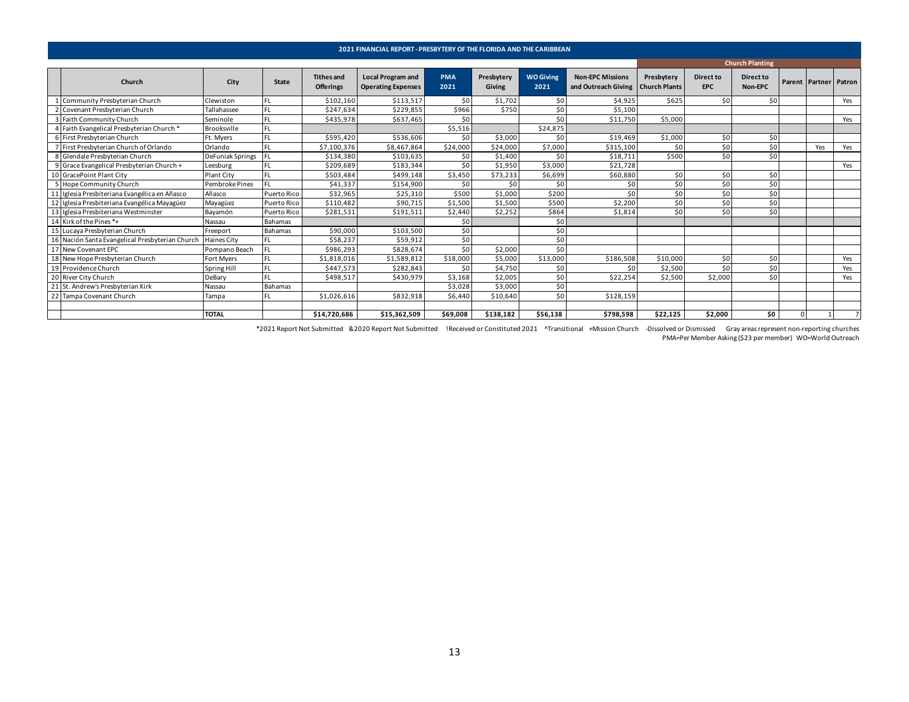# 2021 FINANCIAL REPORT - PRESBYTERY OF THE FLORIDA AND THE CARIBBEAN

| | Church | City | State | Tithes and Offerings | Local Program and Operating Expenses | PMA 2021 | Presbytery Giving | WO Giving 2021 | Non-EPC Missions and Outreach Giving | Church Planting | | | | | |
|---|---|---|---|---|---|---|---|---|---|---|---|---|---|---|---|
| | | | | | | | | | | Presbytery Church Plants | Direct to EPC | Direct to Non-EPC | Parent | Partner | Patron |
| 1 | Community Presbyterian Church | Clewiston | FL | $102,160 | $113,517 | $0 | $1,702 | $0 | $4,925 | $625 | $0 | $0 | | | Yes |
| 2 | Covenant Presbyterian Church | Tallahassee | FL | $247,634 | $229,855 | $966 | $750 | $0 | $5,100 | | | | | | |
| 3 | Faith Community Church | Seminole | FL | $435,978 | $637,465 | $0 | | $0 | $11,750 | $5,000 | | | | | Yes |
| 4 | Faith Evangelical Presbyterian Church * | Brooksville | FL | | | $5,516 | | $24,875 | | | | | | | |
| 6 | First Presbyterian Church | Ft. Myers | FL | $595,420 | $536,606 | $0 | $3,000 | $0 | $19,469 | $1,000 | $0 | $0 | | | |
| 7 | First Presbyterian Church of Orlando | Orlando | FL | $7,100,376 | $8,467,864 | $24,000 | $24,000 | $7,000 | $315,100 | $0 | $0 | $0 | | Yes | Yes |
| 8 | Glendale Presbyterian Church | DeFuniak Springs | FL | $134,380 | $103,635 | $0 | $1,400 | $0 | $18,711 | $500 | $0 | $0 | | | |
| 9 | Grace Evangelical Presbyterian Church + | Leesburg | FL | $209,689 | $183,344 | $0 | $1,950 | $3,000 | $21,728 | | | | | | Yes |
| 10 | GracePoint Plant City | Plant City | FL | $503,484 | $499,148 | $3,450 | $73,233 | $6,699 | $60,880 | $0 | $0 | $0 | | | |
| 5 | Hope Community Church | Pembroke Pines | FL | $41,337 | $154,900 | $0 | $0 | $0 | $0 | $0 | $0 | $0 | | | |
| 11 | Iglesia Presbiteriana Evangélica en Añasco | Añasco | Puerto Rico | $32,965 | $25,310 | $500 | $1,000 | $200 | $0 | $0 | $0 | $0 | | | |
| 12 | Iglesia Presbiteriana Evangélica Mayagüez | Mayagüez | Puerto Rico | $110,482 | $90,715 | $1,500 | $1,500 | $500 | $2,200 | $0 | $0 | $0 | | | |
| 13 | Iglesia Presbiteriana Westminster | Bayamón | Puerto Rico | $281,531 | $191,511 | $2,440 | $2,252 | $864 | $1,814 | $0 | $0 | $0 | | | |
| 14 | Kirk of the Pines *+ | Nassau | Bahamas | | | $0 | | $0 | | | | | | | |
| 15 | Lucaya Presbyterian Church | Freeport | Bahamas | $90,000 | $103,500 | $0 | | $0 | | | | | | | |
| 16 | Nación Santa Evangelical Presbyterian Church | Haines City | FL | $58,237 | $59,912 | $0 | | $0 | | | | | | | |
| 17 | New Covenant EPC | Pompano Beach | FL | $986,293 | $828,674 | $0 | $2,000 | $0 | | | | | | | |
| 18 | New Hope Presbyterian Church | Fort Myers | FL | $1,818,016 | $1,589,812 | $18,000 | $5,000 | $13,000 | $186,508 | $10,000 | $0 | $0 | | | Yes |
| 19 | Providence Church | Spring Hill | FL | $447,573 | $282,843 | $0 | $4,750 | $0 | $0 | $2,500 | $0 | $0 | | | Yes |
| 20 | River City Church | DeBary | FL | $498,517 | $430,979 | $3,168 | $2,005 | $0 | $22,254 | $2,500 | $2,000 | $0 | | | Yes |
| 21 | St. Andrew's Presbyterian Kirk | Nassau | Bahamas | | | $3,028 | $3,000 | $0 | | | | | | | |
| 22 | Tampa Covenant Church | Tampa | FL | $1,026,616 | $832,918 | $6,440 | $10,640 | $0 | $128,159 | | | | | | |
| | | | | | | | | | | | | | | | |
| | | TOTAL | | $14,720,686 | $15,362,509 | $69,008 | $138,182 | $56,138 | $798,598 | $22,125 | $2,000 | $0 | 0 | 1 | 7 |

*2021 Report Not Submitted &2020 Report Not Submitted !Received or Constituted 2021 ^Transitional +Mission Church -Dissolved or Dismissed Gray areas represent non-reporting churches

PMA=Per Member Asking ($23 per member) WO=World Outreach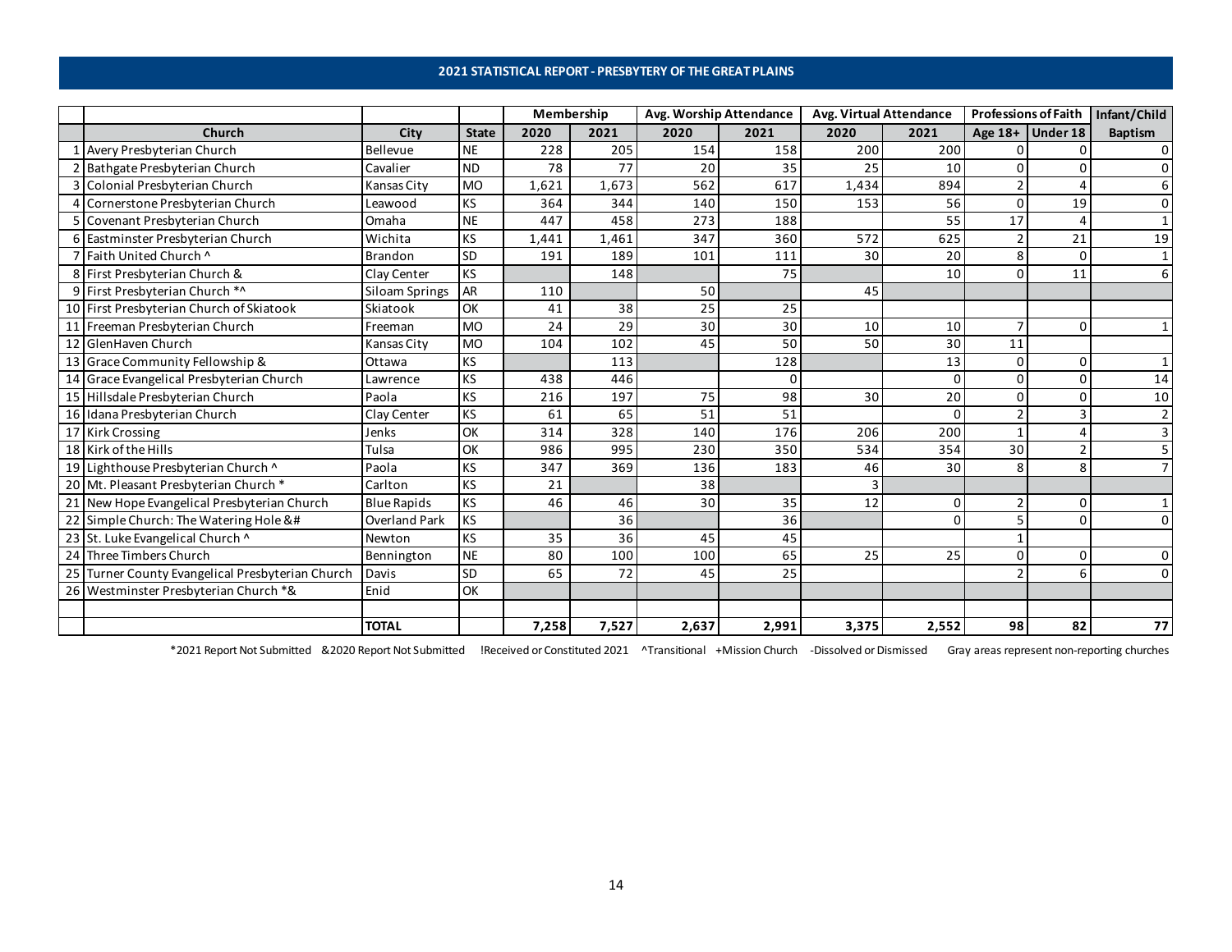## 2021 STATISTICAL REPORT - PRESBYTERY OF THE GREAT PLAINS

| | | | | Membership | | Avg. Worship Attendance | | Avg. Virtual Attendance | | Professions of Faith | | Infant/Child |
|---|---|---|---|---|---|---|---|---|---|---|---|---|
| | Church | City | State | 2020 | 2021 | 2020 | 2021 | 2020 | 2021 | Age 18+ | Under 18 | Baptism |
| 1 | Avery Presbyterian Church | Bellevue | NE | 228 | 205 | 154 | 158 | 200 | 200 | 0 | 0 | 0 |
| 2 | Bathgate Presbyterian Church | Cavalier | ND | 78 | 77 | 20 | 35 | 25 | 10 | 0 | 0 | 0 |
| 3 | Colonial Presbyterian Church | Kansas City | MO | 1,621 | 1,673 | 562 | 617 | 1,434 | 894 | 2 | 4 | 6 |
| 4 | Cornerstone Presbyterian Church | Leawood | KS | 364 | 344 | 140 | 150 | 153 | 56 | 0 | 19 | 0 |
| 5 | Covenant Presbyterian Church | Omaha | NE | 447 | 458 | 273 | 188 | | 55 | 17 | 4 | 1 |
| 6 | Eastminster Presbyterian Church | Wichita | KS | 1,441 | 1,461 | 347 | 360 | 572 | 625 | 2 | 21 | 19 |
| 7 | Faith United Church ^ | Brandon | SD | 191 | 189 | 101 | 111 | 30 | 20 | 8 | 0 | 1 |
| 8 | First Presbyterian Church & | Clay Center | KS | | 148 | | 75 | | 10 | 0 | 11 | 6 |
| 9 | First Presbyterian Church *^ | Siloam Springs | AR | 110 | | 50 | | 45 | | | | |
| 10 | First Presbyterian Church of Skiatook | Skiatook | OK | 41 | 38 | 25 | 25 | | | | | |
| 11 | Freeman Presbyterian Church | Freeman | MO | 24 | 29 | 30 | 30 | 10 | 10 | 7 | 0 | 1 |
| 12 | GlenHaven Church | Kansas City | MO | 104 | 102 | 45 | 50 | 50 | 30 | 11 | | |
| 13 | Grace Community Fellowship & | Ottawa | KS | | 113 | | 128 | | 13 | 0 | 0 | 1 |
| 14 | Grace Evangelical Presbyterian Church | Lawrence | KS | 438 | 446 | | 0 | | 0 | 0 | 0 | 14 |
| 15 | Hillsdale Presbyterian Church | Paola | KS | 216 | 197 | 75 | 98 | 30 | 20 | 0 | 0 | 10 |
| 16 | Idana Presbyterian Church | Clay Center | KS | 61 | 65 | 51 | 51 | | 0 | 2 | 3 | 2 |
| 17 | Kirk Crossing | Jenks | OK | 314 | 328 | 140 | 176 | 206 | 200 | 1 | 4 | 3 |
| 18 | Kirk of the Hills | Tulsa | OK | 986 | 995 | 230 | 350 | 534 | 354 | 30 | 2 | 5 |
| 19 | Lighthouse Presbyterian Church ^ | Paola | KS | 347 | 369 | 136 | 183 | 46 | 30 | 8 | 8 | 7 |
| 20 | Mt. Pleasant Presbyterian Church * | Carlton | KS | 21 | | 38 | | 3 | | | | |
| 21 | New Hope Evangelical Presbyterian Church | Blue Rapids | KS | 46 | 46 | 30 | 35 | 12 | 0 | 2 | 0 | 1 |
| 22 | Simple Church: The Watering Hole &# | Overland Park | KS | | 36 | | 36 | | 0 | 5 | 0 | 0 |
| 23 | St. Luke Evangelical Church ^ | Newton | KS | 35 | 36 | 45 | 45 | | | 1 | | |
| 24 | Three Timbers Church | Bennington | NE | 80 | 100 | 100 | 65 | 25 | 25 | 0 | 0 | 0 |
| 25 | Turner County Evangelical Presbyterian Church | Davis | SD | 65 | 72 | 45 | 25 | | | 2 | 6 | 0 |
| 26 | Westminster Presbyterian Church *& | Enid | OK | | | | | | | | | |
| | | | | | | | | | | | | |
| | | **TOTAL** | | **7,258** | **7,527** | **2,637** | **2,991** | **3,375** | **2,552** | **98** | **82** | **77** |

*2021 Report Not Submitted &2020 Report Not Submitted !Received or Constituted 2021 ^Transitional +Mission Church -Dissolved or Dismissed Gray areas represent non-reporting churches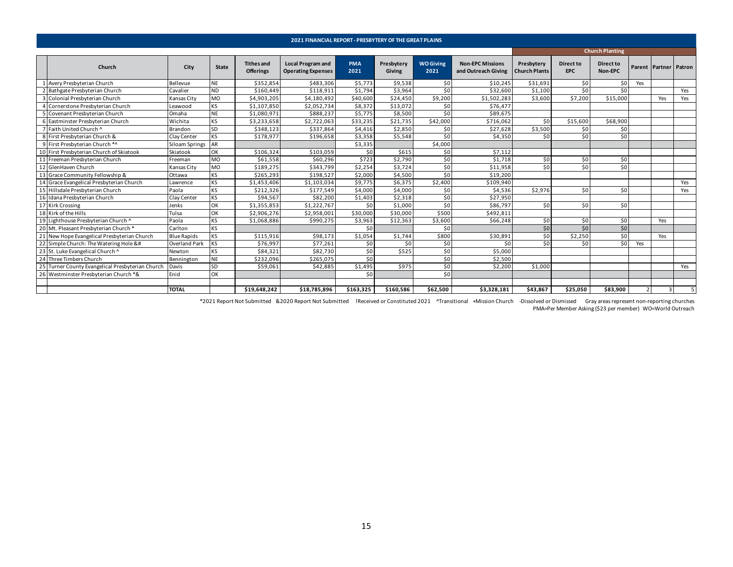## 2021 FINANCIAL REPORT - PRESBYTERY OF THE GREAT PLAINS

| | Church | City | State | Tithes and Offerings | Local Program and Operating Expenses | PMA 2021 | Presbytery Giving | WO Giving 2021 | Non-EPC Missions and Outreach Giving | Church Planting | | | | | |
|---|---|---|---|---|---|---|---|---|---|---|---|---|---|---|---|
| | | | | | | | | | | Presbytery Church Plants | Direct to EPC | Direct to Non-EPC | Parent | Partner | Patron |
| 1 | Avery Presbyterian Church | Bellevue | NE | $352,854 | $483,306 | $5,773 | $9,538 | $0 | $10,245 | $31,691 | $0 | $0 | Yes | | |
| 2 | Bathgate Presbyterian Church | Cavalier | ND | $160,449 | $118,911 | $1,794 | $3,964 | $0 | $32,600 | $1,100 | $0 | $0 | | | Yes |
| 3 | Colonial Presbyterian Church | Kansas City | MO | $4,903,205 | $4,180,492 | $40,600 | $24,450 | $9,200 | $1,502,283 | $3,600 | $7,200 | $15,000 | | Yes | Yes |
| 4 | Cornerstone Presbyterian Church | Leawood | KS | $1,107,850 | $2,052,734 | $8,372 | $13,072 | $0 | $76,477 | | | | | | |
| 5 | Covenant Presbyterian Church | Omaha | NE | $1,080,971 | $888,237 | $5,775 | $8,500 | $0 | $89,675 | | | | | | |
| 6 | Eastminster Presbyterian Church | Wichita | KS | $3,233,658 | $2,722,063 | $33,235 | $21,735 | $42,000 | $716,062 | $0 | $15,600 | $68,900 | | | |
| 7 | Faith United Church ^ | Brandon | SD | $348,123 | $337,864 | $4,416 | $2,850 | $0 | $27,628 | $3,500 | $0 | $0 | | | |
| 8 | First Presbyterian Church & | Clay Center | KS | $178,977 | $196,658 | $3,358 | $5,548 | $0 | $4,350 | $0 | $0 | $0 | | | |
| 9 | First Presbyterian Church *^ | Siloam Springs | AR | | | $3,335 | | $4,000 | | | | | | | |
| 10 | First Presbyterian Church of Skiatook | Skiatook | OK | $106,324 | $103,059 | $0 | $615 | $0 | $7,112 | | | | | | |
| 11 | Freeman Presbyterian Church | Freeman | MO | $61,558 | $60,296 | $723 | $2,790 | $0 | $1,718 | $0 | $0 | $0 | | | |
| 12 | GlenHaven Church | Kansas City | MO | $189,275 | $343,799 | $2,254 | $3,724 | $0 | $11,958 | $0 | $0 | $0 | | | |
| 13 | Grace Community Fellowship & | Ottawa | KS | $265,293 | $198,527 | $2,000 | $4,500 | $0 | $19,200 | | | | | | |
| 14 | Grace Evangelical Presbyterian Church | Lawrence | KS | $1,453,406 | $1,103,034 | $9,775 | $6,375 | $2,400 | $109,940 | | | | | | Yes |
| 15 | Hillsdale Presbyterian Church | Paola | KS | $212,326 | $177,549 | $4,000 | $4,000 | $0 | $4,536 | $2,976 | $0 | $0 | | | Yes |
| 16 | Idana Presbyterian Church | Clay Center | KS | $94,567 | $82,200 | $1,403 | $2,318 | $0 | $27,950 | | | | | | |
| 17 | Kirk Crossing | Jenks | OK | $1,355,853 | $1,222,767 | $0 | $1,000 | $0 | $86,797 | $0 | $0 | $0 | | | |
| 18 | Kirk of the Hills | Tulsa | OK | $2,906,276 | $2,958,001 | $30,000 | $30,000 | $500 | $492,811 | | | | | | |
| 19 | Lighthouse Presbyterian Church ^ | Paola | KS | $1,068,886 | $990,275 | $3,963 | $12,363 | $3,600 | $66,248 | $0 | $0 | $0 | | Yes | |
| 20 | Mt. Pleasant Presbyterian Church * | Carlton | KS | | | $0 | | $0 | | $0 | $0 | $0 | | | |
| 21 | New Hope Evangelical Presbyterian Church | Blue Rapids | KS | $115,916 | $98,173 | $1,054 | $1,744 | $800 | $30,891 | $0 | $2,250 | $0 | | Yes | |
| 22 | Simple Church: The Watering Hole &# | Overland Park | KS | $76,997 | $77,261 | $0 | $0 | $0 | $0 | $0 | $0 | $0 | Yes | | |
| 23 | St. Luke Evangelical Church ^ | Newton | KS | $84,321 | $82,730 | $0 | $525 | $0 | $5,000 | | | | | | |
| 24 | Three Timbers Church | Bennington | NE | $232,096 | $265,075 | $0 | | $0 | $2,500 | | | | | | |
| 25 | Turner County Evangelical Presbyterian Church | Davis | SD | $59,061 | $42,885 | $1,495 | $975 | $0 | $2,200 | $1,000 | | | | | Yes |
| 26 | Westminster Presbyterian Church *& | Enid | OK | | | $0 | | $0 | | | | | | | |
| | | | | | | | | | | | | | | | |
| | | TOTAL | | $19,648,242 | $18,785,896 | $163,325 | $160,586 | $62,500 | $3,328,181 | $43,867 | $25,050 | $83,900 | 2 | 3 | 5 |

*2021 Report Not Submitted &2020 Report Not Submitted !Received or Constituted 2021 ^Transitional +Mission Church -Dissolved or Dismissed Gray areas represent non-reporting churches

PMA=Per Member Asking ($23 per member) WO=World Outreach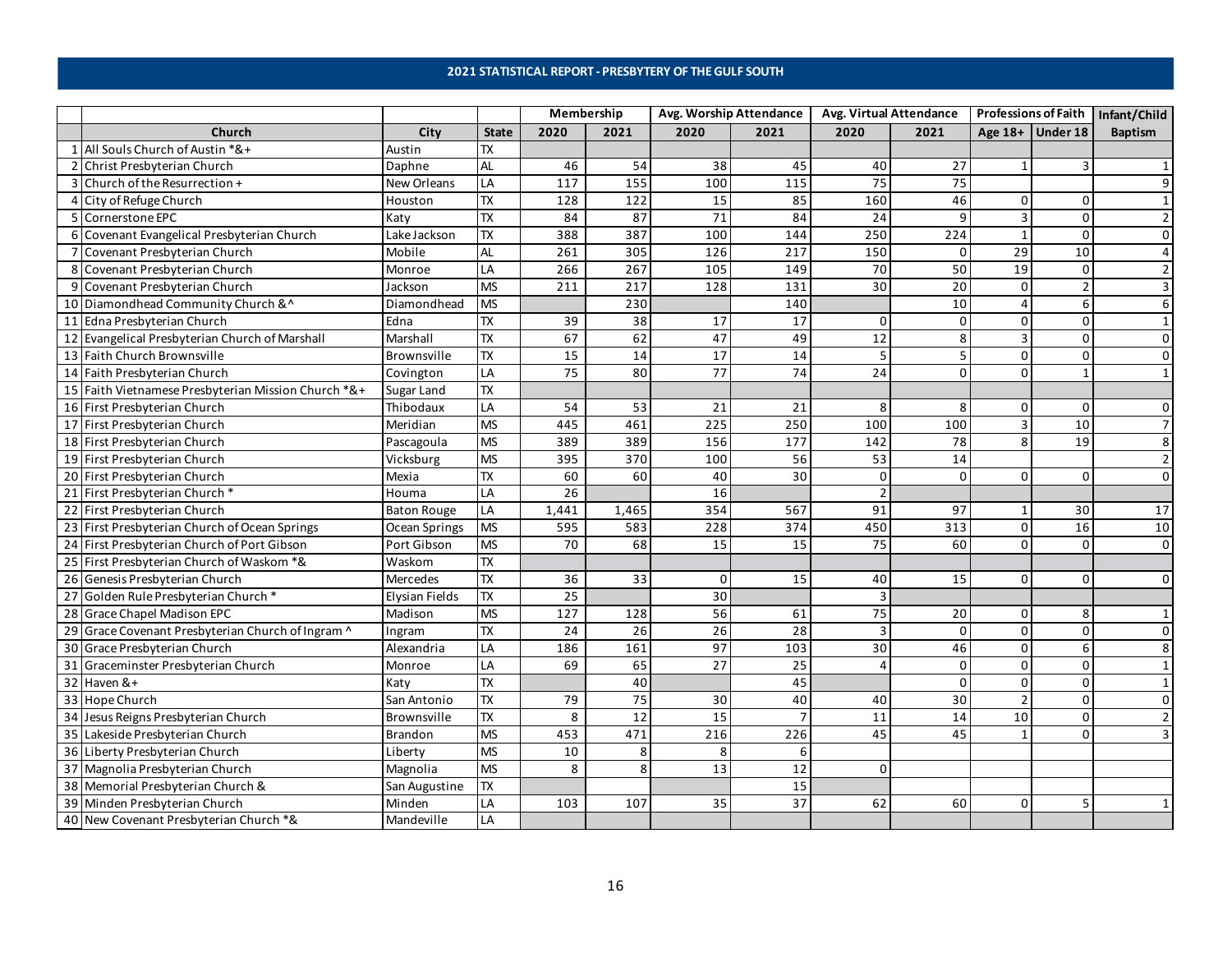## 2021 STATISTICAL REPORT - PRESBYTERY OF THE GULF SOUTH

| | | | | Membership | | Avg. Worship Attendance | | Avg. Virtual Attendance | | Professions of Faith | | Infant/Child |
|---|---|---|---|---|---|---|---|---|---|---|---|---|
| | Church | City | State | 2020 | 2021 | 2020 | 2021 | 2020 | 2021 | Age 18+ | Under 18 | Baptism |
| 1 | All Souls Church of Austin *&+ | Austin | TX | | | | | | | | | |
| 2 | Christ Presbyterian Church | Daphne | AL | 46 | 54 | 38 | 45 | 40 | 27 | 1 | 3 | 1 |
| 3 | Church of the Resurrection + | New Orleans | LA | 117 | 155 | 100 | 115 | 75 | 75 | | | 9 |
| 4 | City of Refuge Church | Houston | TX | 128 | 122 | 15 | 85 | 160 | 46 | 0 | 0 | 1 |
| 5 | Cornerstone EPC | Katy | TX | 84 | 87 | 71 | 84 | 24 | 9 | 3 | 0 | 2 |
| 6 | Covenant Evangelical Presbyterian Church | Lake Jackson | TX | 388 | 387 | 100 | 144 | 250 | 224 | 1 | 0 | 0 |
| 7 | Covenant Presbyterian Church | Mobile | AL | 261 | 305 | 126 | 217 | 150 | 0 | 29 | 10 | 4 |
| 8 | Covenant Presbyterian Church | Monroe | LA | 266 | 267 | 105 | 149 | 70 | 50 | 19 | 0 | 2 |
| 9 | Covenant Presbyterian Church | Jackson | MS | 211 | 217 | 128 | 131 | 30 | 20 | 0 | 2 | 3 |
| 10 | Diamondhead Community Church &^ | Diamondhead | MS | | 230 | | 140 | | 10 | 4 | 6 | 6 |
| 11 | Edna Presbyterian Church | Edna | TX | 39 | 38 | 17 | 17 | 0 | 0 | 0 | 0 | 1 |
| 12 | Evangelical Presbyterian Church of Marshall | Marshall | TX | 67 | 62 | 47 | 49 | 12 | 8 | 3 | 0 | 0 |
| 13 | Faith Church Brownsville | Brownsville | TX | 15 | 14 | 17 | 14 | 5 | 5 | 0 | 0 | 0 |
| 14 | Faith Presbyterian Church | Covington | LA | 75 | 80 | 77 | 74 | 24 | 0 | 0 | 1 | 1 |
| 15 | Faith Vietnamese Presbyterian Mission Church *&+ | Sugar Land | TX | | | | | | | | | |
| 16 | First Presbyterian Church | Thibodaux | LA | 54 | 53 | 21 | 21 | 8 | 8 | 0 | 0 | 0 |
| 17 | First Presbyterian Church | Meridian | MS | 445 | 461 | 225 | 250 | 100 | 100 | 3 | 10 | 7 |
| 18 | First Presbyterian Church | Pascagoula | MS | 389 | 389 | 156 | 177 | 142 | 78 | 8 | 19 | 8 |
| 19 | First Presbyterian Church | Vicksburg | MS | 395 | 370 | 100 | 56 | 53 | 14 | | | 2 |
| 20 | First Presbyterian Church | Mexia | TX | 60 | 60 | 40 | 30 | 0 | 0 | 0 | 0 | 0 |
| 21 | First Presbyterian Church * | Houma | LA | 26 | | 16 | | 2 | | | | |
| 22 | First Presbyterian Church | Baton Rouge | LA | 1,441 | 1,465 | 354 | 567 | 91 | 97 | 1 | 30 | 17 |
| 23 | First Presbyterian Church of Ocean Springs | Ocean Springs | MS | 595 | 583 | 228 | 374 | 450 | 313 | 0 | 16 | 10 |
| 24 | First Presbyterian Church of Port Gibson | Port Gibson | MS | 70 | 68 | 15 | 15 | 75 | 60 | 0 | 0 | 0 |
| 25 | First Presbyterian Church of Waskom *& | Waskom | TX | | | | | | | | | |
| 26 | Genesis Presbyterian Church | Mercedes | TX | 36 | 33 | 0 | 15 | 40 | 15 | 0 | 0 | 0 |
| 27 | Golden Rule Presbyterian Church * | Elysian Fields | TX | 25 | | 30 | | 3 | | | | |
| 28 | Grace Chapel Madison EPC | Madison | MS | 127 | 128 | 56 | 61 | 75 | 20 | 0 | 8 | 1 |
| 29 | Grace Covenant Presbyterian Church of Ingram ^ | Ingram | TX | 24 | 26 | 26 | 28 | 3 | 0 | 0 | 0 | 0 |
| 30 | Grace Presbyterian Church | Alexandria | LA | 186 | 161 | 97 | 103 | 30 | 46 | 0 | 6 | 8 |
| 31 | Graceminster Presbyterian Church | Monroe | LA | 69 | 65 | 27 | 25 | 4 | 0 | 0 | 0 | 1 |
| 32 | Haven &+ | Katy | TX | | 40 | | 45 | | 0 | 0 | 0 | 1 |
| 33 | Hope Church | San Antonio | TX | 79 | 75 | 30 | 40 | 40 | 30 | 2 | 0 | 0 |
| 34 | Jesus Reigns Presbyterian Church | Brownsville | TX | 8 | 12 | 15 | 7 | 11 | 14 | 10 | 0 | 2 |
| 35 | Lakeside Presbyterian Church | Brandon | MS | 453 | 471 | 216 | 226 | 45 | 45 | 1 | 0 | 3 |
| 36 | Liberty Presbyterian Church | Liberty | MS | 10 | 8 | 8 | 6 | | | | | |
| 37 | Magnolia Presbyterian Church | Magnolia | MS | 8 | 8 | 13 | 12 | 0 | | | | |
| 38 | Memorial Presbyterian Church & | San Augustine | TX | | | | 15 | | | | | |
| 39 | Minden Presbyterian Church | Minden | LA | 103 | 107 | 35 | 37 | 62 | 60 | 0 | 5 | 1 |
| 40 | New Covenant Presbyterian Church *& | Mandeville | LA | | | | | | | | | |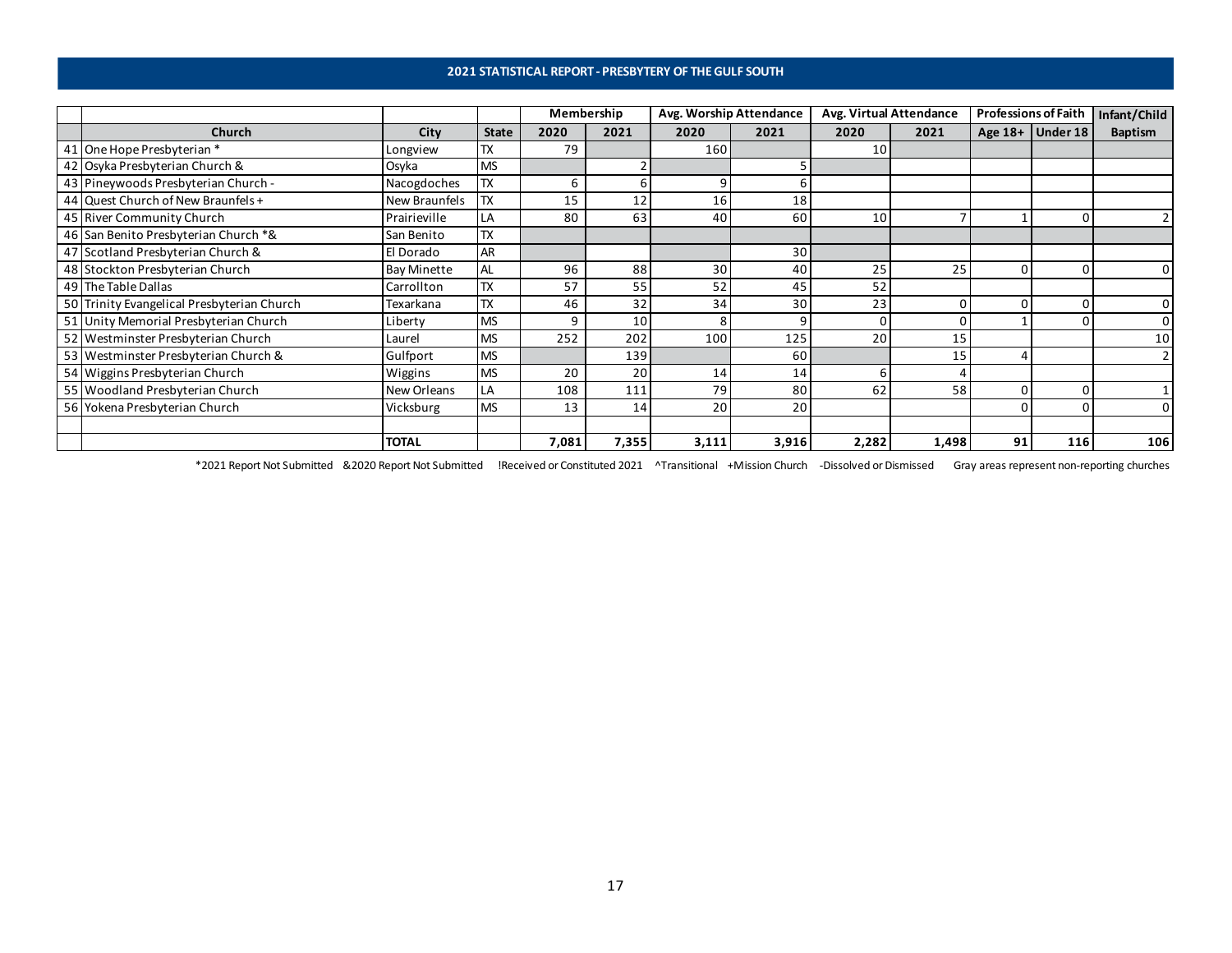## 2021 STATISTICAL REPORT - PRESBYTERY OF THE GULF SOUTH

| | | | | Membership | | Avg. Worship Attendance | | Avg. Virtual Attendance | | Professions of Faith | | Infant/Child |
|---|---|---|---|---|---|---|---|---|---|---|---|---|
| | Church | City | State | 2020 | 2021 | 2020 | 2021 | 2020 | 2021 | Age 18+ | Under 18 | Baptism |
| 41 | One Hope Presbyterian * | Longview | TX | 79 | | 160 | | 10 | | | | |
| 42 | Osyka Presbyterian Church & | Osyka | MS | | 2 | | 5 | | | | | |
| 43 | Pineywoods Presbyterian Church - | Nacogdoches | TX | 6 | 6 | 9 | 6 | | | | | |
| 44 | Quest Church of New Braunfels + | New Braunfels | TX | 15 | 12 | 16 | 18 | | | | | |
| 45 | River Community Church | Prairieville | LA | 80 | 63 | 40 | 60 | 10 | 7 | 1 | 0 | 2 |
| 46 | San Benito Presbyterian Church *& | San Benito | TX | | | | | | | | | |
| 47 | Scotland Presbyterian Church & | El Dorado | AR | | | | 30 | | | | | |
| 48 | Stockton Presbyterian Church | Bay Minette | AL | 96 | 88 | 30 | 40 | 25 | 25 | 0 | 0 | 0 |
| 49 | The Table Dallas | Carrollton | TX | 57 | 55 | 52 | 45 | 52 | | | | |
| 50 | Trinity Evangelical Presbyterian Church | Texarkana | TX | 46 | 32 | 34 | 30 | 23 | 0 | 0 | 0 | 0 |
| 51 | Unity Memorial Presbyterian Church | Liberty | MS | 9 | 10 | 8 | 9 | 0 | 0 | 1 | 0 | 0 |
| 52 | Westminster Presbyterian Church | Laurel | MS | 252 | 202 | 100 | 125 | 20 | 15 | | | 10 |
| 53 | Westminster Presbyterian Church & | Gulfport | MS | | 139 | | 60 | | 15 | 4 | | 2 |
| 54 | Wiggins Presbyterian Church | Wiggins | MS | 20 | 20 | 14 | 14 | 6 | 4 | | | |
| 55 | Woodland Presbyterian Church | New Orleans | LA | 108 | 111 | 79 | 80 | 62 | 58 | 0 | 0 | 1 |
| 56 | Yokena Presbyterian Church | Vicksburg | MS | 13 | 14 | 20 | 20 | | | 0 | 0 | 0 |
| | | | | | | | | | | | | |
| | | **TOTAL** | | **7,081** | **7,355** | **3,111** | **3,916** | **2,282** | **1,498** | **91** | **116** | **106** |

*2021 Report Not Submitted &2020 Report Not Submitted !Received or Constituted 2021 ^Transitional +Mission Church -Dissolved or Dismissed Gray areas represent non-reporting churches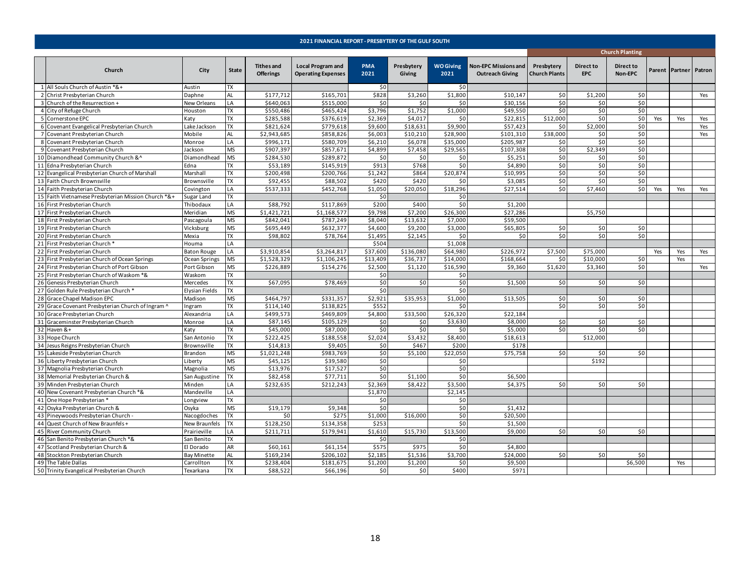# 2021 FINANCIAL REPORT - PRESBYTERY OF THE GULF SOUTH

| | Church | City | State | Tithes and Offerings | Local Program and Operating Expenses | PMA 2021 | Presbytery Giving | WO Giving 2021 | Non-EPC Missions and Outreach Giving | Church Planting | | | | | |
|---|---|---|---|---|---|---|---|---|---|---|---|---|---|---|---|
| | | | | | | | | | | Presbytery Church Plants | Direct to EPC | Direct to Non-EPC | Parent | Partner | Patron |
| 1 | All Souls Church of Austin *&+ | Austin | TX | | | $0 | | $0 | | | | | | | |
| 2 | Christ Presbyterian Church | Daphne | AL | $177,712 | $165,701 | $828 | $3,260 | $1,800 | $10,147 | $0 | $1,200 | $0 | | | Yes |
| 3 | Church of the Resurrection + | New Orleans | LA | $640,063 | $515,000 | $0 | $0 | $0 | $30,156 | $0 | $0 | $0 | | | |
| 4 | City of Refuge Church | Houston | TX | $550,486 | $465,424 | $3,796 | $1,752 | $1,000 | $49,550 | $0 | $0 | $0 | | | |
| 5 | Cornerstone EPC | Katy | TX | $285,588 | $376,619 | $2,369 | $4,017 | $0 | $22,815 | $12,000 | $0 | $0 | Yes | Yes | Yes |
| 6 | Covenant Evangelical Presbyterian Church | Lake Jackson | TX | $821,624 | $779,618 | $9,600 | $18,631 | $9,900 | $57,423 | $0 | $2,000 | $0 | | | Yes |
| 7 | Covenant Presbyterian Church | Mobile | AL | $2,943,685 | $858,826 | $6,003 | $10,210 | $28,900 | $101,310 | $38,000 | $0 | $0 | | | Yes |
| 8 | Covenant Presbyterian Church | Monroe | LA | $996,171 | $580,709 | $6,210 | $6,078 | $35,000 | $205,987 | $0 | $0 | $0 | | | |
| 9 | Covenant Presbyterian Church | Jackson | MS | $907,397 | $857,671 | $4,899 | $7,458 | $29,565 | $107,308 | $0 | $2,349 | $0 | | | |
| 10 | Diamondhead Community Church &^ | Diamondhead | MS | $284,530 | $289,872 | $0 | $0 | $0 | $5,251 | $0 | $0 | $0 | | | |
| 11 | Edna Presbyterian Church | Edna | TX | $53,189 | $145,919 | $913 | $768 | $0 | $4,890 | $0 | $0 | $0 | | | |
| 12 | Evangelical Presbyterian Church of Marshall | Marshall | TX | $200,498 | $200,766 | $1,242 | $864 | $20,874 | $10,995 | $0 | $0 | $0 | | | |
| 13 | Faith Church Brownsville | Brownsville | TX | $92,455 | $88,502 | $420 | $420 | $0 | $3,085 | $0 | $0 | $0 | | | |
| 14 | Faith Presbyterian Church | Covington | LA | $537,333 | $452,768 | $1,050 | $20,050 | $18,296 | $27,514 | $0 | $7,460 | $0 | Yes | Yes | Yes |
| 15 | Faith Vietnamese Presbyterian Mission Church *&+ | Sugar Land | TX | | | $0 | | $0 | | | | | | | |
| 16 | First Presbyterian Church | Thibodaux | LA | $88,792 | $117,869 | $200 | $400 | $0 | $1,200 | | | | | | |
| 17 | First Presbyterian Church | Meridian | MS | $1,421,721 | $1,168,577 | $9,798 | $7,200 | $26,300 | $27,286 | | $5,750 | | | | |
| 18 | First Presbyterian Church | Pascagoula | MS | $842,041 | $787,249 | $8,040 | $13,632 | $7,000 | $59,500 | | | | | | |
| 19 | First Presbyterian Church | Vicksburg | MS | $695,449 | $632,377 | $4,600 | $9,200 | $3,000 | $65,805 | $0 | $0 | $0 | | | |
| 20 | First Presbyterian Church | Mexia | TX | $98,802 | $78,764 | $1,495 | $2,145 | $0 | $0 | $0 | $0 | $0 | | | |
| 21 | First Presbyterian Church * | Houma | LA | | | $504 | | $1,008 | | | | | | | |
| 22 | First Presbyterian Church | Baton Rouge | LA | $3,910,854 | $3,264,817 | $37,600 | $136,080 | $64,980 | $226,972 | $7,500 | $75,000 | | Yes | Yes | Yes |
| 23 | First Presbyterian Church of Ocean Springs | Ocean Springs | MS | $1,528,329 | $1,106,245 | $13,409 | $36,737 | $14,000 | $168,664 | $0 | $10,000 | $0 | | Yes | |
| 24 | First Presbyterian Church of Port Gibson | Port Gibson | MS | $226,889 | $154,276 | $2,500 | $1,120 | $16,590 | $9,360 | $1,620 | $3,360 | $0 | | | Yes |
| 25 | First Presbyterian Church of Waskom *& | Waskom | TX | | | $0 | | $0 | | | | | | | |
| 26 | Genesis Presbyterian Church | Mercedes | TX | $67,095 | $78,469 | $0 | $0 | $0 | $1,500 | $0 | $0 | $0 | | | |
| 27 | Golden Rule Presbyterian Church * | Elysian Fields | TX | | | $0 | | $0 | | | | | | | |
| 28 | Grace Chapel Madison EPC | Madison | MS | $464,797 | $331,357 | $2,921 | $35,953 | $1,000 | $13,505 | $0 | $0 | $0 | | | |
| 29 | Grace Covenant Presbyterian Church of Ingram ^ | Ingram | TX | $114,140 | $138,825 | $552 | | $0 | | $0 | $0 | $0 | | | |
| 30 | Grace Presbyterian Church | Alexandria | LA | $499,573 | $469,809 | $4,800 | $33,500 | $26,320 | $22,184 | | | | | | |
| 31 | Graceminster Presbyterian Church | Monroe | LA | $87,145 | $105,129 | $0 | $0 | $3,630 | $8,000 | $0 | $0 | $0 | | | |
| 32 | Haven &+ | Katy | TX | $45,000 | $87,000 | $0 | $0 | $0 | $5,000 | $0 | $0 | $0 | | | |
| 33 | Hope Church | San Antonio | TX | $222,425 | $188,558 | $2,024 | $3,432 | $8,400 | $18,613 | | $12,000 | | | | |
| 34 | Jesus Reigns Presbyterian Church | Brownsville | TX | $14,813 | $9,405 | $0 | $467 | $200 | $178 | | | | | | |
| 35 | Lakeside Presbyterian Church | Brandon | MS | $1,021,248 | $983,769 | $0 | $5,100 | $22,050 | $75,758 | $0 | $0 | $0 | | | |
| 36 | Liberty Presbyterian Church | Liberty | MS | $45,125 | $39,580 | $0 | | $0 | | | $192 | | | | |
| 37 | Magnolia Presbyterian Church | Magnolia | MS | $13,976 | $17,527 | $0 | | $0 | | | | | | | |
| 38 | Memorial Presbyterian Church & | San Augustine | TX | $82,458 | $77,711 | $0 | $1,100 | $0 | $6,500 | | | | | | |
| 39 | Minden Presbyterian Church | Minden | LA | $232,635 | $212,243 | $2,369 | $8,422 | $3,500 | $4,375 | $0 | $0 | $0 | | | |
| 40 | New Covenant Presbyterian Church *& | Mandeville | LA | | | $1,870 | | $2,145 | | | | | | | |
| 41 | One Hope Presbyterian * | Longview | TX | | | $0 | | $0 | | | | | | | |
| 42 | Osyka Presbyterian Church & | Osyka | MS | $19,179 | $9,348 | $0 | | $0 | $1,432 | | | | | | |
| 43 | Pineywoods Presbyterian Church - | Nacogdoches | TX | $0 | $275 | $1,000 | $16,000 | $0 | $20,500 | | | | | | |
| 44 | Quest Church of New Braunfels + | New Braunfels | TX | $128,250 | $134,358 | $253 | | $0 | $1,500 | | | | | | |
| 45 | River Community Church | Prairieville | LA | $211,711 | $179,941 | $1,610 | $15,730 | $13,500 | $9,000 | $0 | $0 | $0 | | | |
| 46 | San Benito Presbyterian Church *& | San Benito | TX | | | $0 | | $0 | | | | | | | |
| 47 | Scotland Presbyterian Church & | El Dorado | AR | $60,161 | $61,154 | $575 | $975 | $0 | $4,800 | | | | | | |
| 48 | Stockton Presbyterian Church | Bay Minette | AL | $169,234 | $206,102 | $2,185 | $1,536 | $3,700 | $24,000 | $0 | $0 | $0 | | | |
| 49 | The Table Dallas | Carrollton | TX | $238,404 | $181,675 | $1,200 | $1,200 | $0 | $9,500 | | | $6,500 | | Yes | |
| 50 | Trinity Evangelical Presbyterian Church | Texarkana | TX | $88,522 | $66,196 | $0 | $0 | $400 | $971 | | | | | | |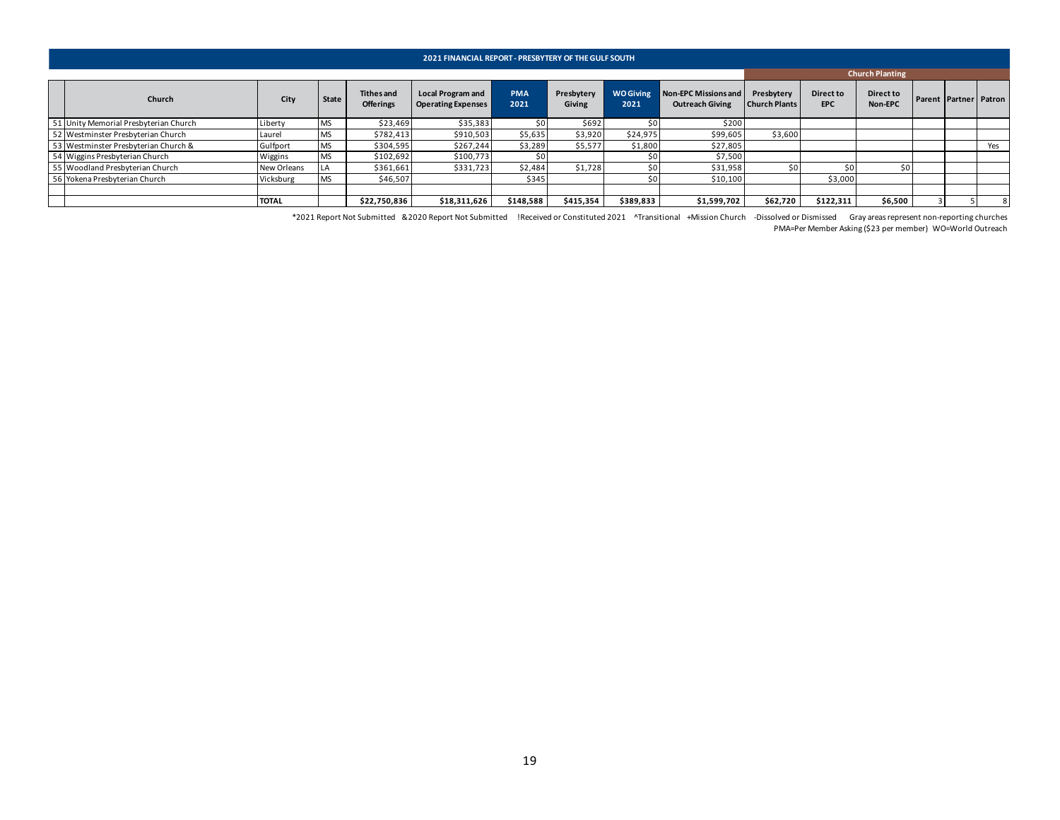## 2021 FINANCIAL REPORT - PRESBYTERY OF THE GULF SOUTH

| | Church | City | State | Tithes and Offerings | Local Program and Operating Expenses | PMA 2021 | Presbytery Giving | WO Giving 2021 | Non-EPC Missions and Outreach Giving | Church Planting | | | | | |
|---|---|---|---|---|---|---|---|---|---|---|---|---|---|---|---|
| | | | | | | | | | | Presbytery Church Plants | Direct to EPC | Direct to Non-EPC | Parent | Partner | Patron |
| 51 | Unity Memorial Presbyterian Church | Liberty | MS | $23,469 | $35,383 | $0 | $692 | $0 | $200 | | | | | | |
| 52 | Westminster Presbyterian Church | Laurel | MS | $782,413 | $910,503 | $5,635 | $3,920 | $24,975 | $99,605 | $3,600 | | | | | |
| 53 | Westminster Presbyterian Church & | Gulfport | MS | $304,595 | $267,244 | $3,289 | $5,577 | $1,800 | $27,805 | | | | | | Yes |
| 54 | Wiggins Presbyterian Church | Wiggins | MS | $102,692 | $100,773 | $0 | | $0 | $7,500 | | | | | | |
| 55 | Woodland Presbyterian Church | New Orleans | LA | $361,661 | $331,723 | $2,484 | $1,728 | $0 | $31,958 | $0 | $0 | $0 | | | |
| 56 | Yokena Presbyterian Church | Vicksburg | MS | $46,507 | | $345 | | $0 | $10,100 | | $3,000 | | | | |
| | | | | | | | | | | | | | | | |
| | | TOTAL | | $22,750,836 | $18,311,626 | $148,588 | $415,354 | $389,833 | $1,599,702 | $62,720 | $122,311 | $6,500 | 3 | 5 | 8 |

*2021 Report Not Submitted &2020 Report Not Submitted !Received or Constituted 2021 ^Transitional +Mission Church -Dissolved or Dismissed Gray areas represent non-reporting churches

PMA=Per Member Asking ($23 per member) WO=World Outreach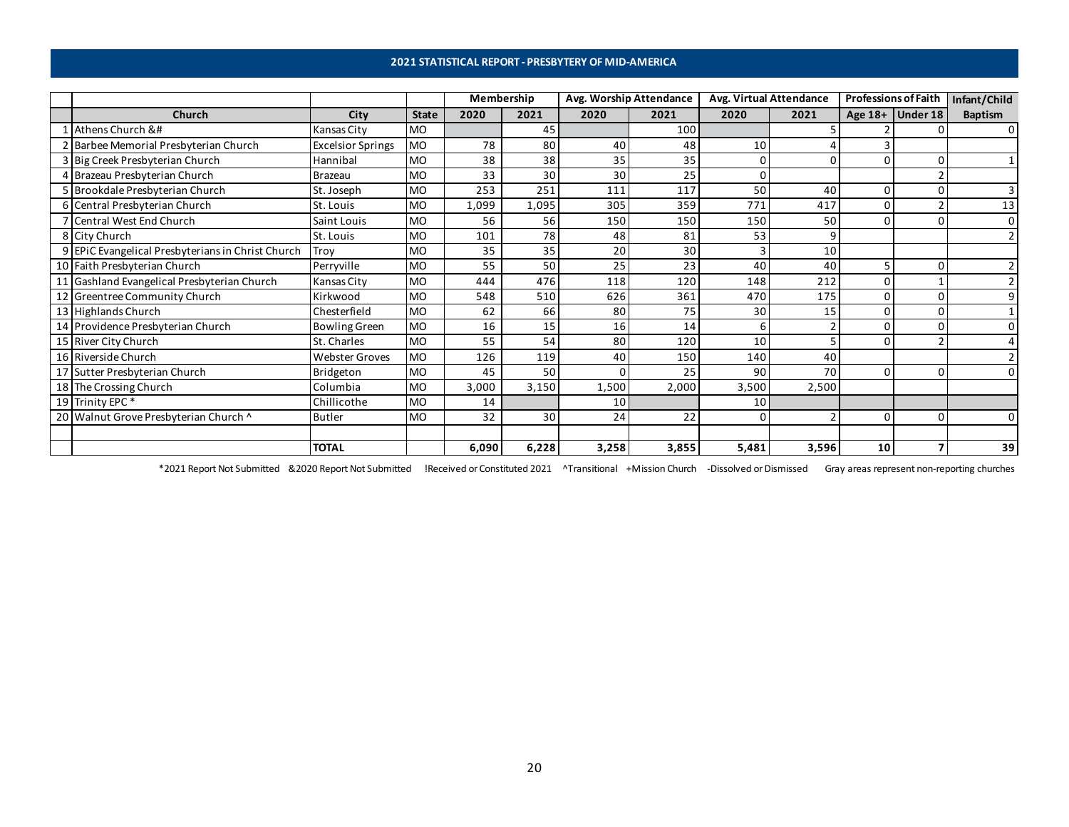# 2021 STATISTICAL REPORT - PRESBYTERY OF MID-AMERICA

| | | | | Membership | | Avg. Worship Attendance | | Avg. Virtual Attendance | | Professions of Faith | | Infant/Child |
|---|---|---|---|---|---|---|---|---|---|---|---|---|
| | Church | City | State | 2020 | 2021 | 2020 | 2021 | 2020 | 2021 | Age 18+ | Under 18 | Baptism |
| 1 | Athens Church &# | Kansas City | MO | | 45 | | 100 | | 5 | 2 | 0 | 0 |
| 2 | Barbee Memorial Presbyterian Church | Excelsior Springs | MO | 78 | 80 | 40 | 48 | 10 | 4 | 3 | | |
| 3 | Big Creek Presbyterian Church | Hannibal | MO | 38 | 38 | 35 | 35 | 0 | 0 | 0 | 0 | 1 |
| 4 | Brazeau Presbyterian Church | Brazeau | MO | 33 | 30 | 30 | 25 | 0 | | | 2 | |
| 5 | Brookdale Presbyterian Church | St. Joseph | MO | 253 | 251 | 111 | 117 | 50 | 40 | 0 | 0 | 3 |
| 6 | Central Presbyterian Church | St. Louis | MO | 1,099 | 1,095 | 305 | 359 | 771 | 417 | 0 | 2 | 13 |
| 7 | Central West End Church | Saint Louis | MO | 56 | 56 | 150 | 150 | 150 | 50 | 0 | 0 | 0 |
| 8 | City Church | St. Louis | MO | 101 | 78 | 48 | 81 | 53 | 9 | | | 2 |
| 9 | EPiC Evangelical Presbyterians in Christ Church | Troy | MO | 35 | 35 | 20 | 30 | 3 | 10 | | | |
| 10 | Faith Presbyterian Church | Perryville | MO | 55 | 50 | 25 | 23 | 40 | 40 | 5 | 0 | 2 |
| 11 | Gashland Evangelical Presbyterian Church | Kansas City | MO | 444 | 476 | 118 | 120 | 148 | 212 | 0 | 1 | 2 |
| 12 | Greentree Community Church | Kirkwood | MO | 548 | 510 | 626 | 361 | 470 | 175 | 0 | 0 | 9 |
| 13 | Highlands Church | Chesterfield | MO | 62 | 66 | 80 | 75 | 30 | 15 | 0 | 0 | 1 |
| 14 | Providence Presbyterian Church | Bowling Green | MO | 16 | 15 | 16 | 14 | 6 | 2 | 0 | 0 | 0 |
| 15 | River City Church | St. Charles | MO | 55 | 54 | 80 | 120 | 10 | 5 | 0 | 2 | 4 |
| 16 | Riverside Church | Webster Groves | MO | 126 | 119 | 40 | 150 | 140 | 40 | | | 2 |
| 17 | Sutter Presbyterian Church | Bridgeton | MO | 45 | 50 | 0 | 25 | 90 | 70 | 0 | 0 | 0 |
| 18 | The Crossing Church | Columbia | MO | 3,000 | 3,150 | 1,500 | 2,000 | 3,500 | 2,500 | | | |
| 19 | Trinity EPC * | Chillicothe | MO | 14 | | 10 | | 10 | | | | |
| 20 | Walnut Grove Presbyterian Church ^ | Butler | MO | 32 | 30 | 24 | 22 | 0 | 2 | 0 | 0 | 0 |
| | | | | | | | | | | | | |
| | | **TOTAL** | | **6,090** | **6,228** | **3,258** | **3,855** | **5,481** | **3,596** | **10** | **7** | **39** |

*2021 Report Not Submitted &2020 Report Not Submitted !Received or Constituted 2021 ^Transitional +Mission Church -Dissolved or Dismissed Gray areas represent non-reporting churches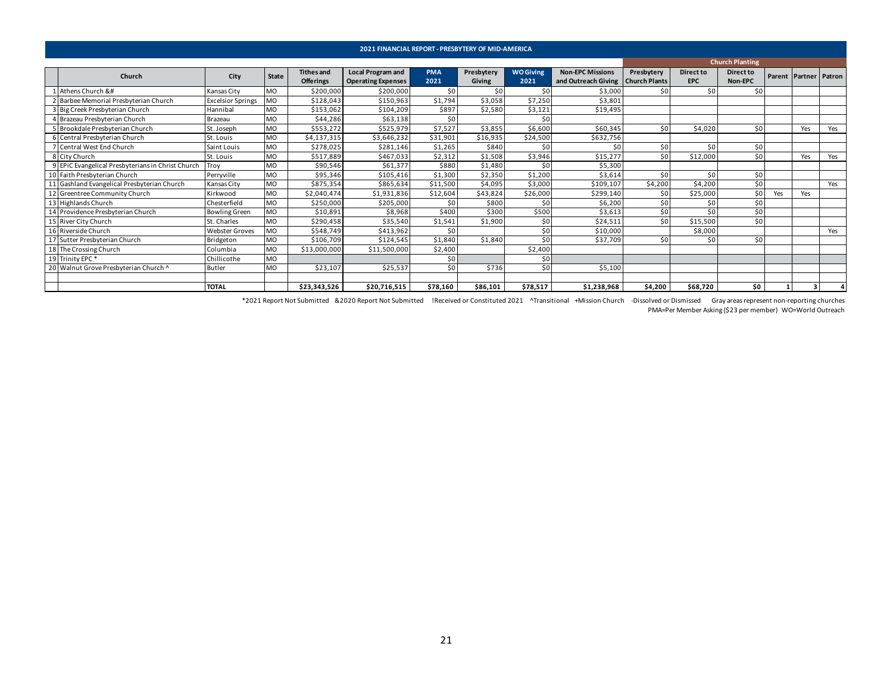## 2021 FINANCIAL REPORT - PRESBYTERY OF MID-AMERICA

| | Church | City | State | Tithes and Offerings | Local Program and Operating Expenses | PMA 2021 | Presbytery Giving | WO Giving 2021 | Non-EPC Missions and Outreach Giving | Church Planting | | | | | |
|---|---|---|---|---|---|---|---|---|---|---|---|---|---|---|---|
| | | | | | | | | | | Presbytery Church Plants | Direct to EPC | Direct to Non-EPC | Parent | Partner | Patron |
| 1 | Athens Church &# | Kansas City | MO | $200,000 | $200,000 | $0 | $0 | $0 | $3,000 | $0 | $0 | $0 | | | |
| 2 | Barbee Memorial Presbyterian Church | Excelsior Springs | MO | $128,043 | $150,963 | $1,794 | $3,058 | $7,250 | $3,801 | | | | | | |
| 3 | Big Creek Presbyterian Church | Hannibal | MO | $153,062 | $104,209 | $897 | $2,580 | $3,121 | $19,495 | | | | | | |
| 4 | Brazeau Presbyterian Church | Brazeau | MO | $44,286 | $63,138 | $0 | | $0 | | | | | | | |
| 5 | Brookdale Presbyterian Church | St. Joseph | MO | $553,272 | $525,979 | $7,527 | $3,855 | $6,600 | $60,345 | $0 | $4,020 | $0 | | Yes | Yes |
| 6 | Central Presbyterian Church | St. Louis | MO | $4,137,315 | $3,646,232 | $31,901 | $16,935 | $24,500 | $632,756 | | | | | | |
| 7 | Central West End Church | Saint Louis | MO | $278,025 | $281,146 | $1,265 | $840 | $0 | $0 | $0 | $0 | $0 | | | |
| 8 | City Church | St. Louis | MO | $517,889 | $467,033 | $2,312 | $1,508 | $3,946 | $15,277 | $0 | $12,000 | $0 | | Yes | Yes |
| 9 | EPiC Evangelical Presbyterians in Christ Church | Troy | MO | $90,546 | $61,377 | $880 | $1,480 | $0 | $5,300 | | | | | | |
| 10 | Faith Presbyterian Church | Perryville | MO | $95,346 | $105,416 | $1,300 | $2,350 | $1,200 | $3,614 | $0 | $0 | $0 | | | |
| 11 | Gashland Evangelical Presbyterian Church | Kansas City | MO | $875,354 | $865,634 | $11,500 | $4,095 | $3,000 | $109,107 | $4,200 | $4,200 | $0 | | | Yes |
| 12 | Greentree Community Church | Kirkwood | MO | $2,040,474 | $1,931,836 | $12,604 | $43,824 | $26,000 | $299,140 | $0 | $25,000 | $0 | Yes | Yes | |
| 13 | Highlands Church | Chesterfield | MO | $250,000 | $205,000 | $0 | $800 | $0 | $6,200 | $0 | $0 | $0 | | | |
| 14 | Providence Presbyterian Church | Bowling Green | MO | $10,891 | $8,968 | $400 | $300 | $500 | $3,613 | $0 | $0 | $0 | | | |
| 15 | River City Church | St. Charles | MO | $290,458 | $35,540 | $1,541 | $1,900 | $0 | $24,511 | $0 | $15,500 | $0 | | | |
| 16 | Riverside Church | Webster Groves | MO | $548,749 | $413,962 | $0 | | $0 | $10,000 | | $8,000 | | | | Yes |
| 17 | Sutter Presbyterian Church | Bridgeton | MO | $106,709 | $124,545 | $1,840 | $1,840 | $0 | $37,709 | $0 | $0 | $0 | | | |
| 18 | The Crossing Church | Columbia | MO | $13,000,000 | $11,500,000 | $2,400 | | $2,400 | | | | | | | |
| 19 | Trinity EPC * | Chillicothe | MO | | | $0 | | $0 | | | | | | | |
| 20 | Walnut Grove Presbyterian Church ^ | Butler | MO | $23,107 | $25,537 | $0 | $736 | $0 | $5,100 | | | | | | |
| | | | | | | | | | | | | | | | |
| | | TOTAL | | $23,343,526 | $20,716,515 | $78,160 | $86,101 | $78,517 | $1,238,968 | $4,200 | $68,720 | $0 | 1 | 3 | 4 |

*2021 Report Not Submitted &2020 Report Not Submitted !Received or Constituted 2021 ^Transitional +Mission Church -Dissolved or Dismissed Gray areas represent non-reporting churches

PMA=Per Member Asking ($23 per member) WO=World Outreach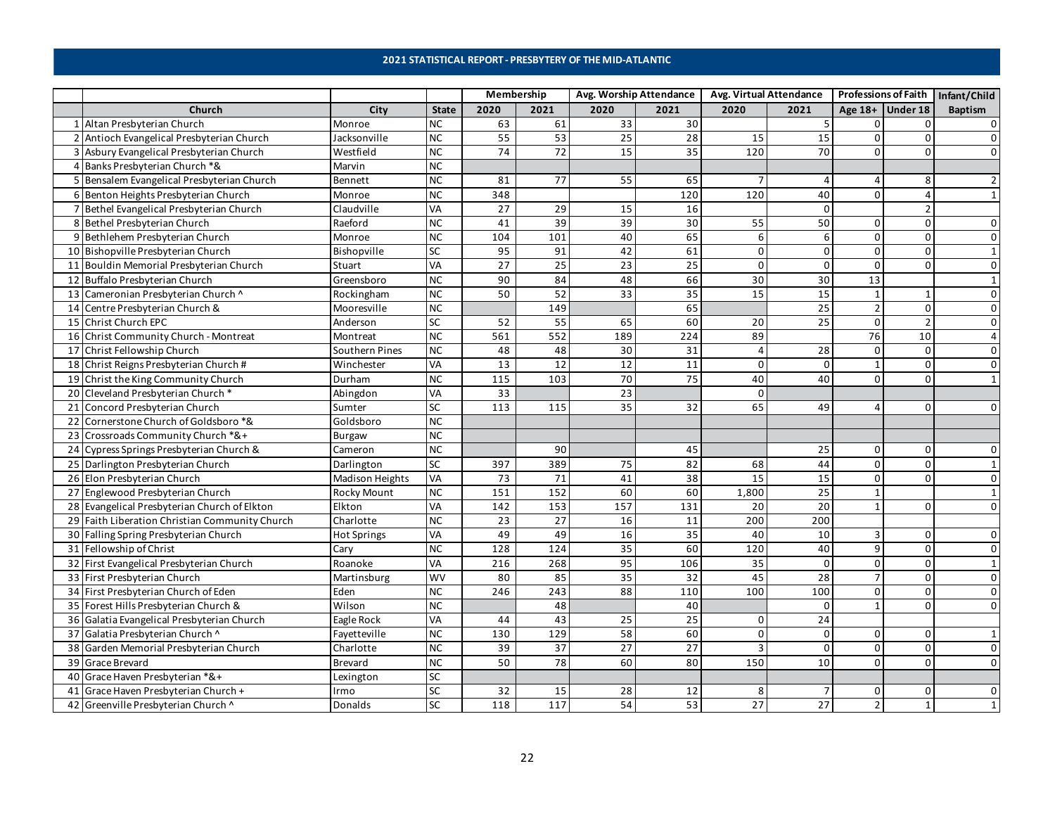## 2021 STATISTICAL REPORT - PRESBYTERY OF THE MID-ATLANTIC

| | Church | City | State | Membership | | Avg. Worship Attendance | | Avg. Virtual Attendance | | Professions of Faith | | Infant/Child |
|---|---|---|---|---|---|---|---|---|---|---|---|---|
| | | | | 2020 | 2021 | 2020 | 2021 | 2020 | 2021 | Age 18+ | Under 18 | Baptism |
| 1 | Altan Presbyterian Church | Monroe | NC | 63 | 61 | 33 | 30 | | 5 | 0 | 0 | 0 |
| 2 | Antioch Evangelical Presbyterian Church | Jacksonville | NC | 55 | 53 | 25 | 28 | 15 | 15 | 0 | 0 | 0 |
| 3 | Asbury Evangelical Presbyterian Church | Westfield | NC | 74 | 72 | 15 | 35 | 120 | 70 | 0 | 0 | 0 |
| 4 | Banks Presbyterian Church *& | Marvin | NC | | | | | | | | | |
| 5 | Bensalem Evangelical Presbyterian Church | Bennett | NC | 81 | 77 | 55 | 65 | 7 | 4 | 4 | 8 | 2 |
| 6 | Benton Heights Presbyterian Church | Monroe | NC | 348 | | | 120 | 120 | 40 | 0 | 4 | 1 |
| 7 | Bethel Evangelical Presbyterian Church | Claudville | VA | 27 | 29 | 15 | 16 | | 0 | | 2 | |
| 8 | Bethel Presbyterian Church | Raeford | NC | 41 | 39 | 39 | 30 | 55 | 50 | 0 | 0 | 0 |
| 9 | Bethlehem Presbyterian Church | Monroe | NC | 104 | 101 | 40 | 65 | 6 | 6 | 0 | 0 | 0 |
| 10 | Bishopville Presbyterian Church | Bishopville | SC | 95 | 91 | 42 | 61 | 0 | 0 | 0 | 0 | 1 |
| 11 | Bouldin Memorial Presbyterian Church | Stuart | VA | 27 | 25 | 23 | 25 | 0 | 0 | 0 | 0 | 0 |
| 12 | Buffalo Presbyterian Church | Greensboro | NC | 90 | 84 | 48 | 66 | 30 | 30 | 13 | | 1 |
| 13 | Cameronian Presbyterian Church ^ | Rockingham | NC | 50 | 52 | 33 | 35 | 15 | 15 | 1 | 1 | 0 |
| 14 | Centre Presbyterian Church & | Mooresville | NC | | 149 | | 65 | | 25 | 2 | 0 | 0 |
| 15 | Christ Church EPC | Anderson | SC | 52 | 55 | 65 | 60 | 20 | 25 | 0 | 2 | 0 |
| 16 | Christ Community Church - Montreat | Montreat | NC | 561 | 552 | 189 | 224 | 89 | | 76 | 10 | 4 |
| 17 | Christ Fellowship Church | Southern Pines | NC | 48 | 48 | 30 | 31 | 4 | 28 | 0 | 0 | 0 |
| 18 | Christ Reigns Presbyterian Church # | Winchester | VA | 13 | 12 | 12 | 11 | 0 | 0 | 1 | 0 | 0 |
| 19 | Christ the King Community Church | Durham | NC | 115 | 103 | 70 | 75 | 40 | 40 | 0 | 0 | 1 |
| 20 | Cleveland Presbyterian Church * | Abingdon | VA | 33 | | 23 | | 0 | | | | |
| 21 | Concord Presbyterian Church | Sumter | SC | 113 | 115 | 35 | 32 | 65 | 49 | 4 | 0 | 0 |
| 22 | Cornerstone Church of Goldsboro *& | Goldsboro | NC | | | | | | | | | |
| 23 | Crossroads Community Church *&+ | Burgaw | NC | | | | | | | | | |
| 24 | Cypress Springs Presbyterian Church & | Cameron | NC | | 90 | | 45 | | 25 | 0 | 0 | 0 |
| 25 | Darlington Presbyterian Church | Darlington | SC | 397 | 389 | 75 | 82 | 68 | 44 | 0 | 0 | 1 |
| 26 | Elon Presbyterian Church | Madison Heights | VA | 73 | 71 | 41 | 38 | 15 | 15 | 0 | 0 | 0 |
| 27 | Englewood Presbyterian Church | Rocky Mount | NC | 151 | 152 | 60 | 60 | 1,800 | 25 | 1 | | 1 |
| 28 | Evangelical Presbyterian Church of Elkton | Elkton | VA | 142 | 153 | 157 | 131 | 20 | 20 | 1 | 0 | 0 |
| 29 | Faith Liberation Christian Community Church | Charlotte | NC | 23 | 27 | 16 | 11 | 200 | 200 | | | |
| 30 | Falling Spring Presbyterian Church | Hot Springs | VA | 49 | 49 | 16 | 35 | 40 | 10 | 3 | 0 | 0 |
| 31 | Fellowship of Christ | Cary | NC | 128 | 124 | 35 | 60 | 120 | 40 | 9 | 0 | 0 |
| 32 | First Evangelical Presbyterian Church | Roanoke | VA | 216 | 268 | 95 | 106 | 35 | 0 | 0 | 0 | 1 |
| 33 | First Presbyterian Church | Martinsburg | WV | 80 | 85 | 35 | 32 | 45 | 28 | 7 | 0 | 0 |
| 34 | First Presbyterian Church of Eden | Eden | NC | 246 | 243 | 88 | 110 | 100 | 100 | 0 | 0 | 0 |
| 35 | Forest Hills Presbyterian Church & | Wilson | NC | | 48 | | 40 | | 0 | 1 | 0 | 0 |
| 36 | Galatia Evangelical Presbyterian Church | Eagle Rock | VA | 44 | 43 | 25 | 25 | 0 | 24 | | | |
| 37 | Galatia Presbyterian Church ^ | Fayetteville | NC | 130 | 129 | 58 | 60 | 0 | 0 | 0 | 0 | 1 |
| 38 | Garden Memorial Presbyterian Church | Charlotte | NC | 39 | 37 | 27 | 27 | 3 | 0 | 0 | 0 | 0 |
| 39 | Grace Brevard | Brevard | NC | 50 | 78 | 60 | 80 | 150 | 10 | 0 | 0 | 0 |
| 40 | Grace Haven Presbyterian *&+ | Lexington | SC | | | | | | | | | |
| 41 | Grace Haven Presbyterian Church + | Irmo | SC | 32 | 15 | 28 | 12 | 8 | 7 | 0 | 0 | 0 |
| 42 | Greenville Presbyterian Church ^ | Donalds | SC | 118 | 117 | 54 | 53 | 27 | 27 | 2 | 1 | 1 |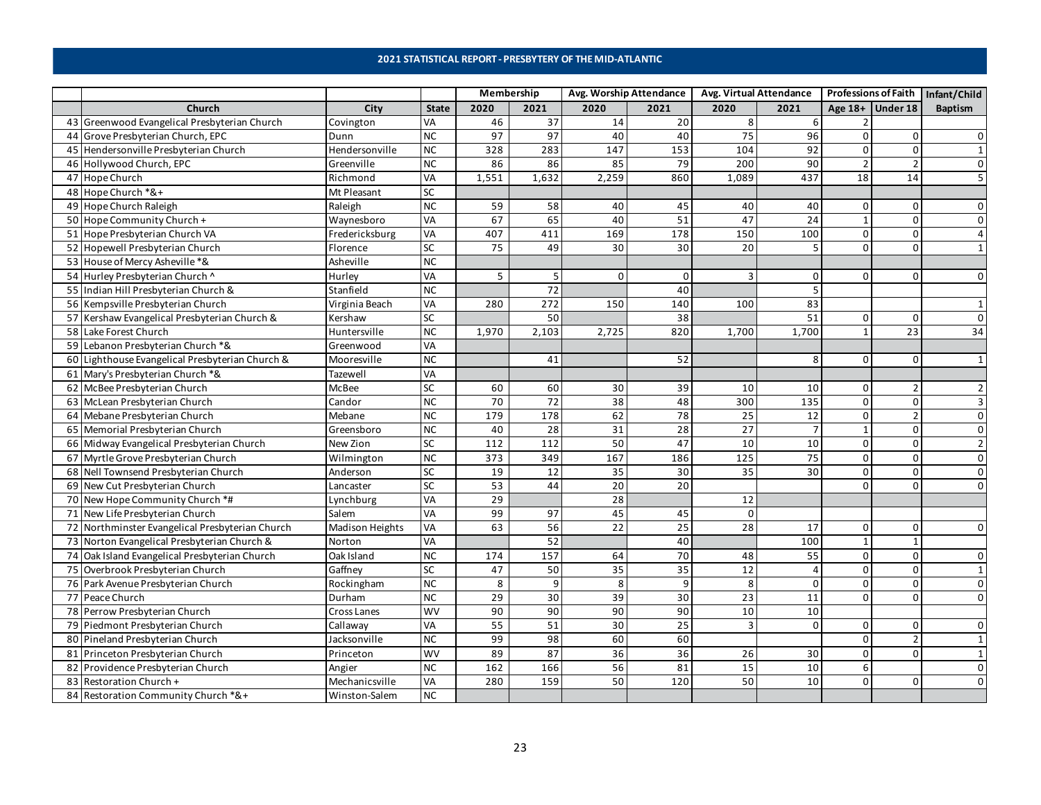## 2021 STATISTICAL REPORT - PRESBYTERY OF THE MID-ATLANTIC

| | | | | Membership | | Avg. Worship Attendance | | Avg. Virtual Attendance | | Professions of Faith | | Infant/Child |
|---|---|---|---|---|---|---|---|---|---|---|---|---|
| | Church | City | State | 2020 | 2021 | 2020 | 2021 | 2020 | 2021 | Age 18+ | Under 18 | Baptism |
| 43 | Greenwood Evangelical Presbyterian Church | Covington | VA | 46 | 37 | 14 | 20 | 8 | 6 | 2 | | |
| 44 | Grove Presbyterian Church, EPC | Dunn | NC | 97 | 97 | 40 | 40 | 75 | 96 | 0 | 0 | 0 |
| 45 | Hendersonville Presbyterian Church | Hendersonville | NC | 328 | 283 | 147 | 153 | 104 | 92 | 0 | 0 | 1 |
| 46 | Hollywood Church, EPC | Greenville | NC | 86 | 86 | 85 | 79 | 200 | 90 | 2 | 2 | 0 |
| 47 | Hope Church | Richmond | VA | 1,551 | 1,632 | 2,259 | 860 | 1,089 | 437 | 18 | 14 | 5 |
| 48 | Hope Church *&+ | Mt Pleasant | SC | | | | | | | | | |
| 49 | Hope Church Raleigh | Raleigh | NC | 59 | 58 | 40 | 45 | 40 | 40 | 0 | 0 | 0 |
| 50 | Hope Community Church + | Waynesboro | VA | 67 | 65 | 40 | 51 | 47 | 24 | 1 | 0 | 0 |
| 51 | Hope Presbyterian Church VA | Fredericksburg | VA | 407 | 411 | 169 | 178 | 150 | 100 | 0 | 0 | 4 |
| 52 | Hopewell Presbyterian Church | Florence | SC | 75 | 49 | 30 | 30 | 20 | 5 | 0 | 0 | 1 |
| 53 | House of Mercy Asheville *& | Asheville | NC | | | | | | | | | |
| 54 | Hurley Presbyterian Church ^ | Hurley | VA | 5 | 5 | 0 | 0 | 3 | 0 | 0 | 0 | 0 |
| 55 | Indian Hill Presbyterian Church & | Stanfield | NC | | 72 | | 40 | | 5 | | | |
| 56 | Kempsville Presbyterian Church | Virginia Beach | VA | 280 | 272 | 150 | 140 | 100 | 83 | | | 1 |
| 57 | Kershaw Evangelical Presbyterian Church & | Kershaw | SC | | 50 | | 38 | | 51 | 0 | 0 | 0 |
| 58 | Lake Forest Church | Huntersville | NC | 1,970 | 2,103 | 2,725 | 820 | 1,700 | 1,700 | 1 | 23 | 34 |
| 59 | Lebanon Presbyterian Church *& | Greenwood | VA | | | | | | | | | |
| 60 | Lighthouse Evangelical Presbyterian Church & | Mooresville | NC | | 41 | | 52 | | 8 | 0 | 0 | 1 |
| 61 | Mary's Presbyterian Church *& | Tazewell | VA | | | | | | | | | |
| 62 | McBee Presbyterian Church | McBee | SC | 60 | 60 | 30 | 39 | 10 | 10 | 0 | 2 | 2 |
| 63 | McLean Presbyterian Church | Candor | NC | 70 | 72 | 38 | 48 | 300 | 135 | 0 | 0 | 3 |
| 64 | Mebane Presbyterian Church | Mebane | NC | 179 | 178 | 62 | 78 | 25 | 12 | 0 | 2 | 0 |
| 65 | Memorial Presbyterian Church | Greensboro | NC | 40 | 28 | 31 | 28 | 27 | 7 | 1 | 0 | 0 |
| 66 | Midway Evangelical Presbyterian Church | New Zion | SC | 112 | 112 | 50 | 47 | 10 | 10 | 0 | 0 | 2 |
| 67 | Myrtle Grove Presbyterian Church | Wilmington | NC | 373 | 349 | 167 | 186 | 125 | 75 | 0 | 0 | 0 |
| 68 | Nell Townsend Presbyterian Church | Anderson | SC | 19 | 12 | 35 | 30 | 35 | 30 | 0 | 0 | 0 |
| 69 | New Cut Presbyterian Church | Lancaster | SC | 53 | 44 | 20 | 20 | | | 0 | 0 | 0 |
| 70 | New Hope Community Church *# | Lynchburg | VA | 29 | | 28 | | 12 | | | | |
| 71 | New Life Presbyterian Church | Salem | VA | 99 | 97 | 45 | 45 | 0 | | | | |
| 72 | Northminster Evangelical Presbyterian Church | Madison Heights | VA | 63 | 56 | 22 | 25 | 28 | 17 | 0 | 0 | 0 |
| 73 | Norton Evangelical Presbyterian Church & | Norton | VA | | 52 | | 40 | | 100 | 1 | 1 | |
| 74 | Oak Island Evangelical Presbyterian Church | Oak Island | NC | 174 | 157 | 64 | 70 | 48 | 55 | 0 | 0 | 0 |
| 75 | Overbrook Presbyterian Church | Gaffney | SC | 47 | 50 | 35 | 35 | 12 | 4 | 0 | 0 | 1 |
| 76 | Park Avenue Presbyterian Church | Rockingham | NC | 8 | 9 | 8 | 9 | 8 | 0 | 0 | 0 | 0 |
| 77 | Peace Church | Durham | NC | 29 | 30 | 39 | 30 | 23 | 11 | 0 | 0 | 0 |
| 78 | Perrow Presbyterian Church | Cross Lanes | WV | 90 | 90 | 90 | 90 | 10 | 10 | | | |
| 79 | Piedmont Presbyterian Church | Callaway | VA | 55 | 51 | 30 | 25 | 3 | 0 | 0 | 0 | 0 |
| 80 | Pineland Presbyterian Church | Jacksonville | NC | 99 | 98 | 60 | 60 | | | 0 | 2 | 1 |
| 81 | Princeton Presbyterian Church | Princeton | WV | 89 | 87 | 36 | 36 | 26 | 30 | 0 | 0 | 1 |
| 82 | Providence Presbyterian Church | Angier | NC | 162 | 166 | 56 | 81 | 15 | 10 | 6 | | 0 |
| 83 | Restoration Church + | Mechanicsville | VA | 280 | 159 | 50 | 120 | 50 | 10 | 0 | 0 | 0 |
| 84 | Restoration Community Church *&+ | Winston-Salem | NC | | | | | | | | | |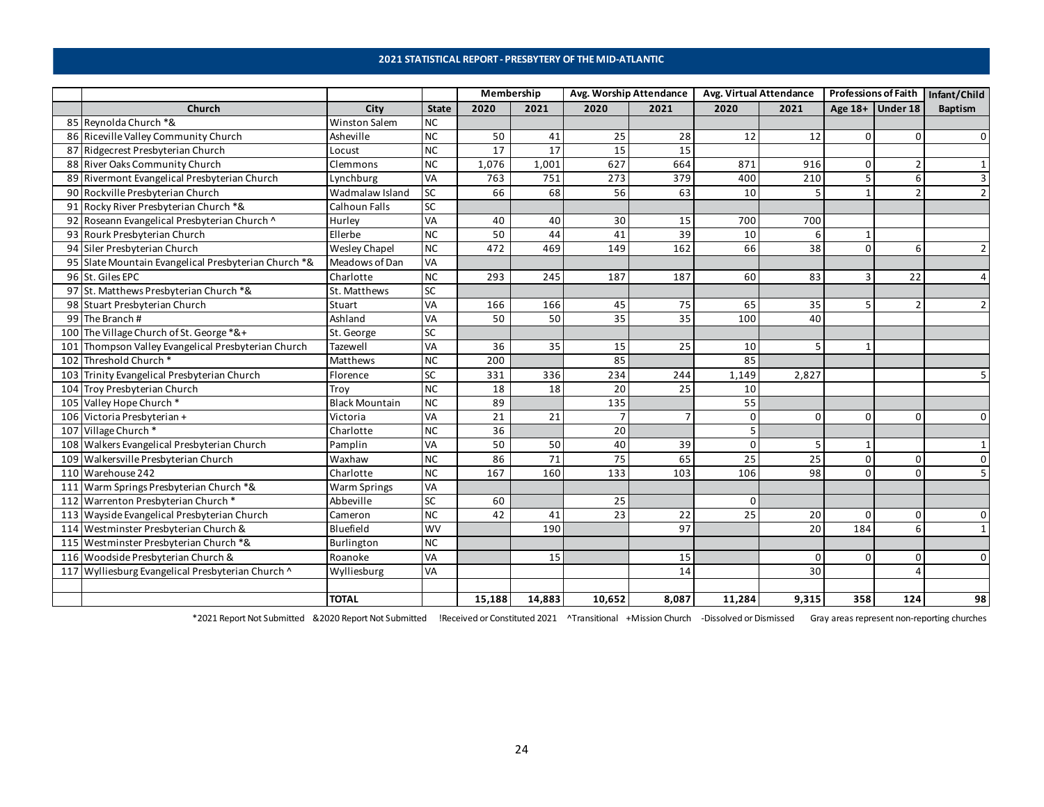## 2021 STATISTICAL REPORT - PRESBYTERY OF THE MID-ATLANTIC

| | | | | Membership | | Avg. Worship Attendance | | Avg. Virtual Attendance | | Professions of Faith | | Infant/Child |
|---|---|---|---|---|---|---|---|---|---|---|---|---|
| | Church | City | State | 2020 | 2021 | 2020 | 2021 | 2020 | 2021 | Age 18+ | Under 18 | Baptism |
| 85 | Reynolda Church *& | Winston Salem | NC | | | | | | | | | |
| 86 | Riceville Valley Community Church | Asheville | NC | 50 | 41 | 25 | 28 | 12 | 12 | 0 | 0 | 0 |
| 87 | Ridgecrest Presbyterian Church | Locust | NC | 17 | 17 | 15 | 15 | | | | | |
| 88 | River Oaks Community Church | Clemmons | NC | 1,076 | 1,001 | 627 | 664 | 871 | 916 | 0 | 2 | 1 |
| 89 | Rivermont Evangelical Presbyterian Church | Lynchburg | VA | 763 | 751 | 273 | 379 | 400 | 210 | 5 | 6 | 3 |
| 90 | Rockville Presbyterian Church | Wadmalaw Island | SC | 66 | 68 | 56 | 63 | 10 | 5 | 1 | 2 | 2 |
| 91 | Rocky River Presbyterian Church *& | Calhoun Falls | SC | | | | | | | | | |
| 92 | Roseann Evangelical Presbyterian Church ^ | Hurley | VA | 40 | 40 | 30 | 15 | 700 | 700 | | | |
| 93 | Rourk Presbyterian Church | Ellerbe | NC | 50 | 44 | 41 | 39 | 10 | 6 | 1 | | |
| 94 | Siler Presbyterian Church | Wesley Chapel | NC | 472 | 469 | 149 | 162 | 66 | 38 | 0 | 6 | 2 |
| 95 | Slate Mountain Evangelical Presbyterian Church *& | Meadows of Dan | VA | | | | | | | | | |
| 96 | St. Giles EPC | Charlotte | NC | 293 | 245 | 187 | 187 | 60 | 83 | 3 | 22 | 4 |
| 97 | St. Matthews Presbyterian Church *& | St. Matthews | SC | | | | | | | | | |
| 98 | Stuart Presbyterian Church | Stuart | VA | 166 | 166 | 45 | 75 | 65 | 35 | 5 | 2 | 2 |
| 99 | The Branch # | Ashland | VA | 50 | 50 | 35 | 35 | 100 | 40 | | | |
| 100 | The Village Church of St. George *&+ | St. George | SC | | | | | | | | | |
| 101 | Thompson Valley Evangelical Presbyterian Church | Tazewell | VA | 36 | 35 | 15 | 25 | 10 | 5 | 1 | | |
| 102 | Threshold Church * | Matthews | NC | 200 | | 85 | | 85 | | | | |
| 103 | Trinity Evangelical Presbyterian Church | Florence | SC | 331 | 336 | 234 | 244 | 1,149 | 2,827 | | | 5 |
| 104 | Troy Presbyterian Church | Troy | NC | 18 | 18 | 20 | 25 | 10 | | | | |
| 105 | Valley Hope Church * | Black Mountain | NC | 89 | | 135 | | 55 | | | | |
| 106 | Victoria Presbyterian + | Victoria | VA | 21 | 21 | 7 | 7 | 0 | 0 | 0 | 0 | 0 |
| 107 | Village Church * | Charlotte | NC | 36 | | 20 | | 5 | | | | |
| 108 | Walkers Evangelical Presbyterian Church | Pamplin | VA | 50 | 50 | 40 | 39 | 0 | 5 | 1 | | 1 |
| 109 | Walkersville Presbyterian Church | Waxhaw | NC | 86 | 71 | 75 | 65 | 25 | 25 | 0 | 0 | 0 |
| 110 | Warehouse 242 | Charlotte | NC | 167 | 160 | 133 | 103 | 106 | 98 | 0 | 0 | 5 |
| 111 | Warm Springs Presbyterian Church *& | Warm Springs | VA | | | | | | | | | |
| 112 | Warrenton Presbyterian Church * | Abbeville | SC | 60 | | 25 | | 0 | | | | |
| 113 | Wayside Evangelical Presbyterian Church | Cameron | NC | 42 | 41 | 23 | 22 | 25 | 20 | 0 | 0 | 0 |
| 114 | Westminster Presbyterian Church & | Bluefield | WV | | 190 | | 97 | | 20 | 184 | 6 | 1 |
| 115 | Westminster Presbyterian Church *& | Burlington | NC | | | | | | | | | |
| 116 | Woodside Presbyterian Church & | Roanoke | VA | | 15 | | 15 | | 0 | 0 | 0 | 0 |
| 117 | Wylliesburg Evangelical Presbyterian Church ^ | Wylliesburg | VA | | | | 14 | | 30 | | 4 | |
| | | | | | | | | | | | | |
| | | **TOTAL** | | **15,188** | **14,883** | **10,652** | **8,087** | **11,284** | **9,315** | **358** | **124** | **98** |

*2021 Report Not Submitted &2020 Report Not Submitted !Received or Constituted 2021 ^Transitional +Mission Church -Dissolved or Dismissed Gray areas represent non-reporting churches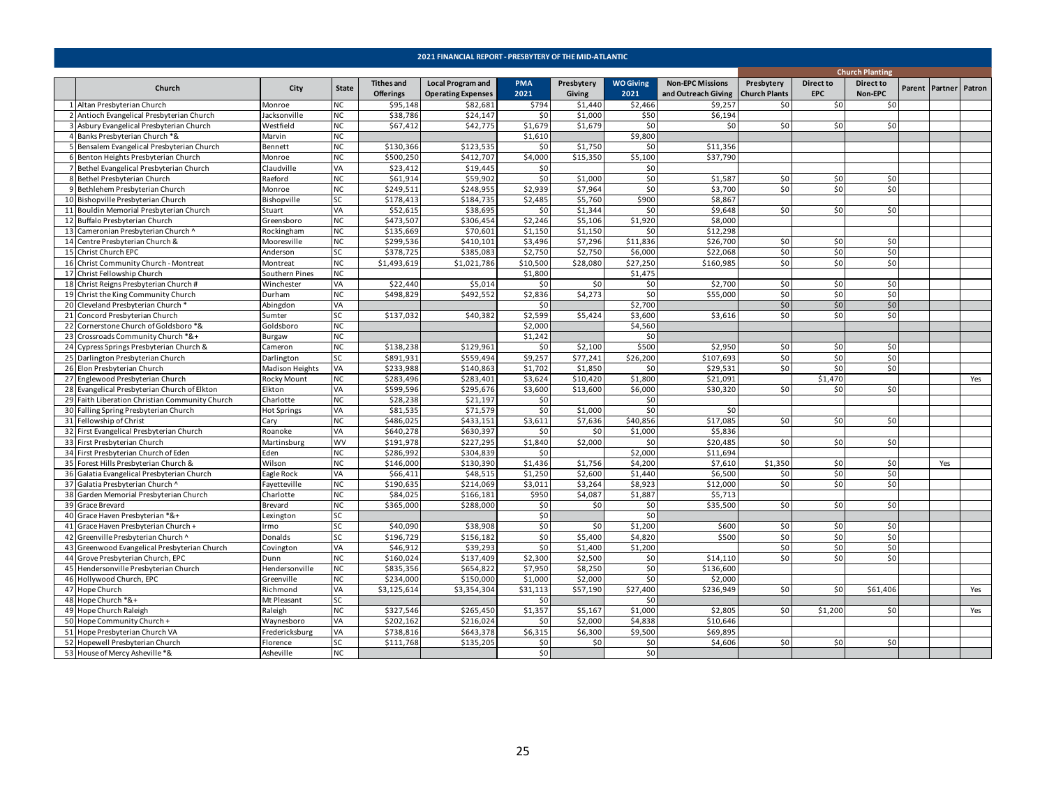# 2021 FINANCIAL REPORT - PRESBYTERY OF THE MID-ATLANTIC

| | Church | City | State | Tithes and Offerings | Local Program and Operating Expenses | PMA 2021 | Presbytery Giving | WO Giving 2021 | Non-EPC Missions and Outreach Giving | Church Planting | | | | | |
|---|---|---|---|---|---|---|---|---|---|---|---|---|---|---|---|
| | | | | | | | | | | Presbytery Church Plants | Direct to EPC | Direct to Non-EPC | Parent | Partner | Patron |
| 1 | Altan Presbyterian Church | Monroe | NC | $95,148 | $82,681 | $794 | $1,440 | $2,466 | $9,257 | $0 | $0 | $0 | | | |
| 2 | Antioch Evangelical Presbyterian Church | Jacksonville | NC | $38,786 | $24,147 | $0 | $1,000 | $50 | $6,194 | | | | | | |
| 3 | Asbury Evangelical Presbyterian Church | Westfield | NC | $67,412 | $42,775 | $1,679 | $1,679 | $0 | $0 | $0 | $0 | $0 | | | |
| 4 | Banks Presbyterian Church *& | Marvin | NC | | | $1,610 | | $9,800 | | | | | | | |
| 5 | Bensalem Evangelical Presbyterian Church | Bennett | NC | $130,366 | $123,535 | $0 | $1,750 | $0 | $11,356 | | | | | | |
| 6 | Benton Heights Presbyterian Church | Monroe | NC | $500,250 | $412,707 | $4,000 | $15,350 | $5,100 | $37,790 | | | | | | |
| 7 | Bethel Evangelical Presbyterian Church | Claudville | VA | $23,412 | $19,445 | $0 | | $0 | | | | | | | |
| 8 | Bethel Presbyterian Church | Raeford | NC | $61,914 | $59,902 | $0 | $1,000 | $0 | $1,587 | $0 | $0 | $0 | | | |
| 9 | Bethlehem Presbyterian Church | Monroe | NC | $249,511 | $248,955 | $2,939 | $7,964 | $0 | $3,700 | $0 | $0 | $0 | | | |
| 10 | Bishopville Presbyterian Church | Bishopville | SC | $178,413 | $184,735 | $2,485 | $5,760 | $900 | $8,867 | | | | | | |
| 11 | Bouldin Memorial Presbyterian Church | Stuart | VA | $52,615 | $38,695 | $0 | $1,344 | $0 | $9,648 | $0 | $0 | $0 | | | |
| 12 | Buffalo Presbyterian Church | Greensboro | NC | $473,507 | $306,454 | $2,246 | $5,106 | $1,920 | $8,000 | | | | | | |
| 13 | Cameronian Presbyterian Church ^ | Rockingham | NC | $135,669 | $70,601 | $1,150 | $1,150 | $0 | $12,298 | | | | | | |
| 14 | Centre Presbyterian Church & | Mooresville | NC | $299,536 | $410,101 | $3,496 | $7,296 | $11,836 | $26,700 | $0 | $0 | $0 | | | |
| 15 | Christ Church EPC | Anderson | SC | $378,725 | $385,083 | $2,750 | $2,750 | $6,000 | $22,068 | $0 | $0 | $0 | | | |
| 16 | Christ Community Church - Montreat | Montreat | NC | $1,493,619 | $1,021,786 | $10,500 | $28,080 | $27,250 | $160,985 | $0 | $0 | $0 | | | |
| 17 | Christ Fellowship Church | Southern Pines | NC | | | $1,800 | | $1,475 | | | | | | | |
| 18 | Christ Reigns Presbyterian Church # | Winchester | VA | $22,440 | $5,014 | $0 | $0 | $0 | $2,700 | $0 | $0 | $0 | | | |
| 19 | Christ the King Community Church | Durham | NC | $498,829 | $492,552 | $2,836 | $4,273 | $0 | $55,000 | $0 | $0 | $0 | | | |
| 20 | Cleveland Presbyterian Church * | Abingdon | VA | | | $0 | | $2,700 | | $0 | $0 | $0 | | | |
| 21 | Concord Presbyterian Church | Sumter | SC | $137,032 | $40,382 | $2,599 | $5,424 | $3,600 | $3,616 | $0 | $0 | $0 | | | |
| 22 | Cornerstone Church of Goldsboro *& | Goldsboro | NC | | | $2,000 | | $4,560 | | | | | | | |
| 23 | Crossroads Community Church *&+ | Burgaw | NC | | | $1,242 | | $0 | | | | | | | |
| 24 | Cypress Springs Presbyterian Church & | Cameron | NC | $138,238 | $129,961 | $0 | $2,100 | $500 | $2,950 | $0 | $0 | $0 | | | |
| 25 | Darlington Presbyterian Church | Darlington | SC | $891,931 | $559,494 | $9,257 | $77,241 | $26,200 | $107,693 | $0 | $0 | $0 | | | |
| 26 | Elon Presbyterian Church | Madison Heights | VA | $233,988 | $140,863 | $1,702 | $1,850 | $0 | $29,531 | $0 | $0 | $0 | | | |
| 27 | Englewood Presbyterian Church | Rocky Mount | NC | $283,496 | $283,401 | $3,624 | $10,420 | $1,800 | $21,091 | | $1,470 | | | | Yes |
| 28 | Evangelical Presbyterian Church of Elkton | Elkton | VA | $599,596 | $295,676 | $3,600 | $13,600 | $6,000 | $30,320 | $0 | $0 | $0 | | | |
| 29 | Faith Liberation Christian Community Church | Charlotte | NC | $28,238 | $21,197 | $0 | | $0 | | | | | | | |
| 30 | Falling Spring Presbyterian Church | Hot Springs | VA | $81,535 | $71,579 | $0 | $1,000 | $0 | $0 | | | | | | |
| 31 | Fellowship of Christ | Cary | NC | $486,025 | $433,151 | $3,611 | $7,636 | $40,856 | $17,085 | $0 | $0 | $0 | | | |
| 32 | First Evangelical Presbyterian Church | Roanoke | VA | $640,278 | $630,397 | $0 | $0 | $1,000 | $5,836 | | | | | | |
| 33 | First Presbyterian Church | Martinsburg | WV | $191,978 | $227,295 | $1,840 | $2,000 | $0 | $20,485 | $0 | $0 | $0 | | | |
| 34 | First Presbyterian Church of Eden | Eden | NC | $286,992 | $304,839 | $0 | | $2,000 | $11,694 | | | | | | |
| 35 | Forest Hills Presbyterian Church & | Wilson | NC | $146,000 | $130,390 | $1,436 | $1,756 | $4,200 | $7,610 | $1,350 | $0 | $0 | | Yes | |
| 36 | Galatia Evangelical Presbyterian Church | Eagle Rock | VA | $66,411 | $48,515 | $1,250 | $2,600 | $1,440 | $6,500 | $0 | $0 | $0 | | | |
| 37 | Galatia Presbyterian Church ^ | Fayetteville | NC | $190,635 | $214,069 | $3,011 | $3,264 | $8,923 | $12,000 | $0 | $0 | $0 | | | |
| 38 | Garden Memorial Presbyterian Church | Charlotte | NC | $84,025 | $166,181 | $950 | $4,087 | $1,887 | $5,713 | | | | | | |
| 39 | Grace Brevard | Brevard | NC | $365,000 | $288,000 | $0 | $0 | $0 | $35,500 | $0 | $0 | $0 | | | |
| 40 | Grace Haven Presbyterian *&+ | Lexington | SC | | | $0 | | $0 | | | | | | | |
| 41 | Grace Haven Presbyterian Church + | Irmo | SC | $40,090 | $38,908 | $0 | $0 | $1,200 | $600 | $0 | $0 | $0 | | | |
| 42 | Greenville Presbyterian Church ^ | Donalds | SC | $196,729 | $156,182 | $0 | $5,400 | $4,820 | $500 | $0 | $0 | $0 | | | |
| 43 | Greenwood Evangelical Presbyterian Church | Covington | VA | $46,912 | $39,293 | $0 | $1,400 | $1,200 | | $0 | $0 | $0 | | | |
| 44 | Grove Presbyterian Church, EPC | Dunn | NC | $160,024 | $137,409 | $2,300 | $2,500 | $0 | $14,110 | $0 | $0 | $0 | | | |
| 45 | Hendersonville Presbyterian Church | Hendersonville | NC | $835,356 | $654,822 | $7,950 | $8,250 | $0 | $136,600 | | | | | | |
| 46 | Hollywood Church, EPC | Greenville | NC | $234,000 | $150,000 | $1,000 | $2,000 | $0 | $2,000 | | | | | | |
| 47 | Hope Church | Richmond | VA | $3,125,614 | $3,354,304 | $31,113 | $57,190 | $27,400 | $236,949 | $0 | $0 | $61,406 | | | Yes |
| 48 | Hope Church *&+ | Mt Pleasant | SC | | | $0 | | $0 | | | | | | | |
| 49 | Hope Church Raleigh | Raleigh | NC | $327,546 | $265,450 | $1,357 | $5,167 | $1,000 | $2,805 | $0 | $1,200 | $0 | | | Yes |
| 50 | Hope Community Church + | Waynesboro | VA | $202,162 | $216,024 | $0 | $2,000 | $4,838 | $10,646 | | | | | | |
| 51 | Hope Presbyterian Church VA | Fredericksburg | VA | $738,816 | $643,378 | $6,315 | $6,300 | $9,500 | $69,895 | | | | | | |
| 52 | Hopewell Presbyterian Church | Florence | SC | $111,768 | $135,205 | $0 | $0 | $0 | $4,606 | $0 | $0 | $0 | | | |
| 53 | House of Mercy Asheville *& | Asheville | NC | | | $0 | | $0 | | | | | | | |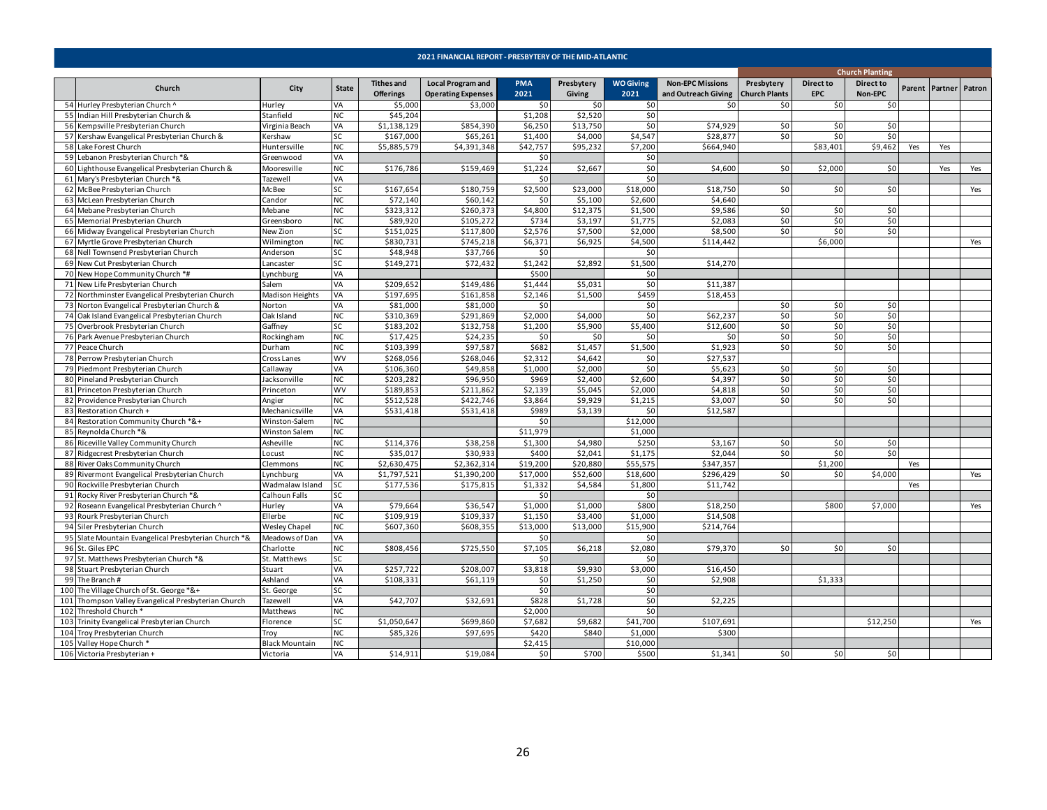## 2021 FINANCIAL REPORT - PRESBYTERY OF THE MID-ATLANTIC

| | Church | City | State | Tithes and Offerings | Local Program and Operating Expenses | PMA 2021 | Presbytery Giving | WO Giving 2021 | Non-EPC Missions and Outreach Giving | Church Planting | | | | | |
|---|---|---|---|---|---|---|---|---|---|---|---|---|---|---|---|
| | | | | | | | | | | Presbytery Church Plants | Direct to EPC | Direct to Non-EPC | Parent | Partner | Patron |
| 54 | Hurley Presbyterian Church ^ | Hurley | VA | $5,000 | $3,000 | $0 | $0 | $0 | $0 | $0 | $0 | $0 | | | |
| 55 | Indian Hill Presbyterian Church & | Stanfield | NC | $45,204 | | $1,208 | $2,520 | $0 | | | | | | | |
| 56 | Kempsville Presbyterian Church | Virginia Beach | VA | $1,138,129 | $854,390 | $6,250 | $13,750 | $0 | $74,929 | $0 | $0 | $0 | | | |
| 57 | Kershaw Evangelical Presbyterian Church & | Kershaw | SC | $167,000 | $65,261 | $1,400 | $4,000 | $4,547 | $28,877 | $0 | $0 | $0 | | | |
| 58 | Lake Forest Church | Huntersville | NC | $5,885,579 | $4,391,348 | $42,757 | $95,232 | $7,200 | $664,940 | | $83,401 | $9,462 | Yes | Yes | |
| 59 | Lebanon Presbyterian Church *& | Greenwood | VA | | | $0 | | $0 | | | | | | | |
| 60 | Lighthouse Evangelical Presbyterian Church & | Mooresville | NC | $176,786 | $159,469 | $1,224 | $2,667 | $0 | $4,600 | $0 | $2,000 | $0 | | Yes | Yes |
| 61 | Mary's Presbyterian Church *& | Tazewell | VA | | | $0 | | $0 | | | | | | | |
| 62 | McBee Presbyterian Church | McBee | SC | $167,654 | $180,759 | $2,500 | $23,000 | $18,000 | $18,750 | $0 | $0 | $0 | | | Yes |
| 63 | McLean Presbyterian Church | Candor | NC | $72,140 | $60,142 | $0 | $5,100 | $2,600 | $4,640 | | | | | | |
| 64 | Mebane Presbyterian Church | Mebane | NC | $323,312 | $260,373 | $4,800 | $12,375 | $1,500 | $9,586 | $0 | $0 | $0 | | | |
| 65 | Memorial Presbyterian Church | Greensboro | NC | $89,920 | $105,272 | $734 | $3,197 | $1,775 | $2,083 | $0 | $0 | $0 | | | |
| 66 | Midway Evangelical Presbyterian Church | New Zion | SC | $151,025 | $117,800 | $2,576 | $7,500 | $2,000 | $8,500 | $0 | $0 | $0 | | | |
| 67 | Myrtle Grove Presbyterian Church | Wilmington | NC | $830,731 | $745,218 | $6,371 | $6,925 | $4,500 | $114,442 | | $6,000 | | | | Yes |
| 68 | Nell Townsend Presbyterian Church | Anderson | SC | $48,948 | $37,766 | $0 | | $0 | | | | | | | |
| 69 | New Cut Presbyterian Church | Lancaster | SC | $149,271 | $72,432 | $1,242 | $2,892 | $1,500 | $14,270 | | | | | | |
| 70 | New Hope Community Church *# | Lynchburg | VA | | | $500 | | $0 | | | | | | | |
| 71 | New Life Presbyterian Church | Salem | VA | $209,652 | $149,486 | $1,444 | $5,031 | $0 | $11,387 | | | | | | |
| 72 | Northminster Evangelical Presbyterian Church | Madison Heights | VA | $197,695 | $161,858 | $2,146 | $1,500 | $459 | $18,453 | | | | | | |
| 73 | Norton Evangelical Presbyterian Church & | Norton | VA | $81,000 | $81,000 | $0 | | $0 | | $0 | $0 | $0 | | | |
| 74 | Oak Island Evangelical Presbyterian Church | Oak Island | NC | $310,369 | $291,869 | $2,000 | $4,000 | $0 | $62,237 | $0 | $0 | $0 | | | |
| 75 | Overbrook Presbyterian Church | Gaffney | SC | $183,202 | $132,758 | $1,200 | $5,900 | $5,400 | $12,600 | $0 | $0 | $0 | | | |
| 76 | Park Avenue Presbyterian Church | Rockingham | NC | $17,425 | $24,235 | $0 | $0 | $0 | $0 | $0 | $0 | $0 | | | |
| 77 | Peace Church | Durham | NC | $103,399 | $97,587 | $682 | $1,457 | $1,500 | $1,923 | $0 | $0 | $0 | | | |
| 78 | Perrow Presbyterian Church | Cross Lanes | WV | $268,056 | $268,046 | $2,312 | $4,642 | $0 | $27,537 | | | | | | |
| 79 | Piedmont Presbyterian Church | Callaway | VA | $106,360 | $49,858 | $1,000 | $2,000 | $0 | $5,623 | $0 | $0 | $0 | | | |
| 80 | Pineland Presbyterian Church | Jacksonville | NC | $203,282 | $96,950 | $969 | $2,400 | $2,600 | $4,397 | $0 | $0 | $0 | | | |
| 81 | Princeton Presbyterian Church | Princeton | WV | $189,853 | $211,862 | $2,139 | $5,045 | $2,000 | $4,818 | $0 | $0 | $0 | | | |
| 82 | Providence Presbyterian Church | Angier | NC | $512,528 | $422,746 | $3,864 | $9,929 | $1,215 | $3,007 | $0 | $0 | $0 | | | |
| 83 | Restoration Church + | Mechanicsville | VA | $531,418 | $531,418 | $989 | $3,139 | $0 | $12,587 | | | | | | |
| 84 | Restoration Community Church *&+ | Winston-Salem | NC | | | $0 | | $12,000 | | | | | | | |
| 85 | Reynolda Church *& | Winston Salem | NC | | | $11,979 | | $1,000 | | | | | | | |
| 86 | Riceville Valley Community Church | Asheville | NC | $114,376 | $38,258 | $1,300 | $4,980 | $250 | $3,167 | $0 | $0 | $0 | | | |
| 87 | Ridgecrest Presbyterian Church | Locust | NC | $35,017 | $30,933 | $400 | $2,041 | $1,175 | $2,044 | $0 | $0 | $0 | | | |
| 88 | River Oaks Community Church | Clemmons | NC | $2,630,475 | $2,362,314 | $19,200 | $20,880 | $55,575 | $347,357 | | $1,200 | | Yes | | |
| 89 | Rivermont Evangelical Presbyterian Church | Lynchburg | VA | $1,797,521 | $1,390,200 | $17,000 | $52,600 | $18,600 | $296,429 | $0 | $0 | $4,000 | | | Yes |
| 90 | Rockville Presbyterian Church | Wadmalaw Island | SC | $177,536 | $175,815 | $1,332 | $4,584 | $1,800 | $11,742 | | | | Yes | | |
| 91 | Rocky River Presbyterian Church *& | Calhoun Falls | SC | | | $0 | | $0 | | | | | | | |
| 92 | Roseann Evangelical Presbyterian Church ^ | Hurley | VA | $79,664 | $36,547 | $1,000 | $1,000 | $800 | $18,250 | | $800 | $7,000 | | | Yes |
| 93 | Rourk Presbyterian Church | Ellerbe | NC | $109,919 | $109,337 | $1,150 | $3,400 | $1,000 | $14,508 | | | | | | |
| 94 | Siler Presbyterian Church | Wesley Chapel | NC | $607,360 | $608,355 | $13,000 | $13,000 | $15,900 | $214,764 | | | | | | |
| 95 | Slate Mountain Evangelical Presbyterian Church *& | Meadows of Dan | VA | | | $0 | | $0 | | | | | | | |
| 96 | St. Giles EPC | Charlotte | NC | $808,456 | $725,550 | $7,105 | $6,218 | $2,080 | $79,370 | $0 | $0 | $0 | | | |
| 97 | St. Matthews Presbyterian Church *& | St. Matthews | SC | | | $0 | | $0 | | | | | | | |
| 98 | Stuart Presbyterian Church | Stuart | VA | $257,722 | $208,007 | $3,818 | $9,930 | $3,000 | $16,450 | | | | | | |
| 99 | The Branch # | Ashland | VA | $108,331 | $61,119 | $0 | $1,250 | $0 | $2,908 | | $1,333 | | | | |
| 100 | The Village Church of St. George *&+ | St. George | SC | | | $0 | | $0 | | | | | | | |
| 101 | Thompson Valley Evangelical Presbyterian Church | Tazewell | VA | $42,707 | $32,691 | $828 | $1,728 | $0 | $2,225 | | | | | | |
| 102 | Threshold Church * | Matthews | NC | | | $2,000 | | $0 | | | | | | | |
| 103 | Trinity Evangelical Presbyterian Church | Florence | SC | $1,050,647 | $699,860 | $7,682 | $9,682 | $41,700 | $107,691 | | | $12,250 | | | Yes |
| 104 | Troy Presbyterian Church | Troy | NC | $85,326 | $97,695 | $420 | $840 | $1,000 | $300 | | | | | | |
| 105 | Valley Hope Church * | Black Mountain | NC | | | $2,415 | | $10,000 | | | | | | | |
| 106 | Victoria Presbyterian + | Victoria | VA | $14,911 | $19,084 | $0 | $700 | $500 | $1,341 | $0 | $0 | $0 | | | |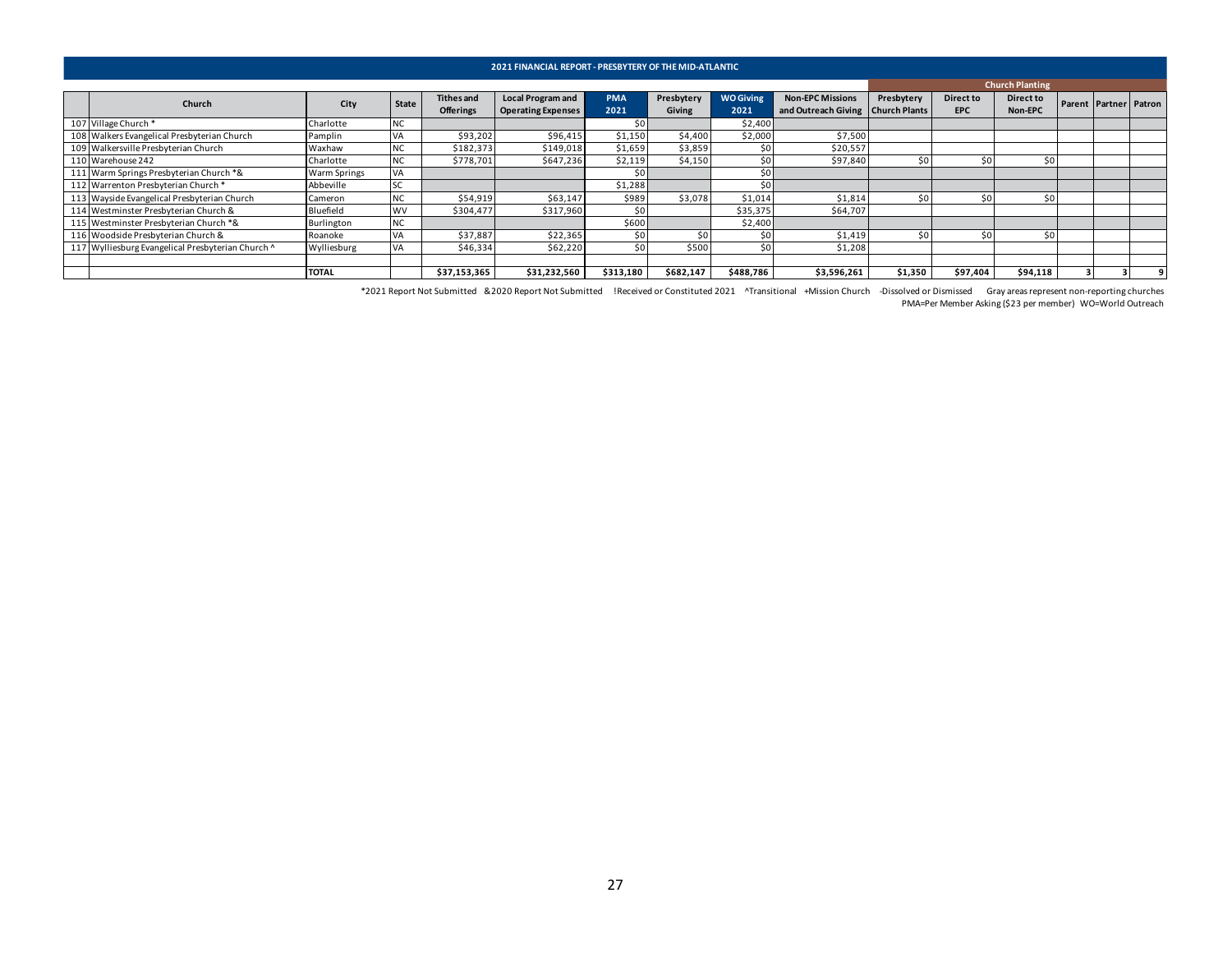## 2021 FINANCIAL REPORT - PRESBYTERY OF THE MID-ATLANTIC

| | Church | City | State | Tithes and Offerings | Local Program and Operating Expenses | PMA 2021 | Presbytery Giving | WO Giving 2021 | Non-EPC Missions and Outreach Giving | Church Planting | | | | | |
|---|---|---|---|---|---|---|---|---|---|---|---|---|---|---|---|
| | | | | | | | | | | Presbytery Church Plants | Direct to EPC | Direct to Non-EPC | Parent | Partner | Patron |
| 107 | Village Church * | Charlotte | NC | | | $0 | | $2,400 | | | | | | | |
| 108 | Walkers Evangelical Presbyterian Church | Pamplin | VA | $93,202 | $96,415 | $1,150 | $4,400 | $2,000 | $7,500 | | | | | | |
| 109 | Walkersville Presbyterian Church | Waxhaw | NC | $182,373 | $149,018 | $1,659 | $3,859 | $0 | $20,557 | | | | | | |
| 110 | Warehouse 242 | Charlotte | NC | $778,701 | $647,236 | $2,119 | $4,150 | $0 | $97,840 | $0 | $0 | $0 | | | |
| 111 | Warm Springs Presbyterian Church *& | Warm Springs | VA | | | $0 | | $0 | | | | | | | |
| 112 | Warrenton Presbyterian Church * | Abbeville | SC | | | $1,288 | | $0 | | | | | | | |
| 113 | Wayside Evangelical Presbyterian Church | Cameron | NC | $54,919 | $63,147 | $989 | $3,078 | $1,014 | $1,814 | $0 | $0 | $0 | | | |
| 114 | Westminster Presbyterian Church & | Bluefield | WV | $304,477 | $317,960 | $0 | | $35,375 | $64,707 | | | | | | |
| 115 | Westminster Presbyterian Church *& | Burlington | NC | | | $600 | | $2,400 | | | | | | | |
| 116 | Woodside Presbyterian Church & | Roanoke | VA | $37,887 | $22,365 | $0 | $0 | $0 | $1,419 | $0 | $0 | $0 | | | |
| 117 | Wylliesburg Evangelical Presbyterian Church ^ | Wylliesburg | VA | $46,334 | $62,220 | $0 | $500 | $0 | $1,208 | | | | | | |
| | | | | | | | | | | | | | | | |
| | | **TOTAL** | | **$37,153,365** | **$31,232,560** | **$313,180** | **$682,147** | **$488,786** | **$3,596,261** | **$1,350** | **$97,404** | **$94,118** | **3** | **3** | **9** |

*2021 Report Not Submitted &2020 Report Not Submitted !Received or Constituted 2021 ^Transitional +Mission Church -Dissolved or Dismissed Gray areas represent non-reporting churches

PMA=Per Member Asking ($23 per member) WO=World Outreach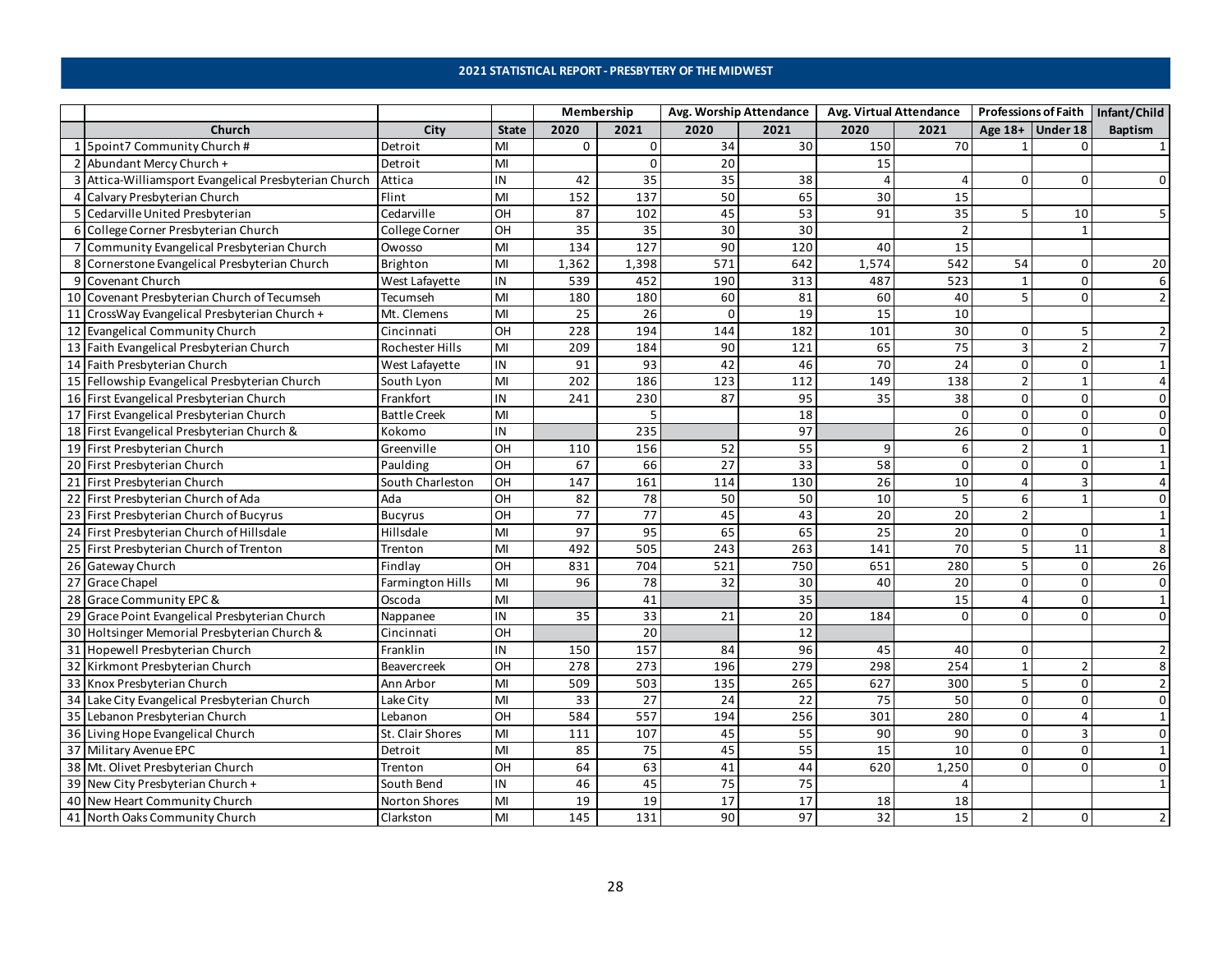## 2021 STATISTICAL REPORT - PRESBYTERY OF THE MIDWEST

| | | | | Membership | | Avg. Worship Attendance | | Avg. Virtual Attendance | | Professions of Faith | | Infant/Child |
|---|---|---|---|---|---|---|---|---|---|---|---|---|
| | Church | City | State | 2020 | 2021 | 2020 | 2021 | 2020 | 2021 | Age 18+ | Under 18 | Baptism |
| 1 | 5point7 Community Church # | Detroit | MI | 0 | 0 | 34 | 30 | 150 | 70 | 1 | 0 | 1 |
| 2 | Abundant Mercy Church + | Detroit | MI | | 0 | 20 | | 15 | | | | |
| 3 | Attica-Williamsport Evangelical Presbyterian Church | Attica | IN | 42 | 35 | 35 | 38 | 4 | 4 | 0 | 0 | 0 |
| 4 | Calvary Presbyterian Church | Flint | MI | 152 | 137 | 50 | 65 | 30 | 15 | | | |
| 5 | Cedarville United Presbyterian | Cedarville | OH | 87 | 102 | 45 | 53 | 91 | 35 | 5 | 10 | 5 |
| 6 | College Corner Presbyterian Church | College Corner | OH | 35 | 35 | 30 | 30 | | 2 | | 1 | |
| 7 | Community Evangelical Presbyterian Church | Owosso | MI | 134 | 127 | 90 | 120 | 40 | 15 | | | |
| 8 | Cornerstone Evangelical Presbyterian Church | Brighton | MI | 1,362 | 1,398 | 571 | 642 | 1,574 | 542 | 54 | 0 | 20 |
| 9 | Covenant Church | West Lafayette | IN | 539 | 452 | 190 | 313 | 487 | 523 | 1 | 0 | 6 |
| 10 | Covenant Presbyterian Church of Tecumseh | Tecumseh | MI | 180 | 180 | 60 | 81 | 60 | 40 | 5 | 0 | 2 |
| 11 | CrossWay Evangelical Presbyterian Church + | Mt. Clemens | MI | 25 | 26 | 0 | 19 | 15 | 10 | | | |
| 12 | Evangelical Community Church | Cincinnati | OH | 228 | 194 | 144 | 182 | 101 | 30 | 0 | 5 | 2 |
| 13 | Faith Evangelical Presbyterian Church | Rochester Hills | MI | 209 | 184 | 90 | 121 | 65 | 75 | 3 | 2 | 7 |
| 14 | Faith Presbyterian Church | West Lafayette | IN | 91 | 93 | 42 | 46 | 70 | 24 | 0 | 0 | 1 |
| 15 | Fellowship Evangelical Presbyterian Church | South Lyon | MI | 202 | 186 | 123 | 112 | 149 | 138 | 2 | 1 | 4 |
| 16 | First Evangelical Presbyterian Church | Frankfort | IN | 241 | 230 | 87 | 95 | 35 | 38 | 0 | 0 | 0 |
| 17 | First Evangelical Presbyterian Church | Battle Creek | MI | | 5 | | 18 | | 0 | 0 | 0 | 0 |
| 18 | First Evangelical Presbyterian Church & | Kokomo | IN | | 235 | | 97 | | 26 | 0 | 0 | 0 |
| 19 | First Presbyterian Church | Greenville | OH | 110 | 156 | 52 | 55 | 9 | 6 | 2 | 1 | 1 |
| 20 | First Presbyterian Church | Paulding | OH | 67 | 66 | 27 | 33 | 58 | 0 | 0 | 0 | 1 |
| 21 | First Presbyterian Church | South Charleston | OH | 147 | 161 | 114 | 130 | 26 | 10 | 4 | 3 | 4 |
| 22 | First Presbyterian Church of Ada | Ada | OH | 82 | 78 | 50 | 50 | 10 | 5 | 6 | 1 | 0 |
| 23 | First Presbyterian Church of Bucyrus | Bucyrus | OH | 77 | 77 | 45 | 43 | 20 | 20 | 2 | | 1 |
| 24 | First Presbyterian Church of Hillsdale | Hillsdale | MI | 97 | 95 | 65 | 65 | 25 | 20 | 0 | 0 | 1 |
| 25 | First Presbyterian Church of Trenton | Trenton | MI | 492 | 505 | 243 | 263 | 141 | 70 | 5 | 11 | 8 |
| 26 | Gateway Church | Findlay | OH | 831 | 704 | 521 | 750 | 651 | 280 | 5 | 0 | 26 |
| 27 | Grace Chapel | Farmington Hills | MI | 96 | 78 | 32 | 30 | 40 | 20 | 0 | 0 | 0 |
| 28 | Grace Community EPC & | Oscoda | MI | | 41 | | 35 | | 15 | 4 | 0 | 1 |
| 29 | Grace Point Evangelical Presbyterian Church | Nappanee | IN | 35 | 33 | 21 | 20 | 184 | 0 | 0 | 0 | 0 |
| 30 | Holtsinger Memorial Presbyterian Church & | Cincinnati | OH | | 20 | | 12 | | | | | |
| 31 | Hopewell Presbyterian Church | Franklin | IN | 150 | 157 | 84 | 96 | 45 | 40 | 0 | | 2 |
| 32 | Kirkmont Presbyterian Church | Beavercreek | OH | 278 | 273 | 196 | 279 | 298 | 254 | 1 | 2 | 8 |
| 33 | Knox Presbyterian Church | Ann Arbor | MI | 509 | 503 | 135 | 265 | 627 | 300 | 5 | 0 | 2 |
| 34 | Lake City Evangelical Presbyterian Church | Lake City | MI | 33 | 27 | 24 | 22 | 75 | 50 | 0 | 0 | 0 |
| 35 | Lebanon Presbyterian Church | Lebanon | OH | 584 | 557 | 194 | 256 | 301 | 280 | 0 | 4 | 1 |
| 36 | Living Hope Evangelical Church | St. Clair Shores | MI | 111 | 107 | 45 | 55 | 90 | 90 | 0 | 3 | 0 |
| 37 | Military Avenue EPC | Detroit | MI | 85 | 75 | 45 | 55 | 15 | 10 | 0 | 0 | 1 |
| 38 | Mt. Olivet Presbyterian Church | Trenton | OH | 64 | 63 | 41 | 44 | 620 | 1,250 | 0 | 0 | 0 |
| 39 | New City Presbyterian Church + | South Bend | IN | 46 | 45 | 75 | 75 | | 4 | | | 1 |
| 40 | New Heart Community Church | Norton Shores | MI | 19 | 19 | 17 | 17 | 18 | 18 | | | |
| 41 | North Oaks Community Church | Clarkston | MI | 145 | 131 | 90 | 97 | 32 | 15 | 2 | 0 | 2 |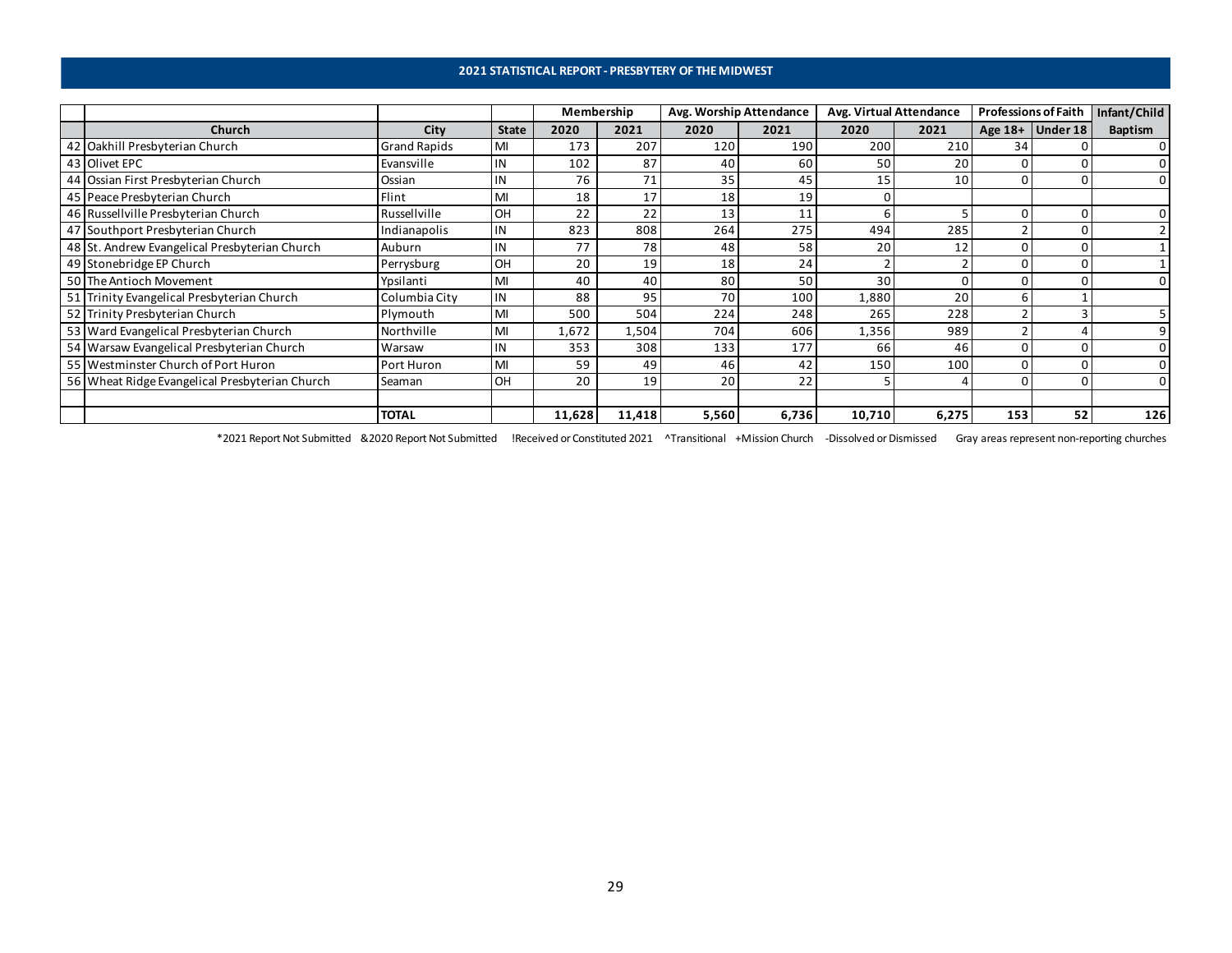## 2021 STATISTICAL REPORT - PRESBYTERY OF THE MIDWEST

| | | | | Membership | | Avg. Worship Attendance | | Avg. Virtual Attendance | | Professions of Faith | | Infant/Child |
|---|---|---|---|---|---|---|---|---|---|---|---|---|
| | Church | City | State | 2020 | 2021 | 2020 | 2021 | 2020 | 2021 | Age 18+ | Under 18 | Baptism |
| 42 | Oakhill Presbyterian Church | Grand Rapids | MI | 173 | 207 | 120 | 190 | 200 | 210 | 34 | 0 | 0 |
| 43 | Olivet EPC | Evansville | IN | 102 | 87 | 40 | 60 | 50 | 20 | 0 | 0 | 0 |
| 44 | Ossian First Presbyterian Church | Ossian | IN | 76 | 71 | 35 | 45 | 15 | 10 | 0 | 0 | 0 |
| 45 | Peace Presbyterian Church | Flint | MI | 18 | 17 | 18 | 19 | 0 | | | | |
| 46 | Russellville Presbyterian Church | Russellville | OH | 22 | 22 | 13 | 11 | 6 | 5 | 0 | 0 | 0 |
| 47 | Southport Presbyterian Church | Indianapolis | IN | 823 | 808 | 264 | 275 | 494 | 285 | 2 | 0 | 2 |
| 48 | St. Andrew Evangelical Presbyterian Church | Auburn | IN | 77 | 78 | 48 | 58 | 20 | 12 | 0 | 0 | 1 |
| 49 | Stonebridge EP Church | Perrysburg | OH | 20 | 19 | 18 | 24 | 2 | 2 | 0 | 0 | 1 |
| 50 | The Antioch Movement | Ypsilanti | MI | 40 | 40 | 80 | 50 | 30 | 0 | 0 | 0 | 0 |
| 51 | Trinity Evangelical Presbyterian Church | Columbia City | IN | 88 | 95 | 70 | 100 | 1,880 | 20 | 6 | 1 | |
| 52 | Trinity Presbyterian Church | Plymouth | MI | 500 | 504 | 224 | 248 | 265 | 228 | 2 | 3 | 5 |
| 53 | Ward Evangelical Presbyterian Church | Northville | MI | 1,672 | 1,504 | 704 | 606 | 1,356 | 989 | 2 | 4 | 9 |
| 54 | Warsaw Evangelical Presbyterian Church | Warsaw | IN | 353 | 308 | 133 | 177 | 66 | 46 | 0 | 0 | 0 |
| 55 | Westminster Church of Port Huron | Port Huron | MI | 59 | 49 | 46 | 42 | 150 | 100 | 0 | 0 | 0 |
| 56 | Wheat Ridge Evangelical Presbyterian Church | Seaman | OH | 20 | 19 | 20 | 22 | 5 | 4 | 0 | 0 | 0 |
| | | | | | | | | | | | | |
| | | **TOTAL** | | **11,628** | **11,418** | **5,560** | **6,736** | **10,710** | **6,275** | **153** | **52** | **126** |

*2021 Report Not Submitted &2020 Report Not Submitted !Received or Constituted 2021 ^Transitional +Mission Church -Dissolved or Dismissed Gray areas represent non-reporting churches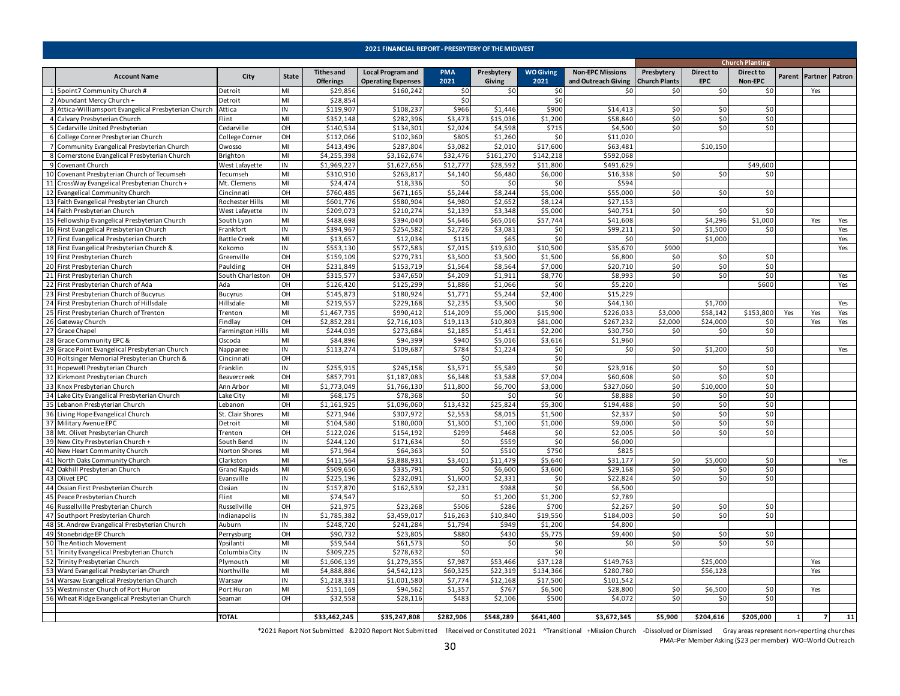# 2021 FINANCIAL REPORT - PRESBYTERY OF THE MIDWEST

| | Account Name | City | State | Tithes and Offerings | Local Program and Operating Expenses | PMA 2021 | Presbytery Giving | WO Giving 2021 | Non-EPC Missions and Outreach Giving | Church Planting | | | | | |
|---|---|---|---|---|---|---|---|---|---|---|---|---|---|---|---|
| | | | | | | | | | | Presbytery Church Plants | Direct to EPC | Direct to Non-EPC | Parent | Partner | Patron |
| 1 | 5point7 Community Church # | Detroit | MI | $29,856 | $160,242 | $0 | $0 | $0 | $0 | $0 | $0 | $0 | | Yes | |
| 2 | Abundant Mercy Church + | Detroit | MI | $28,854 | | $0 | | $0 | | | | | | | |
| 3 | Attica-Williamsport Evangelical Presbyterian Church | Attica | IN | $119,907 | $108,237 | $966 | $1,446 | $900 | $14,413 | $0 | $0 | $0 | | | |
| 4 | Calvary Presbyterian Church | Flint | MI | $352,148 | $282,396 | $3,473 | $15,036 | $1,200 | $58,840 | $0 | $0 | $0 | | | |
| 5 | Cedarville United Presbyterian | Cedarville | OH | $140,534 | $134,301 | $2,024 | $4,598 | $715 | $4,500 | $0 | $0 | $0 | | | |
| 6 | College Corner Presbyterian Church | College Corner | OH | $112,066 | $102,360 | $805 | $1,260 | $0 | $11,020 | | | | | | |
| 7 | Community Evangelical Presbyterian Church | Owosso | MI | $413,496 | $287,804 | $3,082 | $2,010 | $17,600 | $63,481 | | $10,150 | | | | |
| 8 | Cornerstone Evangelical Presbyterian Church | Brighton | MI | $4,255,398 | $3,162,674 | $32,476 | $161,270 | $142,218 | $592,068 | | | | | | |
| 9 | Covenant Church | West Lafayette | IN | $1,969,227 | $1,627,656 | $12,777 | $28,592 | $11,800 | $491,629 | | | $49,600 | | | |
| 10 | Covenant Presbyterian Church of Tecumseh | Tecumseh | MI | $310,910 | $263,817 | $4,140 | $6,480 | $6,000 | $16,338 | $0 | $0 | $0 | | | |
| 11 | CrossWay Evangelical Presbyterian Church + | Mt. Clemens | MI | $24,474 | $18,336 | $0 | $0 | $0 | $594 | | | | | | |
| 12 | Evangelical Community Church | Cincinnati | OH | $760,485 | $671,165 | $5,244 | $8,244 | $5,000 | $55,000 | $0 | $0 | $0 | | | |
| 13 | Faith Evangelical Presbyterian Church | Rochester Hills | MI | $601,776 | $580,904 | $4,980 | $2,652 | $8,124 | $27,153 | | | | | | |
| 14 | Faith Presbyterian Church | West Lafayette | IN | $209,073 | $210,274 | $2,139 | $3,348 | $5,000 | $40,751 | $0 | $0 | $0 | | | |
| 15 | Fellowship Evangelical Presbyterian Church | South Lyon | MI | $488,698 | $394,040 | $4,646 | $65,016 | $57,744 | $41,608 | | $4,296 | $1,000 | | Yes | Yes |
| 16 | First Evangelical Presbyterian Church | Frankfort | IN | $394,967 | $254,582 | $2,726 | $3,081 | $0 | $99,211 | $0 | $1,500 | $0 | | | Yes |
| 17 | First Evangelical Presbyterian Church | Battle Creek | MI | $13,657 | $12,034 | $115 | $65 | $0 | $0 | | $1,000 | | | | Yes |
| 18 | First Evangelical Presbyterian Church & | Kokomo | IN | $553,130 | $572,583 | $7,015 | $19,630 | $10,500 | $35,670 | $900 | | | | | Yes |
| 19 | First Presbyterian Church | Greenville | OH | $159,109 | $279,731 | $3,500 | $3,500 | $1,500 | $6,800 | $0 | $0 | $0 | | | |
| 20 | First Presbyterian Church | Paulding | OH | $231,849 | $153,719 | $1,564 | $8,564 | $7,000 | $20,710 | $0 | $0 | $0 | | | |
| 21 | First Presbyterian Church | South Charleston | OH | $315,577 | $347,650 | $4,209 | $1,911 | $8,770 | $8,993 | $0 | $0 | $0 | | | Yes |
| 22 | First Presbyterian Church of Ada | Ada | OH | $126,420 | $125,299 | $1,886 | $1,066 | $0 | $5,220 | | | $600 | | | Yes |
| 23 | First Presbyterian Church of Bucyrus | Bucyrus | OH | $145,873 | $180,924 | $1,771 | $5,244 | $2,400 | $15,229 | | | | | | |
| 24 | First Presbyterian Church of Hillsdale | Hillsdale | MI | $219,557 | $229,168 | $2,235 | $3,500 | $0 | $44,130 | | $1,700 | | | | Yes |
| 25 | First Presbyterian Church of Trenton | Trenton | MI | $1,467,735 | $990,412 | $14,209 | $5,000 | $15,900 | $226,033 | $3,000 | $58,142 | $153,800 | Yes | Yes | Yes |
| 26 | Gateway Church | Findlay | OH | $2,852,281 | $2,716,103 | $19,133 | $10,803 | $81,000 | $267,232 | $2,000 | $24,000 | $0 | | Yes | Yes |
| 27 | Grace Chapel | Farmington Hills | MI | $244,039 | $273,684 | $2,185 | $1,451 | $2,200 | $30,750 | $0 | $0 | $0 | | | |
| 28 | Grace Community EPC & | Oscoda | MI | $84,896 | $94,399 | $940 | $5,016 | $3,616 | $1,960 | | | | | | |
| 29 | Grace Point Evangelical Presbyterian Church | Nappanee | IN | $113,274 | $109,687 | $784 | $1,224 | $0 | $0 | $0 | $1,200 | $0 | | | Yes |
| 30 | Holtsinger Memorial Presbyterian Church & | Cincinnati | OH | | | $0 | | $0 | | | | | | | |
| 31 | Hopewell Presbyterian Church | Franklin | IN | $255,915 | $245,158 | $3,571 | $5,589 | $0 | $23,916 | $0 | $0 | $0 | | | |
| 32 | Kirkmont Presbyterian Church | Beavercreek | OH | $857,791 | $1,187,083 | $6,348 | $3,588 | $7,004 | $60,608 | $0 | $0 | $0 | | | |
| 33 | Knox Presbyterian Church | Ann Arbor | MI | $1,773,049 | $1,766,130 | $11,800 | $6,700 | $3,000 | $327,060 | $0 | $10,000 | $0 | | | |
| 34 | Lake City Evangelical Presbyterian Church | Lake City | MI | $68,175 | $78,368 | $0 | $0 | $0 | $8,888 | $0 | $0 | $0 | | | |
| 35 | Lebanon Presbyterian Church | Lebanon | OH | $1,161,925 | $1,096,060 | $13,432 | $25,824 | $5,300 | $194,488 | $0 | $0 | $0 | | | |
| 36 | Living Hope Evangelical Church | St. Clair Shores | MI | $271,946 | $307,972 | $2,553 | $8,015 | $1,500 | $2,337 | $0 | $0 | $0 | | | |
| 37 | Military Avenue EPC | Detroit | MI | $104,580 | $180,000 | $1,300 | $1,100 | $1,000 | $9,000 | $0 | $0 | $0 | | | |
| 38 | Mt. Olivet Presbyterian Church | Trenton | OH | $122,026 | $154,192 | $299 | $468 | $0 | $2,005 | $0 | $0 | $0 | | | |
| 39 | New City Presbyterian Church + | South Bend | IN | $244,120 | $171,634 | $0 | $559 | $0 | $6,000 | | | | | | |
| 40 | New Heart Community Church | Norton Shores | MI | $71,964 | $64,363 | $0 | $510 | $750 | $825 | | | | | | |
| 41 | North Oaks Community Church | Clarkston | MI | $411,564 | $3,888,931 | $3,401 | $11,479 | $5,640 | $31,177 | $0 | $5,000 | $0 | | | Yes |
| 42 | Oakhill Presbyterian Church | Grand Rapids | MI | $509,650 | $335,791 | $0 | $6,600 | $3,600 | $29,168 | $0 | $0 | $0 | | | |
| 43 | Olivet EPC | Evansville | IN | $225,196 | $232,091 | $1,600 | $2,331 | $0 | $22,824 | $0 | $0 | $0 | | | |
| 44 | Ossian First Presbyterian Church | Ossian | IN | $157,870 | $162,539 | $2,231 | $988 | $0 | $6,500 | | | | | | |
| 45 | Peace Presbyterian Church | Flint | MI | $74,547 | | $0 | $1,200 | $1,200 | $2,789 | | | | | | |
| 46 | Russellville Presbyterian Church | Russellville | OH | $21,975 | $23,268 | $506 | $286 | $700 | $2,267 | $0 | $0 | $0 | | | |
| 47 | Southport Presbyterian Church | Indianapolis | IN | $1,785,382 | $3,459,017 | $16,263 | $10,840 | $19,550 | $184,003 | $0 | $0 | $0 | | | |
| 48 | St. Andrew Evangelical Presbyterian Church | Auburn | IN | $248,720 | $241,284 | $1,794 | $949 | $1,200 | $4,800 | | | | | | |
| 49 | Stonebridge EP Church | Perrysburg | OH | $90,732 | $23,805 | $880 | $430 | $5,775 | $9,400 | $0 | $0 | $0 | | | |
| 50 | The Antioch Movement | Ypsilanti | MI | $59,544 | $61,573 | $0 | $0 | $0 | $0 | $0 | $0 | $0 | | | |
| 51 | Trinity Evangelical Presbyterian Church | Columbia City | IN | $309,225 | $278,632 | $0 | | $0 | | | | | | | |
| 52 | Trinity Presbyterian Church | Plymouth | MI | $1,606,139 | $1,279,355 | $7,987 | $53,466 | $37,128 | $149,763 | | $25,000 | | | Yes | |
| 53 | Ward Evangelical Presbyterian Church | Northville | MI | $4,888,886 | $4,542,123 | $60,325 | $22,319 | $134,366 | $280,780 | | $56,128 | | | Yes | |
| 54 | Warsaw Evangelical Presbyterian Church | Warsaw | IN | $1,218,331 | $1,001,580 | $7,774 | $12,168 | $17,500 | $101,542 | | | | | | |
| 55 | Westminster Church of Port Huron | Port Huron | MI | $151,169 | $94,562 | $1,357 | $767 | $6,500 | $28,800 | $0 | $6,500 | $0 | | Yes | |
| 56 | Wheat Ridge Evangelical Presbyterian Church | Seaman | OH | $32,558 | $28,116 | $483 | $2,106 | $500 | $4,072 | $0 | $0 | $0 | | | |
| | | **TOTAL** | | **$33,462,245** | **$35,247,808** | **$282,906** | **$548,289** | **$641,400** | **$3,672,345** | **$5,900** | **$204,616** | **$205,000** | **1** | **7** | **11** |

*2021 Report Not Submitted &2020 Report Not Submitted !Received or Constituted 2021 ^Transitional +Mission Church -Dissolved or Dismissed Gray areas represent non-reporting churches

PMA=Per Member Asking ($23 per member) WO=World Outreach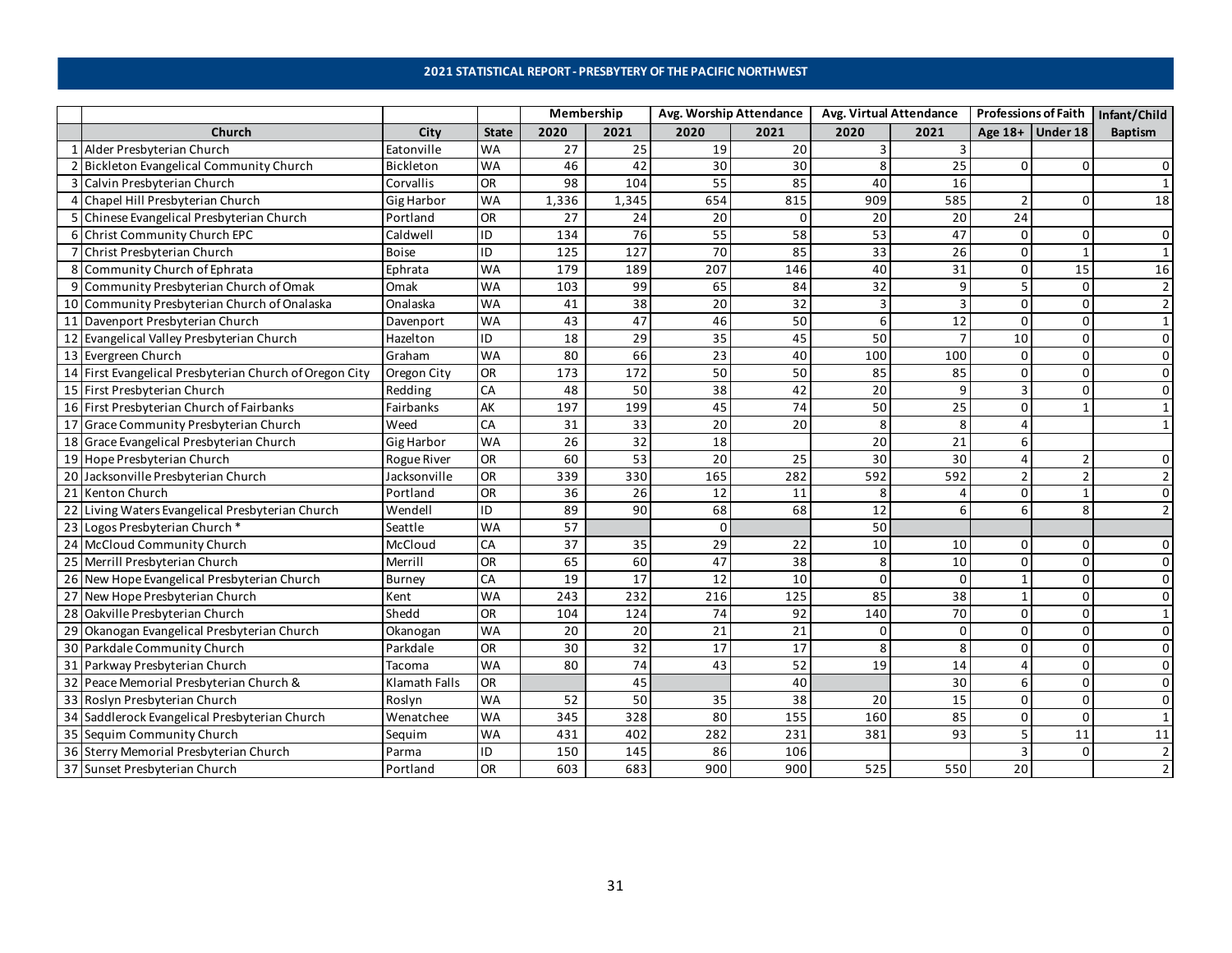# 2021 STATISTICAL REPORT - PRESBYTERY OF THE PACIFIC NORTHWEST

| | | | | Membership | | Avg. Worship Attendance | | Avg. Virtual Attendance | | Professions of Faith | | Infant/Child |
|---|---|---|---|---|---|---|---|---|---|---|---|---|
| | Church | City | State | 2020 | 2021 | 2020 | 2021 | 2020 | 2021 | Age 18+ | Under 18 | Baptism |
| 1 | Alder Presbyterian Church | Eatonville | WA | 27 | 25 | 19 | 20 | 3 | 3 | | | |
| 2 | Bickleton Evangelical Community Church | Bickleton | WA | 46 | 42 | 30 | 30 | 8 | 25 | 0 | 0 | 0 |
| 3 | Calvin Presbyterian Church | Corvallis | OR | 98 | 104 | 55 | 85 | 40 | 16 | | | 1 |
| 4 | Chapel Hill Presbyterian Church | Gig Harbor | WA | 1,336 | 1,345 | 654 | 815 | 909 | 585 | 2 | 0 | 18 |
| 5 | Chinese Evangelical Presbyterian Church | Portland | OR | 27 | 24 | 20 | 0 | 20 | 20 | 24 | | |
| 6 | Christ Community Church EPC | Caldwell | ID | 134 | 76 | 55 | 58 | 53 | 47 | 0 | 0 | 0 |
| 7 | Christ Presbyterian Church | Boise | ID | 125 | 127 | 70 | 85 | 33 | 26 | 0 | 1 | 1 |
| 8 | Community Church of Ephrata | Ephrata | WA | 179 | 189 | 207 | 146 | 40 | 31 | 0 | 15 | 16 |
| 9 | Community Presbyterian Church of Omak | Omak | WA | 103 | 99 | 65 | 84 | 32 | 9 | 5 | 0 | 2 |
| 10 | Community Presbyterian Church of Onalaska | Onalaska | WA | 41 | 38 | 20 | 32 | 3 | 3 | 0 | 0 | 2 |
| 11 | Davenport Presbyterian Church | Davenport | WA | 43 | 47 | 46 | 50 | 6 | 12 | 0 | 0 | 1 |
| 12 | Evangelical Valley Presbyterian Church | Hazelton | ID | 18 | 29 | 35 | 45 | 50 | 7 | 10 | 0 | 0 |
| 13 | Evergreen Church | Graham | WA | 80 | 66 | 23 | 40 | 100 | 100 | 0 | 0 | 0 |
| 14 | First Evangelical Presbyterian Church of Oregon City | Oregon City | OR | 173 | 172 | 50 | 50 | 85 | 85 | 0 | 0 | 0 |
| 15 | First Presbyterian Church | Redding | CA | 48 | 50 | 38 | 42 | 20 | 9 | 3 | 0 | 0 |
| 16 | First Presbyterian Church of Fairbanks | Fairbanks | AK | 197 | 199 | 45 | 74 | 50 | 25 | 0 | 1 | 1 |
| 17 | Grace Community Presbyterian Church | Weed | CA | 31 | 33 | 20 | 20 | 8 | 8 | 4 | | 1 |
| 18 | Grace Evangelical Presbyterian Church | Gig Harbor | WA | 26 | 32 | 18 | | 20 | 21 | 6 | | |
| 19 | Hope Presbyterian Church | Rogue River | OR | 60 | 53 | 20 | 25 | 30 | 30 | 4 | 2 | 0 |
| 20 | Jacksonville Presbyterian Church | Jacksonville | OR | 339 | 330 | 165 | 282 | 592 | 592 | 2 | 2 | 2 |
| 21 | Kenton Church | Portland | OR | 36 | 26 | 12 | 11 | 8 | 4 | 0 | 1 | 0 |
| 22 | Living Waters Evangelical Presbyterian Church | Wendell | ID | 89 | 90 | 68 | 68 | 12 | 6 | 6 | 8 | 2 |
| 23 | Logos Presbyterian Church * | Seattle | WA | 57 | | 0 | | 50 | | | | |
| 24 | McCloud Community Church | McCloud | CA | 37 | 35 | 29 | 22 | 10 | 10 | 0 | 0 | 0 |
| 25 | Merrill Presbyterian Church | Merrill | OR | 65 | 60 | 47 | 38 | 8 | 10 | 0 | 0 | 0 |
| 26 | New Hope Evangelical Presbyterian Church | Burney | CA | 19 | 17 | 12 | 10 | 0 | 0 | 1 | 0 | 0 |
| 27 | New Hope Presbyterian Church | Kent | WA | 243 | 232 | 216 | 125 | 85 | 38 | 1 | 0 | 0 |
| 28 | Oakville Presbyterian Church | Shedd | OR | 104 | 124 | 74 | 92 | 140 | 70 | 0 | 0 | 1 |
| 29 | Okanogan Evangelical Presbyterian Church | Okanogan | WA | 20 | 20 | 21 | 21 | 0 | 0 | 0 | 0 | 0 |
| 30 | Parkdale Community Church | Parkdale | OR | 30 | 32 | 17 | 17 | 8 | 8 | 0 | 0 | 0 |
| 31 | Parkway Presbyterian Church | Tacoma | WA | 80 | 74 | 43 | 52 | 19 | 14 | 4 | 0 | 0 |
| 32 | Peace Memorial Presbyterian Church & | Klamath Falls | OR | | 45 | | 40 | | 30 | 6 | 0 | 0 |
| 33 | Roslyn Presbyterian Church | Roslyn | WA | 52 | 50 | 35 | 38 | 20 | 15 | 0 | 0 | 0 |
| 34 | Saddlerock Evangelical Presbyterian Church | Wenatchee | WA | 345 | 328 | 80 | 155 | 160 | 85 | 0 | 0 | 1 |
| 35 | Sequim Community Church | Sequim | WA | 431 | 402 | 282 | 231 | 381 | 93 | 5 | 11 | 11 |
| 36 | Sterry Memorial Presbyterian Church | Parma | ID | 150 | 145 | 86 | 106 | | | 3 | 0 | 2 |
| 37 | Sunset Presbyterian Church | Portland | OR | 603 | 683 | 900 | 900 | 525 | 550 | 20 | | 2 |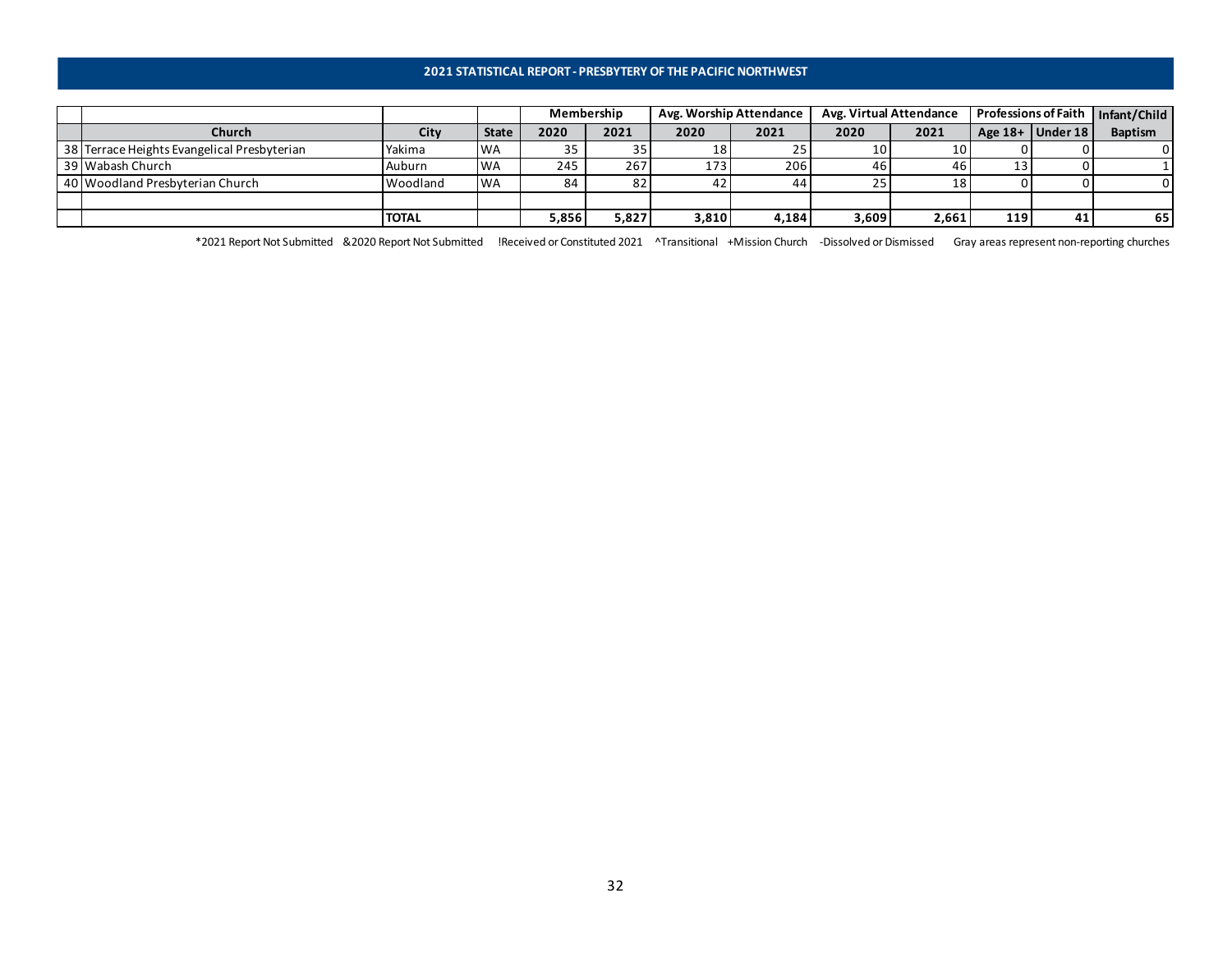## 2021 STATISTICAL REPORT - PRESBYTERY OF THE PACIFIC NORTHWEST

| | | | | Membership | | Avg. Worship Attendance | | Avg. Virtual Attendance | | Professions of Faith | | Infant/Child |
|---|---|---|---|---|---|---|---|---|---|---|---|---|
| | Church | City | State | 2020 | 2021 | 2020 | 2021 | 2020 | 2021 | Age 18+ | Under 18 | Baptism |
| 38 | Terrace Heights Evangelical Presbyterian | Yakima | WA | 35 | 35 | 18 | 25 | 10 | 10 | 0 | 0 | 0 |
| 39 | Wabash Church | Auburn | WA | 245 | 267 | 173 | 206 | 46 | 46 | 13 | 0 | 1 |
| 40 | Woodland Presbyterian Church | Woodland | WA | 84 | 82 | 42 | 44 | 25 | 18 | 0 | 0 | 0 |
| | | | | | | | | | | | | |
| | | **TOTAL** | | **5,856** | **5,827** | **3,810** | **4,184** | **3,609** | **2,661** | **119** | **41** | **65** |

*2021 Report Not Submitted &2020 Report Not Submitted !Received or Constituted 2021 ^Transitional +Mission Church -Dissolved or Dismissed Gray areas represent non-reporting churches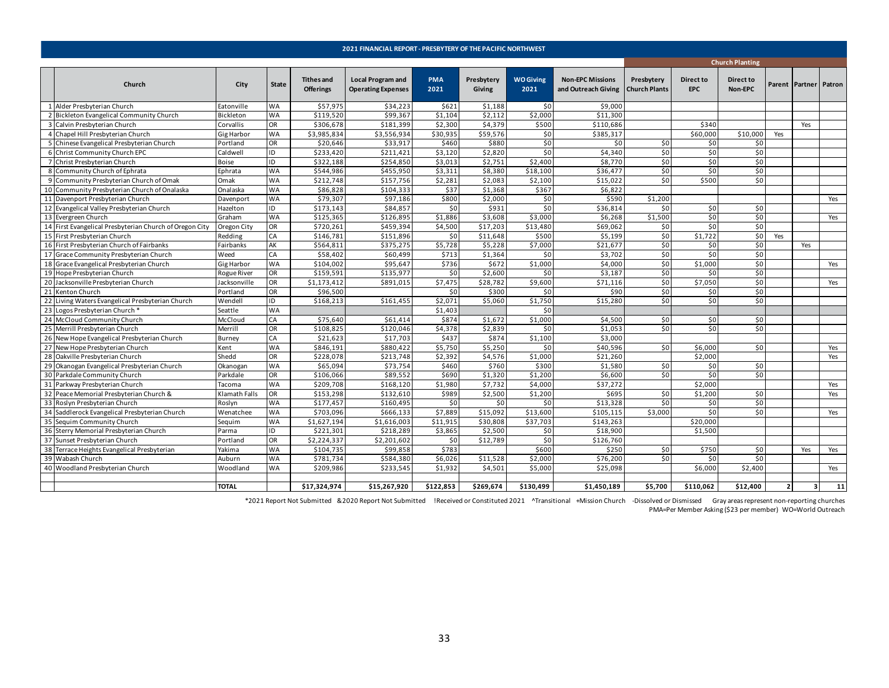## 2021 FINANCIAL REPORT - PRESBYTERY OF THE PACIFIC NORTHWEST

| | Church | City | State | Tithes and Offerings | Local Program and Operating Expenses | PMA 2021 | Presbytery Giving | WO Giving 2021 | Non-EPC Missions and Outreach Giving | Church Planting | | | | | |
|---|---|---|---|---|---|---|---|---|---|---|---|---|---|---|---|
| | | | | | | | | | | Presbytery Church Plants | Direct to EPC | Direct to Non-EPC | Parent | Partner | Patron |
| 1 | Alder Presbyterian Church | Eatonville | WA | $57,975 | $34,223 | $621 | $1,188 | $0 | $9,000 | | | | | | |
| 2 | Bickleton Evangelical Community Church | Bickleton | WA | $119,520 | $99,367 | $1,104 | $2,112 | $2,000 | $11,300 | | | | | | |
| 3 | Calvin Presbyterian Church | Corvallis | OR | $306,678 | $181,399 | $2,300 | $4,379 | $500 | $110,686 | | $340 | | | Yes | |
| 4 | Chapel Hill Presbyterian Church | Gig Harbor | WA | $3,985,834 | $3,556,934 | $30,935 | $59,576 | $0 | $385,317 | | $60,000 | $10,000 | Yes | | |
| 5 | Chinese Evangelical Presbyterian Church | Portland | OR | $20,646 | $33,917 | $460 | $880 | $0 | $0 | $0 | $0 | $0 | | | |
| 6 | Christ Community Church EPC | Caldwell | ID | $233,420 | $211,421 | $3,120 | $2,820 | $0 | $4,340 | $0 | $0 | $0 | | | |
| 7 | Christ Presbyterian Church | Boise | ID | $322,188 | $254,850 | $3,013 | $2,751 | $2,400 | $8,770 | $0 | $0 | $0 | | | |
| 8 | Community Church of Ephrata | Ephrata | WA | $544,986 | $455,950 | $3,311 | $8,380 | $18,100 | $36,477 | $0 | $0 | $0 | | | |
| 9 | Community Presbyterian Church of Omak | Omak | WA | $212,748 | $157,756 | $2,281 | $2,083 | $2,100 | $15,022 | $0 | $500 | $0 | | | |
| 10 | Community Presbyterian Church of Onalaska | Onalaska | WA | $86,828 | $104,333 | $37 | $1,368 | $367 | $6,822 | | | | | | |
| 11 | Davenport Presbyterian Church | Davenport | WA | $79,307 | $97,186 | $800 | $2,000 | $0 | $590 | $1,200 | | | | | Yes |
| 12 | Evangelical Valley Presbyterian Church | Hazelton | ID | $173,143 | $84,857 | $0 | $931 | $0 | $36,814 | $0 | $0 | $0 | | | |
| 13 | Evergreen Church | Graham | WA | $125,365 | $126,895 | $1,886 | $3,608 | $3,000 | $6,268 | $1,500 | $0 | $0 | | | Yes |
| 14 | First Evangelical Presbyterian Church of Oregon City | Oregon City | OR | $720,261 | $459,394 | $4,500 | $17,203 | $13,480 | $69,062 | $0 | $0 | $0 | | | |
| 15 | First Presbyterian Church | Redding | CA | $146,781 | $151,896 | $0 | $11,648 | $500 | $5,199 | $0 | $1,722 | $0 | Yes | | |
| 16 | First Presbyterian Church of Fairbanks | Fairbanks | AK | $564,811 | $375,275 | $5,728 | $5,228 | $7,000 | $21,677 | $0 | $0 | $0 | | Yes | |
| 17 | Grace Community Presbyterian Church | Weed | CA | $58,402 | $60,499 | $713 | $1,364 | $0 | $3,702 | $0 | $0 | $0 | | | |
| 18 | Grace Evangelical Presbyterian Church | Gig Harbor | WA | $104,002 | $95,647 | $736 | $672 | $1,000 | $4,000 | $0 | $1,000 | $0 | | | Yes |
| 19 | Hope Presbyterian Church | Rogue River | OR | $159,591 | $135,977 | $0 | $2,600 | $0 | $3,187 | $0 | $0 | $0 | | | |
| 20 | Jacksonville Presbyterian Church | Jacksonville | OR | $1,173,412 | $891,015 | $7,475 | $28,782 | $9,600 | $71,116 | $0 | $7,050 | $0 | | | Yes |
| 21 | Kenton Church | Portland | OR | $96,500 | | $0 | $300 | $0 | $90 | $0 | $0 | $0 | | | |
| 22 | Living Waters Evangelical Presbyterian Church | Wendell | ID | $168,213 | $161,455 | $2,071 | $5,060 | $1,750 | $15,280 | $0 | $0 | $0 | | | |
| 23 | Logos Presbyterian Church * | Seattle | WA | | | $1,403 | | $0 | | | | | | | |
| 24 | McCloud Community Church | McCloud | CA | $75,640 | $61,414 | $874 | $1,672 | $1,000 | $4,500 | $0 | $0 | $0 | | | |
| 25 | Merrill Presbyterian Church | Merrill | OR | $108,825 | $120,046 | $4,378 | $2,839 | $0 | $1,053 | $0 | $0 | $0 | | | |
| 26 | New Hope Evangelical Presbyterian Church | Burney | CA | $21,623 | $17,703 | $437 | $874 | $1,100 | $3,000 | | | | | | |
| 27 | New Hope Presbyterian Church | Kent | WA | $846,191 | $880,422 | $5,750 | $5,250 | $0 | $40,596 | $0 | $6,000 | $0 | | | Yes |
| 28 | Oakville Presbyterian Church | Shedd | OR | $228,078 | $213,748 | $2,392 | $4,576 | $1,000 | $21,260 | | $2,000 | | | | Yes |
| 29 | Okanogan Evangelical Presbyterian Church | Okanogan | WA | $65,094 | $73,754 | $460 | $760 | $300 | $1,580 | $0 | $0 | $0 | | | |
| 30 | Parkdale Community Church | Parkdale | OR | $106,066 | $89,552 | $690 | $1,320 | $1,200 | $6,600 | $0 | $0 | $0 | | | |
| 31 | Parkway Presbyterian Church | Tacoma | WA | $209,708 | $168,120 | $1,980 | $7,732 | $4,000 | $37,272 | | $2,000 | | | | Yes |
| 32 | Peace Memorial Presbyterian Church & | Klamath Falls | OR | $153,298 | $132,610 | $989 | $2,500 | $1,200 | $695 | $0 | $1,200 | $0 | | | Yes |
| 33 | Roslyn Presbyterian Church | Roslyn | WA | $177,457 | $160,495 | $0 | $0 | $0 | $13,328 | $0 | $0 | $0 | | | |
| 34 | Saddlerock Evangelical Presbyterian Church | Wenatchee | WA | $703,096 | $666,133 | $7,889 | $15,092 | $13,600 | $105,115 | $3,000 | $0 | $0 | | | Yes |
| 35 | Sequim Community Church | Sequim | WA | $1,627,194 | $1,616,003 | $11,915 | $30,808 | $37,703 | $143,263 | | $20,000 | | | | |
| 36 | Sterry Memorial Presbyterian Church | Parma | ID | $221,301 | $218,289 | $3,865 | $2,500 | $0 | $18,900 | | $1,500 | | | | |
| 37 | Sunset Presbyterian Church | Portland | OR | $2,224,337 | $2,201,602 | $0 | $12,789 | $0 | $126,760 | | | | | | |
| 38 | Terrace Heights Evangelical Presbyterian | Yakima | WA | $104,735 | $99,858 | $783 | | $600 | $250 | $0 | $750 | $0 | | Yes | Yes |
| 39 | Wabash Church | Auburn | WA | $781,734 | $584,380 | $6,026 | $11,528 | $2,000 | $76,200 | $0 | $0 | $0 | | | |
| 40 | Woodland Presbyterian Church | Woodland | WA | $209,986 | $233,545 | $1,932 | $4,501 | $5,000 | $25,098 | | $6,000 | $2,400 | | | Yes |
| | | **TOTAL** | | **$17,324,974** | **$15,267,920** | **$122,853** | **$269,674** | **$130,499** | **$1,450,189** | **$5,700** | **$110,062** | **$12,400** | **2** | **3** | **11** |

*2021 Report Not Submitted &2020 Report Not Submitted !Received or Constituted 2021 ^Transitional +Mission Church -Dissolved or Dismissed Gray areas represent non-reporting churches

PMA=Per Member Asking ($23 per member) WO=World Outreach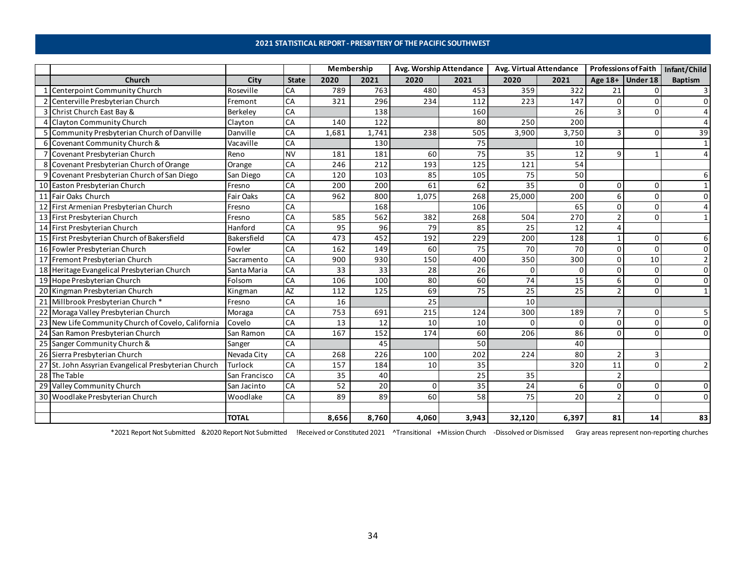## 2021 STATISTICAL REPORT - PRESBYTERY OF THE PACIFIC SOUTHWEST

| | | | | Membership | | Avg. Worship Attendance | | Avg. Virtual Attendance | | Professions of Faith | | Infant/Child |
|---|---|---|---|---|---|---|---|---|---|---|---|---|
| | Church | City | State | 2020 | 2021 | 2020 | 2021 | 2020 | 2021 | Age 18+ | Under 18 | Baptism |
| 1 | Centerpoint Community Church | Roseville | CA | 789 | 763 | 480 | 453 | 359 | 322 | 21 | 0 | 3 |
| 2 | Centerville Presbyterian Church | Fremont | CA | 321 | 296 | 234 | 112 | 223 | 147 | 0 | 0 | 0 |
| 3 | Christ Church East Bay & | Berkeley | CA | | 138 | | 160 | | 26 | 3 | 0 | 4 |
| 4 | Clayton Community Church | Clayton | CA | 140 | 122 | | 80 | 250 | 200 | | | 4 |
| 5 | Community Presbyterian Church of Danville | Danville | CA | 1,681 | 1,741 | 238 | 505 | 3,900 | 3,750 | 3 | 0 | 39 |
| 6 | Covenant Community Church & | Vacaville | CA | | 130 | | 75 | | 10 | | | 1 |
| 7 | Covenant Presbyterian Church | Reno | NV | 181 | 181 | 60 | 75 | 35 | 12 | 9 | 1 | 4 |
| 8 | Covenant Presbyterian Church of Orange | Orange | CA | 246 | 212 | 193 | 125 | 121 | 54 | | | |
| 9 | Covenant Presbyterian Church of San Diego | San Diego | CA | 120 | 103 | 85 | 105 | 75 | 50 | | | 6 |
| 10 | Easton Presbyterian Church | Fresno | CA | 200 | 200 | 61 | 62 | 35 | 0 | 0 | 0 | 1 |
| 11 | Fair Oaks Church | Fair Oaks | CA | 962 | 800 | 1,075 | 268 | 25,000 | 200 | 6 | 0 | 0 |
| 12 | First Armenian Presbyterian Church | Fresno | CA | | 168 | | 106 | | 65 | 0 | 0 | 4 |
| 13 | First Presbyterian Church | Fresno | CA | 585 | 562 | 382 | 268 | 504 | 270 | 2 | 0 | 1 |
| 14 | First Presbyterian Church | Hanford | CA | 95 | 96 | 79 | 85 | 25 | 12 | 4 | | |
| 15 | First Presbyterian Church of Bakersfield | Bakersfield | CA | 473 | 452 | 192 | 229 | 200 | 128 | 1 | 0 | 6 |
| 16 | Fowler Presbyterian Church | Fowler | CA | 162 | 149 | 60 | 75 | 70 | 70 | 0 | 0 | 0 |
| 17 | Fremont Presbyterian Church | Sacramento | CA | 900 | 930 | 150 | 400 | 350 | 300 | 0 | 10 | 2 |
| 18 | Heritage Evangelical Presbyterian Church | Santa Maria | CA | 33 | 33 | 28 | 26 | 0 | 0 | 0 | 0 | 0 |
| 19 | Hope Presbyterian Church | Folsom | CA | 106 | 100 | 80 | 60 | 74 | 15 | 6 | 0 | 0 |
| 20 | Kingman Presbyterian Church | Kingman | AZ | 112 | 125 | 69 | 75 | 25 | 25 | 2 | 0 | 1 |
| 21 | Millbrook Presbyterian Church * | Fresno | CA | 16 | | 25 | | 10 | | | | |
| 22 | Moraga Valley Presbyterian Church | Moraga | CA | 753 | 691 | 215 | 124 | 300 | 189 | 7 | 0 | 5 |
| 23 | New Life Community Church of Covelo, California | Covelo | CA | 13 | 12 | 10 | 10 | 0 | 0 | 0 | 0 | 0 |
| 24 | San Ramon Presbyterian Church | San Ramon | CA | 167 | 152 | 174 | 60 | 206 | 86 | 0 | 0 | 0 |
| 25 | Sanger Community Church & | Sanger | CA | | 45 | | 50 | | 40 | | | |
| 26 | Sierra Presbyterian Church | Nevada City | CA | 268 | 226 | 100 | 202 | 224 | 80 | 2 | 3 | |
| 27 | St. John Assyrian Evangelical Presbyterian Church | Turlock | CA | 157 | 184 | 10 | 35 | | 320 | 11 | 0 | 2 |
| 28 | The Table | San Francisco | CA | 35 | 40 | | 25 | 35 | | 2 | | |
| 29 | Valley Community Church | San Jacinto | CA | 52 | 20 | 0 | 35 | 24 | 6 | 0 | 0 | 0 |
| 30 | Woodlake Presbyterian Church | Woodlake | CA | 89 | 89 | 60 | 58 | 75 | 20 | 2 | 0 | 0 |
| | | | | | | | | | | | | |
| | | **TOTAL** | | **8,656** | **8,760** | **4,060** | **3,943** | **32,120** | **6,397** | **81** | **14** | **83** |

*2021 Report Not Submitted &2020 Report Not Submitted !Received or Constituted 2021 ^Transitional +Mission Church -Dissolved or Dismissed Gray areas represent non-reporting churches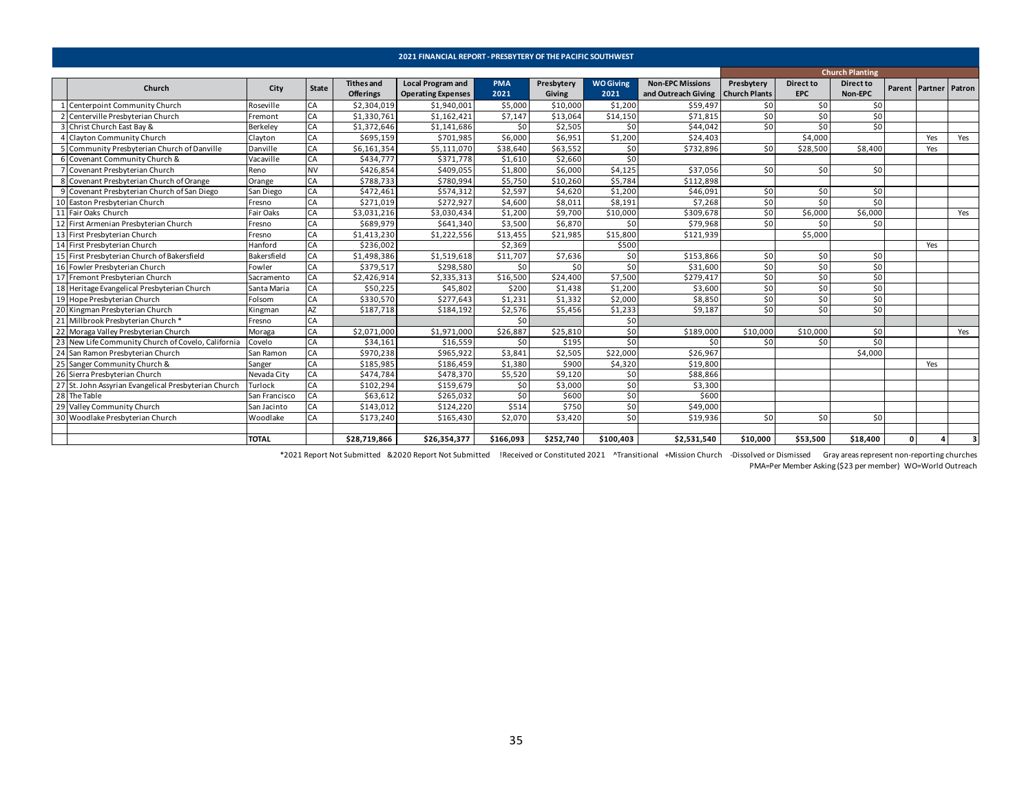## 2021 FINANCIAL REPORT - PRESBYTERY OF THE PACIFIC SOUTHWEST

| | Church | City | State | Tithes and Offerings | Local Program and Operating Expenses | PMA 2021 | Presbytery Giving | WO Giving 2021 | Non-EPC Missions and Outreach Giving | Church Planting | | | | | |
|---|---|---|---|---|---|---|---|---|---|---|---|---|---|---|---|
| | | | | | | | | | | Presbytery Church Plants | Direct to EPC | Direct to Non-EPC | Parent | Partner | Patron |
| 1 | Centerpoint Community Church | Roseville | CA | $2,304,019 | $1,940,001 | $5,000 | $10,000 | $1,200 | $59,497 | $0 | $0 | $0 | | | |
| 2 | Centerville Presbyterian Church | Fremont | CA | $1,330,761 | $1,162,421 | $7,147 | $13,064 | $14,150 | $71,815 | $0 | $0 | $0 | | | |
| 3 | Christ Church East Bay & | Berkeley | CA | $1,372,646 | $1,141,686 | $0 | $2,505 | $0 | $44,042 | $0 | $0 | $0 | | | |
| 4 | Clayton Community Church | Clayton | CA | $695,159 | $701,985 | $6,000 | $6,951 | $1,200 | $24,403 | | $4,000 | | | Yes | Yes |
| 5 | Community Presbyterian Church of Danville | Danville | CA | $6,161,354 | $5,111,070 | $38,640 | $63,552 | $0 | $732,896 | $0 | $28,500 | $8,400 | | Yes | |
| 6 | Covenant Community Church & | Vacaville | CA | $434,777 | $371,778 | $1,610 | $2,660 | $0 | | | | | | | |
| 7 | Covenant Presbyterian Church | Reno | NV | $426,854 | $409,055 | $1,800 | $6,000 | $4,125 | $37,056 | $0 | $0 | $0 | | | |
| 8 | Covenant Presbyterian Church of Orange | Orange | CA | $788,733 | $780,994 | $5,750 | $10,260 | $5,784 | $112,898 | | | | | | |
| 9 | Covenant Presbyterian Church of San Diego | San Diego | CA | $472,461 | $574,312 | $2,597 | $4,620 | $1,200 | $46,091 | $0 | $0 | $0 | | | |
| 10 | Easton Presbyterian Church | Fresno | CA | $271,019 | $272,927 | $4,600 | $8,011 | $8,191 | $7,268 | $0 | $0 | $0 | | | |
| 11 | Fair Oaks Church | Fair Oaks | CA | $3,031,216 | $3,030,434 | $1,200 | $9,700 | $10,000 | $309,678 | $0 | $6,000 | $6,000 | | | Yes |
| 12 | First Armenian Presbyterian Church | Fresno | CA | $689,979 | $641,340 | $3,500 | $6,870 | $0 | $79,968 | $0 | $0 | $0 | | | |
| 13 | First Presbyterian Church | Fresno | CA | $1,413,230 | $1,222,556 | $13,455 | $21,985 | $15,800 | $121,939 | | $5,000 | | | | |
| 14 | First Presbyterian Church | Hanford | CA | $236,002 | | $2,369 | | $500 | | | | | | Yes | |
| 15 | First Presbyterian Church of Bakersfield | Bakersfield | CA | $1,498,386 | $1,519,618 | $11,707 | $7,636 | $0 | $153,866 | $0 | $0 | $0 | | | |
| 16 | Fowler Presbyterian Church | Fowler | CA | $379,517 | $298,580 | $0 | $0 | $0 | $31,600 | $0 | $0 | $0 | | | |
| 17 | Fremont Presbyterian Church | Sacramento | CA | $2,426,914 | $2,335,313 | $16,500 | $24,400 | $7,500 | $279,417 | $0 | $0 | $0 | | | |
| 18 | Heritage Evangelical Presbyterian Church | Santa Maria | CA | $50,225 | $45,802 | $200 | $1,438 | $1,200 | $3,600 | $0 | $0 | $0 | | | |
| 19 | Hope Presbyterian Church | Folsom | CA | $330,570 | $277,643 | $1,231 | $1,332 | $2,000 | $8,850 | $0 | $0 | $0 | | | |
| 20 | Kingman Presbyterian Church | Kingman | AZ | $187,718 | $184,192 | $2,576 | $5,456 | $1,233 | $9,187 | $0 | $0 | $0 | | | |
| 21 | Millbrook Presbyterian Church * | Fresno | CA | | | $0 | | $0 | | | | | | | |
| 22 | Moraga Valley Presbyterian Church | Moraga | CA | $2,071,000 | $1,971,000 | $26,887 | $25,810 | $0 | $189,000 | $10,000 | $10,000 | $0 | | | Yes |
| 23 | New Life Community Church of Covelo, California | Covelo | CA | $34,161 | $16,559 | $0 | $195 | $0 | $0 | $0 | $0 | $0 | | | |
| 24 | San Ramon Presbyterian Church | San Ramon | CA | $970,238 | $965,922 | $3,841 | $2,505 | $22,000 | $26,967 | | | $4,000 | | | |
| 25 | Sanger Community Church & | Sanger | CA | $185,985 | $186,459 | $1,380 | $900 | $4,320 | $19,800 | | | | | Yes | |
| 26 | Sierra Presbyterian Church | Nevada City | CA | $474,784 | $478,370 | $5,520 | $9,120 | $0 | $88,866 | | | | | | |
| 27 | St. John Assyrian Evangelical Presbyterian Church | Turlock | CA | $102,294 | $159,679 | $0 | $3,000 | $0 | $3,300 | | | | | | |
| 28 | The Table | San Francisco | CA | $63,612 | $265,032 | $0 | $600 | $0 | $600 | | | | | | |
| 29 | Valley Community Church | San Jacinto | CA | $143,012 | $124,220 | $514 | $750 | $0 | $49,000 | | | | | | |
| 30 | Woodlake Presbyterian Church | Woodlake | CA | $173,240 | $165,430 | $2,070 | $3,420 | $0 | $19,936 | $0 | $0 | $0 | | | |
| | | | | | | | | | | | | | | | |
| | | **TOTAL** | | **$28,719,866** | **$26,354,377** | **$166,093** | **$252,740** | **$100,403** | **$2,531,540** | **$10,000** | **$53,500** | **$18,400** | **0** | **4** | **3** |

\*2021 Report Not Submitted &2020 Report Not Submitted !Received or Constituted 2021 ^Transitional +Mission Church -Dissolved or Dismissed Gray areas represent non-reporting churches

PMA=Per Member Asking ($23 per member) WO=World Outreach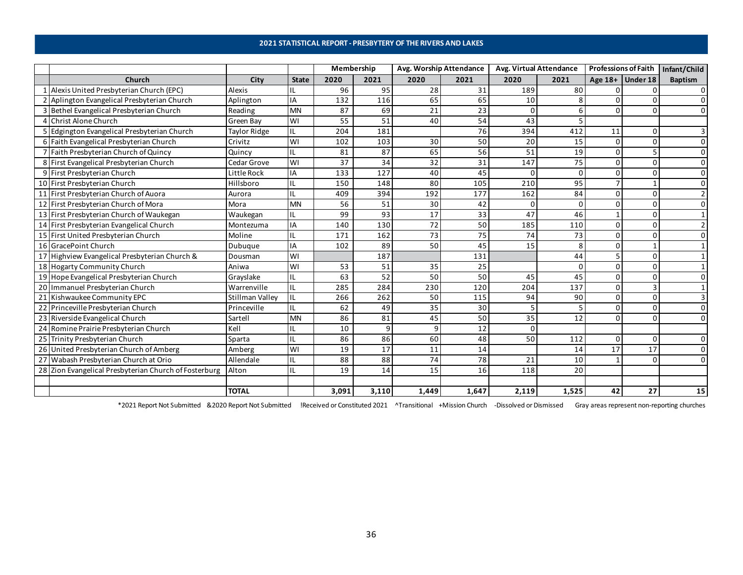## 2021 STATISTICAL REPORT - PRESBYTERY OF THE RIVERS AND LAKES

| | | | | Membership | | Avg. Worship Attendance | | Avg. Virtual Attendance | | Professions of Faith | | Infant/Child |
|---|---|---|---|---|---|---|---|---|---|---|---|---|
| | Church | City | State | 2020 | 2021 | 2020 | 2021 | 2020 | 2021 | Age 18+ | Under 18 | Baptism |
| 1 | Alexis United Presbyterian Church (EPC) | Alexis | IL | 96 | 95 | 28 | 31 | 189 | 80 | 0 | 0 | 0 |
| 2 | Aplington Evangelical Presbyterian Church | Aplington | IA | 132 | 116 | 65 | 65 | 10 | 8 | 0 | 0 | 0 |
| 3 | Bethel Evangelical Presbyterian Church | Reading | MN | 87 | 69 | 21 | 23 | 0 | 6 | 0 | 0 | 0 |
| 4 | Christ Alone Church | Green Bay | WI | 55 | 51 | 40 | 54 | 43 | 5 | | | |
| 5 | Edgington Evangelical Presbyterian Church | Taylor Ridge | IL | 204 | 181 | | 76 | 394 | 412 | 11 | 0 | 3 |
| 6 | Faith Evangelical Presbyterian Church | Crivitz | WI | 102 | 103 | 30 | 50 | 20 | 15 | 0 | 0 | 0 |
| 7 | Faith Presbyterian Church of Quincy | Quincy | IL | 81 | 87 | 65 | 56 | 51 | 19 | 0 | 5 | 0 |
| 8 | First Evangelical Presbyterian Church | Cedar Grove | WI | 37 | 34 | 32 | 31 | 147 | 75 | 0 | 0 | 0 |
| 9 | First Presbyterian Church | Little Rock | IA | 133 | 127 | 40 | 45 | 0 | 0 | 0 | 0 | 0 |
| 10 | First Presbyterian Church | Hillsboro | IL | 150 | 148 | 80 | 105 | 210 | 95 | 7 | 1 | 0 |
| 11 | First Presbyterian Church of Auora | Aurora | IL | 409 | 394 | 192 | 177 | 162 | 84 | 0 | 0 | 2 |
| 12 | First Presbyterian Church of Mora | Mora | MN | 56 | 51 | 30 | 42 | 0 | 0 | 0 | 0 | 0 |
| 13 | First Presbyterian Church of Waukegan | Waukegan | IL | 99 | 93 | 17 | 33 | 47 | 46 | 1 | 0 | 1 |
| 14 | First Presbyterian Evangelical Church | Montezuma | IA | 140 | 130 | 72 | 50 | 185 | 110 | 0 | 0 | 2 |
| 15 | First United Presbyterian Church | Moline | IL | 171 | 162 | 73 | 75 | 74 | 73 | 0 | 0 | 0 |
| 16 | GracePoint Church | Dubuque | IA | 102 | 89 | 50 | 45 | 15 | 8 | 0 | 1 | 1 |
| 17 | Highview Evangelical Presbyterian Church & | Dousman | WI | | 187 | | 131 | | 44 | 5 | 0 | 1 |
| 18 | Hogarty Community Church | Aniwa | WI | 53 | 51 | 35 | 25 | | 0 | 0 | 0 | 1 |
| 19 | Hope Evangelical Presbyterian Church | Grayslake | IL | 63 | 52 | 50 | 50 | 45 | 45 | 0 | 0 | 0 |
| 20 | Immanuel Presbyterian Church | Warrenville | IL | 285 | 284 | 230 | 120 | 204 | 137 | 0 | 3 | 1 |
| 21 | Kishwaukee Community EPC | Stillman Valley | IL | 266 | 262 | 50 | 115 | 94 | 90 | 0 | 0 | 3 |
| 22 | Princeville Presbyterian Church | Princeville | IL | 62 | 49 | 35 | 30 | 5 | 5 | 0 | 0 | 0 |
| 23 | Riverside Evangelical Church | Sartell | MN | 86 | 81 | 45 | 50 | 35 | 12 | 0 | 0 | 0 |
| 24 | Romine Prairie Presbyterian Church | Kell | IL | 10 | 9 | 9 | 12 | 0 | | | | |
| 25 | Trinity Presbyterian Church | Sparta | IL | 86 | 86 | 60 | 48 | 50 | 112 | 0 | 0 | 0 |
| 26 | United Presbyterian Church of Amberg | Amberg | WI | 19 | 17 | 11 | 14 | | 14 | 17 | 17 | 0 |
| 27 | Wabash Presbyterian Church at Orio | Allendale | IL | 88 | 88 | 74 | 78 | 21 | 10 | 1 | 0 | 0 |
| 28 | Zion Evangelical Presbyterian Church of Fosterburg | Alton | IL | 19 | 14 | 15 | 16 | 118 | 20 | | | |
| | | | | | | | | | | | | |
| | | **TOTAL** | | **3,091** | **3,110** | **1,449** | **1,647** | **2,119** | **1,525** | **42** | **27** | **15** |

*2021 Report Not Submitted &2020 Report Not Submitted !Received or Constituted 2021 ^Transitional +Mission Church -Dissolved or Dismissed Gray areas represent non-reporting churches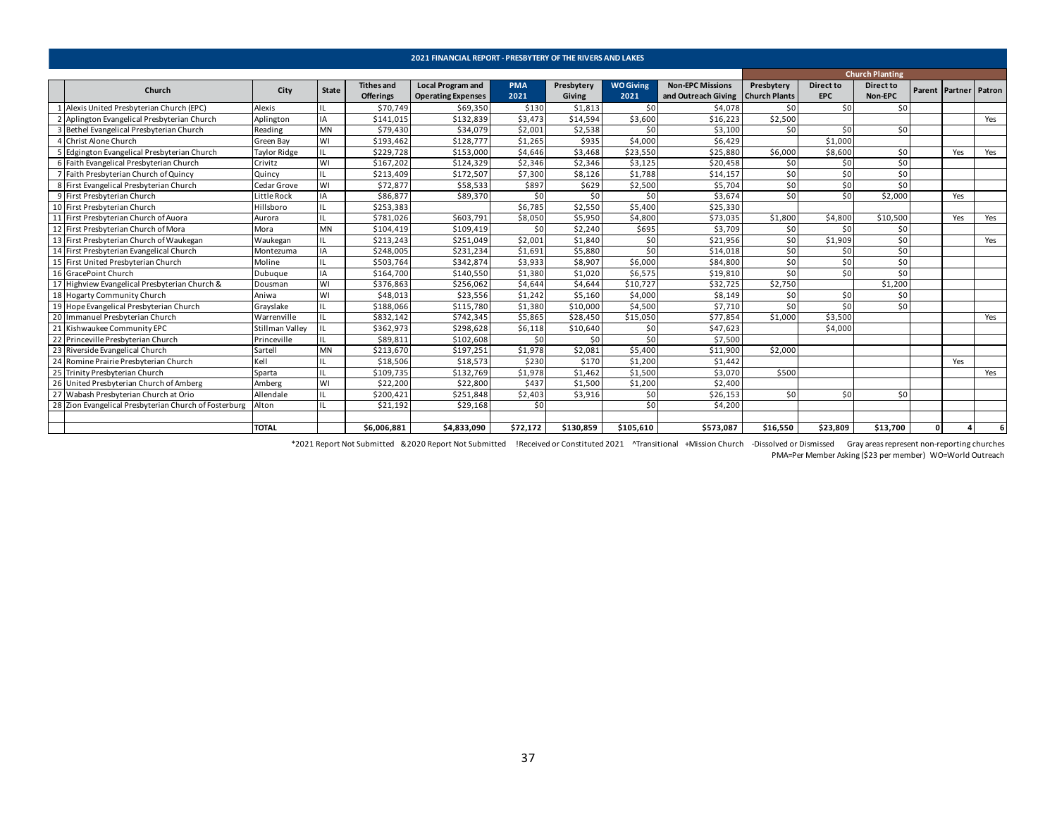## 2021 FINANCIAL REPORT - PRESBYTERY OF THE RIVERS AND LAKES

| | Church | City | State | Tithes and Offerings | Local Program and Operating Expenses | PMA 2021 | Presbytery Giving | WO Giving 2021 | Non-EPC Missions and Outreach Giving | Church Planting | | | | | |
|---|---|---|---|---|---|---|---|---|---|---|---|---|---|---|---|
| | | | | | | | | | | Presbytery Church Plants | Direct to EPC | Direct to Non-EPC | Parent | Partner | Patron |
| 1 | Alexis United Presbyterian Church (EPC) | Alexis | IL | $70,749 | $69,350 | $130 | $1,813 | $0 | $4,078 | $0 | $0 | $0 | | | |
| 2 | Aplington Evangelical Presbyterian Church | Aplington | IA | $141,015 | $132,839 | $3,473 | $14,594 | $3,600 | $16,223 | $2,500 | | | | | Yes |
| 3 | Bethel Evangelical Presbyterian Church | Reading | MN | $79,430 | $34,079 | $2,001 | $2,538 | $0 | $3,100 | $0 | $0 | $0 | | | |
| 4 | Christ Alone Church | Green Bay | WI | $193,462 | $128,777 | $1,265 | $935 | $4,000 | $6,429 | | $1,000 | | | | |
| 5 | Edgington Evangelical Presbyterian Church | Taylor Ridge | IL | $229,728 | $153,000 | $4,646 | $3,468 | $23,550 | $25,880 | $6,000 | $8,600 | $0 | | Yes | Yes |
| 6 | Faith Evangelical Presbyterian Church | Crivitz | WI | $167,202 | $124,329 | $2,346 | $2,346 | $3,125 | $20,458 | $0 | $0 | $0 | | | |
| 7 | Faith Presbyterian Church of Quincy | Quincy | IL | $213,409 | $172,507 | $7,300 | $8,126 | $1,788 | $14,157 | $0 | $0 | $0 | | | |
| 8 | First Evangelical Presbyterian Church | Cedar Grove | WI | $72,877 | $58,533 | $897 | $629 | $2,500 | $5,704 | $0 | $0 | $0 | | | |
| 9 | First Presbyterian Church | Little Rock | IA | $86,877 | $89,370 | $0 | $0 | $0 | $3,674 | $0 | $0 | $2,000 | | Yes | |
| 10 | First Presbyterian Church | Hillsboro | IL | $253,383 | | $6,785 | $2,550 | $5,400 | $25,330 | | | | | | |
| 11 | First Presbyterian Church of Auora | Aurora | IL | $781,026 | $603,791 | $8,050 | $5,950 | $4,800 | $73,035 | $1,800 | $4,800 | $10,500 | | Yes | Yes |
| 12 | First Presbyterian Church of Mora | Mora | MN | $104,419 | $109,419 | $0 | $2,240 | $695 | $3,709 | $0 | $0 | $0 | | | |
| 13 | First Presbyterian Church of Waukegan | Waukegan | IL | $213,243 | $251,049 | $2,001 | $1,840 | $0 | $21,956 | $0 | $1,909 | $0 | | | Yes |
| 14 | First Presbyterian Evangelical Church | Montezuma | IA | $248,005 | $231,234 | $1,691 | $5,880 | $0 | $14,018 | $0 | $0 | $0 | | | |
| 15 | First United Presbyterian Church | Moline | IL | $503,764 | $342,874 | $3,933 | $8,907 | $6,000 | $84,800 | $0 | $0 | $0 | | | |
| 16 | GracePoint Church | Dubuque | IA | $164,700 | $140,550 | $1,380 | $1,020 | $6,575 | $19,810 | $0 | $0 | $0 | | | |
| 17 | Highview Evangelical Presbyterian Church & | Dousman | WI | $376,863 | $256,062 | $4,644 | $4,644 | $10,727 | $32,725 | $2,750 | | $1,200 | | | |
| 18 | Hogarty Community Church | Aniwa | WI | $48,013 | $23,556 | $1,242 | $5,160 | $4,000 | $8,149 | $0 | $0 | $0 | | | |
| 19 | Hope Evangelical Presbyterian Church | Grayslake | IL | $188,066 | $115,780 | $1,380 | $10,000 | $4,500 | $7,710 | $0 | $0 | $0 | | | |
| 20 | Immanuel Presbyterian Church | Warrenville | IL | $832,142 | $742,345 | $5,865 | $28,450 | $15,050 | $77,854 | $1,000 | $3,500 | | | | Yes |
| 21 | Kishwaukee Community EPC | Stillman Valley | IL | $362,973 | $298,628 | $6,118 | $10,640 | $0 | $47,623 | | $4,000 | | | | |
| 22 | Princeville Presbyterian Church | Princeville | IL | $89,811 | $102,608 | $0 | $0 | $0 | $7,500 | | | | | | |
| 23 | Riverside Evangelical Church | Sartell | MN | $213,670 | $197,251 | $1,978 | $2,081 | $5,400 | $11,900 | $2,000 | | | | | |
| 24 | Romine Prairie Presbyterian Church | Kell | IL | $18,506 | $18,573 | $230 | $170 | $1,200 | $1,442 | | | | | Yes | |
| 25 | Trinity Presbyterian Church | Sparta | IL | $109,735 | $132,769 | $1,978 | $1,462 | $1,500 | $3,070 | $500 | | | | | Yes |
| 26 | United Presbyterian Church of Amberg | Amberg | WI | $22,200 | $22,800 | $437 | $1,500 | $1,200 | $2,400 | | | | | | |
| 27 | Wabash Presbyterian Church at Orio | Allendale | IL | $200,421 | $251,848 | $2,403 | $3,916 | $0 | $26,153 | $0 | $0 | $0 | | | |
| 28 | Zion Evangelical Presbyterian Church of Fosterburg | Alton | IL | $21,192 | $29,168 | $0 | | $0 | $4,200 | | | | | | |
| | | | | | | | | | | | | | | | |
| | | **TOTAL** | | **$6,006,881** | **$4,833,090** | **$72,172** | **$130,859** | **$105,610** | **$573,087** | **$16,550** | **$23,809** | **$13,700** | **0** | **4** | **6** |

*2021 Report Not Submitted &2020 Report Not Submitted !Received or Constituted 2021 ^Transitional +Mission Church -Dissolved or Dismissed Gray areas represent non-reporting churches

PMA=Per Member Asking ($23 per member) WO=World Outreach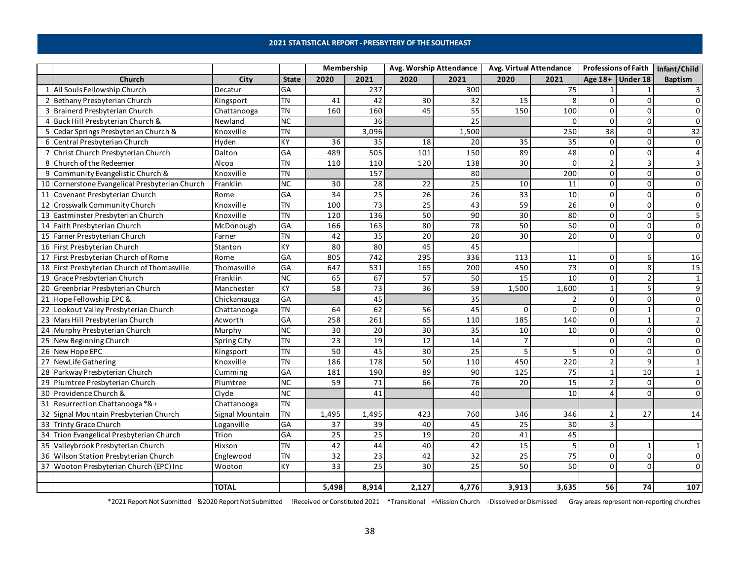# 2021 STATISTICAL REPORT - PRESBYTERY OF THE SOUTHEAST

| | | | | Membership | | Avg. Worship Attendance | | Avg. Virtual Attendance | | Professions of Faith | | Infant/Child |
|---|---|---|---|---|---|---|---|---|---|---|---|---|
| | Church | City | State | 2020 | 2021 | 2020 | 2021 | 2020 | 2021 | Age 18+ | Under 18 | Baptism |
| 1 | All Souls Fellowship Church | Decatur | GA | | 237 | | 300 | | 75 | 1 | 1 | 3 |
| 2 | Bethany Presbyterian Church | Kingsport | TN | 41 | 42 | 30 | 32 | 15 | 8 | 0 | 0 | 0 |
| 3 | Brainerd Presbyterian Church | Chattanooga | TN | 160 | 160 | 45 | 55 | 150 | 100 | 0 | 0 | 0 |
| 4 | Buck Hill Presbyterian Church & | Newland | NC | | 36 | | 25 | | 0 | 0 | 0 | 0 |
| 5 | Cedar Springs Presbyterian Church & | Knoxville | TN | | 3,096 | | 1,500 | | 250 | 38 | 0 | 32 |
| 6 | Central Presbyterian Church | Hyden | KY | 36 | 35 | 18 | 20 | 35 | 35 | 0 | 0 | 0 |
| 7 | Christ Church Presbyterian Church | Dalton | GA | 489 | 505 | 101 | 150 | 89 | 48 | 0 | 0 | 4 |
| 8 | Church of the Redeemer | Alcoa | TN | 110 | 110 | 120 | 138 | 30 | 0 | 2 | 3 | 3 |
| 9 | Community Evangelistic Church & | Knoxville | TN | | 157 | | 80 | | 200 | 0 | 0 | 0 |
| 10 | Cornerstone Evangelical Presbyterian Church | Franklin | NC | 30 | 28 | 22 | 25 | 10 | 11 | 0 | 0 | 0 |
| 11 | Covenant Presbyterian Church | Rome | GA | 34 | 25 | 26 | 26 | 33 | 10 | 0 | 0 | 0 |
| 12 | Crosswalk Community Church | Knoxville | TN | 100 | 73 | 25 | 43 | 59 | 26 | 0 | 0 | 0 |
| 13 | Eastminster Presbyterian Church | Knoxville | TN | 120 | 136 | 50 | 90 | 30 | 80 | 0 | 0 | 5 |
| 14 | Faith Presbyterian Church | McDonough | GA | 166 | 163 | 80 | 78 | 50 | 50 | 0 | 0 | 0 |
| 15 | Farner Presbyterian Church | Farner | TN | 42 | 35 | 20 | 20 | 30 | 20 | 0 | 0 | 0 |
| 16 | First Presbyterian Church | Stanton | KY | 80 | 80 | 45 | 45 | | | | | |
| 17 | First Presbyterian Church of Rome | Rome | GA | 805 | 742 | 295 | 336 | 113 | 11 | 0 | 6 | 16 |
| 18 | First Presbyterian Church of Thomasville | Thomasville | GA | 647 | 531 | 165 | 200 | 450 | 73 | 0 | 8 | 15 |
| 19 | Grace Presbyterian Church | Franklin | NC | 65 | 67 | 57 | 50 | 15 | 10 | 0 | 2 | 1 |
| 20 | Greenbriar Presbyterian Church | Manchester | KY | 58 | 73 | 36 | 59 | 1,500 | 1,600 | 1 | 5 | 9 |
| 21 | Hope Fellowship EPC & | Chickamauga | GA | | 45 | | 35 | | 2 | 0 | 0 | 0 |
| 22 | Lookout Valley Presbyterian Church | Chattanooga | TN | 64 | 62 | 56 | 45 | 0 | 0 | 0 | 1 | 0 |
| 23 | Mars Hill Presbyterian Church | Acworth | GA | 258 | 261 | 65 | 110 | 185 | 140 | 0 | 1 | 2 |
| 24 | Murphy Presbyterian Church | Murphy | NC | 30 | 20 | 30 | 35 | 10 | 10 | 0 | 0 | 0 |
| 25 | New Beginning Church | Spring City | TN | 23 | 19 | 12 | 14 | 7 | | 0 | 0 | 0 |
| 26 | New Hope EPC | Kingsport | TN | 50 | 45 | 30 | 25 | 5 | 5 | 0 | 0 | 0 |
| 27 | NewLife Gathering | Knoxville | TN | 186 | 178 | 50 | 110 | 450 | 220 | 2 | 9 | 1 |
| 28 | Parkway Presbyterian Church | Cumming | GA | 181 | 190 | 89 | 90 | 125 | 75 | 1 | 10 | 1 |
| 29 | Plumtree Presbyterian Church | Plumtree | NC | 59 | 71 | 66 | 76 | 20 | 15 | 2 | 0 | 0 |
| 30 | Providence Church & | Clyde | NC | | 41 | | 40 | | 10 | 4 | 0 | 0 |
| 31 | Resurrection Chattanooga *&+ | Chattanooga | TN | | | | | | | | | |
| 32 | Signal Mountain Presbyterian Church | Signal Mountain | TN | 1,495 | 1,495 | 423 | 760 | 346 | 346 | 2 | 27 | 14 |
| 33 | Trinty Grace Church | Loganville | GA | 37 | 39 | 40 | 45 | 25 | 30 | 3 | | |
| 34 | Trion Evangelical Presbyterian Church | Trion | GA | 25 | 25 | 19 | 20 | 41 | 45 | | | |
| 35 | Valleybrook Presbyterian Church | Hixson | TN | 42 | 44 | 40 | 42 | 15 | 5 | 0 | 1 | 1 |
| 36 | Wilson Station Presbyterian Church | Englewood | TN | 32 | 23 | 42 | 32 | 25 | 75 | 0 | 0 | 0 |
| 37 | Wooton Presbyterian Church (EPC) Inc | Wooton | KY | 33 | 25 | 30 | 25 | 50 | 50 | 0 | 0 | 0 |
| | | | | | | | | | | | | |
| | | TOTAL | | 5,498 | 8,914 | 2,127 | 4,776 | 3,913 | 3,635 | 56 | 74 | 107 |

*2021 Report Not Submitted &2020 Report Not Submitted !Received or Constituted 2021 ^Transitional +Mission Church -Dissolved or Dismissed Gray areas represent non-reporting churches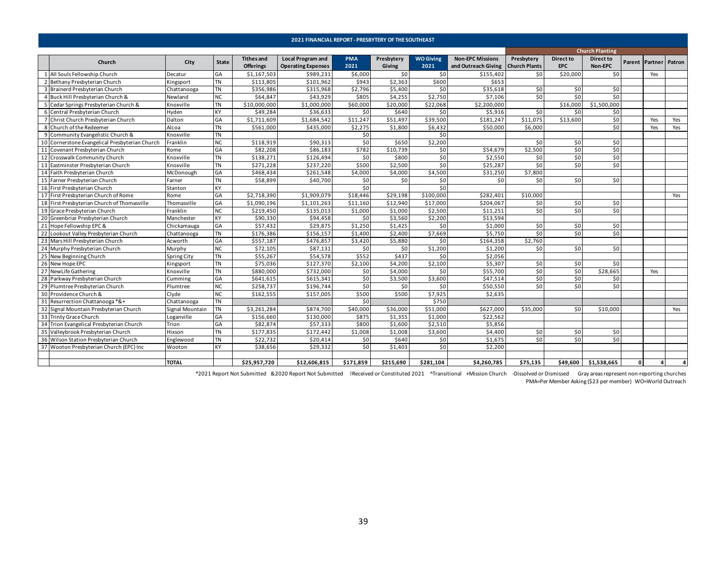## 2021 FINANCIAL REPORT - PRESBYTERY OF THE SOUTHEAST

| | Church | City | State | Tithes and Offerings | Local Program and Operating Expenses | PMA 2021 | Presbytery Giving | WO Giving 2021 | Non-EPC Missions and Outreach Giving | Church Planting | | | | | |
|---|---|---|---|---|---|---|---|---|---|---|---|---|---|---|---|
| | | | | | | | | | | Presbytery Church Plants | Direct to EPC | Direct to Non-EPC | Parent | Partner | Patron |
| 1 | All Souls Fellowship Church | Decatur | GA | $1,167,503 | $989,231 | $6,000 | $0 | $0 | $155,402 | $0 | $20,000 | $0 | | Yes | |
| 2 | Bethany Presbyterian Church | Kingsport | TN | $113,805 | $101,962 | $943 | $2,363 | $600 | $653 | | | | | | |
| 3 | Brainerd Presbyterian Church | Chattanooga | TN | $356,986 | $315,968 | $2,796 | $5,400 | $0 | $35,618 | $0 | $0 | $0 | | | |
| 4 | Buck Hill Presbyterian Church & | Newland | NC | $64,847 | $43,929 | $805 | $4,255 | $2,750 | $7,106 | $0 | $0 | $0 | | | |
| 5 | Cedar Springs Presbyterian Church & | Knoxville | TN | $10,000,000 | $1,000,000 | $60,000 | $20,000 | $22,068 | $2,200,000 | | $16,000 | $1,500,000 | | | |
| 6 | Central Presbyterian Church | Hyden | KY | $49,284 | $36,633 | $0 | $640 | $0 | $5,916 | $0 | $0 | $0 | | | |
| 7 | Christ Church Presbyterian Church | Dalton | GA | $1,711,609 | $1,684,542 | $11,247 | $51,497 | $39,500 | $181,247 | $11,075 | $13,600 | $0 | | Yes | Yes |
| 8 | Church of the Redeemer | Alcoa | TN | $561,000 | $435,000 | $2,275 | $1,800 | $6,432 | $50,000 | $6,000 | | $0 | | Yes | Yes |
| 9 | Community Evangelistic Church & | Knoxville | TN | | | $0 | | $0 | | | | | | | |
| 10 | Cornerstone Evangelical Presbyterian Church | Franklin | NC | $118,919 | $90,313 | $0 | $650 | $2,200 | | $0 | $0 | $0 | | | |
| 11 | Covenant Presbyterian Church | Rome | GA | $82,208 | $86,183 | $782 | $10,739 | $0 | $54,679 | $2,500 | $0 | $0 | | | |
| 12 | Crosswalk Community Church | Knoxville | TN | $138,271 | $126,494 | $0 | $800 | $0 | $2,550 | $0 | $0 | $0 | | | |
| 13 | Eastminster Presbyterian Church | Knoxville | TN | $271,228 | $237,220 | $500 | $2,500 | $0 | $25,287 | $0 | $0 | $0 | | | |
| 14 | Faith Presbyterian Church | McDonough | GA | $468,434 | $261,548 | $4,000 | $4,000 | $4,500 | $31,250 | $7,800 | | | | | |
| 15 | Farner Presbyterian Church | Farner | TN | $58,899 | $40,700 | $0 | $0 | $0 | $0 | $0 | $0 | $0 | | | |
| 16 | First Presbyterian Church | Stanton | KY | | | $0 | | $0 | | | | | | | |
| 17 | First Presbyterian Church of Rome | Rome | GA | $2,718,390 | $1,909,079 | $18,446 | $29,198 | $100,000 | $282,401 | $10,000 | | | | | Yes |
| 18 | First Presbyterian Church of Thomasville | Thomasville | GA | $1,090,196 | $1,101,263 | $11,160 | $12,940 | $17,000 | $204,067 | $0 | $0 | $0 | | | |
| 19 | Grace Presbyterian Church | Franklin | NC | $219,450 | $135,013 | $1,000 | $1,000 | $2,500 | $11,251 | $0 | $0 | $0 | | | |
| 20 | Greenbriar Presbyterian Church | Manchester | KY | $90,330 | $94,458 | $0 | $3,560 | $2,200 | $13,594 | | | | | | |
| 21 | Hope Fellowship EPC & | Chickamauga | GA | $57,432 | $29,875 | $1,250 | $1,425 | $0 | $1,000 | $0 | $0 | $0 | | | |
| 22 | Lookout Valley Presbyterian Church | Chattanooga | TN | $176,386 | $156,157 | $1,400 | $2,400 | $7,669 | $5,750 | $0 | $0 | $0 | | | |
| 23 | Mars Hill Presbyterian Church | Acworth | GA | $557,187 | $476,857 | $3,420 | $5,880 | $0 | $164,358 | $2,760 | | | | | |
| 24 | Murphy Presbyterian Church | Murphy | NC | $72,105 | $87,131 | $0 | $0 | $1,200 | $1,200 | $0 | $0 | $0 | | | |
| 25 | New Beginning Church | Spring City | TN | $55,267 | $54,578 | $552 | $437 | $0 | $2,056 | | | | | | |
| 26 | New Hope EPC | Kingsport | TN | $75,036 | $127,370 | $2,100 | $4,200 | $2,100 | $5,307 | $0 | $0 | $0 | | | |
| 27 | NewLife Gathering | Knoxville | TN | $880,000 | $732,000 | $0 | $4,000 | $0 | $55,700 | $0 | $0 | $28,665 | | Yes | |
| 28 | Parkway Presbyterian Church | Cumming | GA | $641,615 | $615,341 | $0 | $3,500 | $3,600 | $47,514 | $0 | $0 | $0 | | | |
| 29 | Plumtree Presbyterian Church | Plumtree | NC | $258,737 | $196,744 | $0 | $0 | $0 | $50,550 | $0 | $0 | $0 | | | |
| 30 | Providence Church & | Clyde | NC | $162,555 | $157,005 | $500 | $500 | $7,925 | $2,635 | | | | | | |
| 31 | Resurrection Chattanooga *&+ | Chattanooga | TN | | | $0 | | $750 | | | | | | | |
| 32 | Signal Mountain Presbyterian Church | Signal Mountain | TN | $3,261,284 | $874,700 | $40,000 | $36,000 | $51,000 | $627,000 | $35,000 | $0 | $10,000 | | | Yes |
| 33 | Trinty Grace Church | Loganville | GA | $156,660 | $130,000 | $875 | $1,355 | $1,000 | $22,562 | | | | | | |
| 34 | Trion Evangelical Presbyterian Church | Trion | GA | $82,874 | $57,333 | $800 | $1,600 | $2,510 | $5,856 | | | | | | |
| 35 | Valleybrook Presbyterian Church | Hixson | TN | $177,835 | $172,442 | $1,008 | $1,008 | $3,600 | $4,400 | $0 | $0 | $0 | | | |
| 36 | Wilson Station Presbyterian Church | Englewood | TN | $22,732 | $20,414 | $0 | $640 | $0 | $1,675 | $0 | $0 | $0 | | | |
| 37 | Wooton Presbyterian Church (EPC) Inc | Wooton | KY | $38,656 | $29,332 | $0 | $1,403 | $0 | $2,200 | | | | | | |
| | | TOTAL | | $25,957,720 | $12,606,815 | $171,859 | $215,690 | $281,104 | $4,260,785 | $75,135 | $49,600 | $1,538,665 | 0 | 4 | 4 |

*2021 Report Not Submitted &2020 Report Not Submitted !Received or Constituted 2021 ^Transitional +Mission Church -Dissolved or Dismissed Gray areas represent non-reporting churches

PMA=Per Member Asking ($23 per member) WO=World Outreach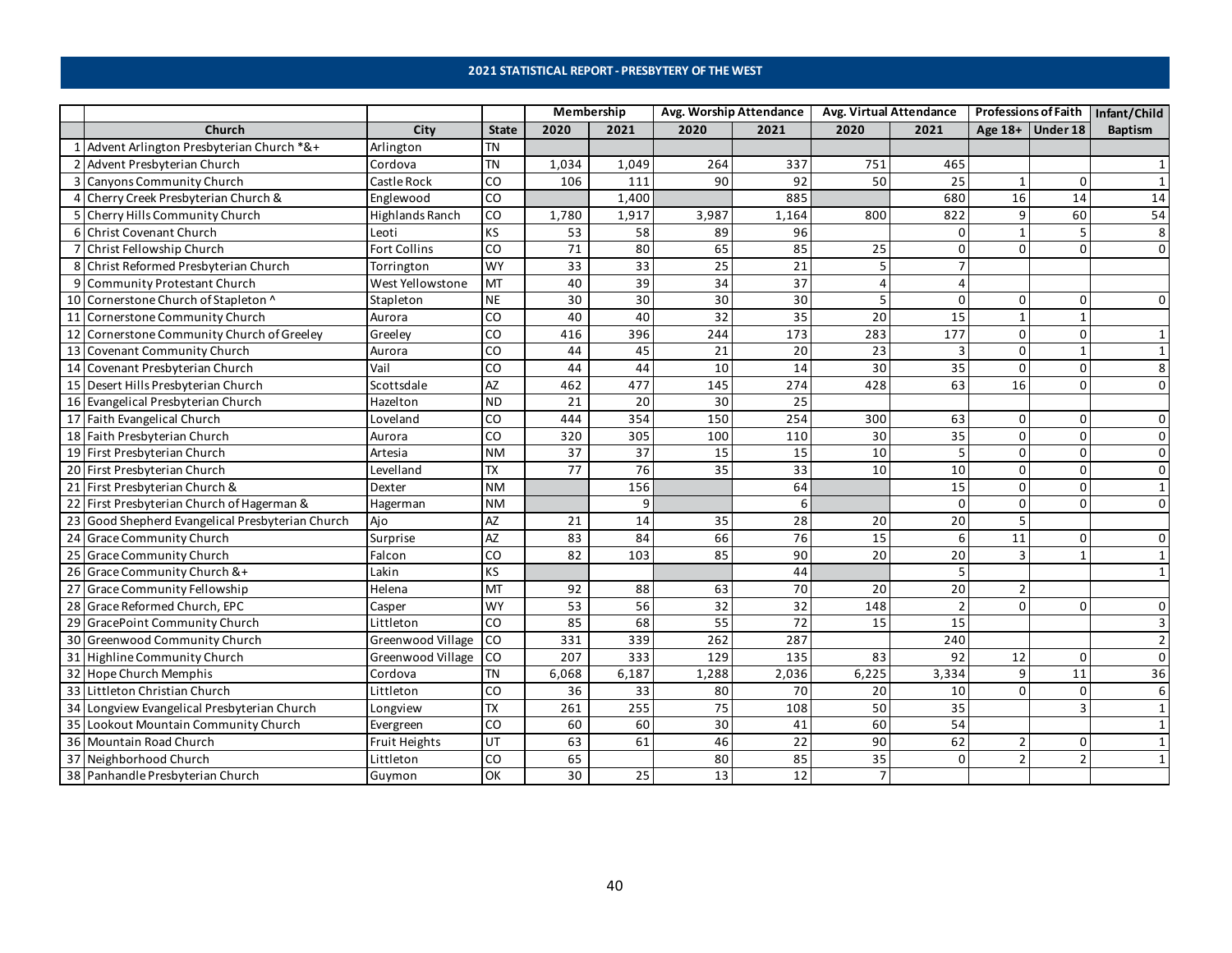## 2021 STATISTICAL REPORT - PRESBYTERY OF THE WEST

| | | | | Membership | | Avg. Worship Attendance | | Avg. Virtual Attendance | | Professions of Faith | | Infant/Child |
|---|---|---|---|---|---|---|---|---|---|---|---|---|
| | Church | City | State | 2020 | 2021 | 2020 | 2021 | 2020 | 2021 | Age 18+ | Under 18 | Baptism |
| 1 | Advent Arlington Presbyterian Church *&+ | Arlington | TN | | | | | | | | | |
| 2 | Advent Presbyterian Church | Cordova | TN | 1,034 | 1,049 | 264 | 337 | 751 | 465 | | | 1 |
| 3 | Canyons Community Church | Castle Rock | CO | 106 | 111 | 90 | 92 | 50 | 25 | 1 | 0 | 1 |
| 4 | Cherry Creek Presbyterian Church & | Englewood | CO | | 1,400 | | 885 | | 680 | 16 | 14 | 14 |
| 5 | Cherry Hills Community Church | Highlands Ranch | CO | 1,780 | 1,917 | 3,987 | 1,164 | 800 | 822 | 9 | 60 | 54 |
| 6 | Christ Covenant Church | Leoti | KS | 53 | 58 | 89 | 96 | | 0 | 1 | 5 | 8 |
| 7 | Christ Fellowship Church | Fort Collins | CO | 71 | 80 | 65 | 85 | 25 | 0 | 0 | 0 | 0 |
| 8 | Christ Reformed Presbyterian Church | Torrington | WY | 33 | 33 | 25 | 21 | 5 | 7 | | | |
| 9 | Community Protestant Church | West Yellowstone | MT | 40 | 39 | 34 | 37 | 4 | 4 | | | |
| 10 | Cornerstone Church of Stapleton ^ | Stapleton | NE | 30 | 30 | 30 | 30 | 5 | 0 | 0 | 0 | 0 |
| 11 | Cornerstone Community Church | Aurora | CO | 40 | 40 | 32 | 35 | 20 | 15 | 1 | 1 | |
| 12 | Cornerstone Community Church of Greeley | Greeley | CO | 416 | 396 | 244 | 173 | 283 | 177 | 0 | 0 | 1 |
| 13 | Covenant Community Church | Aurora | CO | 44 | 45 | 21 | 20 | 23 | 3 | 0 | 1 | 1 |
| 14 | Covenant Presbyterian Church | Vail | CO | 44 | 44 | 10 | 14 | 30 | 35 | 0 | 0 | 8 |
| 15 | Desert Hills Presbyterian Church | Scottsdale | AZ | 462 | 477 | 145 | 274 | 428 | 63 | 16 | 0 | 0 |
| 16 | Evangelical Presbyterian Church | Hazelton | ND | 21 | 20 | 30 | 25 | | | | | |
| 17 | Faith Evangelical Church | Loveland | CO | 444 | 354 | 150 | 254 | 300 | 63 | 0 | 0 | 0 |
| 18 | Faith Presbyterian Church | Aurora | CO | 320 | 305 | 100 | 110 | 30 | 35 | 0 | 0 | 0 |
| 19 | First Presbyterian Church | Artesia | NM | 37 | 37 | 15 | 15 | 10 | 5 | 0 | 0 | 0 |
| 20 | First Presbyterian Church | Levelland | TX | 77 | 76 | 35 | 33 | 10 | 10 | 0 | 0 | 0 |
| 21 | First Presbyterian Church & | Dexter | NM | | 156 | | 64 | | 15 | 0 | 0 | 1 |
| 22 | First Presbyterian Church of Hagerman & | Hagerman | NM | | 9 | | 6 | | 0 | 0 | 0 | 0 |
| 23 | Good Shepherd Evangelical Presbyterian Church | Ajo | AZ | 21 | 14 | 35 | 28 | 20 | 20 | 5 | | |
| 24 | Grace Community Church | Surprise | AZ | 83 | 84 | 66 | 76 | 15 | 6 | 11 | 0 | 0 |
| 25 | Grace Community Church | Falcon | CO | 82 | 103 | 85 | 90 | 20 | 20 | 3 | 1 | 1 |
| 26 | Grace Community Church &+ | Lakin | KS | | | | 44 | | 5 | | | 1 |
| 27 | Grace Community Fellowship | Helena | MT | 92 | 88 | 63 | 70 | 20 | 20 | 2 | | |
| 28 | Grace Reformed Church, EPC | Casper | WY | 53 | 56 | 32 | 32 | 148 | 2 | 0 | 0 | 0 |
| 29 | GracePoint Community Church | Littleton | CO | 85 | 68 | 55 | 72 | 15 | 15 | | | 3 |
| 30 | Greenwood Community Church | Greenwood Village | CO | 331 | 339 | 262 | 287 | | 240 | | | 2 |
| 31 | Highline Community Church | Greenwood Village | CO | 207 | 333 | 129 | 135 | 83 | 92 | 12 | 0 | 0 |
| 32 | Hope Church Memphis | Cordova | TN | 6,068 | 6,187 | 1,288 | 2,036 | 6,225 | 3,334 | 9 | 11 | 36 |
| 33 | Littleton Christian Church | Littleton | CO | 36 | 33 | 80 | 70 | 20 | 10 | 0 | 0 | 6 |
| 34 | Longview Evangelical Presbyterian Church | Longview | TX | 261 | 255 | 75 | 108 | 50 | 35 | | 3 | 1 |
| 35 | Lookout Mountain Community Church | Evergreen | CO | 60 | 60 | 30 | 41 | 60 | 54 | | | 1 |
| 36 | Mountain Road Church | Fruit Heights | UT | 63 | 61 | 46 | 22 | 90 | 62 | 2 | 0 | 1 |
| 37 | Neighborhood Church | Littleton | CO | 65 | | 80 | 85 | 35 | 0 | 2 | 2 | 1 |
| 38 | Panhandle Presbyterian Church | Guymon | OK | 30 | 25 | 13 | 12 | 7 | | | | |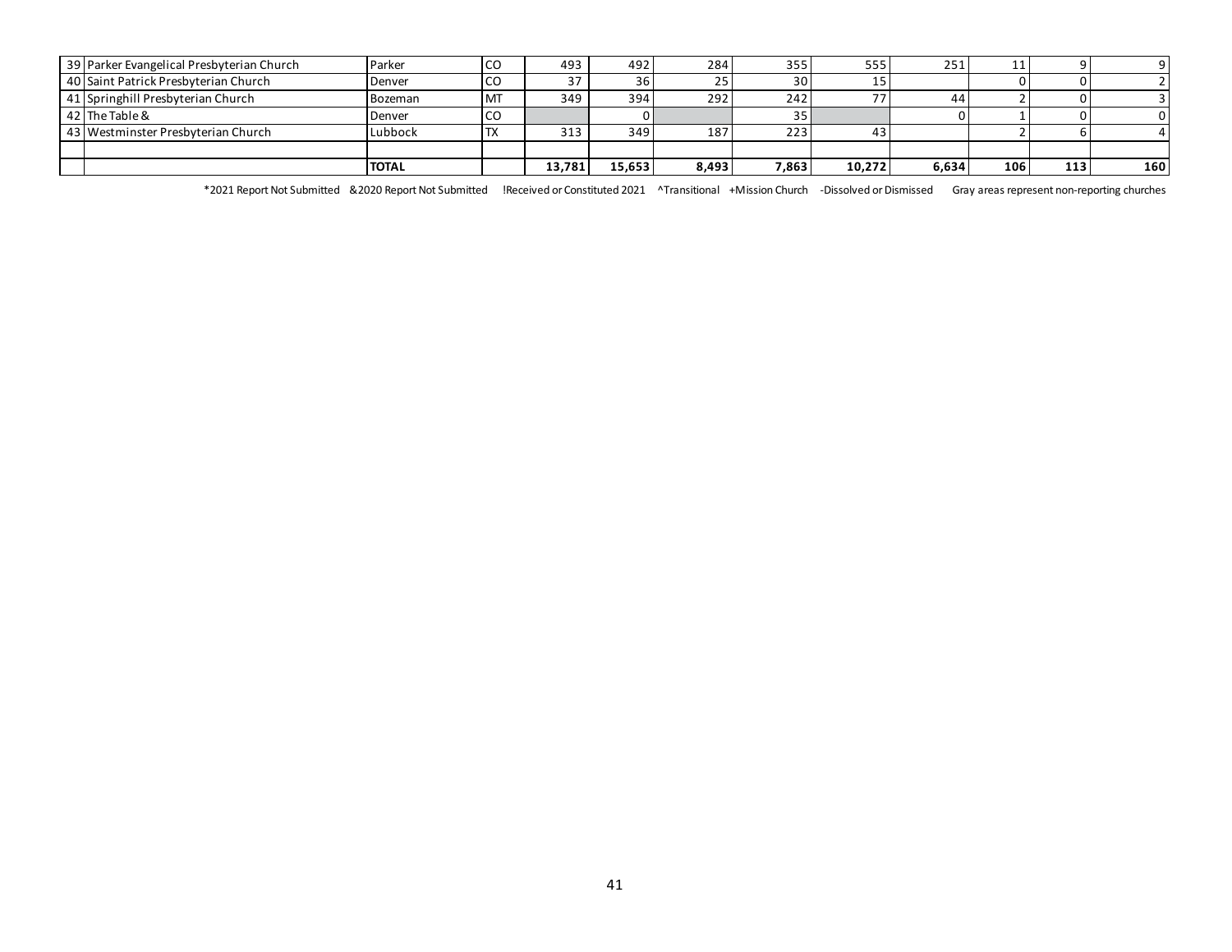| 39 | Parker Evangelical Presbyterian Church | Parker | CO | 493 | 492 | 284 | 355 | 555 | 251 | 11 | 9 | 9 |
|---|---|---|---|---|---|---|---|---|---|---|---|---|
| 40 | Saint Patrick Presbyterian Church | Denver | CO | 37 | 36 | 25 | 30 | 15 | | 0 | 0 | 2 |
| 41 | Springhill Presbyterian Church | Bozeman | MT | 349 | 394 | 292 | 242 | 77 | 44 | 2 | 0 | 3 |
| 42 | The Table & | Denver | CO | | 0 | | 35 | | 0 | 1 | 0 | 0 |
| 43 | Westminster Presbyterian Church | Lubbock | TX | 313 | 349 | 187 | 223 | 43 | | 2 | 6 | 4 |
| | | | | | | | | | | | | |
| | | **TOTAL** | | **13,781** | **15,653** | **8,493** | **7,863** | **10,272** | **6,634** | **106** | **113** | **160** |

*2021 Report Not Submitted &2020 Report Not Submitted !Received or Constituted 2021 ^Transitional +Mission Church -Dissolved or Dismissed Gray areas represent non-reporting churches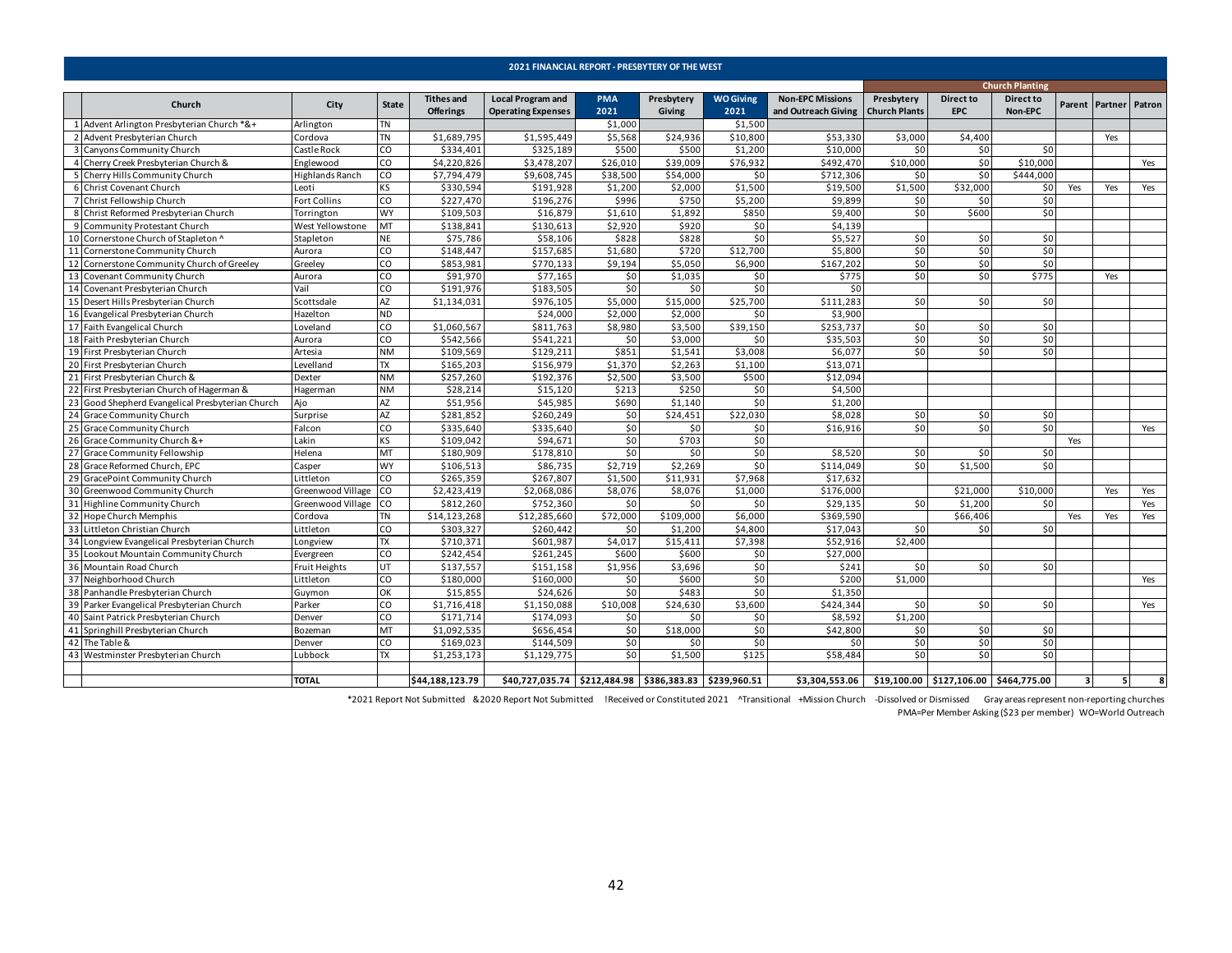## 2021 FINANCIAL REPORT - PRESBYTERY OF THE WEST

| | Church | City | State | Tithes and Offerings | Local Program and Operating Expenses | PMA 2021 | Presbytery Giving | WO Giving 2021 | Non-EPC Missions and Outreach Giving | Church Planting | | | | | |
|---|---|---|---|---|---|---|---|---|---|---|---|---|---|---|---|
| | | | | | | | | | | Presbytery Church Plants | Direct to EPC | Direct to Non-EPC | Parent | Partner | Patron |
| 1 | Advent Arlington Presbyterian Church *&+ | Arlington | TN | | | $1,000 | | $1,500 | | | | | | | |
| 2 | Advent Presbyterian Church | Cordova | TN | $1,689,795 | $1,595,449 | $5,568 | $24,936 | $10,800 | $53,330 | $3,000 | $4,400 | | | Yes | |
| 3 | Canyons Community Church | Castle Rock | CO | $334,401 | $325,189 | $500 | $500 | $1,200 | $10,000 | $0 | $0 | $0 | | | |
| 4 | Cherry Creek Presbyterian Church & | Englewood | CO | $4,220,826 | $3,478,207 | $26,010 | $39,009 | $76,932 | $492,470 | $10,000 | $0 | $10,000 | | | Yes |
| 5 | Cherry Hills Community Church | Highlands Ranch | CO | $7,794,479 | $9,608,745 | $38,500 | $54,000 | $0 | $712,306 | $0 | $0 | $444,000 | | | |
| 6 | Christ Covenant Church | Leoti | KS | $330,594 | $191,928 | $1,200 | $2,000 | $1,500 | $19,500 | $1,500 | $32,000 | $0 | Yes | Yes | Yes |
| 7 | Christ Fellowship Church | Fort Collins | CO | $227,470 | $196,276 | $996 | $750 | $5,200 | $9,899 | $0 | $0 | $0 | | | |
| 8 | Christ Reformed Presbyterian Church | Torrington | WY | $109,503 | $16,879 | $1,610 | $1,892 | $850 | $9,400 | $0 | $600 | $0 | | | |
| 9 | Community Protestant Church | West Yellowstone | MT | $138,841 | $130,613 | $2,920 | $920 | $0 | $4,139 | | | | | | |
| 10 | Cornerstone Church of Stapleton ^ | Stapleton | NE | $75,786 | $58,106 | $828 | $828 | $0 | $5,527 | $0 | $0 | $0 | | | |
| 11 | Cornerstone Community Church | Aurora | CO | $148,447 | $157,685 | $1,680 | $720 | $12,700 | $5,800 | $0 | $0 | $0 | | | |
| 12 | Cornerstone Community Church of Greeley | Greeley | CO | $853,981 | $770,133 | $9,194 | $5,050 | $6,900 | $167,202 | $0 | $0 | $0 | | | |
| 13 | Covenant Community Church | Aurora | CO | $91,970 | $77,165 | $0 | $1,035 | $0 | $775 | $0 | $0 | $775 | | Yes | |
| 14 | Covenant Presbyterian Church | Vail | CO | $191,976 | $183,505 | $0 | $0 | $0 | $0 | | | | | | |
| 15 | Desert Hills Presbyterian Church | Scottsdale | AZ | $1,134,031 | $976,105 | $5,000 | $15,000 | $25,700 | $111,283 | $0 | $0 | $0 | | | |
| 16 | Evangelical Presbyterian Church | Hazelton | ND | | $24,000 | $2,000 | $2,000 | $0 | $3,900 | | | | | | |
| 17 | Faith Evangelical Church | Loveland | CO | $1,060,567 | $811,763 | $8,980 | $3,500 | $39,150 | $253,737 | $0 | $0 | $0 | | | |
| 18 | Faith Presbyterian Church | Aurora | CO | $542,566 | $541,221 | $0 | $3,000 | $0 | $35,503 | $0 | $0 | $0 | | | |
| 19 | First Presbyterian Church | Artesia | NM | $109,569 | $129,211 | $851 | $1,541 | $3,008 | $6,077 | $0 | $0 | $0 | | | |
| 20 | First Presbyterian Church | Levelland | TX | $165,203 | $156,979 | $1,370 | $2,263 | $1,100 | $13,071 | | | | | | |
| 21 | First Presbyterian Church & | Dexter | NM | $257,260 | $192,376 | $2,500 | $3,500 | $500 | $12,094 | | | | | | |
| 22 | First Presbyterian Church of Hagerman & | Hagerman | NM | $28,214 | $15,120 | $213 | $250 | $0 | $4,500 | | | | | | |
| 23 | Good Shepherd Evangelical Presbyterian Church | Ajo | AZ | $51,956 | $45,985 | $690 | $1,140 | $0 | $1,200 | | | | | | |
| 24 | Grace Community Church | Surprise | AZ | $281,852 | $260,249 | $0 | $24,451 | $22,030 | $8,028 | $0 | $0 | $0 | | | |
| 25 | Grace Community Church | Falcon | CO | $335,640 | $335,640 | $0 | $0 | $0 | $16,916 | $0 | $0 | $0 | | | Yes |
| 26 | Grace Community Church &+ | Lakin | KS | $109,042 | $94,671 | $0 | $703 | $0 | | | | | Yes | | |
| 27 | Grace Community Fellowship | Helena | MT | $180,909 | $178,810 | $0 | $0 | $0 | $8,520 | $0 | $0 | $0 | | | |
| 28 | Grace Reformed Church, EPC | Casper | WY | $106,513 | $86,735 | $2,719 | $2,269 | $0 | $114,049 | $0 | $1,500 | $0 | | | |
| 29 | GracePoint Community Church | Littleton | CO | $265,359 | $267,807 | $1,500 | $11,931 | $7,968 | $17,632 | | | | | | |
| 30 | Greenwood Community Church | Greenwood Village | CO | $2,423,419 | $2,068,086 | $8,076 | $8,076 | $1,000 | $176,000 | | $21,000 | $10,000 | | Yes | Yes |
| 31 | Highline Community Church | Greenwood Village | CO | $812,260 | $752,360 | $0 | $0 | $0 | $29,135 | $0 | $1,200 | $0 | | | Yes |
| 32 | Hope Church Memphis | Cordova | TN | $14,123,268 | $12,285,660 | $72,000 | $109,000 | $6,000 | $369,590 | | $66,406 | | Yes | Yes | Yes |
| 33 | Littleton Christian Church | Littleton | CO | $303,327 | $260,442 | $0 | $1,200 | $4,800 | $17,043 | $0 | $0 | $0 | | | |
| 34 | Longview Evangelical Presbyterian Church | Longview | TX | $710,371 | $601,987 | $4,017 | $15,411 | $7,398 | $52,916 | $2,400 | | | | | |
| 35 | Lookout Mountain Community Church | Evergreen | CO | $242,454 | $261,245 | $600 | $600 | $0 | $27,000 | | | | | | |
| 36 | Mountain Road Church | Fruit Heights | UT | $137,557 | $151,158 | $1,956 | $3,696 | $0 | $241 | $0 | $0 | $0 | | | |
| 37 | Neighborhood Church | Littleton | CO | $180,000 | $160,000 | $0 | $600 | $0 | $200 | $1,000 | | | | | Yes |
| 38 | Panhandle Presbyterian Church | Guymon | OK | $15,855 | $24,626 | $0 | $483 | $0 | $1,350 | | | | | | |
| 39 | Parker Evangelical Presbyterian Church | Parker | CO | $1,716,418 | $1,150,088 | $10,008 | $24,630 | $3,600 | $424,344 | $0 | $0 | $0 | | | Yes |
| 40 | Saint Patrick Presbyterian Church | Denver | CO | $171,714 | $174,093 | $0 | $0 | $0 | $8,592 | $1,200 | | | | | |
| 41 | Springhill Presbyterian Church | Bozeman | MT | $1,092,535 | $656,454 | $0 | $18,000 | $0 | $42,800 | $0 | $0 | $0 | | | |
| 42 | The Table & | Denver | CO | $169,023 | $144,509 | $0 | $0 | $0 | $0 | $0 | $0 | $0 | | | |
| 43 | Westminster Presbyterian Church | Lubbock | TX | $1,253,173 | $1,129,775 | $0 | $1,500 | $125 | $58,484 | $0 | $0 | $0 | | | |
| | | **TOTAL** | | **$44,188,123.79** | **$40,727,035.74** | **$212,484.98** | **$386,383.83** | **$239,960.51** | **$3,304,553.06** | **$19,100.00** | **$127,106.00** | **$464,775.00** | **3** | **5** | **8** |

*2021 Report Not Submitted &2020 Report Not Submitted !Received or Constituted 2021 ^Transitional +Mission Church -Dissolved or Dismissed Gray areas represent non-reporting churches

PMA=Per Member Asking ($23 per member) WO=World Outreach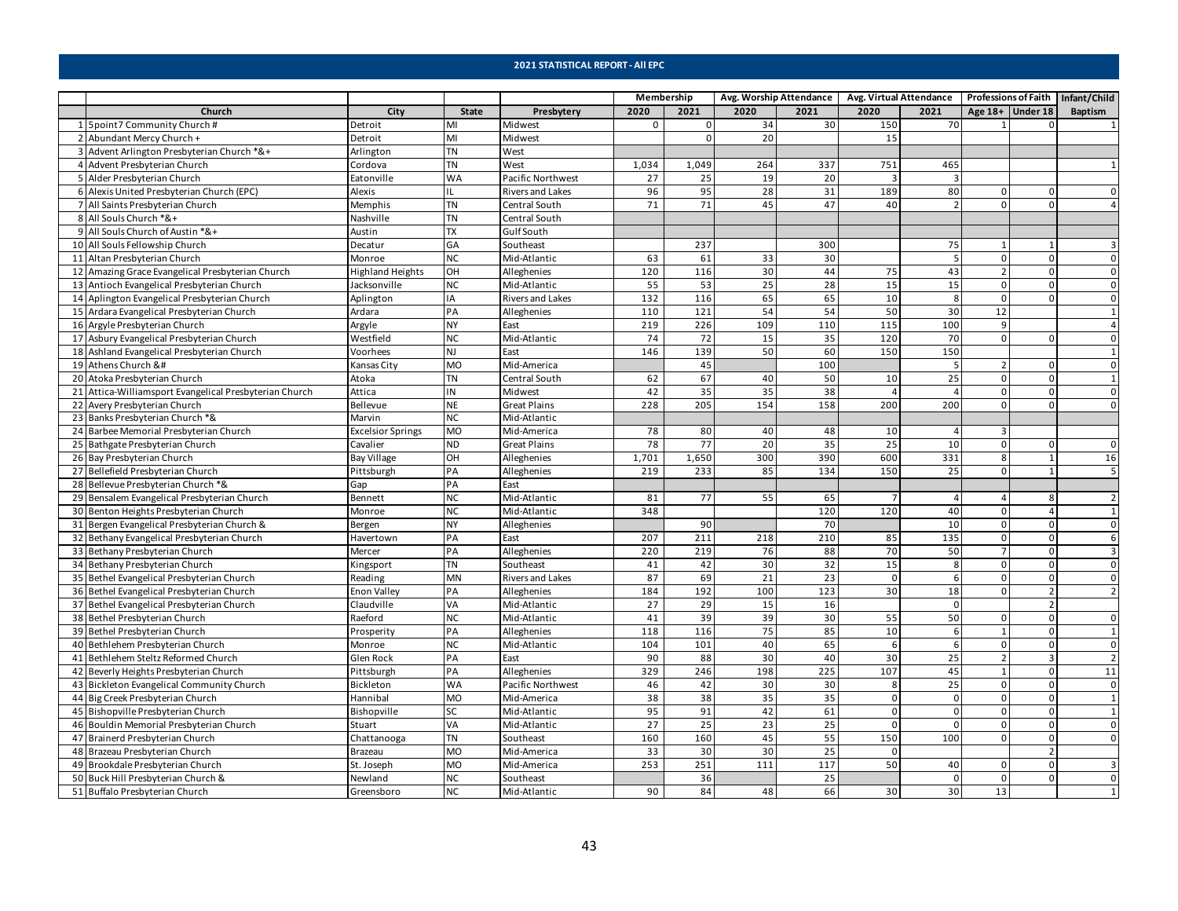## 2021 STATISTICAL REPORT - All EPC

| | Church | City | State | Presbytery | Membership | | Avg. Worship Attendance | | Avg. Virtual Attendance | | Professions of Faith | | Infant/Child |
|---|---|---|---|---|---|---|---|---|---|---|---|---|---|
| | | | | | 2020 | 2021 | 2020 | 2021 | 2020 | 2021 | Age 18+ | Under 18 | Baptism |
| 1 | 5point7 Community Church # | Detroit | MI | Midwest | 0 | 0 | 34 | 30 | 150 | 70 | 1 | 0 | 1 |
| 2 | Abundant Mercy Church + | Detroit | MI | Midwest | | 0 | 20 | | 15 | | | | |
| 3 | Advent Arlington Presbyterian Church *&+ | Arlington | TN | West | | | | | | | | | |
| 4 | Advent Presbyterian Church | Cordova | TN | West | 1,034 | 1,049 | 264 | 337 | 751 | 465 | | | 1 |
| 5 | Alder Presbyterian Church | Eatonville | WA | Pacific Northwest | 27 | 25 | 19 | 20 | 3 | 3 | | | |
| 6 | Alexis United Presbyterian Church (EPC) | Alexis | IL | Rivers and Lakes | 96 | 95 | 28 | 31 | 189 | 80 | 0 | 0 | 0 |
| 7 | All Saints Presbyterian Church | Memphis | TN | Central South | 71 | 71 | 45 | 47 | 40 | 2 | 0 | 0 | 4 |
| 8 | All Souls Church *&+ | Nashville | TN | Central South | | | | | | | | | |
| 9 | All Souls Church of Austin *&+ | Austin | TX | Gulf South | | | | | | | | | |
| 10 | All Souls Fellowship Church | Decatur | GA | Southeast | | 237 | | 300 | | 75 | 1 | 1 | 3 |
| 11 | Altan Presbyterian Church | Monroe | NC | Mid-Atlantic | 63 | 61 | 33 | 30 | | 5 | 0 | 0 | 0 |
| 12 | Amazing Grace Evangelical Presbyterian Church | Highland Heights | OH | Alleghenies | 120 | 116 | 30 | 44 | 75 | 43 | 2 | 0 | 0 |
| 13 | Antioch Evangelical Presbyterian Church | Jacksonville | NC | Mid-Atlantic | 55 | 53 | 25 | 28 | 15 | 15 | 0 | 0 | 0 |
| 14 | Aplington Evangelical Presbyterian Church | Aplington | IA | Rivers and Lakes | 132 | 116 | 65 | 65 | 10 | 8 | 0 | 0 | 0 |
| 15 | Ardara Evangelical Presbyterian Church | Ardara | PA | Alleghenies | 110 | 121 | 54 | 54 | 50 | 30 | 12 | | 1 |
| 16 | Argyle Presbyterian Church | Argyle | NY | East | 219 | 226 | 109 | 110 | 115 | 100 | 9 | | 4 |
| 17 | Asbury Evangelical Presbyterian Church | Westfield | NC | Mid-Atlantic | 74 | 72 | 15 | 35 | 120 | 70 | 0 | 0 | 0 |
| 18 | Ashland Evangelical Presbyterian Church | Voorhees | NJ | East | 146 | 139 | 50 | 60 | 150 | 150 | | | 1 |
| 19 | Athens Church &# | Kansas City | MO | Mid-America | | 45 | | 100 | | 5 | 2 | 0 | 0 |
| 20 | Atoka Presbyterian Church | Atoka | TN | Central South | 62 | 67 | 40 | 50 | 10 | 25 | 0 | 0 | 1 |
| 21 | Attica-Williamsport Evangelical Presbyterian Church | Attica | IN | Midwest | 42 | 35 | 35 | 38 | 4 | 4 | 0 | 0 | 0 |
| 22 | Avery Presbyterian Church | Bellevue | NE | Great Plains | 228 | 205 | 154 | 158 | 200 | 200 | 0 | 0 | 0 |
| 23 | Banks Presbyterian Church *& | Marvin | NC | Mid-Atlantic | | | | | | | | | |
| 24 | Barbee Memorial Presbyterian Church | Excelsior Springs | MO | Mid-America | 78 | 80 | 40 | 48 | 10 | 4 | 3 | | |
| 25 | Bathgate Presbyterian Church | Cavalier | ND | Great Plains | 78 | 77 | 20 | 35 | 25 | 10 | 0 | 0 | 0 |
| 26 | Bay Presbyterian Church | Bay Village | OH | Alleghenies | 1,701 | 1,650 | 300 | 390 | 600 | 331 | 8 | 1 | 16 |
| 27 | Bellefield Presbyterian Church | Pittsburgh | PA | Alleghenies | 219 | 233 | 85 | 134 | 150 | 25 | 0 | 1 | 5 |
| 28 | Bellevue Presbyterian Church *& | Gap | PA | East | | | | | | | | | |
| 29 | Bensalem Evangelical Presbyterian Church | Bennett | NC | Mid-Atlantic | 81 | 77 | 55 | 65 | 7 | 4 | 4 | 8 | 2 |
| 30 | Benton Heights Presbyterian Church | Monroe | NC | Mid-Atlantic | 348 | | | 120 | 120 | 40 | 0 | 4 | 1 |
| 31 | Bergen Evangelical Presbyterian Church & | Bergen | NY | Alleghenies | | 90 | | 70 | | 10 | 0 | 0 | 0 |
| 32 | Bethany Evangelical Presbyterian Church | Havertown | PA | East | 207 | 211 | 218 | 210 | 85 | 135 | 0 | 0 | 6 |
| 33 | Bethany Presbyterian Church | Mercer | PA | Alleghenies | 220 | 219 | 76 | 88 | 70 | 50 | 7 | 0 | 3 |
| 34 | Bethany Presbyterian Church | Kingsport | TN | Southeast | 41 | 42 | 30 | 32 | 15 | 8 | 0 | 0 | 0 |
| 35 | Bethel Evangelical Presbyterian Church | Reading | MN | Rivers and Lakes | 87 | 69 | 21 | 23 | 0 | 6 | 0 | 0 | 0 |
| 36 | Bethel Evangelical Presbyterian Church | Enon Valley | PA | Alleghenies | 184 | 192 | 100 | 123 | 30 | 18 | 0 | 2 | 2 |
| 37 | Bethel Evangelical Presbyterian Church | Claudville | VA | Mid-Atlantic | 27 | 29 | 15 | 16 | | 0 | | 2 | |
| 38 | Bethel Presbyterian Church | Raeford | NC | Mid-Atlantic | 41 | 39 | 39 | 30 | 55 | 50 | 0 | 0 | 0 |
| 39 | Bethel Presbyterian Church | Prosperity | PA | Alleghenies | 118 | 116 | 75 | 85 | 10 | 6 | 1 | 0 | 1 |
| 40 | Bethlehem Presbyterian Church | Monroe | NC | Mid-Atlantic | 104 | 101 | 40 | 65 | 6 | 6 | 0 | 0 | 0 |
| 41 | Bethlehem Steltz Reformed Church | Glen Rock | PA | East | 90 | 88 | 30 | 40 | 30 | 25 | 2 | 3 | 2 |
| 42 | Beverly Heights Presbyterian Church | Pittsburgh | PA | Alleghenies | 329 | 246 | 198 | 225 | 107 | 45 | 1 | 0 | 11 |
| 43 | Bickleton Evangelical Community Church | Bickleton | WA | Pacific Northwest | 46 | 42 | 30 | 30 | 8 | 25 | 0 | 0 | 0 |
| 44 | Big Creek Presbyterian Church | Hannibal | MO | Mid-America | 38 | 38 | 35 | 35 | 0 | 0 | 0 | 0 | 1 |
| 45 | Bishopville Presbyterian Church | Bishopville | SC | Mid-Atlantic | 95 | 91 | 42 | 61 | 0 | 0 | 0 | 0 | 1 |
| 46 | Bouldin Memorial Presbyterian Church | Stuart | VA | Mid-Atlantic | 27 | 25 | 23 | 25 | 0 | 0 | 0 | 0 | 0 |
| 47 | Brainerd Presbyterian Church | Chattanooga | TN | Southeast | 160 | 160 | 45 | 55 | 150 | 100 | 0 | 0 | 0 |
| 48 | Brazeau Presbyterian Church | Brazeau | MO | Mid-America | 33 | 30 | 30 | 25 | 0 | | | 2 | |
| 49 | Brookdale Presbyterian Church | St. Joseph | MO | Mid-America | 253 | 251 | 111 | 117 | 50 | 40 | 0 | 0 | 3 |
| 50 | Buck Hill Presbyterian Church & | Newland | NC | Southeast | | 36 | | 25 | | 0 | 0 | 0 | 0 |
| 51 | Buffalo Presbyterian Church | Greensboro | NC | Mid-Atlantic | 90 | 84 | 48 | 66 | 30 | 30 | 13 | | 1 |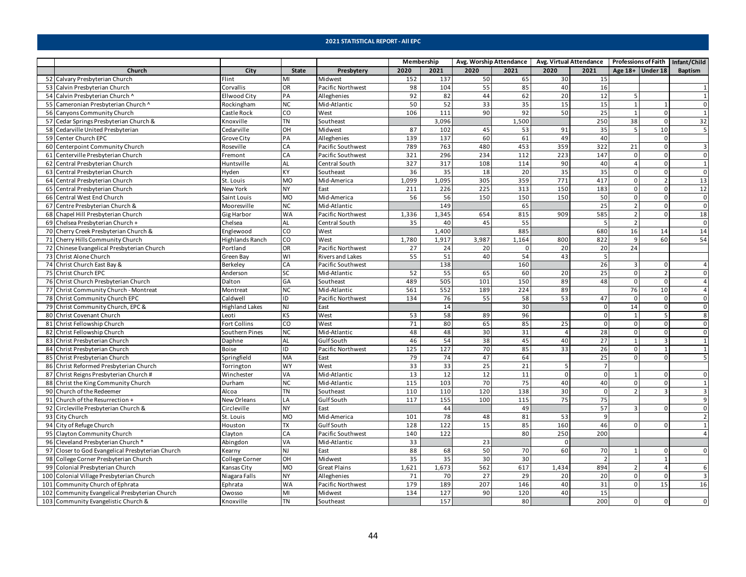## 2021 STATISTICAL REPORT - All EPC

| | Church | City | State | Presbytery | Membership | | Avg. Worship Attendance | | Avg. Virtual Attendance | | Professions of Faith | | Infant/Child |
|---|---|---|---|---|---|---|---|---|---|---|---|---|---|
| | | | | | 2020 | 2021 | 2020 | 2021 | 2020 | 2021 | Age 18+ | Under 18 | Baptism |
| 52 | Calvary Presbyterian Church | Flint | MI | Midwest | 152 | 137 | 50 | 65 | 30 | 15 | | | |
| 53 | Calvin Presbyterian Church | Corvallis | OR | Pacific Northwest | 98 | 104 | 55 | 85 | 40 | 16 | | | 1 |
| 54 | Calvin Presbyterian Church ^ | Ellwood City | PA | Alleghenies | 92 | 82 | 44 | 62 | 20 | 12 | 5 | | 1 |
| 55 | Cameronian Presbyterian Church ^ | Rockingham | NC | Mid-Atlantic | 50 | 52 | 33 | 35 | 15 | 15 | 1 | 1 | 0 |
| 56 | Canyons Community Church | Castle Rock | CO | West | 106 | 111 | 90 | 92 | 50 | 25 | 1 | 0 | 1 |
| 57 | Cedar Springs Presbyterian Church & | Knoxville | TN | Southeast | | 3,096 | | 1,500 | | 250 | 38 | 0 | 32 |
| 58 | Cedarville United Presbyterian | Cedarville | OH | Midwest | 87 | 102 | 45 | 53 | 91 | 35 | 5 | 10 | 5 |
| 59 | Center Church EPC | Grove City | PA | Alleghenies | 139 | 137 | 60 | 61 | 49 | 40 | | 0 | |
| 60 | Centerpoint Community Church | Roseville | CA | Pacific Southwest | 789 | 763 | 480 | 453 | 359 | 322 | 21 | 0 | 3 |
| 61 | Centerville Presbyterian Church | Fremont | CA | Pacific Southwest | 321 | 296 | 234 | 112 | 223 | 147 | 0 | 0 | 0 |
| 62 | Central Presbyterian Church | Huntsville | AL | Central South | 327 | 317 | 108 | 114 | 90 | 40 | 4 | 0 | 1 |
| 63 | Central Presbyterian Church | Hyden | KY | Southeast | 36 | 35 | 18 | 20 | 35 | 35 | 0 | 0 | 0 |
| 64 | Central Presbyterian Church | St. Louis | MO | Mid-America | 1,099 | 1,095 | 305 | 359 | 771 | 417 | 0 | 2 | 13 |
| 65 | Central Presbyterian Church | New York | NY | East | 211 | 226 | 225 | 313 | 150 | 183 | 0 | 0 | 12 |
| 66 | Central West End Church | Saint Louis | MO | Mid-America | 56 | 56 | 150 | 150 | 150 | 50 | 0 | 0 | 0 |
| 67 | Centre Presbyterian Church & | Mooresville | NC | Mid-Atlantic | | 149 | | 65 | | 25 | 2 | 0 | 0 |
| 68 | Chapel Hill Presbyterian Church | Gig Harbor | WA | Pacific Northwest | 1,336 | 1,345 | 654 | 815 | 909 | 585 | 2 | 0 | 18 |
| 69 | Chelsea Presbyterian Church + | Chelsea | AL | Central South | 35 | 40 | 45 | 55 | | 5 | 2 | | 0 |
| 70 | Cherry Creek Presbyterian Church & | Englewood | CO | West | | 1,400 | | 885 | | 680 | 16 | 14 | 14 |
| 71 | Cherry Hills Community Church | Highlands Ranch | CO | West | 1,780 | 1,917 | 3,987 | 1,164 | 800 | 822 | 9 | 60 | 54 |
| 72 | Chinese Evangelical Presbyterian Church | Portland | OR | Pacific Northwest | 27 | 24 | 20 | 0 | 20 | 20 | 24 | | |
| 73 | Christ Alone Church | Green Bay | WI | Rivers and Lakes | 55 | 51 | 40 | 54 | 43 | 5 | | | |
| 74 | Christ Church East Bay & | Berkeley | CA | Pacific Southwest | | 138 | | 160 | | 26 | 3 | 0 | 4 |
| 75 | Christ Church EPC | Anderson | SC | Mid-Atlantic | 52 | 55 | 65 | 60 | 20 | 25 | 0 | 2 | 0 |
| 76 | Christ Church Presbyterian Church | Dalton | GA | Southeast | 489 | 505 | 101 | 150 | 89 | 48 | 0 | 0 | 4 |
| 77 | Christ Community Church - Montreat | Montreat | NC | Mid-Atlantic | 561 | 552 | 189 | 224 | 89 | | 76 | 10 | 4 |
| 78 | Christ Community Church EPC | Caldwell | ID | Pacific Northwest | 134 | 76 | 55 | 58 | 53 | 47 | 0 | 0 | 0 |
| 79 | Christ Community Church, EPC & | Highland Lakes | NJ | East | | 14 | | 30 | | 0 | 14 | 0 | 0 |
| 80 | Christ Covenant Church | Leoti | KS | West | 53 | 58 | 89 | 96 | | 0 | 1 | 5 | 8 |
| 81 | Christ Fellowship Church | Fort Collins | CO | West | 71 | 80 | 65 | 85 | 25 | 0 | 0 | 0 | 0 |
| 82 | Christ Fellowship Church | Southern Pines | NC | Mid-Atlantic | 48 | 48 | 30 | 31 | 4 | 28 | 0 | 0 | 0 |
| 83 | Christ Presbyterian Church | Daphne | AL | Gulf South | 46 | 54 | 38 | 45 | 40 | 27 | 1 | 3 | 1 |
| 84 | Christ Presbyterian Church | Boise | ID | Pacific Northwest | 125 | 127 | 70 | 85 | 33 | 26 | 0 | 1 | 1 |
| 85 | Christ Presbyterian Church | Springfield | MA | East | 79 | 74 | 47 | 64 | | 25 | 0 | 0 | 5 |
| 86 | Christ Reformed Presbyterian Church | Torrington | WY | West | 33 | 33 | 25 | 21 | 5 | 7 | | | |
| 87 | Christ Reigns Presbyterian Church # | Winchester | VA | Mid-Atlantic | 13 | 12 | 12 | 11 | 0 | 0 | 1 | 0 | 0 |
| 88 | Christ the King Community Church | Durham | NC | Mid-Atlantic | 115 | 103 | 70 | 75 | 40 | 40 | 0 | 0 | 1 |
| 90 | Church of the Redeemer | Alcoa | TN | Southeast | 110 | 110 | 120 | 138 | 30 | 0 | 2 | 3 | 3 |
| 91 | Church of the Resurrection + | New Orleans | LA | Gulf South | 117 | 155 | 100 | 115 | 75 | 75 | | | 9 |
| 92 | Circleville Presbyterian Church & | Circleville | NY | East | | 44 | | 49 | | 57 | 3 | 0 | 0 |
| 93 | City Church | St. Louis | MO | Mid-America | 101 | 78 | 48 | 81 | 53 | 9 | | | 2 |
| 94 | City of Refuge Church | Houston | TX | Gulf South | 128 | 122 | 15 | 85 | 160 | 46 | 0 | 0 | 1 |
| 95 | Clayton Community Church | Clayton | CA | Pacific Southwest | 140 | 122 | | 80 | 250 | 200 | | | 4 |
| 96 | Cleveland Presbyterian Church * | Abingdon | VA | Mid-Atlantic | 33 | | 23 | | 0 | | | | |
| 97 | Closer to God Evangelical Presbyterian Church | Kearny | NJ | East | 88 | 68 | 50 | 70 | 60 | 70 | 1 | 0 | 0 |
| 98 | College Corner Presbyterian Church | College Corner | OH | Midwest | 35 | 35 | 30 | 30 | | 2 | | 1 | |
| 99 | Colonial Presbyterian Church | Kansas City | MO | Great Plains | 1,621 | 1,673 | 562 | 617 | 1,434 | 894 | 2 | 4 | 6 |
| 100 | Colonial Village Presbyterian Church | Niagara Falls | NY | Alleghenies | 71 | 70 | 27 | 29 | 20 | 20 | 0 | 0 | 3 |
| 101 | Community Church of Ephrata | Ephrata | WA | Pacific Northwest | 179 | 189 | 207 | 146 | 40 | 31 | 0 | 15 | 16 |
| 102 | Community Evangelical Presbyterian Church | Owosso | MI | Midwest | 134 | 127 | 90 | 120 | 40 | 15 | | | |
| 103 | Community Evangelistic Church & | Knoxville | TN | Southeast | | 157 | | 80 | | 200 | 0 | 0 | 0 |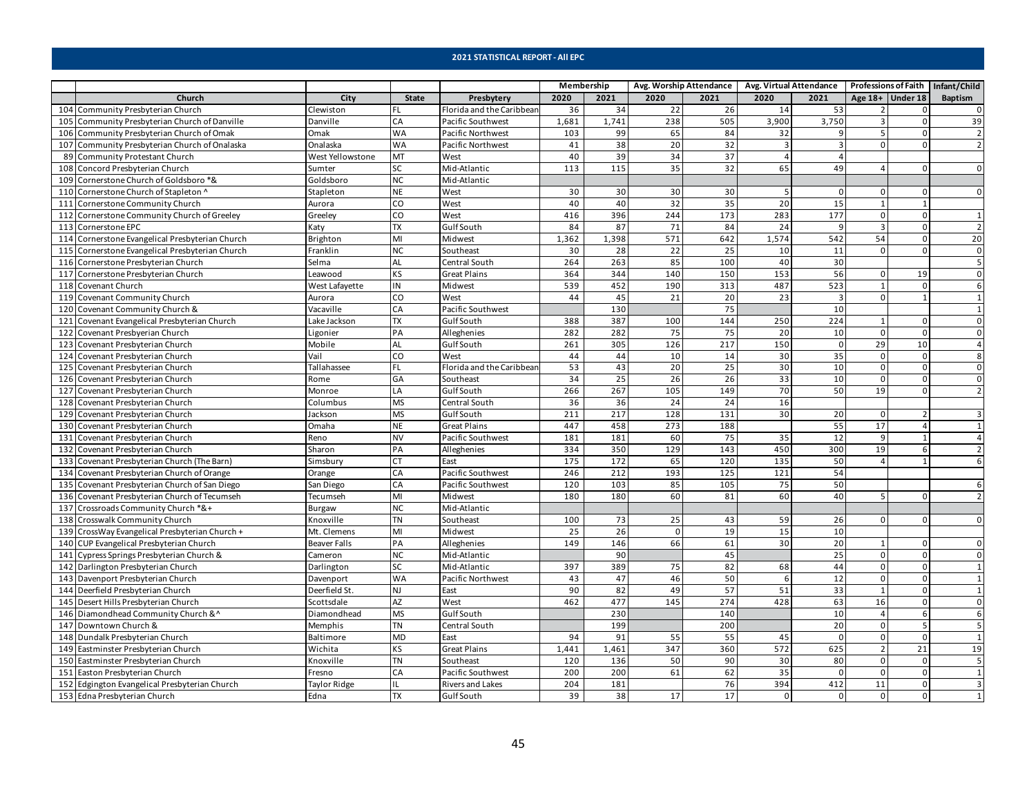## 2021 STATISTICAL REPORT - All EPC

| | Church | City | State | Presbytery | Membership | | Avg. Worship Attendance | | Avg. Virtual Attendance | | Professions of Faith | | Infant/Child |
|---|---|---|---|---|---|---|---|---|---|---|---|---|---|
| | | | | | 2020 | 2021 | 2020 | 2021 | 2020 | 2021 | Age 18+ | Under 18 | Baptism |
| 104 | Community Presbyterian Church | Clewiston | FL | Florida and the Caribbean | 36 | 34 | 22 | 26 | 14 | 53 | 2 | 0 | 0 |
| 105 | Community Presbyterian Church of Danville | Danville | CA | Pacific Southwest | 1,681 | 1,741 | 238 | 505 | 3,900 | 3,750 | 3 | 0 | 39 |
| 106 | Community Presbyterian Church of Omak | Omak | WA | Pacific Northwest | 103 | 99 | 65 | 84 | 32 | 9 | 5 | 0 | 2 |
| 107 | Community Presbyterian Church of Onalaska | Onalaska | WA | Pacific Northwest | 41 | 38 | 20 | 32 | 3 | 3 | 0 | 0 | 2 |
| 89 | Community Protestant Church | West Yellowstone | MT | West | 40 | 39 | 34 | 37 | 4 | 4 | | | |
| 108 | Concord Presbyterian Church | Sumter | SC | Mid-Atlantic | 113 | 115 | 35 | 32 | 65 | 49 | 4 | 0 | 0 |
| 109 | Cornerstone Church of Goldsboro *& | Goldsboro | NC | Mid-Atlantic | | | | | | | | | |
| 110 | Cornerstone Church of Stapleton ^ | Stapleton | NE | West | 30 | 30 | 30 | 30 | 5 | 0 | 0 | 0 | 0 |
| 111 | Cornerstone Community Church | Aurora | CO | West | 40 | 40 | 32 | 35 | 20 | 15 | 1 | 1 | |
| 112 | Cornerstone Community Church of Greeley | Greeley | CO | West | 416 | 396 | 244 | 173 | 283 | 177 | 0 | 0 | 1 |
| 113 | Cornerstone EPC | Katy | TX | Gulf South | 84 | 87 | 71 | 84 | 24 | 9 | 3 | 0 | 2 |
| 114 | Cornerstone Evangelical Presbyterian Church | Brighton | MI | Midwest | 1,362 | 1,398 | 571 | 642 | 1,574 | 542 | 54 | 0 | 20 |
| 115 | Cornerstone Evangelical Presbyterian Church | Franklin | NC | Southeast | 30 | 28 | 22 | 25 | 10 | 11 | 0 | 0 | 0 |
| 116 | Cornerstone Presbyterian Church | Selma | AL | Central South | 264 | 263 | 85 | 100 | 40 | 30 | | | 5 |
| 117 | Cornerstone Presbyterian Church | Leawood | KS | Great Plains | 364 | 344 | 140 | 150 | 153 | 56 | 0 | 19 | 0 |
| 118 | Covenant Church | West Lafayette | IN | Midwest | 539 | 452 | 190 | 313 | 487 | 523 | 1 | 0 | 6 |
| 119 | Covenant Community Church | Aurora | CO | West | 44 | 45 | 21 | 20 | 23 | 3 | 0 | 1 | 1 |
| 120 | Covenant Community Church & | Vacaville | CA | Pacific Southwest | | 130 | | 75 | | 10 | | | 1 |
| 121 | Covenant Evangelical Presbyterian Church | Lake Jackson | TX | Gulf South | 388 | 387 | 100 | 144 | 250 | 224 | 1 | 0 | 0 |
| 122 | Covenant Presbyerian Church | Ligonier | PA | Alleghenies | 282 | 282 | 75 | 75 | 20 | 10 | 0 | 0 | 0 |
| 123 | Covenant Presbyterian Church | Mobile | AL | Gulf South | 261 | 305 | 126 | 217 | 150 | 0 | 29 | 10 | 4 |
| 124 | Covenant Presbyterian Church | Vail | CO | West | 44 | 44 | 10 | 14 | 30 | 35 | 0 | 0 | 8 |
| 125 | Covenant Presbyterian Church | Tallahassee | FL | Florida and the Caribbean | 53 | 43 | 20 | 25 | 30 | 10 | 0 | 0 | 0 |
| 126 | Covenant Presbyterian Church | Rome | GA | Southeast | 34 | 25 | 26 | 26 | 33 | 10 | 0 | 0 | 0 |
| 127 | Covenant Presbyterian Church | Monroe | LA | Gulf South | 266 | 267 | 105 | 149 | 70 | 50 | 19 | 0 | 2 |
| 128 | Covenant Presbyterian Church | Columbus | MS | Central South | 36 | 36 | 24 | 24 | 16 | | | | |
| 129 | Covenant Presbyterian Church | Jackson | MS | Gulf South | 211 | 217 | 128 | 131 | 30 | 20 | 0 | 2 | 3 |
| 130 | Covenant Presbyterian Church | Omaha | NE | Great Plains | 447 | 458 | 273 | 188 | | 55 | 17 | 4 | 1 |
| 131 | Covenant Presbyterian Church | Reno | NV | Pacific Southwest | 181 | 181 | 60 | 75 | 35 | 12 | 9 | 1 | 4 |
| 132 | Covenant Presbyterian Church | Sharon | PA | Alleghenies | 334 | 350 | 129 | 143 | 450 | 300 | 19 | 6 | 2 |
| 133 | Covenant Presbyterian Church (The Barn) | Simsbury | CT | East | 175 | 172 | 65 | 120 | 135 | 50 | 4 | 1 | 6 |
| 134 | Covenant Presbyterian Church of Orange | Orange | CA | Pacific Southwest | 246 | 212 | 193 | 125 | 121 | 54 | | | |
| 135 | Covenant Presbyterian Church of San Diego | San Diego | CA | Pacific Southwest | 120 | 103 | 85 | 105 | 75 | 50 | | | 6 |
| 136 | Covenant Presbyterian Church of Tecumseh | Tecumseh | MI | Midwest | 180 | 180 | 60 | 81 | 60 | 40 | 5 | 0 | 2 |
| 137 | Crossroads Community Church *&+ | Burgaw | NC | Mid-Atlantic | | | | | | | | | |
| 138 | Crosswalk Community Church | Knoxville | TN | Southeast | 100 | 73 | 25 | 43 | 59 | 26 | 0 | 0 | 0 |
| 139 | CrossWay Evangelical Presbyterian Church + | Mt. Clemens | MI | Midwest | 25 | 26 | 0 | 19 | 15 | 10 | | | |
| 140 | CUP Evangelical Presbyterian Church | Beaver Falls | PA | Alleghenies | 149 | 146 | 66 | 61 | 30 | 20 | 1 | 0 | 0 |
| 141 | Cypress Springs Presbyterian Church & | Cameron | NC | Mid-Atlantic | | 90 | | 45 | | 25 | 0 | 0 | 0 |
| 142 | Darlington Presbyterian Church | Darlington | SC | Mid-Atlantic | 397 | 389 | 75 | 82 | 68 | 44 | 0 | 0 | 1 |
| 143 | Davenport Presbyterian Church | Davenport | WA | Pacific Northwest | 43 | 47 | 46 | 50 | 6 | 12 | 0 | 0 | 1 |
| 144 | Deerfield Presbyterian Church | Deerfield St. | NJ | East | 90 | 82 | 49 | 57 | 51 | 33 | 1 | 0 | 1 |
| 145 | Desert Hills Presbyterian Church | Scottsdale | AZ | West | 462 | 477 | 145 | 274 | 428 | 63 | 16 | 0 | 0 |
| 146 | Diamondhead Community Church &^ | Diamondhead | MS | Gulf South | | 230 | | 140 | | 10 | 4 | 6 | 6 |
| 147 | Downtown Church & | Memphis | TN | Central South | | 199 | | 200 | | 20 | 0 | 5 | 5 |
| 148 | Dundalk Presbyterian Church | Baltimore | MD | East | 94 | 91 | 55 | 55 | 45 | 0 | 0 | 0 | 1 |
| 149 | Eastminster Presbyterian Church | Wichita | KS | Great Plains | 1,441 | 1,461 | 347 | 360 | 572 | 625 | 2 | 21 | 19 |
| 150 | Eastminster Presbyterian Church | Knoxville | TN | Southeast | 120 | 136 | 50 | 90 | 30 | 80 | 0 | 0 | 5 |
| 151 | Easton Presbyterian Church | Fresno | CA | Pacific Southwest | 200 | 200 | 61 | 62 | 35 | 0 | 0 | 0 | 1 |
| 152 | Edgington Evangelical Presbyterian Church | Taylor Ridge | IL | Rivers and Lakes | 204 | 181 | | 76 | 394 | 412 | 11 | 0 | 3 |
| 153 | Edna Presbyterian Church | Edna | TX | Gulf South | 39 | 38 | 17 | 17 | 0 | 0 | 0 | 0 | 1 |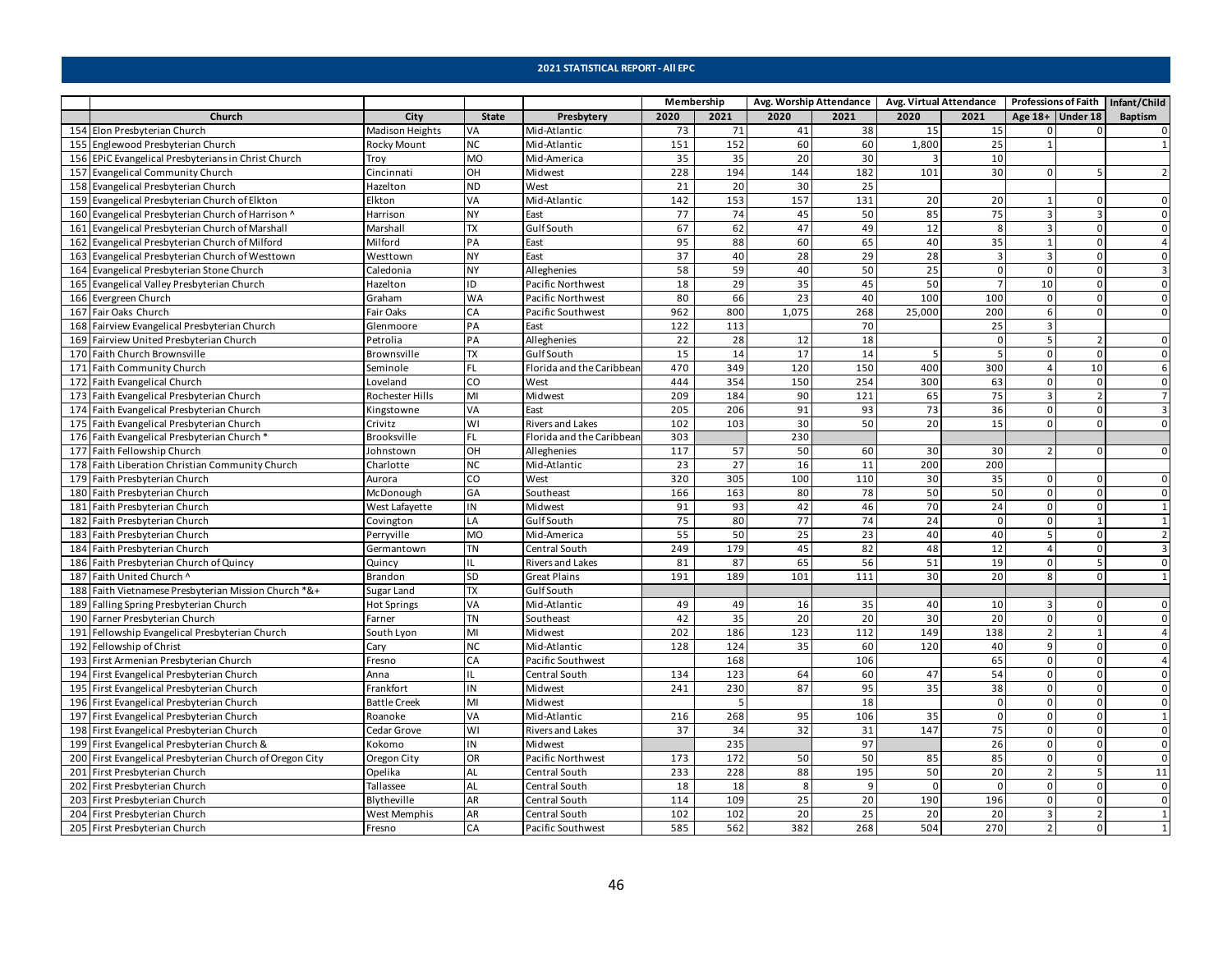## 2021 STATISTICAL REPORT - All EPC

| | Church | City | State | Presbytery | Membership | | Avg. Worship Attendance | | Avg. Virtual Attendance | | Professions of Faith | | Infant/Child |
|---|---|---|---|---|---|---|---|---|---|---|---|---|---|
| | | | | | 2020 | 2021 | 2020 | 2021 | 2020 | 2021 | Age 18+ | Under 18 | Baptism |
| 154 | Elon Presbyterian Church | Madison Heights | VA | Mid-Atlantic | 73 | 71 | 41 | 38 | 15 | 15 | 0 | 0 | 0 |
| 155 | Englewood Presbyterian Church | Rocky Mount | NC | Mid-Atlantic | 151 | 152 | 60 | 60 | 1,800 | 25 | 1 | | 1 |
| 156 | EPiC Evangelical Presbyterians in Christ Church | Troy | MO | Mid-America | 35 | 35 | 20 | 30 | 3 | 10 | | | |
| 157 | Evangelical Community Church | Cincinnati | OH | Midwest | 228 | 194 | 144 | 182 | 101 | 30 | 0 | 5 | 2 |
| 158 | Evangelical Presbyterian Church | Hazelton | ND | West | 21 | 20 | 30 | 25 | | | | | |
| 159 | Evangelical Presbyterian Church of Elkton | Elkton | VA | Mid-Atlantic | 142 | 153 | 157 | 131 | 20 | 20 | 1 | 0 | 0 |
| 160 | Evangelical Presbyterian Church of Harrison ^ | Harrison | NY | East | 77 | 74 | 45 | 50 | 85 | 75 | 3 | 3 | 0 |
| 161 | Evangelical Presbyterian Church of Marshall | Marshall | TX | Gulf South | 67 | 62 | 47 | 49 | 12 | 8 | 3 | 0 | 0 |
| 162 | Evangelical Presbyterian Church of Milford | Milford | PA | East | 95 | 88 | 60 | 65 | 40 | 35 | 1 | 0 | 4 |
| 163 | Evangelical Presbyterian Church of Westtown | Westtown | NY | East | 37 | 40 | 28 | 29 | 28 | 3 | 3 | 0 | 0 |
| 164 | Evangelical Presbyterian Stone Church | Caledonia | NY | Alleghenies | 58 | 59 | 40 | 50 | 25 | 0 | 0 | 0 | 3 |
| 165 | Evangelical Valley Presbyterian Church | Hazelton | ID | Pacific Northwest | 18 | 29 | 35 | 45 | 50 | 7 | 10 | 0 | 0 |
| 166 | Evergreen Church | Graham | WA | Pacific Northwest | 80 | 66 | 23 | 40 | 100 | 100 | 0 | 0 | 0 |
| 167 | Fair Oaks Church | Fair Oaks | CA | Pacific Southwest | 962 | 800 | 1,075 | 268 | 25,000 | 200 | 6 | 0 | 0 |
| 168 | Fairview Evangelical Presbyterian Church | Glenmoore | PA | East | 122 | 113 | | 70 | | 25 | 3 | | |
| 169 | Fairview United Presbyterian Church | Petrolia | PA | Alleghenies | 22 | 28 | 12 | 18 | | 0 | 5 | 2 | 0 |
| 170 | Faith Church Brownsville | Brownsville | TX | Gulf South | 15 | 14 | 17 | 14 | 5 | 5 | 0 | 0 | 0 |
| 171 | Faith Community Church | Seminole | FL | Florida and the Caribbean | 470 | 349 | 120 | 150 | 400 | 300 | 4 | 10 | 6 |
| 172 | Faith Evangelical Church | Loveland | CO | West | 444 | 354 | 150 | 254 | 300 | 63 | 0 | 0 | 0 |
| 173 | Faith Evangelical Presbyterian Church | Rochester Hills | MI | Midwest | 209 | 184 | 90 | 121 | 65 | 75 | 3 | 2 | 7 |
| 174 | Faith Evangelical Presbyterian Church | Kingstowne | VA | East | 205 | 206 | 91 | 93 | 73 | 36 | 0 | 0 | 3 |
| 175 | Faith Evangelical Presbyterian Church | Crivitz | WI | Rivers and Lakes | 102 | 103 | 30 | 50 | 20 | 15 | 0 | 0 | 0 |
| 176 | Faith Evangelical Presbyterian Church * | Brooksville | FL | Florida and the Caribbean | 303 | | 230 | | | | | | |
| 177 | Faith Fellowship Church | Johnstown | OH | Alleghenies | 117 | 57 | 50 | 60 | 30 | 30 | 2 | 0 | 0 |
| 178 | Faith Liberation Christian Community Church | Charlotte | NC | Mid-Atlantic | 23 | 27 | 16 | 11 | 200 | 200 | | | |
| 179 | Faith Presbyterian Church | Aurora | CO | West | 320 | 305 | 100 | 110 | 30 | 35 | 0 | 0 | 0 |
| 180 | Faith Presbyterian Church | McDonough | GA | Southeast | 166 | 163 | 80 | 78 | 50 | 50 | 0 | 0 | 0 |
| 181 | Faith Presbyterian Church | West Lafayette | IN | Midwest | 91 | 93 | 42 | 46 | 70 | 24 | 0 | 0 | 1 |
| 182 | Faith Presbyterian Church | Covington | LA | Gulf South | 75 | 80 | 77 | 74 | 24 | 0 | 0 | 1 | 1 |
| 183 | Faith Presbyterian Church | Perryville | MO | Mid-America | 55 | 50 | 25 | 23 | 40 | 40 | 5 | 0 | 2 |
| 184 | Faith Presbyterian Church | Germantown | TN | Central South | 249 | 179 | 45 | 82 | 48 | 12 | 4 | 0 | 3 |
| 186 | Faith Presbyterian Church of Quincy | Quincy | IL | Rivers and Lakes | 81 | 87 | 65 | 56 | 51 | 19 | 0 | 5 | 0 |
| 187 | Faith United Church ^ | Brandon | SD | Great Plains | 191 | 189 | 101 | 111 | 30 | 20 | 8 | 0 | 1 |
| 188 | Faith Vietnamese Presbyterian Mission Church *&+ | Sugar Land | TX | Gulf South | | | | | | | | | |
| 189 | Falling Spring Presbyterian Church | Hot Springs | VA | Mid-Atlantic | 49 | 49 | 16 | 35 | 40 | 10 | 3 | 0 | 0 |
| 190 | Farner Presbyterian Church | Farner | TN | Southeast | 42 | 35 | 20 | 20 | 30 | 20 | 0 | 0 | 0 |
| 191 | Fellowship Evangelical Presbyterian Church | South Lyon | MI | Midwest | 202 | 186 | 123 | 112 | 149 | 138 | 2 | 1 | 4 |
| 192 | Fellowship of Christ | Cary | NC | Mid-Atlantic | 128 | 124 | 35 | 60 | 120 | 40 | 9 | 0 | 0 |
| 193 | First Armenian Presbyterian Church | Fresno | CA | Pacific Southwest | | 168 | | 106 | | 65 | 0 | 0 | 4 |
| 194 | First Evangelical Presbyterian Church | Anna | IL | Central South | 134 | 123 | 64 | 60 | 47 | 54 | 0 | 0 | 0 |
| 195 | First Evangelical Presbyterian Church | Frankfort | IN | Midwest | 241 | 230 | 87 | 95 | 35 | 38 | 0 | 0 | 0 |
| 196 | First Evangelical Presbyterian Church | Battle Creek | MI | Midwest | | 5 | | 18 | | 0 | 0 | 0 | 0 |
| 197 | First Evangelical Presbyterian Church | Roanoke | VA | Mid-Atlantic | 216 | 268 | 95 | 106 | 35 | 0 | 0 | 0 | 1 |
| 198 | First Evangelical Presbyterian Church | Cedar Grove | WI | Rivers and Lakes | 37 | 34 | 32 | 31 | 147 | 75 | 0 | 0 | 0 |
| 199 | First Evangelical Presbyterian Church & | Kokomo | IN | Midwest | | 235 | | 97 | | 26 | 0 | 0 | 0 |
| 200 | First Evangelical Presbyterian Church of Oregon City | Oregon City | OR | Pacific Northwest | 173 | 172 | 50 | 50 | 85 | 85 | 0 | 0 | 0 |
| 201 | First Presbyterian Church | Opelika | AL | Central South | 233 | 228 | 88 | 195 | 50 | 20 | 2 | 5 | 11 |
| 202 | First Presbyterian Church | Tallassee | AL | Central South | 18 | 18 | 8 | 9 | 0 | 0 | 0 | 0 | 0 |
| 203 | First Presbyterian Church | Blytheville | AR | Central South | 114 | 109 | 25 | 20 | 190 | 196 | 0 | 0 | 0 |
| 204 | First Presbyterian Church | West Memphis | AR | Central South | 102 | 102 | 20 | 25 | 20 | 20 | 3 | 2 | 1 |
| 205 | First Presbyterian Church | Fresno | CA | Pacific Southwest | 585 | 562 | 382 | 268 | 504 | 270 | 2 | 0 | 1 |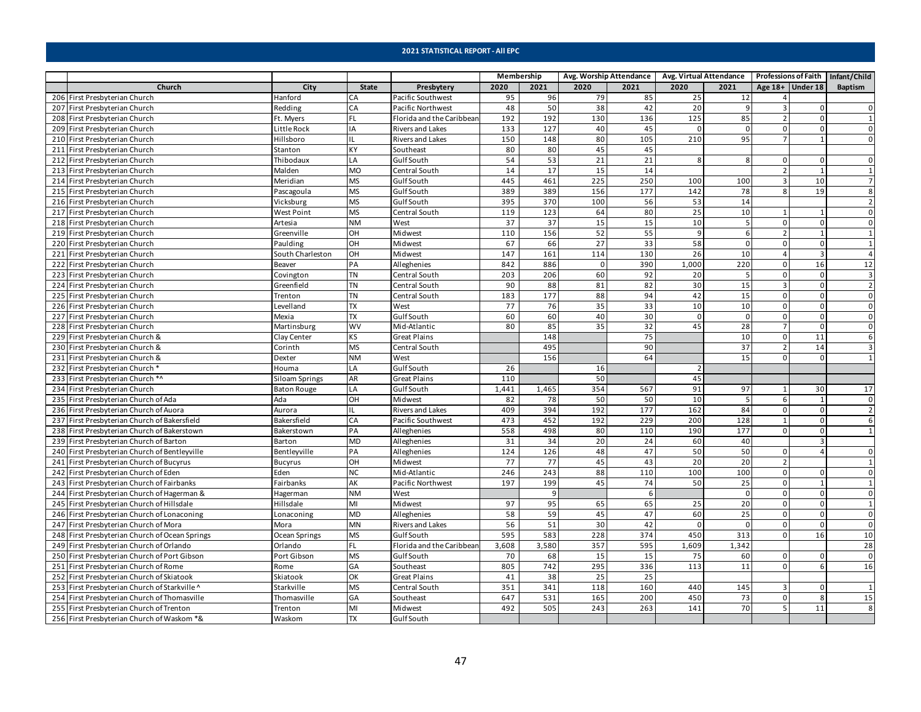## 2021 STATISTICAL REPORT - All EPC

| | Church | City | State | Presbytery | Membership | | Avg. Worship Attendance | | Avg. Virtual Attendance | | Professions of Faith | | Infant/Child |
|---|---|---|---|---|---|---|---|---|---|---|---|---|---|
| | | | | | 2020 | 2021 | 2020 | 2021 | 2020 | 2021 | Age 18+ | Under 18 | Baptism |
| 206 | First Presbyterian Church | Hanford | CA | Pacific Southwest | 95 | 96 | 79 | 85 | 25 | 12 | 4 | | |
| 207 | First Presbyterian Church | Redding | CA | Pacific Northwest | 48 | 50 | 38 | 42 | 20 | 9 | 3 | 0 | 0 |
| 208 | First Presbyterian Church | Ft. Myers | FL | Florida and the Caribbean | 192 | 192 | 130 | 136 | 125 | 85 | 2 | 0 | 1 |
| 209 | First Presbyterian Church | Little Rock | IA | Rivers and Lakes | 133 | 127 | 40 | 45 | 0 | 0 | 0 | 0 | 0 |
| 210 | First Presbyterian Church | Hillsboro | IL | Rivers and Lakes | 150 | 148 | 80 | 105 | 210 | 95 | 7 | 1 | 0 |
| 211 | First Presbyterian Church | Stanton | KY | Southeast | 80 | 80 | 45 | 45 | | | | | |
| 212 | First Presbyterian Church | Thibodaux | LA | Gulf South | 54 | 53 | 21 | 21 | 8 | 8 | 0 | 0 | 0 |
| 213 | First Presbyterian Church | Malden | MO | Central South | 14 | 17 | 15 | 14 | | | 2 | 1 | 1 |
| 214 | First Presbyterian Church | Meridian | MS | Gulf South | 445 | 461 | 225 | 250 | 100 | 100 | 3 | 10 | 7 |
| 215 | First Presbyterian Church | Pascagoula | MS | Gulf South | 389 | 389 | 156 | 177 | 142 | 78 | 8 | 19 | 8 |
| 216 | First Presbyterian Church | Vicksburg | MS | Gulf South | 395 | 370 | 100 | 56 | 53 | 14 | | | 2 |
| 217 | First Presbyterian Church | West Point | MS | Central South | 119 | 123 | 64 | 80 | 25 | 10 | 1 | 1 | 0 |
| 218 | First Presbyterian Church | Artesia | NM | West | 37 | 37 | 15 | 15 | 10 | 5 | 0 | 0 | 0 |
| 219 | First Presbyterian Church | Greenville | OH | Midwest | 110 | 156 | 52 | 55 | 9 | 6 | 2 | 1 | 1 |
| 220 | First Presbyterian Church | Paulding | OH | Midwest | 67 | 66 | 27 | 33 | 58 | 0 | 0 | 0 | 1 |
| 221 | First Presbyterian Church | South Charleston | OH | Midwest | 147 | 161 | 114 | 130 | 26 | 10 | 4 | 3 | 4 |
| 222 | First Presbyterian Church | Beaver | PA | Alleghenies | 842 | 886 | 0 | 390 | 1,000 | 220 | 0 | 16 | 12 |
| 223 | First Presbyterian Church | Covington | TN | Central South | 203 | 206 | 60 | 92 | 20 | 5 | 0 | 0 | 3 |
| 224 | First Presbyterian Church | Greenfield | TN | Central South | 90 | 88 | 81 | 82 | 30 | 15 | 3 | 0 | 2 |
| 225 | First Presbyterian Church | Trenton | TN | Central South | 183 | 177 | 88 | 94 | 42 | 15 | 0 | 0 | 0 |
| 226 | First Presbyterian Church | Levelland | TX | West | 77 | 76 | 35 | 33 | 10 | 10 | 0 | 0 | 0 |
| 227 | First Presbyterian Church | Mexia | TX | Gulf South | 60 | 60 | 40 | 30 | 0 | 0 | 0 | 0 | 0 |
| 228 | First Presbyterian Church | Martinsburg | WV | Mid-Atlantic | 80 | 85 | 35 | 32 | 45 | 28 | 7 | 0 | 0 |
| 229 | First Presbyterian Church & | Clay Center | KS | Great Plains | | 148 | | 75 | | 10 | 0 | 11 | 6 |
| 230 | First Presbyterian Church & | Corinth | MS | Central South | | 495 | | 90 | | 37 | 2 | 14 | 3 |
| 231 | First Presbyterian Church & | Dexter | NM | West | | 156 | | 64 | | 15 | 0 | 0 | 1 |
| 232 | First Presbyterian Church * | Houma | LA | Gulf South | 26 | | 16 | | 2 | | | | |
| 233 | First Presbyterian Church *^ | Siloam Springs | AR | Great Plains | 110 | | 50 | | 45 | | | | |
| 234 | First Presbyterian Church | Baton Rouge | LA | Gulf South | 1,441 | 1,465 | 354 | 567 | 91 | 97 | 1 | 30 | 17 |
| 235 | First Presbyterian Church of Ada | Ada | OH | Midwest | 82 | 78 | 50 | 50 | 10 | 5 | 6 | 1 | 0 |
| 236 | First Presbyterian Church of Auora | Aurora | IL | Rivers and Lakes | 409 | 394 | 192 | 177 | 162 | 84 | 0 | 0 | 2 |
| 237 | First Presbyterian Church of Bakersfield | Bakersfield | CA | Pacific Southwest | 473 | 452 | 192 | 229 | 200 | 128 | 1 | 0 | 6 |
| 238 | First Presbyterian Church of Bakerstown | Bakerstown | PA | Alleghenies | 558 | 498 | 80 | 110 | 190 | 177 | 0 | 0 | 1 |
| 239 | First Presbyterian Church of Barton | Barton | MD | Alleghenies | 31 | 34 | 20 | 24 | 60 | 40 | | 3 | |
| 240 | First Presbyterian Church of Bentleyville | Bentleyville | PA | Alleghenies | 124 | 126 | 48 | 47 | 50 | 50 | 0 | 4 | 0 |
| 241 | First Presbyterian Church of Bucyrus | Bucyrus | OH | Midwest | 77 | 77 | 45 | 43 | 20 | 20 | 2 | | 1 |
| 242 | First Presbyterian Church of Eden | Eden | NC | Mid-Atlantic | 246 | 243 | 88 | 110 | 100 | 100 | 0 | 0 | 0 |
| 243 | First Presbyterian Church of Fairbanks | Fairbanks | AK | Pacific Northwest | 197 | 199 | 45 | 74 | 50 | 25 | 0 | 1 | 1 |
| 244 | First Presbyterian Church of Hagerman & | Hagerman | NM | West | | 9 | | 6 | | 0 | 0 | 0 | 0 |
| 245 | First Presbyterian Church of Hillsdale | Hillsdale | MI | Midwest | 97 | 95 | 65 | 65 | 25 | 20 | 0 | 0 | 1 |
| 246 | First Presbyterian Church of Lonaconing | Lonaconing | MD | Alleghenies | 58 | 59 | 45 | 47 | 60 | 25 | 0 | 0 | 0 |
| 247 | First Presbyterian Church of Mora | Mora | MN | Rivers and Lakes | 56 | 51 | 30 | 42 | 0 | 0 | 0 | 0 | 0 |
| 248 | First Presbyterian Church of Ocean Springs | Ocean Springs | MS | Gulf South | 595 | 583 | 228 | 374 | 450 | 313 | 0 | 16 | 10 |
| 249 | First Presbyterian Church of Orlando | Orlando | FL | Florida and the Caribbean | 3,608 | 3,580 | 357 | 595 | 1,609 | 1,342 | | | 28 |
| 250 | First Presbyterian Church of Port Gibson | Port Gibson | MS | Gulf South | 70 | 68 | 15 | 15 | 75 | 60 | 0 | 0 | 0 |
| 251 | First Presbyterian Church of Rome | Rome | GA | Southeast | 805 | 742 | 295 | 336 | 113 | 11 | 0 | 6 | 16 |
| 252 | First Presbyterian Church of Skiatook | Skiatook | OK | Great Plains | 41 | 38 | 25 | 25 | | | | | |
| 253 | First Presbyterian Church of Starkville ^ | Starkville | MS | Central South | 351 | 341 | 118 | 160 | 440 | 145 | 3 | 0 | 1 |
| 254 | First Presbyterian Church of Thomasville | Thomasville | GA | Southeast | 647 | 531 | 165 | 200 | 450 | 73 | 0 | 8 | 15 |
| 255 | First Presbyterian Church of Trenton | Trenton | MI | Midwest | 492 | 505 | 243 | 263 | 141 | 70 | 5 | 11 | 8 |
| 256 | First Presbyterian Church of Waskom *& | Waskom | TX | Gulf South | | | | | | | | | |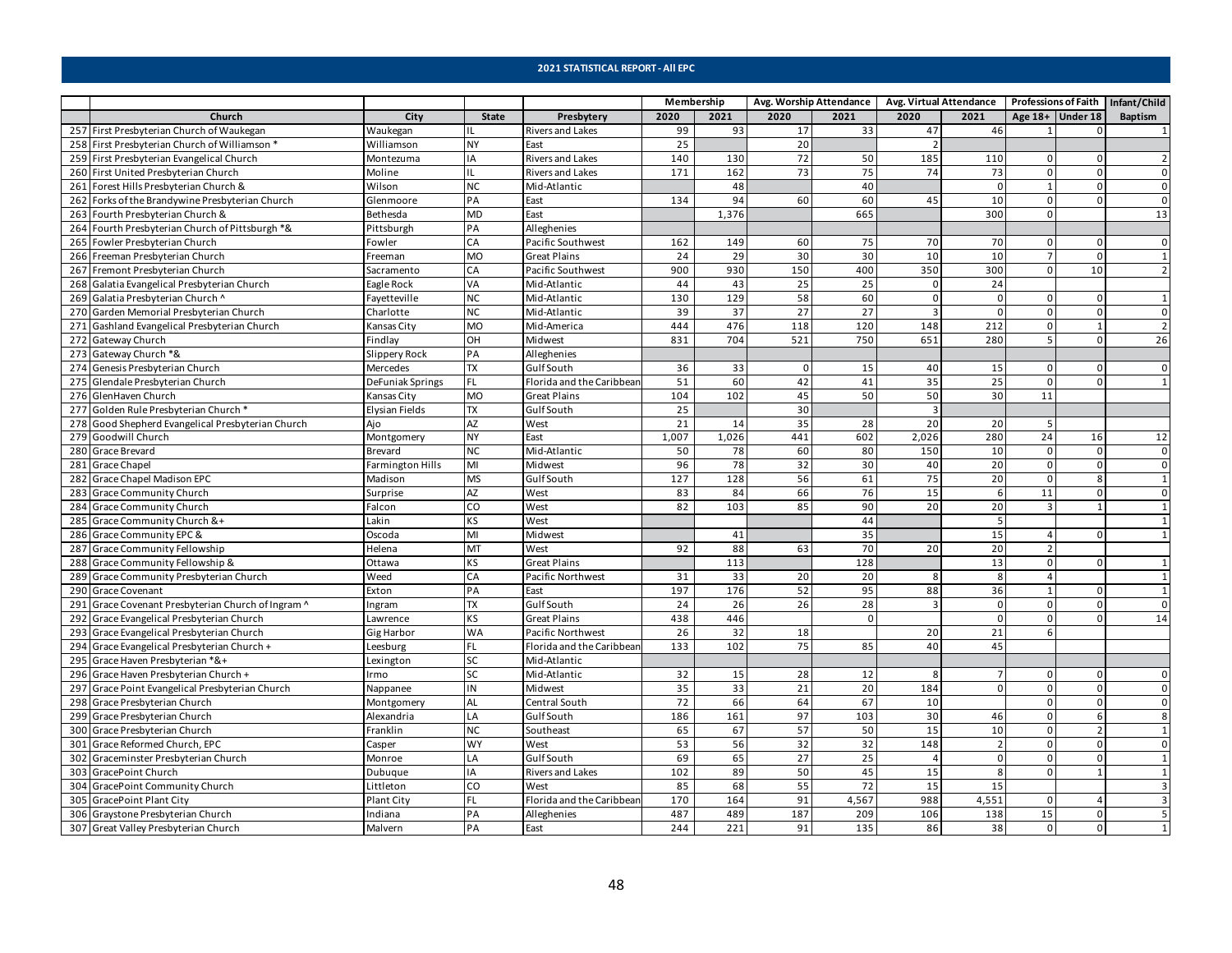## 2021 STATISTICAL REPORT - All EPC

| | Church | City | State | Presbytery | Membership | | Avg. Worship Attendance | | Avg. Virtual Attendance | | Professions of Faith | | Infant/Child |
|---|---|---|---|---|---|---|---|---|---|---|---|---|---|
| | | | | | 2020 | 2021 | 2020 | 2021 | 2020 | 2021 | Age 18+ | Under 18 | Baptism |
| 257 | First Presbyterian Church of Waukegan | Waukegan | IL | Rivers and Lakes | 99 | 93 | 17 | 33 | 47 | 46 | 1 | 0 | 1 |
| 258 | First Presbyterian Church of Williamson * | Williamson | NY | East | 25 | | 20 | | 2 | | | | |
| 259 | First Presbyterian Evangelical Church | Montezuma | IA | Rivers and Lakes | 140 | 130 | 72 | 50 | 185 | 110 | 0 | 0 | 2 |
| 260 | First United Presbyterian Church | Moline | IL | Rivers and Lakes | 171 | 162 | 73 | 75 | 74 | 73 | 0 | 0 | 0 |
| 261 | Forest Hills Presbyterian Church & | Wilson | NC | Mid-Atlantic | | 48 | | 40 | | 0 | 1 | 0 | 0 |
| 262 | Forks of the Brandywine Presbyterian Church | Glenmoore | PA | East | 134 | 94 | 60 | 60 | 45 | 10 | 0 | 0 | 0 |
| 263 | Fourth Presbyterian Church & | Bethesda | MD | East | | 1,376 | | 665 | | 300 | 0 | | 13 |
| 264 | Fourth Presbyterian Church of Pittsburgh *& | Pittsburgh | PA | Alleghenies | | | | | | | | | |
| 265 | Fowler Presbyterian Church | Fowler | CA | Pacific Southwest | 162 | 149 | 60 | 75 | 70 | 70 | 0 | 0 | 0 |
| 266 | Freeman Presbyterian Church | Freeman | MO | Great Plains | 24 | 29 | 30 | 30 | 10 | 10 | 7 | 0 | 1 |
| 267 | Fremont Presbyterian Church | Sacramento | CA | Pacific Southwest | 900 | 930 | 150 | 400 | 350 | 300 | 0 | 10 | 2 |
| 268 | Galatia Evangelical Presbyterian Church | Eagle Rock | VA | Mid-Atlantic | 44 | 43 | 25 | 25 | 0 | 24 | | | |
| 269 | Galatia Presbyterian Church ^ | Fayetteville | NC | Mid-Atlantic | 130 | 129 | 58 | 60 | 0 | 0 | 0 | 0 | 1 |
| 270 | Garden Memorial Presbyterian Church | Charlotte | NC | Mid-Atlantic | 39 | 37 | 27 | 27 | 3 | 0 | 0 | 0 | 0 |
| 271 | Gashland Evangelical Presbyterian Church | Kansas City | MO | Mid-America | 444 | 476 | 118 | 120 | 148 | 212 | 0 | 1 | 2 |
| 272 | Gateway Church | Findlay | OH | Midwest | 831 | 704 | 521 | 750 | 651 | 280 | 5 | 0 | 26 |
| 273 | Gateway Church *& | Slippery Rock | PA | Alleghenies | | | | | | | | | |
| 274 | Genesis Presbyterian Church | Mercedes | TX | Gulf South | 36 | 33 | 0 | 15 | 40 | 15 | 0 | 0 | 0 |
| 275 | Glendale Presbyterian Church | DeFuniak Springs | FL | Florida and the Caribbean | 51 | 60 | 42 | 41 | 35 | 25 | 0 | 0 | 1 |
| 276 | GlenHaven Church | Kansas City | MO | Great Plains | 104 | 102 | 45 | 50 | 50 | 30 | 11 | | |
| 277 | Golden Rule Presbyterian Church * | Elysian Fields | TX | Gulf South | 25 | | 30 | | 3 | | | | |
| 278 | Good Shepherd Evangelical Presbyterian Church | Ajo | AZ | West | 21 | 14 | 35 | 28 | 20 | 20 | 5 | | |
| 279 | Goodwill Church | Montgomery | NY | East | 1,007 | 1,026 | 441 | 602 | 2,026 | 280 | 24 | 16 | 12 |
| 280 | Grace Brevard | Brevard | NC | Mid-Atlantic | 50 | 78 | 60 | 80 | 150 | 10 | 0 | 0 | 0 |
| 281 | Grace Chapel | Farmington Hills | MI | Midwest | 96 | 78 | 32 | 30 | 40 | 20 | 0 | 0 | 0 |
| 282 | Grace Chapel Madison EPC | Madison | MS | Gulf South | 127 | 128 | 56 | 61 | 75 | 20 | 0 | 8 | 1 |
| 283 | Grace Community Church | Surprise | AZ | West | 83 | 84 | 66 | 76 | 15 | 6 | 11 | 0 | 0 |
| 284 | Grace Community Church | Falcon | CO | West | 82 | 103 | 85 | 90 | 20 | 20 | 3 | 1 | 1 |
| 285 | Grace Community Church &+ | Lakin | KS | West | | | | 44 | | 5 | | | 1 |
| 286 | Grace Community EPC & | Oscoda | MI | Midwest | | 41 | | 35 | | 15 | 4 | 0 | 1 |
| 287 | Grace Community Fellowship | Helena | MT | West | 92 | 88 | 63 | 70 | 20 | 20 | 2 | | |
| 288 | Grace Community Fellowship & | Ottawa | KS | Great Plains | | 113 | | 128 | | 13 | 0 | 0 | 1 |
| 289 | Grace Community Presbyterian Church | Weed | CA | Pacific Northwest | 31 | 33 | 20 | 20 | 8 | 8 | 4 | | 1 |
| 290 | Grace Covenant | Exton | PA | East | 197 | 176 | 52 | 95 | 88 | 36 | 1 | 0 | 1 |
| 291 | Grace Covenant Presbyterian Church of Ingram ^ | Ingram | TX | Gulf South | 24 | 26 | 26 | 28 | 3 | 0 | 0 | 0 | 0 |
| 292 | Grace Evangelical Presbyterian Church | Lawrence | KS | Great Plains | 438 | 446 | | 0 | | 0 | 0 | 0 | 14 |
| 293 | Grace Evangelical Presbyterian Church | Gig Harbor | WA | Pacific Northwest | 26 | 32 | 18 | | 20 | 21 | 6 | | |
| 294 | Grace Evangelical Presbyterian Church + | Leesburg | FL | Florida and the Caribbean | 133 | 102 | 75 | 85 | 40 | 45 | | | |
| 295 | Grace Haven Presbyterian *&+ | Lexington | SC | Mid-Atlantic | | | | | | | | | |
| 296 | Grace Haven Presbyterian Church + | Irmo | SC | Mid-Atlantic | 32 | 15 | 28 | 12 | 8 | 7 | 0 | 0 | 0 |
| 297 | Grace Point Evangelical Presbyterian Church | Nappanee | IN | Midwest | 35 | 33 | 21 | 20 | 184 | 0 | 0 | 0 | 0 |
| 298 | Grace Presbyterian Church | Montgomery | AL | Central South | 72 | 66 | 64 | 67 | 10 | | 0 | 0 | 0 |
| 299 | Grace Presbyterian Church | Alexandria | LA | Gulf South | 186 | 161 | 97 | 103 | 30 | 46 | 0 | 6 | 8 |
| 300 | Grace Presbyterian Church | Franklin | NC | Southeast | 65 | 67 | 57 | 50 | 15 | 10 | 0 | 2 | 1 |
| 301 | Grace Reformed Church, EPC | Casper | WY | West | 53 | 56 | 32 | 32 | 148 | 2 | 0 | 0 | 0 |
| 302 | Graceminster Presbyterian Church | Monroe | LA | Gulf South | 69 | 65 | 27 | 25 | 4 | 0 | 0 | 0 | 1 |
| 303 | GracePoint Church | Dubuque | IA | Rivers and Lakes | 102 | 89 | 50 | 45 | 15 | 8 | 0 | 1 | 1 |
| 304 | GracePoint Community Church | Littleton | CO | West | 85 | 68 | 55 | 72 | 15 | 15 | | | 3 |
| 305 | GracePoint Plant City | Plant City | FL | Florida and the Caribbean | 170 | 164 | 91 | 4,567 | 988 | 4,551 | 0 | 4 | 3 |
| 306 | Graystone Presbyterian Church | Indiana | PA | Alleghenies | 487 | 489 | 187 | 209 | 106 | 138 | 15 | 0 | 5 |
| 307 | Great Valley Presbyterian Church | Malvern | PA | East | 244 | 221 | 91 | 135 | 86 | 38 | 0 | 0 | 1 |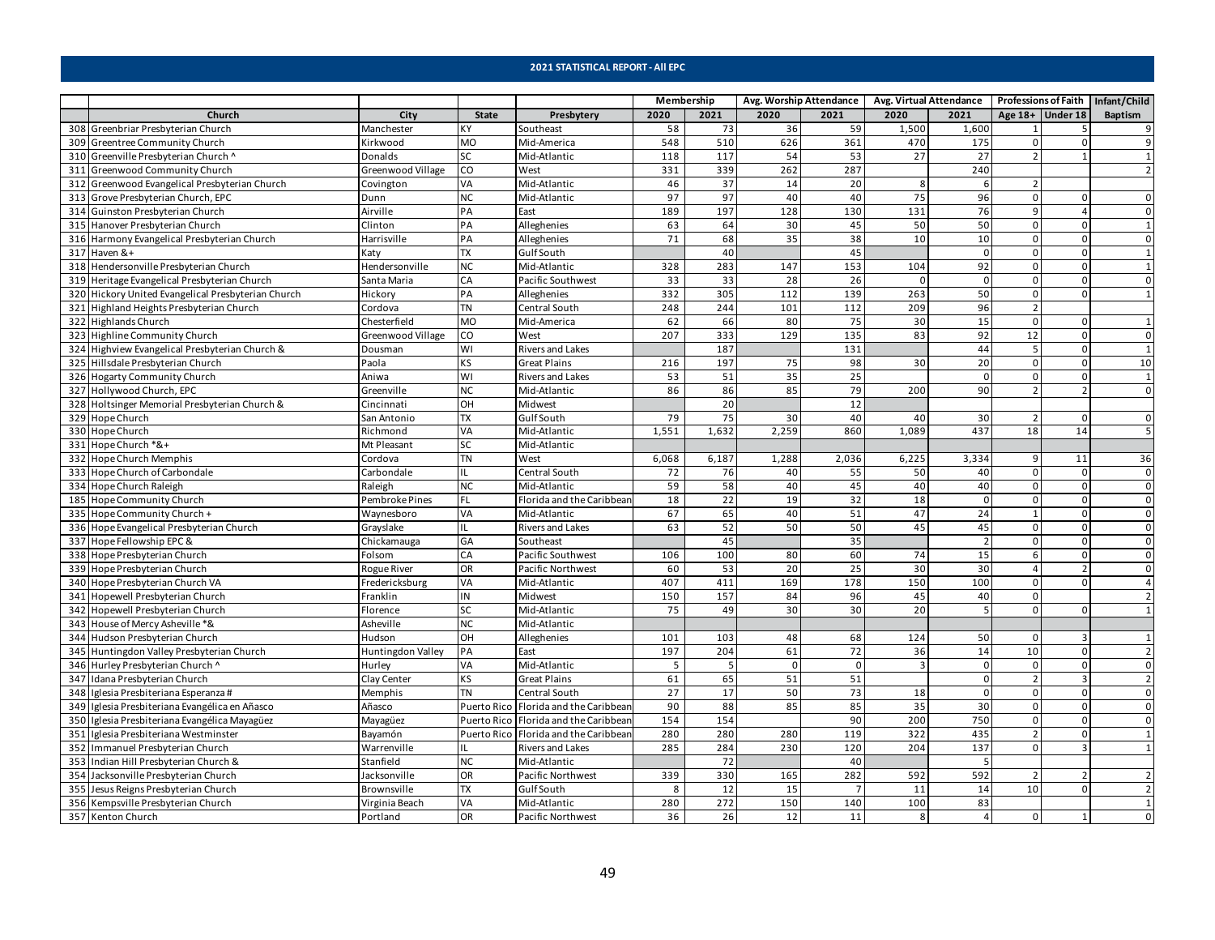## 2021 STATISTICAL REPORT - All EPC

| | Church | City | State | Presbytery | Membership | | Avg. Worship Attendance | | Avg. Virtual Attendance | | Professions of Faith | | Infant/Child |
|---|---|---|---|---|---|---|---|---|---|---|---|---|---|
| | | | | | 2020 | 2021 | 2020 | 2021 | 2020 | 2021 | Age 18+ | Under 18 | Baptism |
| 308 | Greenbriar Presbyterian Church | Manchester | KY | Southeast | 58 | 73 | 36 | 59 | 1,500 | 1,600 | 1 | 5 | 9 |
| 309 | Greentree Community Church | Kirkwood | MO | Mid-America | 548 | 510 | 626 | 361 | 470 | 175 | 0 | 0 | 9 |
| 310 | Greenville Presbyterian Church ^ | Donalds | SC | Mid-Atlantic | 118 | 117 | 54 | 53 | 27 | 27 | 2 | 1 | 1 |
| 311 | Greenwood Community Church | Greenwood Village | CO | West | 331 | 339 | 262 | 287 | | 240 | | | 2 |
| 312 | Greenwood Evangelical Presbyterian Church | Covington | VA | Mid-Atlantic | 46 | 37 | 14 | 20 | 8 | 6 | 2 | | |
| 313 | Grove Presbyterian Church, EPC | Dunn | NC | Mid-Atlantic | 97 | 97 | 40 | 40 | 75 | 96 | 0 | 0 | 0 |
| 314 | Guinston Presbyterian Church | Airville | PA | East | 189 | 197 | 128 | 130 | 131 | 76 | 9 | 4 | 0 |
| 315 | Hanover Presbyterian Church | Clinton | PA | Alleghenies | 63 | 64 | 30 | 45 | 50 | 50 | 0 | 0 | 1 |
| 316 | Harmony Evangelical Presbyterian Church | Harrisville | PA | Alleghenies | 71 | 68 | 35 | 38 | 10 | 10 | 0 | 0 | 0 |
| 317 | Haven &+ | Katy | TX | Gulf South | | 40 | | 45 | | 0 | 0 | 0 | 1 |
| 318 | Hendersonville Presbyterian Church | Hendersonville | NC | Mid-Atlantic | 328 | 283 | 147 | 153 | 104 | 92 | 0 | 0 | 1 |
| 319 | Heritage Evangelical Presbyterian Church | Santa Maria | CA | Pacific Southwest | 33 | 33 | 28 | 26 | 0 | 0 | 0 | 0 | 0 |
| 320 | Hickory United Evangelical Presbyterian Church | Hickory | PA | Alleghenies | 332 | 305 | 112 | 139 | 263 | 50 | 0 | 0 | 1 |
| 321 | Highland Heights Presbyterian Church | Cordova | TN | Central South | 248 | 244 | 101 | 112 | 209 | 96 | 2 | | |
| 322 | Highlands Church | Chesterfield | MO | Mid-America | 62 | 66 | 80 | 75 | 30 | 15 | 0 | 0 | 1 |
| 323 | Highline Community Church | Greenwood Village | CO | West | 207 | 333 | 129 | 135 | 83 | 92 | 12 | 0 | 0 |
| 324 | Highview Evangelical Presbyterian Church & | Dousman | WI | Rivers and Lakes | | 187 | | 131 | | 44 | 5 | 0 | 1 |
| 325 | Hillsdale Presbyterian Church | Paola | KS | Great Plains | 216 | 197 | 75 | 98 | 30 | 20 | 0 | 0 | 10 |
| 326 | Hogarty Community Church | Aniwa | WI | Rivers and Lakes | 53 | 51 | 35 | 25 | | 0 | 0 | 0 | 1 |
| 327 | Hollywood Church, EPC | Greenville | NC | Mid-Atlantic | 86 | 86 | 85 | 79 | 200 | 90 | 2 | 2 | 0 |
| 328 | Holtsinger Memorial Presbyterian Church & | Cincinnati | OH | Midwest | | 20 | | 12 | | | | | |
| 329 | Hope Church | San Antonio | TX | Gulf South | 79 | 75 | 30 | 40 | 40 | 30 | 2 | 0 | 0 |
| 330 | Hope Church | Richmond | VA | Mid-Atlantic | 1,551 | 1,632 | 2,259 | 860 | 1,089 | 437 | 18 | 14 | 5 |
| 331 | Hope Church *&+ | Mt Pleasant | SC | Mid-Atlantic | | | | | | | | | |
| 332 | Hope Church Memphis | Cordova | TN | West | 6,068 | 6,187 | 1,288 | 2,036 | 6,225 | 3,334 | 9 | 11 | 36 |
| 333 | Hope Church of Carbondale | Carbondale | IL | Central South | 72 | 76 | 40 | 55 | 50 | 40 | 0 | 0 | 0 |
| 334 | Hope Church Raleigh | Raleigh | NC | Mid-Atlantic | 59 | 58 | 40 | 45 | 40 | 40 | 0 | 0 | 0 |
| 185 | Hope Community Church | Pembroke Pines | FL | Florida and the Caribbean | 18 | 22 | 19 | 32 | 18 | 0 | 0 | 0 | 0 |
| 335 | Hope Community Church + | Waynesboro | VA | Mid-Atlantic | 67 | 65 | 40 | 51 | 47 | 24 | 1 | 0 | 0 |
| 336 | Hope Evangelical Presbyterian Church | Grayslake | IL | Rivers and Lakes | 63 | 52 | 50 | 50 | 45 | 45 | 0 | 0 | 0 |
| 337 | Hope Fellowship EPC & | Chickamauga | GA | Southeast | | 45 | | 35 | | 2 | 0 | 0 | 0 |
| 338 | Hope Presbyterian Church | Folsom | CA | Pacific Southwest | 106 | 100 | 80 | 60 | 74 | 15 | 6 | 0 | 0 |
| 339 | Hope Presbyterian Church | Rogue River | OR | Pacific Northwest | 60 | 53 | 20 | 25 | 30 | 30 | 4 | 2 | 0 |
| 340 | Hope Presbyterian Church VA | Fredericksburg | VA | Mid-Atlantic | 407 | 411 | 169 | 178 | 150 | 100 | 0 | 0 | 4 |
| 341 | Hopewell Presbyterian Church | Franklin | IN | Midwest | 150 | 157 | 84 | 96 | 45 | 40 | 0 | | 2 |
| 342 | Hopewell Presbyterian Church | Florence | SC | Mid-Atlantic | 75 | 49 | 30 | 30 | 20 | 5 | 0 | 0 | 1 |
| 343 | House of Mercy Asheville *& | Asheville | NC | Mid-Atlantic | | | | | | | | | |
| 344 | Hudson Presbyterian Church | Hudson | OH | Alleghenies | 101 | 103 | 48 | 68 | 124 | 50 | 0 | 3 | 1 |
| 345 | Huntingdon Valley Presbyterian Church | Huntingdon Valley | PA | East | 197 | 204 | 61 | 72 | 36 | 14 | 10 | 0 | 2 |
| 346 | Hurley Presbyterian Church ^ | Hurley | VA | Mid-Atlantic | 5 | 5 | 0 | 0 | 3 | 0 | 0 | 0 | 0 |
| 347 | Idana Presbyterian Church | Clay Center | KS | Great Plains | 61 | 65 | 51 | 51 | | 0 | 2 | 3 | 2 |
| 348 | Iglesia Presbiteriana Esperanza # | Memphis | TN | Central South | 27 | 17 | 50 | 73 | 18 | 0 | 0 | 0 | 0 |
| 349 | Iglesia Presbiteriana Evangélica en Añasco | Añasco | Puerto Rico | Florida and the Caribbean | 90 | 88 | 85 | 85 | 35 | 30 | 0 | 0 | 0 |
| 350 | Iglesia Presbiteriana Evangélica Mayagüez | Mayagüez | Puerto Rico | Florida and the Caribbean | 154 | 154 | | 90 | 200 | 750 | 0 | 0 | 0 |
| 351 | Iglesia Presbiteriana Westminster | Bayamón | Puerto Rico | Florida and the Caribbean | 280 | 280 | 280 | 119 | 322 | 435 | 2 | 0 | 1 |
| 352 | Immanuel Presbyterian Church | Warrenville | IL | Rivers and Lakes | 285 | 284 | 230 | 120 | 204 | 137 | 0 | 3 | 1 |
| 353 | Indian Hill Presbyterian Church & | Stanfield | NC | Mid-Atlantic | | 72 | | 40 | | 5 | | | |
| 354 | Jacksonville Presbyterian Church | Jacksonville | OR | Pacific Northwest | 339 | 330 | 165 | 282 | 592 | 592 | 2 | 2 | 2 |
| 355 | Jesus Reigns Presbyterian Church | Brownsville | TX | Gulf South | 8 | 12 | 15 | 7 | 11 | 14 | 10 | 0 | 2 |
| 356 | Kempsville Presbyterian Church | Virginia Beach | VA | Mid-Atlantic | 280 | 272 | 150 | 140 | 100 | 83 | | | 1 |
| 357 | Kenton Church | Portland | OR | Pacific Northwest | 36 | 26 | 12 | 11 | 8 | 4 | 0 | 1 | 0 |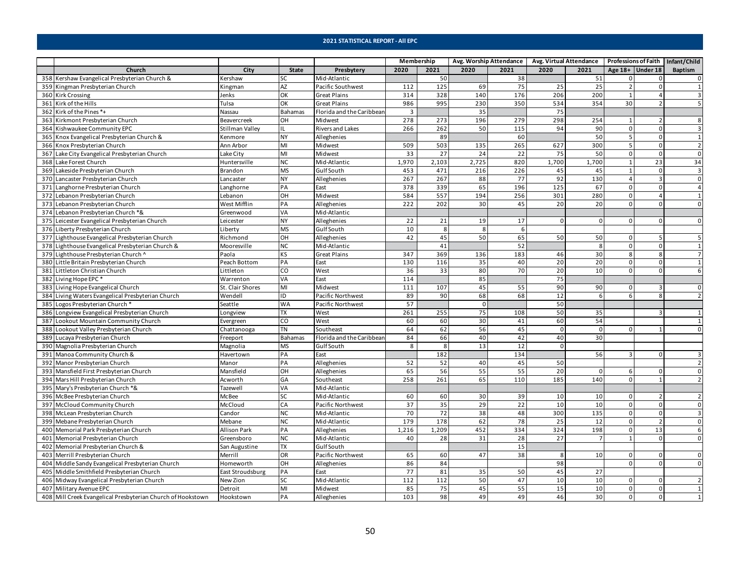## 2021 STATISTICAL REPORT - All EPC

| | Church | City | State | Presbytery | Membership | | Avg. Worship Attendance | | Avg. Virtual Attendance | | Professions of Faith | | Infant/Child |
|---|---|---|---|---|---|---|---|---|---|---|---|---|---|
| | | | | | 2020 | 2021 | 2020 | 2021 | 2020 | 2021 | Age 18+ | Under 18 | Baptism |
| 358 | Kershaw Evangelical Presbyterian Church & | Kershaw | SC | Mid-Atlantic | | 50 | | 38 | | 51 | 0 | 0 | 0 |
| 359 | Kingman Presbyterian Church | Kingman | AZ | Pacific Southwest | 112 | 125 | 69 | 75 | 25 | 25 | 2 | 0 | 1 |
| 360 | Kirk Crossing | Jenks | OK | Great Plains | 314 | 328 | 140 | 176 | 206 | 200 | 1 | 4 | 3 |
| 361 | Kirk of the Hills | Tulsa | OK | Great Plains | 986 | 995 | 230 | 350 | 534 | 354 | 30 | 2 | 5 |
| 362 | Kirk of the Pines *+ | Nassau | Bahamas | Florida and the Caribbean | 3 | | 35 | | 75 | | | | |
| 363 | Kirkmont Presbyterian Church | Beavercreek | OH | Midwest | 278 | 273 | 196 | 279 | 298 | 254 | 1 | 2 | 8 |
| 364 | Kishwaukee Community EPC | Stillman Valley | IL | Rivers and Lakes | 266 | 262 | 50 | 115 | 94 | 90 | 0 | 0 | 3 |
| 365 | Knox Evangelical Presbyterian Church & | Kenmore | NY | Alleghenies | | 89 | | 60 | | 50 | 5 | 0 | 1 |
| 366 | Knox Presbyterian Church | Ann Arbor | MI | Midwest | 509 | 503 | 135 | 265 | 627 | 300 | 5 | 0 | 2 |
| 367 | Lake City Evangelical Presbyterian Church | Lake City | MI | Midwest | 33 | 27 | 24 | 22 | 75 | 50 | 0 | 0 | 0 |
| 368 | Lake Forest Church | Huntersville | NC | Mid-Atlantic | 1,970 | 2,103 | 2,725 | 820 | 1,700 | 1,700 | 1 | 23 | 34 |
| 369 | Lakeside Presbyterian Church | Brandon | MS | Gulf South | 453 | 471 | 216 | 226 | 45 | 45 | 1 | 0 | 3 |
| 370 | Lancaster Presbyterian Church | Lancaster | NY | Alleghenies | 267 | 267 | 88 | 77 | 92 | 130 | 4 | 3 | 0 |
| 371 | Langhorne Presbyterian Church | Langhorne | PA | East | 378 | 339 | 65 | 196 | 125 | 67 | 0 | 0 | 4 |
| 372 | Lebanon Presbyterian Church | Lebanon | OH | Midwest | 584 | 557 | 194 | 256 | 301 | 280 | 0 | 4 | 1 |
| 373 | Lebanon Presbyterian Church | West Mifflin | PA | Alleghenies | 222 | 202 | 30 | 45 | 20 | 20 | 0 | 0 | 0 |
| 374 | Lebanon Presbyterian Church *& | Greenwood | VA | Mid-Atlantic | | | | | | | | | |
| 375 | Leicester Evangelical Presbyterian Church | Leicester | NY | Alleghenies | 22 | 21 | 19 | 17 | 0 | 0 | 0 | 0 | 0 |
| 376 | Liberty Presbyterian Church | Liberty | MS | Gulf South | 10 | 8 | 8 | 6 | | | | | |
| 377 | Lighthouse Evangelical Presbyterian Church | Richmond | OH | Alleghenies | 42 | 45 | 50 | 65 | 50 | 50 | 0 | 5 | 5 |
| 378 | Lighthouse Evangelical Presbyterian Church & | Mooresville | NC | Mid-Atlantic | | 41 | | 52 | | 8 | 0 | 0 | 1 |
| 379 | Lighthouse Presbyterian Church ^ | Paola | KS | Great Plains | 347 | 369 | 136 | 183 | 46 | 30 | 8 | 8 | 7 |
| 380 | Little Britain Presbyterian Church | Peach Bottom | PA | East | 130 | 116 | 35 | 40 | 20 | 20 | 0 | 0 | 1 |
| 381 | Littleton Christian Church | Littleton | CO | West | 36 | 33 | 80 | 70 | 20 | 10 | 0 | 0 | 6 |
| 382 | Living Hope EPC * | Warrenton | VA | East | 114 | | 85 | | 75 | | | | |
| 383 | Living Hope Evangelical Church | St. Clair Shores | MI | Midwest | 111 | 107 | 45 | 55 | 90 | 90 | 0 | 3 | 0 |
| 384 | Living Waters Evangelical Presbyterian Church | Wendell | ID | Pacific Northwest | 89 | 90 | 68 | 68 | 12 | 6 | 6 | 8 | 2 |
| 385 | Logos Presbyterian Church * | Seattle | WA | Pacific Northwest | 57 | | 0 | | 50 | | | | |
| 386 | Longview Evangelical Presbyterian Church | Longview | TX | West | 261 | 255 | 75 | 108 | 50 | 35 | | 3 | 1 |
| 387 | Lookout Mountain Community Church | Evergreen | CO | West | 60 | 60 | 30 | 41 | 60 | 54 | | | 1 |
| 388 | Lookout Valley Presbyterian Church | Chattanooga | TN | Southeast | 64 | 62 | 56 | 45 | 0 | 0 | 0 | 1 | 0 |
| 389 | Lucaya Presbyterian Church | Freeport | Bahamas | Florida and the Caribbean | 84 | 66 | 40 | 42 | 40 | 30 | | | |
| 390 | Magnolia Presbyterian Church | Magnolia | MS | Gulf South | 8 | 8 | 13 | 12 | 0 | | | | |
| 391 | Manoa Community Church & | Havertown | PA | East | | 182 | | 134 | | 56 | 3 | 0 | 3 |
| 392 | Manor Presbyterian Church | Manor | PA | Alleghenies | 52 | 52 | 40 | 45 | 50 | | | | 2 |
| 393 | Mansfield First Presbyterian Church | Mansfield | OH | Alleghenies | 65 | 56 | 55 | 55 | 20 | 0 | 6 | 0 | 0 |
| 394 | Mars Hill Presbyterian Church | Acworth | GA | Southeast | 258 | 261 | 65 | 110 | 185 | 140 | 0 | 1 | 2 |
| 395 | Mary's Presbyterian Church *& | Tazewell | VA | Mid-Atlantic | | | | | | | | | |
| 396 | McBee Presbyterian Church | McBee | SC | Mid-Atlantic | 60 | 60 | 30 | 39 | 10 | 10 | 0 | 2 | 2 |
| 397 | McCloud Community Church | McCloud | CA | Pacific Northwest | 37 | 35 | 29 | 22 | 10 | 10 | 0 | 0 | 0 |
| 398 | McLean Presbyterian Church | Candor | NC | Mid-Atlantic | 70 | 72 | 38 | 48 | 300 | 135 | 0 | 0 | 3 |
| 399 | Mebane Presbyterian Church | Mebane | NC | Mid-Atlantic | 179 | 178 | 62 | 78 | 25 | 12 | 0 | 2 | 0 |
| 400 | Memorial Park Presbyterian Church | Allison Park | PA | Alleghenies | 1,216 | 1,209 | 452 | 334 | 324 | 198 | 0 | 13 | 6 |
| 401 | Memorial Presbyterian Church | Greensboro | NC | Mid-Atlantic | 40 | 28 | 31 | 28 | 27 | 7 | 1 | 0 | 0 |
| 402 | Memorial Presbyterian Church & | San Augustine | TX | Gulf South | | | | 15 | | | | | |
| 403 | Merrill Presbyterian Church | Merrill | OR | Pacific Northwest | 65 | 60 | 47 | 38 | 8 | 10 | 0 | 0 | 0 |
| 404 | Middle Sandy Evangelical Presbyterian Church | Homeworth | OH | Alleghenies | 86 | 84 | | | 98 | | 0 | 0 | 0 |
| 405 | Middle Smithfield Presbyterian Church | East Stroudsburg | PA | East | 77 | 81 | 35 | 50 | 45 | 27 | | | |
| 406 | Midway Evangelical Presbyterian Church | New Zion | SC | Mid-Atlantic | 112 | 112 | 50 | 47 | 10 | 10 | 0 | 0 | 2 |
| 407 | Military Avenue EPC | Detroit | MI | Midwest | 85 | 75 | 45 | 55 | 15 | 10 | 0 | 0 | 1 |
| 408 | Mill Creek Evangelical Presbyterian Church of Hookstown | Hookstown | PA | Alleghenies | 103 | 98 | 49 | 49 | 46 | 30 | 0 | 0 | 1 |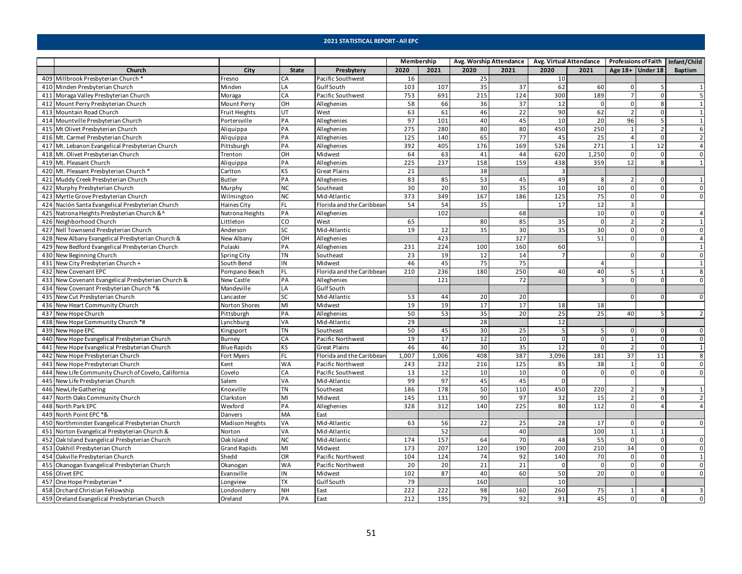## 2021 STATISTICAL REPORT - All EPC

| | | | | | Membership | | Avg. Worship Attendance | | Avg. Virtual Attendance | | Professions of Faith | | Infant/Child |
|---|---|---|---|---|---|---|---|---|---|---|---|---|---|
| | Church | City | State | Presbytery | 2020 | 2021 | 2020 | 2021 | 2020 | 2021 | Age 18+ | Under 18 | Baptism |
| 409 | Millbrook Presbyterian Church * | Fresno | CA | Pacific Southwest | 16 | | 25 | | 10 | | | | |
| 410 | Minden Presbyterian Church | Minden | LA | Gulf South | 103 | 107 | 35 | 37 | 62 | 60 | 0 | 5 | 1 |
| 411 | Moraga Valley Presbyterian Church | Moraga | CA | Pacific Southwest | 753 | 691 | 215 | 124 | 300 | 189 | 7 | 0 | 5 |
| 412 | Mount Perry Presbyterian Church | Mount Perry | OH | Alleghenies | 58 | 66 | 36 | 37 | 12 | 0 | 0 | 8 | 1 |
| 413 | Mountain Road Church | Fruit Heights | UT | West | 63 | 61 | 46 | 22 | 90 | 62 | 2 | 0 | 1 |
| 414 | Mountville Presbyterian Church | Portersville | PA | Alleghenies | 97 | 101 | 40 | 45 | 10 | 20 | 96 | 5 | 1 |
| 415 | Mt Olivet Presbyterian Church | Aliquippa | PA | Alleghenies | 275 | 280 | 80 | 80 | 450 | 250 | 1 | 2 | 6 |
| 416 | Mt. Carmel Presbyterian Church | Aliquippa | PA | Alleghenies | 125 | 140 | 65 | 77 | 45 | 25 | 4 | 0 | 2 |
| 417 | Mt. Lebanon Evangelical Presbyterian Church | Pittsburgh | PA | Alleghenies | 392 | 405 | 176 | 169 | 526 | 271 | 1 | 12 | 4 |
| 418 | Mt. Olivet Presbyterian Church | Trenton | OH | Midwest | 64 | 63 | 41 | 44 | 620 | 1,250 | 0 | 0 | 0 |
| 419 | Mt. Pleasant Church | Aliquippa | PA | Alleghenies | 225 | 237 | 158 | 159 | 438 | 359 | 12 | 8 | 1 |
| 420 | Mt. Pleasant Presbyterian Church * | Carlton | KS | Great Plains | 21 | | 38 | | 3 | | | | |
| 421 | Muddy Creek Presbyterian Church | Butler | PA | Alleghenies | 83 | 85 | 53 | 45 | 49 | 8 | 2 | 0 | 1 |
| 422 | Murphy Presbyterian Church | Murphy | NC | Southeast | 30 | 20 | 30 | 35 | 10 | 10 | 0 | 0 | 0 |
| 423 | Myrtle Grove Presbyterian Church | Wilmington | NC | Mid-Atlantic | 373 | 349 | 167 | 186 | 125 | 75 | 0 | 0 | 0 |
| 424 | Nación Santa Evangelical Presbyterian Church | Haines City | FL | Florida and the Caribbean | 54 | 54 | 35 | | 17 | 12 | 3 | | |
| 425 | Natrona Heights Presbyterian Church &^ | Natrona Heights | PA | Alleghenies | | 102 | | 68 | | 10 | 0 | 0 | 4 |
| 426 | Neighborhood Church | Littleton | CO | West | 65 | | 80 | 85 | 35 | 0 | 2 | 2 | 1 |
| 427 | Nell Townsend Presbyterian Church | Anderson | SC | Mid-Atlantic | 19 | 12 | 35 | 30 | 35 | 30 | 0 | 0 | 0 |
| 428 | New Albany Evangelical Presbyterian Church & | New Albany | OH | Alleghenies | | 423 | | 327 | | 51 | 0 | 0 | 4 |
| 429 | New Bedford Evangelical Presbyterian Church | Pulaski | PA | Alleghenies | 231 | 224 | 100 | 160 | 60 | | | | 1 |
| 430 | New Beginning Church | Spring City | TN | Southeast | 23 | 19 | 12 | 14 | 7 | | 0 | 0 | 0 |
| 431 | New City Presbyterian Church + | South Bend | IN | Midwest | 46 | 45 | 75 | 75 | | 4 | | | 1 |
| 432 | New Covenant EPC | Pompano Beach | FL | Florida and the Caribbean | 210 | 236 | 180 | 250 | 40 | 40 | 5 | 1 | 8 |
| 433 | New Covenant Evangelical Presbyterian Church & | New Castle | PA | Alleghenies | | 121 | | 72 | | 3 | 0 | 0 | 0 |
| 434 | New Covenant Presbyterian Church *& | Mandeville | LA | Gulf South | | | | | | | | | |
| 435 | New Cut Presbyterian Church | Lancaster | SC | Mid-Atlantic | 53 | 44 | 20 | 20 | | | 0 | 0 | 0 |
| 436 | New Heart Community Church | Norton Shores | MI | Midwest | 19 | 19 | 17 | 17 | 18 | 18 | | | |
| 437 | New Hope Church | Pittsburgh | PA | Alleghenies | 50 | 53 | 35 | 20 | 25 | 25 | 40 | 5 | 2 |
| 438 | New Hope Community Church *# | Lynchburg | VA | Mid-Atlantic | 29 | | 28 | | 12 | | | | |
| 439 | New Hope EPC | Kingsport | TN | Southeast | 50 | 45 | 30 | 25 | 5 | 5 | 0 | 0 | 0 |
| 440 | New Hope Evangelical Presbyterian Church | Burney | CA | Pacific Northwest | 19 | 17 | 12 | 10 | 0 | 0 | 1 | 0 | 0 |
| 441 | New Hope Evangelical Presbyterian Church | Blue Rapids | KS | Great Plains | 46 | 46 | 30 | 35 | 12 | 0 | 2 | 0 | 1 |
| 442 | New Hope Presbyterian Church | Fort Myers | FL | Florida and the Caribbean | 1,007 | 1,006 | 408 | 387 | 3,096 | 181 | 37 | 11 | 8 |
| 443 | New Hope Presbyterian Church | Kent | WA | Pacific Northwest | 243 | 232 | 216 | 125 | 85 | 38 | 1 | 0 | 0 |
| 444 | New Life Community Church of Covelo, California | Covelo | CA | Pacific Southwest | 13 | 12 | 10 | 10 | 0 | 0 | 0 | 0 | 0 |
| 445 | New Life Presbyterian Church | Salem | VA | Mid-Atlantic | 99 | 97 | 45 | 45 | 0 | | | | |
| 446 | NewLife Gathering | Knoxville | TN | Southeast | 186 | 178 | 50 | 110 | 450 | 220 | 2 | 9 | 1 |
| 447 | North Oaks Community Church | Clarkston | MI | Midwest | 145 | 131 | 90 | 97 | 32 | 15 | 2 | 0 | 2 |
| 448 | North Park EPC | Wexford | PA | Alleghenies | 328 | 312 | 140 | 225 | 80 | 112 | 0 | 4 | 4 |
| 449 | North Point EPC *& | Danvers | MA | East | | | | | | | | | |
| 450 | Northminster Evangelical Presbyterian Church | Madison Heights | VA | Mid-Atlantic | 63 | 56 | 22 | 25 | 28 | 17 | 0 | 0 | 0 |
| 451 | Norton Evangelical Presbyterian Church & | Norton | VA | Mid-Atlantic | | 52 | | 40 | | 100 | 1 | 1 | |
| 452 | Oak Island Evangelical Presbyterian Church | Oak Island | NC | Mid-Atlantic | 174 | 157 | 64 | 70 | 48 | 55 | 0 | 0 | 0 |
| 453 | Oakhill Presbyterian Church | Grand Rapids | MI | Midwest | 173 | 207 | 120 | 190 | 200 | 210 | 34 | 0 | 0 |
| 454 | Oakville Presbyterian Church | Shedd | OR | Pacific Northwest | 104 | 124 | 74 | 92 | 140 | 70 | 0 | 0 | 1 |
| 455 | Okanogan Evangelical Presbyterian Church | Okanogan | WA | Pacific Northwest | 20 | 20 | 21 | 21 | 0 | 0 | 0 | 0 | 0 |
| 456 | Olivet EPC | Evansville | IN | Midwest | 102 | 87 | 40 | 60 | 50 | 20 | 0 | 0 | 0 |
| 457 | One Hope Presbyterian * | Longview | TX | Gulf South | 79 | | 160 | | 10 | | | | |
| 458 | Orchard Christian Fellowship | Londonderry | NH | East | 222 | 222 | 98 | 160 | 260 | 75 | 1 | 4 | 3 |
| 459 | Oreland Evangelical Presbyterian Church | Oreland | PA | East | 212 | 195 | 79 | 92 | 91 | 45 | 0 | 0 | 0 |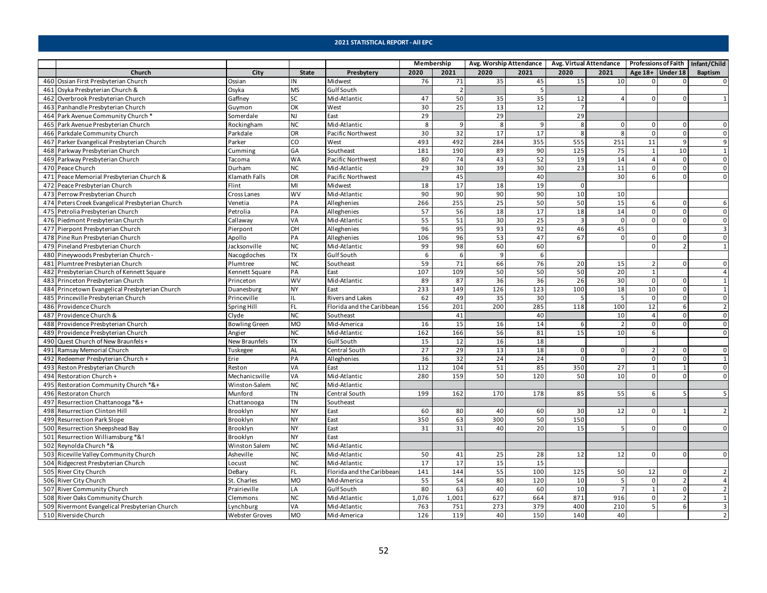## 2021 STATISTICAL REPORT - All EPC

| | Church | City | State | Presbytery | Membership | | Avg. Worship Attendance | | Avg. Virtual Attendance | | Professions of Faith | | Infant/Child |
|---|---|---|---|---|---|---|---|---|---|---|---|---|---|
| | | | | | 2020 | 2021 | 2020 | 2021 | 2020 | 2021 | Age 18+ | Under 18 | Baptism |
| 460 | Ossian First Presbyterian Church | Ossian | IN | Midwest | 76 | 71 | 35 | 45 | 15 | 10 | 0 | 0 | 0 |
| 461 | Osyka Presbyterian Church & | Osyka | MS | Gulf South | | 2 | | 5 | | | | | |
| 462 | Overbrook Presbyterian Church | Gaffney | SC | Mid-Atlantic | 47 | 50 | 35 | 35 | 12 | 4 | 0 | 0 | 1 |
| 463 | Panhandle Presbyterian Church | Guymon | OK | West | 30 | 25 | 13 | 12 | 7 | | | | |
| 464 | Park Avenue Community Church * | Somerdale | NJ | East | 29 | | 29 | | 29 | | | | |
| 465 | Park Avenue Presbyterian Church | Rockingham | NC | Mid-Atlantic | 8 | 9 | 8 | 9 | 8 | 0 | 0 | 0 | 0 |
| 466 | Parkdale Community Church | Parkdale | OR | Pacific Northwest | 30 | 32 | 17 | 17 | 8 | 8 | 0 | 0 | 0 |
| 467 | Parker Evangelical Presbyterian Church | Parker | CO | West | 493 | 492 | 284 | 355 | 555 | 251 | 11 | 9 | 9 |
| 468 | Parkway Presbyterian Church | Cumming | GA | Southeast | 181 | 190 | 89 | 90 | 125 | 75 | 1 | 10 | 1 |
| 469 | Parkway Presbyterian Church | Tacoma | WA | Pacific Northwest | 80 | 74 | 43 | 52 | 19 | 14 | 4 | 0 | 0 |
| 470 | Peace Church | Durham | NC | Mid-Atlantic | 29 | 30 | 39 | 30 | 23 | 11 | 0 | 0 | 0 |
| 471 | Peace Memorial Presbyterian Church & | Klamath Falls | OR | Pacific Northwest | | 45 | | 40 | | 30 | 6 | 0 | 0 |
| 472 | Peace Presbyterian Church | Flint | MI | Midwest | 18 | 17 | 18 | 19 | 0 | | | | |
| 473 | Perrow Presbyterian Church | Cross Lanes | WV | Mid-Atlantic | 90 | 90 | 90 | 90 | 10 | 10 | | | |
| 474 | Peters Creek Evangelical Presbyterian Church | Venetia | PA | Alleghenies | 266 | 255 | 25 | 50 | 50 | 15 | 6 | 0 | 6 |
| 475 | Petrolia Presbyterian Church | Petrolia | PA | Alleghenies | 57 | 56 | 18 | 17 | 18 | 14 | 0 | 0 | 0 |
| 476 | Piedmont Presbyterian Church | Callaway | VA | Mid-Atlantic | 55 | 51 | 30 | 25 | 3 | 0 | 0 | 0 | 0 |
| 477 | Pierpont Presbyterian Church | Pierpont | OH | Alleghenies | 96 | 95 | 93 | 92 | 46 | 45 | | | 3 |
| 478 | Pine Run Presbyterian Church | Apollo | PA | Alleghenies | 106 | 96 | 53 | 47 | 67 | 0 | 0 | 0 | 0 |
| 479 | Pineland Presbyterian Church | Jacksonville | NC | Mid-Atlantic | 99 | 98 | 60 | 60 | | | 0 | 2 | 1 |
| 480 | Pineywoods Presbyterian Church - | Nacogdoches | TX | Gulf South | 6 | 6 | 9 | 6 | | | | | |
| 481 | Plumtree Presbyterian Church | Plumtree | NC | Southeast | 59 | 71 | 66 | 76 | 20 | 15 | 2 | 0 | 0 |
| 482 | Presbyterian Church of Kennett Square | Kennett Square | PA | East | 107 | 109 | 50 | 50 | 50 | 20 | 1 | | 4 |
| 483 | Princeton Presbyterian Church | Princeton | WV | Mid-Atlantic | 89 | 87 | 36 | 36 | 26 | 30 | 0 | 0 | 1 |
| 484 | Princetown Evangelical Presbyterian Church | Duanesburg | NY | East | 233 | 149 | 126 | 123 | 100 | 18 | 10 | 0 | 1 |
| 485 | Princeville Presbyterian Church | Princeville | IL | Rivers and Lakes | 62 | 49 | 35 | 30 | 5 | 5 | 0 | 0 | 0 |
| 486 | Providence Church | Spring Hill | FL | Florida and the Caribbean | 156 | 201 | 200 | 285 | 118 | 100 | 12 | 6 | 2 |
| 487 | Providence Church & | Clyde | NC | Southeast | | 41 | | 40 | | 10 | 4 | 0 | 0 |
| 488 | Providence Presbyterian Church | Bowling Green | MO | Mid-America | 16 | 15 | 16 | 14 | 6 | 2 | 0 | 0 | 0 |
| 489 | Providence Presbyterian Church | Angier | NC | Mid-Atlantic | 162 | 166 | 56 | 81 | 15 | 10 | 6 | | 0 |
| 490 | Quest Church of New Braunfels + | New Braunfels | TX | Gulf South | 15 | 12 | 16 | 18 | | | | | |
| 491 | Ramsay Memorial Church | Tuskegee | AL | Central South | 27 | 29 | 13 | 18 | 0 | 0 | 2 | 0 | 0 |
| 492 | Redeemer Presbyterian Church + | Erie | PA | Alleghenies | 36 | 32 | 24 | 24 | 0 | | 0 | 0 | 1 |
| 493 | Reston Presbyterian Church | Reston | VA | East | 112 | 104 | 51 | 85 | 350 | 27 | 1 | 1 | 0 |
| 494 | Restoration Church + | Mechanicsville | VA | Mid-Atlantic | 280 | 159 | 50 | 120 | 50 | 10 | 0 | 0 | 0 |
| 495 | Restoration Community Church *&+ | Winston-Salem | NC | Mid-Atlantic | | | | | | | | | |
| 496 | Restoraton Church | Munford | TN | Central South | 199 | 162 | 170 | 178 | 85 | 55 | 6 | 5 | 5 |
| 497 | Resurrection Chattanooga *&+ | Chattanooga | TN | Southeast | | | | | | | | | |
| 498 | Resurrection Clinton Hill | Brooklyn | NY | East | 60 | 80 | 40 | 60 | 30 | 12 | 0 | 1 | 2 |
| 499 | Resurrection Park Slope | Brooklyn | NY | East | 350 | 63 | 300 | 50 | 150 | | | | |
| 500 | Resurrection Sheepshead Bay | Brooklyn | NY | East | 31 | 31 | 40 | 20 | 15 | 5 | 0 | 0 | 0 |
| 501 | Resurrection Williamsburg *&! | Brooklyn | NY | East | | | | | | | | | |
| 502 | Reynolda Church *& | Winston Salem | NC | Mid-Atlantic | | | | | | | | | |
| 503 | Riceville Valley Community Church | Asheville | NC | Mid-Atlantic | 50 | 41 | 25 | 28 | 12 | 12 | 0 | 0 | 0 |
| 504 | Ridgecrest Presbyterian Church | Locust | NC | Mid-Atlantic | 17 | 17 | 15 | 15 | | | | | |
| 505 | River City Church | DeBary | FL | Florida and the Caribbean | 141 | 144 | 55 | 100 | 125 | 50 | 12 | 0 | 2 |
| 506 | River City Church | St. Charles | MO | Mid-America | 55 | 54 | 80 | 120 | 10 | 5 | 0 | 2 | 4 |
| 507 | River Community Church | Prairieville | LA | Gulf South | 80 | 63 | 40 | 60 | 10 | 7 | 1 | 0 | 2 |
| 508 | River Oaks Community Church | Clemmons | NC | Mid-Atlantic | 1,076 | 1,001 | 627 | 664 | 871 | 916 | 0 | 2 | 1 |
| 509 | Rivermont Evangelical Presbyterian Church | Lynchburg | VA | Mid-Atlantic | 763 | 751 | 273 | 379 | 400 | 210 | 5 | 6 | 3 |
| 510 | Riverside Church | Webster Groves | MO | Mid-America | 126 | 119 | 40 | 150 | 140 | 40 | | | 2 |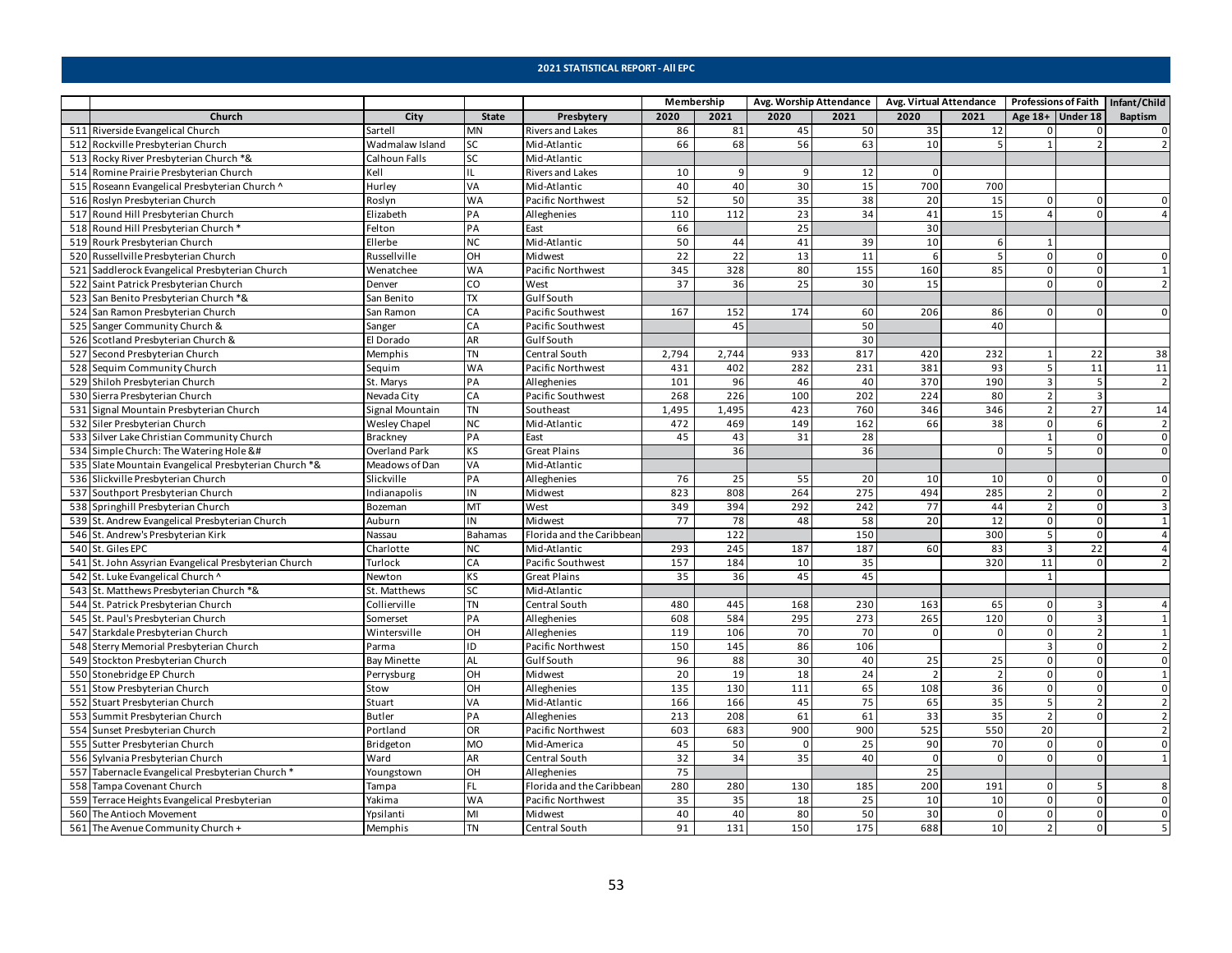## 2021 STATISTICAL REPORT - All EPC

| | | | | | Membership | | Avg. Worship Attendance | | Avg. Virtual Attendance | | Professions of Faith | | Infant/Child |
|---|---|---|---|---|---|---|---|---|---|---|---|---|---|
| | Church | City | State | Presbytery | 2020 | 2021 | 2020 | 2021 | 2020 | 2021 | Age 18+ | Under 18 | Baptism |
| 511 | Riverside Evangelical Church | Sartell | MN | Rivers and Lakes | 86 | 81 | 45 | 50 | 35 | 12 | 0 | 0 | 0 |
| 512 | Rockville Presbyterian Church | Wadmalaw Island | SC | Mid-Atlantic | 66 | 68 | 56 | 63 | 10 | 5 | 1 | 2 | 2 |
| 513 | Rocky River Presbyterian Church *& | Calhoun Falls | SC | Mid-Atlantic | | | | | | | | | |
| 514 | Romine Prairie Presbyterian Church | Kell | IL | Rivers and Lakes | 10 | 9 | 9 | 12 | 0 | | | | |
| 515 | Roseann Evangelical Presbyterian Church ^ | Hurley | VA | Mid-Atlantic | 40 | 40 | 30 | 15 | 700 | 700 | | | |
| 516 | Roslyn Presbyterian Church | Roslyn | WA | Pacific Northwest | 52 | 50 | 35 | 38 | 20 | 15 | 0 | 0 | 0 |
| 517 | Round Hill Presbyterian Church | Elizabeth | PA | Alleghenies | 110 | 112 | 23 | 34 | 41 | 15 | 4 | 0 | 4 |
| 518 | Round Hill Presbyterian Church * | Felton | PA | East | 66 | | 25 | | 30 | | | | |
| 519 | Rourk Presbyterian Church | Ellerbe | NC | Mid-Atlantic | 50 | 44 | 41 | 39 | 10 | 6 | 1 | | |
| 520 | Russellville Presbyterian Church | Russellville | OH | Midwest | 22 | 22 | 13 | 11 | 6 | 5 | 0 | 0 | 0 |
| 521 | Saddlerock Evangelical Presbyterian Church | Wenatchee | WA | Pacific Northwest | 345 | 328 | 80 | 155 | 160 | 85 | 0 | 0 | 1 |
| 522 | Saint Patrick Presbyterian Church | Denver | CO | West | 37 | 36 | 25 | 30 | 15 | | 0 | 0 | 2 |
| 523 | San Benito Presbyterian Church *& | San Benito | TX | Gulf South | | | | | | | | | |
| 524 | San Ramon Presbyterian Church | San Ramon | CA | Pacific Southwest | 167 | 152 | 174 | 60 | 206 | 86 | 0 | 0 | 0 |
| 525 | Sanger Community Church & | Sanger | CA | Pacific Southwest | | 45 | | 50 | | 40 | | | |
| 526 | Scotland Presbyterian Church & | El Dorado | AR | Gulf South | | | | 30 | | | | | |
| 527 | Second Presbyterian Church | Memphis | TN | Central South | 2,794 | 2,744 | 933 | 817 | 420 | 232 | 1 | 22 | 38 |
| 528 | Sequim Community Church | Sequim | WA | Pacific Northwest | 431 | 402 | 282 | 231 | 381 | 93 | 5 | 11 | 11 |
| 529 | Shiloh Presbyterian Church | St. Marys | PA | Alleghenies | 101 | 96 | 46 | 40 | 370 | 190 | 3 | 5 | 2 |
| 530 | Sierra Presbyterian Church | Nevada City | CA | Pacific Southwest | 268 | 226 | 100 | 202 | 224 | 80 | 2 | 3 | |
| 531 | Signal Mountain Presbyterian Church | Signal Mountain | TN | Southeast | 1,495 | 1,495 | 423 | 760 | 346 | 346 | 2 | 27 | 14 |
| 532 | Siler Presbyterian Church | Wesley Chapel | NC | Mid-Atlantic | 472 | 469 | 149 | 162 | 66 | 38 | 0 | 6 | 2 |
| 533 | Silver Lake Christian Community Church | Brackney | PA | East | 45 | 43 | 31 | 28 | | | 1 | 0 | 0 |
| 534 | Simple Church: The Watering Hole &# | Overland Park | KS | Great Plains | | 36 | | 36 | | 0 | 5 | 0 | 0 |
| 535 | Slate Mountain Evangelical Presbyterian Church *& | Meadows of Dan | VA | Mid-Atlantic | | | | | | | | | |
| 536 | Slickville Presbyterian Church | Slickville | PA | Alleghenies | 76 | 25 | 55 | 20 | 10 | 10 | 0 | 0 | 0 |
| 537 | Southport Presbyterian Church | Indianapolis | IN | Midwest | 823 | 808 | 264 | 275 | 494 | 285 | 2 | 0 | 2 |
| 538 | Springhill Presbyterian Church | Bozeman | MT | West | 349 | 394 | 292 | 242 | 77 | 44 | 2 | 0 | 3 |
| 539 | St. Andrew Evangelical Presbyterian Church | Auburn | IN | Midwest | 77 | 78 | 48 | 58 | 20 | 12 | 0 | 0 | 1 |
| 546 | St. Andrew's Presbyterian Kirk | Nassau | Bahamas | Florida and the Caribbean | | 122 | | 150 | | 300 | 5 | 0 | 4 |
| 540 | St. Giles EPC | Charlotte | NC | Mid-Atlantic | 293 | 245 | 187 | 187 | 60 | 83 | 3 | 22 | 4 |
| 541 | St. John Assyrian Evangelical Presbyterian Church | Turlock | CA | Pacific Southwest | 157 | 184 | 10 | 35 | | 320 | 11 | 0 | 2 |
| 542 | St. Luke Evangelical Church ^ | Newton | KS | Great Plains | 35 | 36 | 45 | 45 | | | 1 | | |
| 543 | St. Matthews Presbyterian Church *& | St. Matthews | SC | Mid-Atlantic | | | | | | | | | |
| 544 | St. Patrick Presbyterian Church | Collierville | TN | Central South | 480 | 445 | 168 | 230 | 163 | 65 | 0 | 3 | 4 |
| 545 | St. Paul's Presbyterian Church | Somerset | PA | Alleghenies | 608 | 584 | 295 | 273 | 265 | 120 | 0 | 3 | 1 |
| 547 | Starkdale Presbyterian Church | Wintersville | OH | Alleghenies | 119 | 106 | 70 | 70 | 0 | 0 | 0 | 2 | 1 |
| 548 | Sterry Memorial Presbyterian Church | Parma | ID | Pacific Northwest | 150 | 145 | 86 | 106 | | | 3 | 0 | 2 |
| 549 | Stockton Presbyterian Church | Bay Minette | AL | Gulf South | 96 | 88 | 30 | 40 | 25 | 25 | 0 | 0 | 0 |
| 550 | Stonebridge EP Church | Perrysburg | OH | Midwest | 20 | 19 | 18 | 24 | 2 | 2 | 0 | 0 | 1 |
| 551 | Stow Presbyterian Church | Stow | OH | Alleghenies | 135 | 130 | 111 | 65 | 108 | 36 | 0 | 0 | 0 |
| 552 | Stuart Presbyterian Church | Stuart | VA | Mid-Atlantic | 166 | 166 | 45 | 75 | 65 | 35 | 5 | 2 | 2 |
| 553 | Summit Presbyterian Church | Butler | PA | Alleghenies | 213 | 208 | 61 | 61 | 33 | 35 | 2 | 0 | 2 |
| 554 | Sunset Presbyterian Church | Portland | OR | Pacific Northwest | 603 | 683 | 900 | 900 | 525 | 550 | 20 | | 2 |
| 555 | Sutter Presbyterian Church | Bridgeton | MO | Mid-America | 45 | 50 | 0 | 25 | 90 | 70 | 0 | 0 | 0 |
| 556 | Sylvania Presbyterian Church | Ward | AR | Central South | 32 | 34 | 35 | 40 | 0 | 0 | 0 | 0 | 1 |
| 557 | Tabernacle Evangelical Presbyterian Church * | Youngstown | OH | Alleghenies | 75 | | | | 25 | | | | |
| 558 | Tampa Covenant Church | Tampa | FL | Florida and the Caribbean | 280 | 280 | 130 | 185 | 200 | 191 | 0 | 5 | 8 |
| 559 | Terrace Heights Evangelical Presbyterian | Yakima | WA | Pacific Northwest | 35 | 35 | 18 | 25 | 10 | 10 | 0 | 0 | 0 |
| 560 | The Antioch Movement | Ypsilanti | MI | Midwest | 40 | 40 | 80 | 50 | 30 | 0 | 0 | 0 | 0 |
| 561 | The Avenue Community Church + | Memphis | TN | Central South | 91 | 131 | 150 | 175 | 688 | 10 | 2 | 0 | 5 |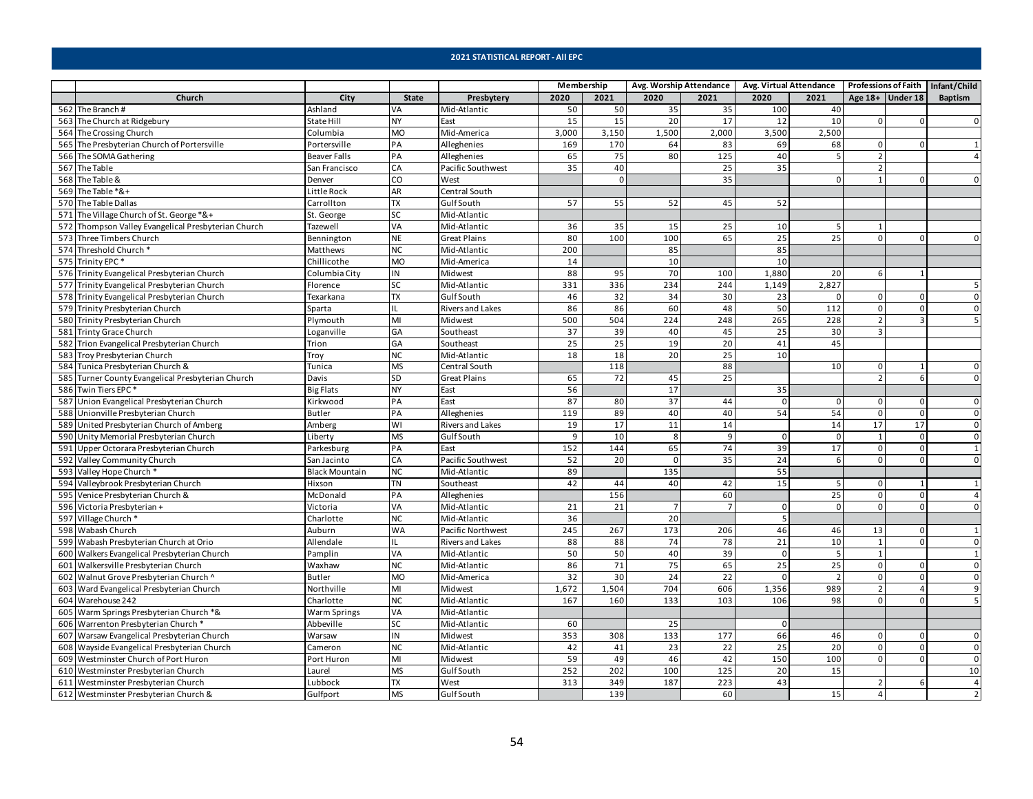## 2021 STATISTICAL REPORT - All EPC

| | Church | City | State | Presbytery | Membership | | Avg. Worship Attendance | | Avg. Virtual Attendance | | Professions of Faith | | Infant/Child |
|---|---|---|---|---|---|---|---|---|---|---|---|---|---|
| | | | | | 2020 | 2021 | 2020 | 2021 | 2020 | 2021 | Age 18+ | Under 18 | Baptism |
| 562 | The Branch # | Ashland | VA | Mid-Atlantic | 50 | 50 | 35 | 35 | 100 | 40 | | | |
| 563 | The Church at Ridgebury | State Hill | NY | East | 15 | 15 | 20 | 17 | 12 | 10 | 0 | 0 | 0 |
| 564 | The Crossing Church | Columbia | MO | Mid-America | 3,000 | 3,150 | 1,500 | 2,000 | 3,500 | 2,500 | | | |
| 565 | The Presbyterian Church of Portersville | Portersville | PA | Alleghenies | 169 | 170 | 64 | 83 | 69 | 68 | 0 | 0 | 1 |
| 566 | The SOMA Gathering | Beaver Falls | PA | Alleghenies | 65 | 75 | 80 | 125 | 40 | 5 | 2 | | 4 |
| 567 | The Table | San Francisco | CA | Pacific Southwest | 35 | 40 | | 25 | 35 | | 2 | | |
| 568 | The Table & | Denver | CO | West | | 0 | | 35 | | 0 | 1 | 0 | 0 |
| 569 | The Table *&+ | Little Rock | AR | Central South | | | | | | | | | |
| 570 | The Table Dallas | Carrollton | TX | Gulf South | 57 | 55 | 52 | 45 | 52 | | | | |
| 571 | The Village Church of St. George *&+ | St. George | SC | Mid-Atlantic | | | | | | | | | |
| 572 | Thompson Valley Evangelical Presbyterian Church | Tazewell | VA | Mid-Atlantic | 36 | 35 | 15 | 25 | 10 | 5 | 1 | | |
| 573 | Three Timbers Church | Bennington | NE | Great Plains | 80 | 100 | 100 | 65 | 25 | 25 | 0 | 0 | 0 |
| 574 | Threshold Church * | Matthews | NC | Mid-Atlantic | 200 | | 85 | | 85 | | | | |
| 575 | Trinity EPC * | Chillicothe | MO | Mid-America | 14 | | 10 | | 10 | | | | |
| 576 | Trinity Evangelical Presbyterian Church | Columbia City | IN | Midwest | 88 | 95 | 70 | 100 | 1,880 | 20 | 6 | 1 | |
| 577 | Trinity Evangelical Presbyterian Church | Florence | SC | Mid-Atlantic | 331 | 336 | 234 | 244 | 1,149 | 2,827 | | | 5 |
| 578 | Trinity Evangelical Presbyterian Church | Texarkana | TX | Gulf South | 46 | 32 | 34 | 30 | 23 | 0 | 0 | 0 | 0 |
| 579 | Trinity Presbyterian Church | Sparta | IL | Rivers and Lakes | 86 | 86 | 60 | 48 | 50 | 112 | 0 | 0 | 0 |
| 580 | Trinity Presbyterian Church | Plymouth | MI | Midwest | 500 | 504 | 224 | 248 | 265 | 228 | 2 | 3 | 5 |
| 581 | Trinty Grace Church | Loganville | GA | Southeast | 37 | 39 | 40 | 45 | 25 | 30 | 3 | | |
| 582 | Trion Evangelical Presbyterian Church | Trion | GA | Southeast | 25 | 25 | 19 | 20 | 41 | 45 | | | |
| 583 | Troy Presbyterian Church | Troy | NC | Mid-Atlantic | 18 | 18 | 20 | 25 | 10 | | | | |
| 584 | Tunica Presbyterian Church & | Tunica | MS | Central South | | 118 | | 88 | | 10 | 0 | 1 | 0 |
| 585 | Turner County Evangelical Presbyterian Church | Davis | SD | Great Plains | 65 | 72 | 45 | 25 | | | 2 | 6 | 0 |
| 586 | Twin Tiers EPC * | Big Flats | NY | East | 56 | | 17 | | 35 | | | | |
| 587 | Union Evangelical Presbyterian Church | Kirkwood | PA | East | 87 | 80 | 37 | 44 | 0 | 0 | 0 | 0 | 0 |
| 588 | Unionville Presbyterian Church | Butler | PA | Alleghenies | 119 | 89 | 40 | 40 | 54 | 54 | 0 | 0 | 0 |
| 589 | United Presbyterian Church of Amberg | Amberg | WI | Rivers and Lakes | 19 | 17 | 11 | 14 | | 14 | 17 | 17 | 0 |
| 590 | Unity Memorial Presbyterian Church | Liberty | MS | Gulf South | 9 | 10 | 8 | 9 | 0 | 0 | 1 | 0 | 0 |
| 591 | Upper Octorara Presbyterian Church | Parkesburg | PA | East | 152 | 144 | 65 | 74 | 39 | 17 | 0 | 0 | 1 |
| 592 | Valley Community Church | San Jacinto | CA | Pacific Southwest | 52 | 20 | 0 | 35 | 24 | 6 | 0 | 0 | 0 |
| 593 | Valley Hope Church * | Black Mountain | NC | Mid-Atlantic | 89 | | 135 | | 55 | | | | |
| 594 | Valleybrook Presbyterian Church | Hixson | TN | Southeast | 42 | 44 | 40 | 42 | 15 | 5 | 0 | 1 | 1 |
| 595 | Venice Presbyterian Church & | McDonald | PA | Alleghenies | | 156 | | 60 | | 25 | 0 | 0 | 4 |
| 596 | Victoria Presbyterian + | Victoria | VA | Mid-Atlantic | 21 | 21 | 7 | 7 | 0 | 0 | 0 | 0 | 0 |
| 597 | Village Church * | Charlotte | NC | Mid-Atlantic | 36 | | 20 | | 5 | | | | |
| 598 | Wabash Church | Auburn | WA | Pacific Northwest | 245 | 267 | 173 | 206 | 46 | 46 | 13 | 0 | 1 |
| 599 | Wabash Presbyterian Church at Orio | Allendale | IL | Rivers and Lakes | 88 | 88 | 74 | 78 | 21 | 10 | 1 | 0 | 0 |
| 600 | Walkers Evangelical Presbyterian Church | Pamplin | VA | Mid-Atlantic | 50 | 50 | 40 | 39 | 0 | 5 | 1 | | 1 |
| 601 | Walkersville Presbyterian Church | Waxhaw | NC | Mid-Atlantic | 86 | 71 | 75 | 65 | 25 | 25 | 0 | 0 | 0 |
| 602 | Walnut Grove Presbyterian Church ^ | Butler | MO | Mid-America | 32 | 30 | 24 | 22 | 0 | 2 | 0 | 0 | 0 |
| 603 | Ward Evangelical Presbyterian Church | Northville | MI | Midwest | 1,672 | 1,504 | 704 | 606 | 1,356 | 989 | 2 | 4 | 9 |
| 604 | Warehouse 242 | Charlotte | NC | Mid-Atlantic | 167 | 160 | 133 | 103 | 106 | 98 | 0 | 0 | 5 |
| 605 | Warm Springs Presbyterian Church *& | Warm Springs | VA | Mid-Atlantic | | | | | | | | | |
| 606 | Warrenton Presbyterian Church * | Abbeville | SC | Mid-Atlantic | 60 | | 25 | | 0 | | | | |
| 607 | Warsaw Evangelical Presbyterian Church | Warsaw | IN | Midwest | 353 | 308 | 133 | 177 | 66 | 46 | 0 | 0 | 0 |
| 608 | Wayside Evangelical Presbyterian Church | Cameron | NC | Mid-Atlantic | 42 | 41 | 23 | 22 | 25 | 20 | 0 | 0 | 0 |
| 609 | Westminster Church of Port Huron | Port Huron | MI | Midwest | 59 | 49 | 46 | 42 | 150 | 100 | 0 | 0 | 0 |
| 610 | Westminster Presbyterian Church | Laurel | MS | Gulf South | 252 | 202 | 100 | 125 | 20 | 15 | | | 10 |
| 611 | Westminster Presbyterian Church | Lubbock | TX | West | 313 | 349 | 187 | 223 | 43 | | 2 | 6 | 4 |
| 612 | Westminster Presbyterian Church & | Gulfport | MS | Gulf South | | 139 | | 60 | | 15 | 4 | | 2 |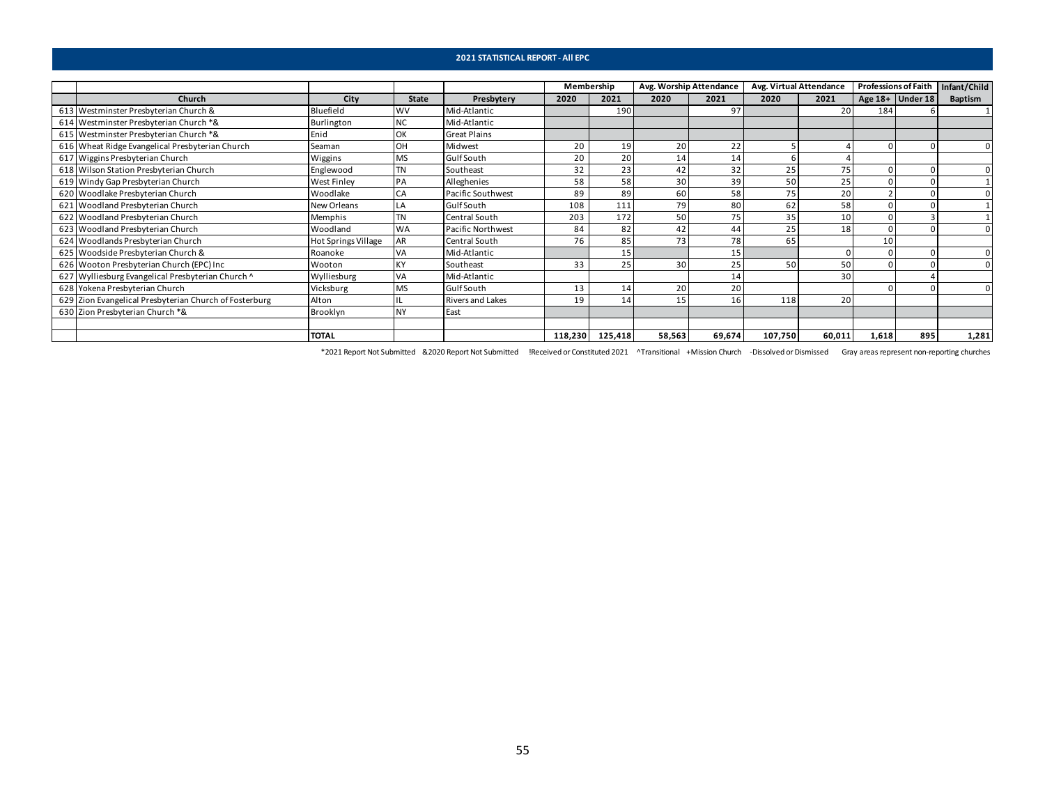## 2021 STATISTICAL REPORT - All EPC

| | Church | City | State | Presbytery | Membership | | Avg. Worship Attendance | | Avg. Virtual Attendance | | Professions of Faith | | Infant/Child |
|---|---|---|---|---|---|---|---|---|---|---|---|---|---|
| | | | | | 2020 | 2021 | 2020 | 2021 | 2020 | 2021 | Age 18+ | Under 18 | Baptism |
| 613 | Westminster Presbyterian Church & | Bluefield | WV | Mid-Atlantic | | 190 | | 97 | | 20 | 184 | 6 | 1 |
| 614 | Westminster Presbyterian Church *& | Burlington | NC | Mid-Atlantic | | | | | | | | | |
| 615 | Westminster Presbyterian Church *& | Enid | OK | Great Plains | | | | | | | | | |
| 616 | Wheat Ridge Evangelical Presbyterian Church | Seaman | OH | Midwest | 20 | 19 | 20 | 22 | 5 | 4 | 0 | 0 | 0 |
| 617 | Wiggins Presbyterian Church | Wiggins | MS | Gulf South | 20 | 20 | 14 | 14 | 6 | 4 | | | |
| 618 | Wilson Station Presbyterian Church | Englewood | TN | Southeast | 32 | 23 | 42 | 32 | 25 | 75 | 0 | 0 | 0 |
| 619 | Windy Gap Presbyterian Church | West Finley | PA | Alleghenies | 58 | 58 | 30 | 39 | 50 | 25 | 0 | 0 | 1 |
| 620 | Woodlake Presbyterian Church | Woodlake | CA | Pacific Southwest | 89 | 89 | 60 | 58 | 75 | 20 | 2 | 0 | 0 |
| 621 | Woodland Presbyterian Church | New Orleans | LA | Gulf South | 108 | 111 | 79 | 80 | 62 | 58 | 0 | 0 | 1 |
| 622 | Woodland Presbyterian Church | Memphis | TN | Central South | 203 | 172 | 50 | 75 | 35 | 10 | 0 | 3 | 1 |
| 623 | Woodland Presbyterian Church | Woodland | WA | Pacific Northwest | 84 | 82 | 42 | 44 | 25 | 18 | 0 | 0 | 0 |
| 624 | Woodlands Presbyterian Church | Hot Springs Village | AR | Central South | 76 | 85 | 73 | 78 | 65 | | 10 | | |
| 625 | Woodside Presbyterian Church & | Roanoke | VA | Mid-Atlantic | | 15 | | 15 | | 0 | 0 | 0 | 0 |
| 626 | Wooton Presbyterian Church (EPC) Inc | Wooton | KY | Southeast | 33 | 25 | 30 | 25 | 50 | 50 | 0 | 0 | 0 |
| 627 | Wylliesburg Evangelical Presbyterian Church ^ | Wylliesburg | VA | Mid-Atlantic | | | | 14 | | 30 | | 4 | |
| 628 | Yokena Presbyterian Church | Vicksburg | MS | Gulf South | 13 | 14 | 20 | 20 | | | 0 | 0 | 0 |
| 629 | Zion Evangelical Presbyterian Church of Fosterburg | Alton | IL | Rivers and Lakes | 19 | 14 | 15 | 16 | 118 | 20 | | | |
| 630 | Zion Presbyterian Church *& | Brooklyn | NY | East | | | | | | | | | |
| | | | | | | | | | | | | | |
| | | **TOTAL** | | | **118,230** | **125,418** | **58,563** | **69,674** | **107,750** | **60,011** | **1,618** | **895** | **1,281** |

*2021 Report Not Submitted &2020 Report Not Submitted !Received or Constituted 2021 ^Transitional +Mission Church -Dissolved or Dismissed Gray areas represent non-reporting churches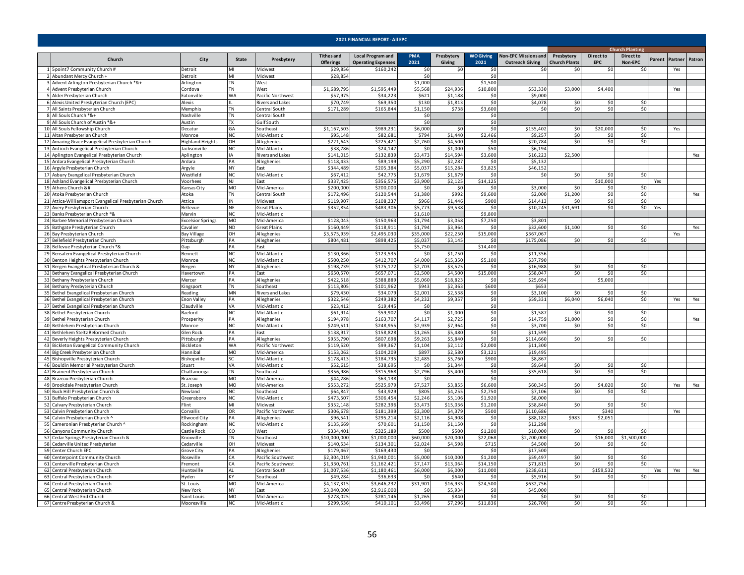## 2021 FINANCIAL REPORT - All EPC

| | Church | City | State | Presbytery | Tithes and Offerings | Local Program and Operating Expenses | PMA 2021 | Presbytery Giving | WO Giving 2021 | Non-EPC Missions and Outreach Giving | Church Planting | | | Parent | Partner | Patron |
|---|---|---|---|---|---|---|---|---|---|---|---|---|---|---|---|---|
| | | | | | | | | | | | Presbytery Church Plants | Direct to EPC | Direct to Non-EPC | | | |
| 1 | 5point7 Community Church # | Detroit | MI | Midwest | $29,856 | $160,242 | $0 | $0 | $0 | $0 | $0 | $0 | $0 | | Yes | |
| 2 | Abundant Mercy Church + | Detroit | MI | Midwest | $28,854 | | $0 | | $0 | | | | | | | |
| 3 | Advent Arlington Presbyterian Church *&+ | Arlington | TN | West | | | $1,000 | | $1,500 | | | | | | | |
| 4 | Advent Presbyterian Church | Cordova | TN | West | $1,689,795 | $1,595,449 | $5,568 | $24,936 | $10,800 | $53,330 | $3,000 | $4,400 | | | Yes | |
| 5 | Alder Presbyterian Church | Eatonville | WA | Pacific Northwest | $57,975 | $34,223 | $621 | $1,188 | $0 | $9,000 | | | | | | |
| 6 | Alexis United Presbyterian Church (EPC) | Alexis | IL | Rivers and Lakes | $70,749 | $69,350 | $130 | $1,813 | $0 | $4,078 | $0 | $0 | $0 | | | |
| 7 | All Saints Presbyterian Church | Memphis | TN | Central South | $171,289 | $165,844 | $1,150 | $738 | $3,600 | $0 | $0 | $0 | $0 | | | |
| 8 | All Souls Church *&+ | Nashville | TN | Central South | | | $0 | | $0 | | | | | | | |
| 9 | All Souls Church of Austin *&+ | Austin | TX | Gulf South | | | $0 | | $0 | | | | | | | |
| 10 | All Souls Fellowship Church | Decatur | GA | Southeast | $1,167,503 | $989,231 | $6,000 | $0 | $0 | $155,402 | $0 | $20,000 | $0 | | Yes | |
| 11 | Altan Presbyterian Church | Monroe | NC | Mid-Atlantic | $95,148 | $82,681 | $794 | $1,440 | $2,466 | $9,257 | $0 | $0 | $0 | | | |
| 12 | Amazing Grace Evangelical Presbyterian Church | Highland Heights | OH | Allegheniess | $221,643 | $225,421 | $2,760 | $4,500 | $0 | $20,784 | $0 | $0 | $0 | | | |
| 13 | Antioch Evangelical Presbyterian Church | Jacksonville | NC | Mid-Atlantic | $38,786 | $24,147 | $0 | $1,000 | $50 | $6,194 | | | | | | |
| 14 | Aplington Evangelical Presbyterian Church | Aplington | IA | Rivers and Lakes | $141,015 | $132,839 | $3,473 | $14,594 | $3,600 | $16,223 | $2,500 | | | | | Yes |
| 15 | Ardara Evangelical Presbyterian Church | Ardara | PA | Allegheniess | $118,433 | $89,199 | $5,290 | $2,287 | $0 | $5,132 | | | | | | |
| 16 | Argyle Presbyterian Church | Argyle | NY | East | $344,489 | $205,384 | $5,037 | $15,284 | $3,825 | $46,152 | | | | | | |
| 17 | Asbury Evangelical Presbyterian Church | Westfield | NC | Mid-Atlantic | $67,412 | $42,775 | $1,679 | $1,679 | $0 | $0 | $0 | $0 | $0 | | | |
| 18 | Ashland Evangelical Presbyterian Church | Voorhees | NJ | East | $337,425 | $356,575 | $3,900 | $2,125 | $14,125 | | | $10,000 | | Yes | | |
| 19 | Athens Church &# | Kansas City | MO | Mid-America | $200,000 | $200,000 | $0 | $0 | $0 | $3,000 | $0 | $0 | $0 | | | |
| 20 | Atoka Presbyterian Church | Atoka | TN | Central South | $172,496 | $120,544 | $1,380 | $992 | $9,600 | $2,000 | $1,200 | $0 | $0 | | | Yes |
| 21 | Attica-Williamsport Evangelical Presbyterian Church | Attica | IN | Midwest | $119,907 | $108,237 | $966 | $1,446 | $900 | $14,413 | $0 | $0 | $0 | | | |
| 22 | Avery Presbyterian Church | Bellevue | NE | Great Plains | $352,854 | $483,306 | $5,773 | $9,538 | $0 | $10,245 | $31,691 | $0 | $0 | Yes | | |
| 23 | Banks Presbyterian Church *& | Marvin | NC | Mid-Atlantic | | | $1,610 | | $9,800 | | | | | | | |
| 24 | Barbee Memorial Presbyterian Church | Excelsior Springs | MO | Mid-America | $128,043 | $150,963 | $1,794 | $3,058 | $7,250 | $3,801 | | | | | | |
| 25 | Bathgate Presbyterian Church | Cavalier | ND | Great Plains | $160,449 | $118,911 | $1,794 | $3,964 | $0 | $32,600 | $1,100 | $0 | $0 | | | Yes |
| 26 | Bay Presbyterian Church | Bay Village | OH | Allegheniess | $3,575,939 | $2,495,030 | $35,000 | $22,250 | $15,000 | $367,067 | | | | | Yes | |
| 27 | Bellefield Presbyterian Church | Pittsburgh | PA | Allegheniess | $804,481 | $898,425 | $5,037 | $3,145 | $0 | $175,086 | $0 | $0 | $0 | | | |
| 28 | Bellevue Presbyterian Church *& | Gap | PA | East | | | $5,750 | | $14,400 | | | | | | | |
| 29 | Bensalem Evangelical Presbyterian Church | Bennett | NC | Mid-Atlantic | $130,366 | $123,535 | $0 | $1,750 | $0 | $11,356 | | | | | | |
| 30 | Benton Heights Presbyterian Church | Monroe | NC | Mid-Atlantic | $500,250 | $412,707 | $4,000 | $15,350 | $5,100 | $37,790 | | | | | | |
| 31 | Bergen Evangelical Presbyterian Church & | Bergen | NY | Allegheniess | $198,739 | $175,172 | $2,703 | $3,525 | $0 | $16,988 | $0 | $0 | $0 | | | |
| 32 | Bethany Evangelical Presbyterian Church | Havertown | PA | East | $650,570 | $657,071 | $2,500 | $4,500 | $15,000 | $58,047 | $0 | $0 | $0 | | | |
| 33 | Bethany Presbyterian Church | Mercer | PA | Allegheniess | $422,518 | $388,889 | $5,060 | $18,823 | $0 | $25,694 | | $5,000 | | | | |
| 34 | Bethany Presbyterian Church | Kingsport | TN | Southeast | $113,805 | $101,962 | $943 | $2,363 | $600 | $653 | | | | | | |
| 35 | Bethel Evangelical Presbyterian Church | Reading | MN | Rivers and Lakes | $79,430 | $34,079 | $2,001 | $2,538 | $0 | $3,100 | $0 | $0 | $0 | | | |
| 36 | Bethel Evangelical Presbyterian Church | Enon Valley | PA | Allegheniess | $322,546 | $249,382 | $4,232 | $9,357 | $0 | $59,331 | $6,040 | $6,040 | $0 | | Yes | Yes |
| 37 | Bethel Evangelical Presbyterian Church | Claudville | VA | Mid-Atlantic | $23,412 | $19,445 | $0 | | $0 | | | | | | | |
| 38 | Bethel Presbyterian Church | Raeford | NC | Mid-Atlantic | $61,914 | $59,902 | $0 | $1,000 | $0 | $1,587 | $0 | $0 | $0 | | | |
| 39 | Bethel Presbyterian Church | Prosperity | PA | Allegheniess | $194,978 | $163,707 | $4,117 | $2,725 | $0 | $14,759 | $1,000 | $0 | $0 | | | Yes |
| 40 | Bethlehem Presbyterian Church | Monroe | NC | Mid-Atlantic | $249,511 | $248,955 | $2,939 | $7,964 | $0 | $3,700 | $0 | $0 | $0 | | | |
| 41 | Bethlehem Steltz Reformed Church | Glen Rock | PA | East | $138,917 | $158,828 | $1,265 | $5,480 | $0 | $11,599 | | | | | | |
| 42 | Beverly Heights Presbyterian Church | Pittsburgh | PA | Allegheniess | $955,790 | $807,698 | $9,263 | $5,840 | $0 | $114,660 | $0 | $0 | $0 | | | |
| 43 | Bickleton Evangelical Community Church | Bickleton | WA | Pacific Northwest | $119,520 | $99,367 | $1,104 | $2,112 | $2,000 | $11,300 | | | | | | |
| 44 | Big Creek Presbyterian Church | Hannibal | MO | Mid-America | $153,062 | $104,209 | $897 | $2,580 | $3,121 | $19,495 | | | | | | |
| 45 | Bishopville Presbyterian Church | Bishopville | SC | Mid-Atlantic | $178,413 | $184,735 | $2,485 | $5,760 | $900 | $8,867 | | | | | | |
| 46 | Bouldin Memorial Presbyterian Church | Stuart | VA | Mid-Atlantic | $52,615 | $38,695 | $0 | $1,344 | $0 | $9,648 | $0 | $0 | $0 | | | |
| 47 | Brainerd Presbyterian Church | Chattanooga | TN | Southeast | $356,986 | $315,968 | $2,796 | $5,400 | $0 | $35,618 | $0 | $0 | $0 | | | |
| 48 | Brazeau Presbyterian Church | Brazeau | MO | Mid-America | $44,286 | $63,138 | $0 | | $0 | | | | | | | |
| 49 | Brookdale Presbyterian Church | St. Joseph | MO | Mid-America | $553,272 | $525,979 | $7,527 | $3,855 | $6,600 | $60,345 | $0 | $4,020 | $0 | | Yes | Yes |
| 50 | Buck Hill Presbyterian Church & | Newland | NC | Southeast | $64,847 | $43,929 | $805 | $4,255 | $2,750 | $7,106 | $0 | $0 | $0 | | | |
| 51 | Buffalo Presbyterian Church | Greensboro | NC | Mid-Atlantic | $473,507 | $306,454 | $2,246 | $5,106 | $1,920 | $8,000 | | | | | | |
| 52 | Calvary Presbyterian Church | Flint | MI | Midwest | $352,148 | $282,396 | $3,473 | $15,036 | $1,200 | $58,840 | $0 | $0 | $0 | | | |
| 53 | Calvin Presbyterian Church | Corvallis | OR | Pacific Northwest | $306,678 | $181,399 | $2,300 | $4,379 | $500 | $110,686 | | $340 | | | Yes | |
| 54 | Calvin Presbyterian Church ^ | Ellwood City | PA | Allegheniess | $96,541 | $295,214 | $2,116 | $4,908 | $0 | $88,182 | $983 | $2,051 | | | | |
| 55 | Cameronian Presbyterian Church ^ | Rockingham | NC | Mid-Atlantic | $135,669 | $70,601 | $1,150 | $1,150 | $0 | $12,298 | | | | | | |
| 56 | Canyons Community Church | Castle Rock | CO | West | $334,401 | $325,189 | $500 | $500 | $1,200 | $10,000 | $0 | $0 | $0 | | | |
| 57 | Cedar Springs Presbyterian Church & | Knoxville | TN | Southeast | $10,000,000 | $1,000,000 | $60,000 | $20,000 | $22,068 | $2,200,000 | | $16,000 | $1,500,000 | | | |
| 58 | Cedarville United Presbyterian | Cedarville | OH | Midwest | $140,534 | $134,301 | $2,024 | $4,598 | $715 | $4,500 | $0 | $0 | $0 | | | |
| 59 | Center Church EPC | Grove City | PA | Allegheniess | $179,467 | $169,430 | $0 | | $0 | $17,500 | | | | | | |
| 60 | Centerpoint Community Church | Roseville | CA | Pacific Southwest | $2,304,019 | $1,940,001 | $5,000 | $10,000 | $1,200 | $59,497 | $0 | $0 | $0 | | | |
| 61 | Centerville Presbyterian Church | Fremont | CA | Pacific Southwest | $1,330,761 | $1,162,421 | $7,147 | $13,064 | $14,150 | $71,815 | $0 | $0 | $0 | | | |
| 62 | Central Presbyterian Church | Huntsville | AL | Central South | $1,007,536 | $1,180,461 | $6,000 | $6,000 | $11,000 | $238,611 | | $159,532 | | Yes | Yes | Yes |
| 63 | Central Presbyterian Church | Hyden | KY | Southeast | $49,284 | $36,633 | $0 | $640 | $0 | $5,916 | $0 | $0 | $0 | | | |
| 64 | Central Presbyterian Church | St. Louis | MO | Mid-America | $4,137,315 | $3,646,232 | $31,901 | $16,935 | $24,500 | $632,756 | | | | | | |
| 65 | Central Presbyterian Church | New York | NY | East | $3,040,000 | $2,916,000 | $0 | $5,934 | $0 | $45,000 | | | | | | |
| 66 | Central West End Church | Saint Louis | MO | Mid-America | $278,025 | $281,146 | $1,265 | $840 | $0 | $0 | $0 | $0 | $0 | | | |
| 67 | Centre Presbyterian Church & | Mooresville | NC | Mid-Atlantic | $299,536 | $410,101 | $3,496 | $7,296 | $11,836 | $26,700 | $0 | $0 | $0 | | | |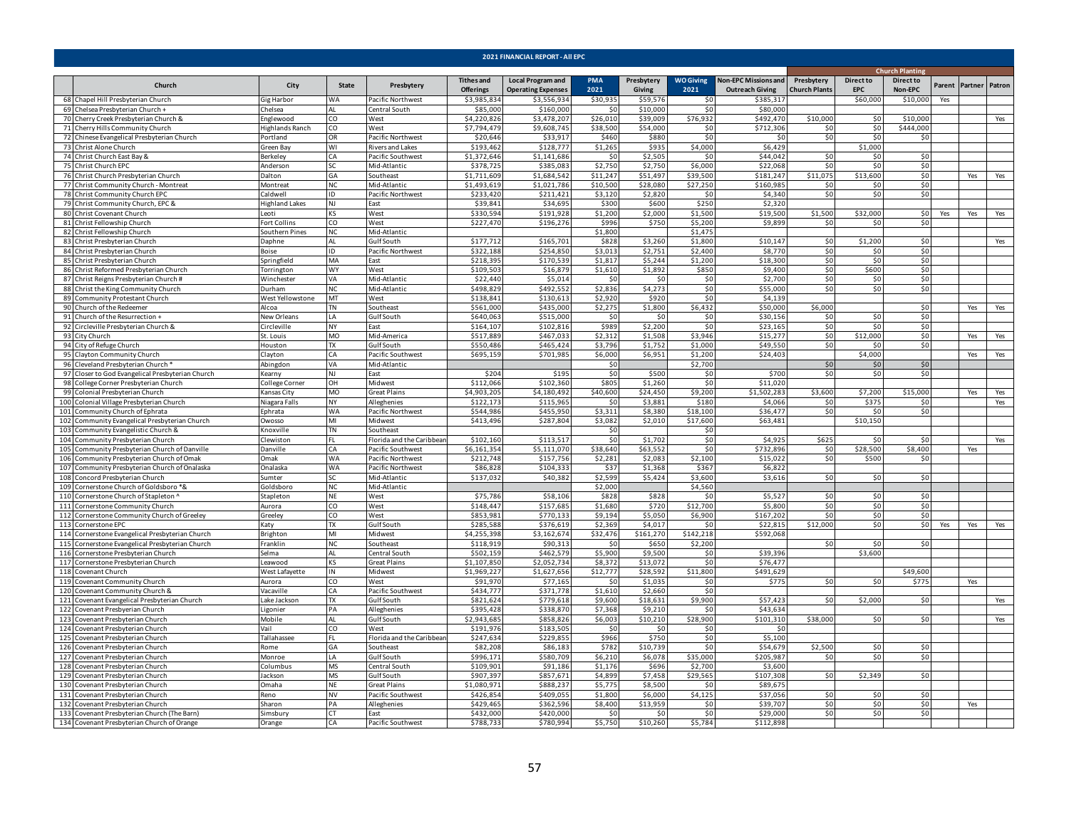## 2021 FINANCIAL REPORT - All EPC

| | Church | City | State | Presbytery | Tithes and Offerings | Local Program and Operating Expenses | PMA 2021 | Presbytery Giving | WO Giving 2021 | Non-EPC Missions and Outreach Giving | Church Planting | | | | | |
|---|---|---|---|---|---|---|---|---|---|---|---|---|---|---|---|---|
| | | | | | | | | | | | Presbytery Church Plants | Direct to EPC | Direct to Non-EPC | Parent | Partner | Patron |
| 68 | Chapel Hill Presbyterian Church | Gig Harbor | WA | Pacific Northwest | $3,985,834 | $3,556,934 | $30,935 | $59,576 | $0 | $385,317 | | $60,000 | $10,000 | Yes | | |
| 69 | Chelsea Presbyterian Church + | Chelsea | AL | Central South | $85,000 | $160,000 | $0 | $10,000 | $0 | $80,000 | | | | | | |
| 70 | Cherry Creek Presbyterian Church & | Englewood | CO | West | $4,220,826 | $3,478,207 | $26,010 | $39,009 | $76,932 | $492,470 | $10,000 | $0 | $10,000 | | | Yes |
| 71 | Cherry Hills Community Church | Highlands Ranch | CO | West | $7,794,479 | $9,608,745 | $38,500 | $54,000 | $0 | $712,306 | $0 | $0 | $444,000 | | | |
| 72 | Chinese Evangelical Presbyterian Church | Portland | OR | Pacific Northwest | $20,646 | $33,917 | $460 | $880 | $0 | $0 | $0 | $0 | $0 | | | |
| 73 | Christ Alone Church | Green Bay | WI | Rivers and Lakes | $193,462 | $128,777 | $1,265 | $935 | $4,000 | $6,429 | | $1,000 | | | | |
| 74 | Christ Church East Bay & | Berkeley | CA | Pacific Southwest | $1,372,646 | $1,141,686 | $0 | $2,505 | $0 | $44,042 | $0 | $0 | $0 | | | |
| 75 | Christ Church EPC | Anderson | SC | Mid-Atlantic | $378,725 | $385,083 | $2,750 | $2,750 | $6,000 | $22,068 | $0 | $0 | $0 | | | |
| 76 | Christ Church Presbyterian Church | Dalton | GA | Southeast | $1,711,609 | $1,684,542 | $11,247 | $51,497 | $39,500 | $181,247 | $11,075 | $13,600 | $0 | | Yes | Yes |
| 77 | Christ Community Church - Montreat | Montreat | NC | Mid-Atlantic | $1,493,619 | $1,021,786 | $10,500 | $28,080 | $27,250 | $160,985 | $0 | $0 | $0 | | | |
| 78 | Christ Community Church EPC | Caldwell | ID | Pacific Northwest | $233,420 | $211,421 | $3,120 | $2,820 | $0 | $4,340 | $0 | $0 | $0 | | | |
| 79 | Christ Community Church, EPC & | Highland Lakes | NJ | East | $39,841 | $34,695 | $300 | $600 | $250 | $2,320 | | | | | | |
| 80 | Christ Covenant Church | Leoti | KS | West | $330,594 | $191,928 | $1,200 | $2,000 | $1,500 | $19,500 | $1,500 | $32,000 | $0 | Yes | Yes | Yes |
| 81 | Christ Fellowship Church | Fort Collins | CO | West | $227,470 | $196,276 | $996 | $750 | $5,200 | $9,899 | $0 | $0 | $0 | | | |
| 82 | Christ Fellowship Church | Southern Pines | NC | Mid-Atlantic | | | $1,800 | | $1,475 | | | | | | | |
| 83 | Christ Presbyterian Church | Daphne | AL | Gulf South | $177,712 | $165,701 | $828 | $3,260 | $1,800 | $10,147 | $0 | $1,200 | $0 | | | Yes |
| 84 | Christ Presbyterian Church | Boise | ID | Pacific Northwest | $322,188 | $254,850 | $3,013 | $2,751 | $2,400 | $8,770 | $0 | $0 | $0 | | | |
| 85 | Christ Presbyterian Church | Springfield | MA | East | $218,395 | $170,539 | $1,817 | $5,244 | $1,200 | $18,300 | $0 | $0 | $0 | | | |
| 86 | Christ Reformed Presbyterian Church | Torrington | WY | West | $109,503 | $16,879 | $1,610 | $1,892 | $850 | $9,400 | $0 | $600 | $0 | | | |
| 87 | Christ Reigns Presbyterian Church # | Winchester | VA | Mid-Atlantic | $22,440 | $5,014 | $0 | $0 | $0 | $2,700 | $0 | $0 | $0 | | | |
| 88 | Christ the King Community Church | Durham | NC | Mid-Atlantic | $498,829 | $492,552 | $2,836 | $4,273 | $0 | $55,000 | $0 | $0 | $0 | | | |
| 89 | Community Protestant Church | West Yellowstone | MT | West | $138,841 | $130,613 | $2,920 | $920 | $0 | $4,139 | | | | | | |
| 90 | Church of the Redeemer | Alcoa | TN | Southeast | $561,000 | $435,000 | $2,275 | $1,800 | $6,432 | $50,000 | $6,000 | | $0 | | Yes | Yes |
| 91 | Church of the Resurrection + | New Orleans | LA | Gulf South | $640,063 | $515,000 | $0 | $0 | $0 | $30,156 | $0 | $0 | $0 | | | |
| 92 | Circleville Presbyterian Church & | Circleville | NY | East | $164,107 | $102,816 | $989 | $2,200 | $0 | $23,165 | $0 | $0 | $0 | | | |
| 93 | City Church | St. Louis | MO | Mid-America | $517,889 | $467,033 | $2,312 | $1,508 | $3,946 | $15,277 | $0 | $12,000 | $0 | | Yes | Yes |
| 94 | City of Refuge Church | Houston | TX | Gulf South | $550,486 | $465,424 | $3,796 | $1,752 | $1,000 | $49,550 | $0 | $0 | $0 | | | |
| 95 | Clayton Community Church | Clayton | CA | Pacific Southwest | $695,159 | $701,985 | $6,000 | $6,951 | $1,200 | $24,403 | | $4,000 | | | Yes | Yes |
| 96 | Cleveland Presbyterian Church * | Abingdon | VA | Mid-Atlantic | | | $0 | | $2,700 | | $0 | $0 | $0 | | | |
| 97 | Closer to God Evangelical Presbyterian Church | Kearny | NJ | East | $204 | $195 | $0 | $500 | $0 | $700 | $0 | $0 | $0 | | | |
| 98 | College Corner Presbyterian Church | College Corner | OH | Midwest | $112,066 | $102,360 | $805 | $1,260 | $0 | $11,020 | | | | | | |
| 99 | Colonial Presbyterian Church | Kansas City | MO | Great Plains | $4,903,205 | $4,180,492 | $40,600 | $24,450 | $9,200 | $1,502,283 | $3,600 | $7,200 | $15,000 | | Yes | Yes |
| 100 | Colonial Village Presbyterian Church | Niagara Falls | NY | Alleghenies | $122,173 | $115,965 | $0 | $3,881 | $180 | $4,066 | $0 | $375 | $0 | | | Yes |
| 101 | Community Church of Ephrata | Ephrata | WA | Pacific Northwest | $544,986 | $455,950 | $3,311 | $8,380 | $18,100 | $36,477 | $0 | $0 | $0 | | | |
| 102 | Community Evangelical Presbyterian Church | Owosso | MI | Midwest | $413,496 | $287,804 | $3,082 | $2,010 | $17,600 | $63,481 | | $10,150 | | | | |
| 103 | Community Evangelistic Church & | Knoxville | TN | Southeast | | | $0 | | $0 | | | | | | | |
| 104 | Community Presbyterian Church | Clewiston | FL | Florida and the Caribbean | $102,160 | $113,517 | $0 | $1,702 | $0 | $4,925 | $625 | $0 | $0 | | | Yes |
| 105 | Community Presbyterian Church of Danville | Danville | CA | Pacific Southwest | $6,161,354 | $5,111,070 | $38,640 | $63,552 | $0 | $732,896 | $0 | $28,500 | $8,400 | | Yes | |
| 106 | Community Presbyterian Church of Omak | Omak | WA | Pacific Northwest | $212,748 | $157,756 | $2,281 | $2,083 | $2,100 | $15,022 | $0 | $500 | $0 | | | |
| 107 | Community Presbyterian Church of Onalaska | Onalaska | WA | Pacific Northwest | $86,828 | $104,333 | $37 | $1,368 | $367 | $6,822 | | | | | | |
| 108 | Concord Presbyterian Church | Sumter | SC | Mid-Atlantic | $137,032 | $40,382 | $2,599 | $5,424 | $3,600 | $3,616 | $0 | $0 | $0 | | | |
| 109 | Cornerstone Church of Goldsboro *& | Goldsboro | NC | Mid-Atlantic | | | $2,000 | | $4,560 | | | | | | | |
| 110 | Cornerstone Church of Stapleton ^ | Stapleton | NE | West | $75,786 | $58,106 | $828 | $828 | $0 | $5,527 | $0 | $0 | $0 | | | |
| 111 | Cornerstone Community Church | Aurora | CO | West | $148,447 | $157,685 | $1,680 | $720 | $12,700 | $5,800 | $0 | $0 | $0 | | | |
| 112 | Cornerstone Community Church of Greeley | Greeley | CO | West | $853,981 | $770,133 | $9,194 | $5,050 | $6,900 | $167,202 | $0 | $0 | $0 | | | |
| 113 | Cornerstone EPC | Katy | TX | Gulf South | $285,588 | $376,619 | $2,369 | $4,017 | $0 | $22,815 | $12,000 | $0 | $0 | Yes | Yes | Yes |
| 114 | Cornerstone Evangelical Presbyterian Church | Brighton | MI | Midwest | $4,255,398 | $3,162,674 | $32,476 | $161,270 | $142,218 | $592,068 | | | | | | |
| 115 | Cornerstone Evangelical Presbyterian Church | Franklin | NC | Southeast | $118,919 | $90,313 | $0 | $650 | $2,200 | | $0 | $0 | $0 | | | |
| 116 | Cornerstone Presbyterian Church | Selma | AL | Central South | $502,159 | $462,579 | $5,900 | $9,500 | $0 | $39,396 | | $3,600 | | | | |
| 117 | Cornerstone Presbyterian Church | Leawood | KS | Great Plains | $1,107,850 | $2,052,734 | $8,372 | $13,072 | $0 | $76,477 | | | | | | |
| 118 | Covenant Church | West Lafayette | IN | Midwest | $1,969,227 | $1,627,656 | $12,777 | $28,592 | $11,800 | $491,629 | | | $49,600 | | | |
| 119 | Covenant Community Church | Aurora | CO | West | $91,970 | $77,165 | $0 | $1,035 | $0 | $775 | $0 | $0 | $775 | | Yes | |
| 120 | Covenant Community Church & | Vacaville | CA | Pacific Southwest | $434,777 | $371,778 | $1,610 | $2,660 | $0 | | | | | | | |
| 121 | Covenant Evangelical Presbyterian Church | Lake Jackson | TX | Gulf South | $821,624 | $779,618 | $9,600 | $18,631 | $9,900 | $57,423 | $0 | $2,000 | $0 | | | Yes |
| 122 | Covenant Presbyerian Church | Ligonier | PA | Alleghenies | $395,428 | $338,870 | $7,368 | $9,210 | $0 | $43,634 | | | | | | |
| 123 | Covenant Presbyterian Church | Mobile | AL | Gulf South | $2,943,685 | $858,826 | $6,003 | $10,210 | $28,900 | $101,310 | $38,000 | $0 | $0 | | | Yes |
| 124 | Covenant Presbyterian Church | Vail | CO | West | $191,976 | $183,505 | $0 | $0 | $0 | $0 | | | | | | |
| 125 | Covenant Presbyterian Church | Tallahassee | FL | Florida and the Caribbean | $247,634 | $229,855 | $966 | $750 | $0 | $5,100 | | | | | | |
| 126 | Covenant Presbyterian Church | Rome | GA | Southeast | $82,208 | $86,183 | $782 | $10,739 | $0 | $54,679 | $2,500 | $0 | $0 | | | |
| 127 | Covenant Presbyterian Church | Monroe | LA | Gulf South | $996,171 | $580,709 | $6,210 | $6,078 | $35,000 | $205,987 | $0 | $0 | $0 | | | |
| 128 | Covenant Presbyterian Church | Columbus | MS | Central South | $109,901 | $91,186 | $1,176 | $696 | $2,700 | $3,600 | | | | | | |
| 129 | Covenant Presbyterian Church | Jackson | MS | Gulf South | $907,397 | $857,671 | $4,899 | $7,458 | $29,565 | $107,308 | $0 | $2,349 | $0 | | | |
| 130 | Covenant Presbyterian Church | Omaha | NE | Great Plains | $1,080,971 | $888,237 | $5,775 | $8,500 | $0 | $89,675 | | | | | | |
| 131 | Covenant Presbyterian Church | Reno | NV | Pacific Southwest | $426,854 | $409,055 | $1,800 | $6,000 | $4,125 | $37,056 | $0 | $0 | $0 | | | |
| 132 | Covenant Presbyterian Church | Sharon | PA | Alleghenies | $429,465 | $362,596 | $8,400 | $13,959 | $0 | $39,707 | $0 | $0 | $0 | | Yes | |
| 133 | Covenant Presbyterian Church (The Barn) | Simsbury | CT | East | $432,000 | $420,000 | $0 | $0 | $0 | $29,000 | $0 | $0 | $0 | | | |
| 134 | Covenant Presbyterian Church of Orange | Orange | CA | Pacific Southwest | $788,733 | $780,994 | $5,750 | $10,260 | $5,784 | $112,898 | | | | | | |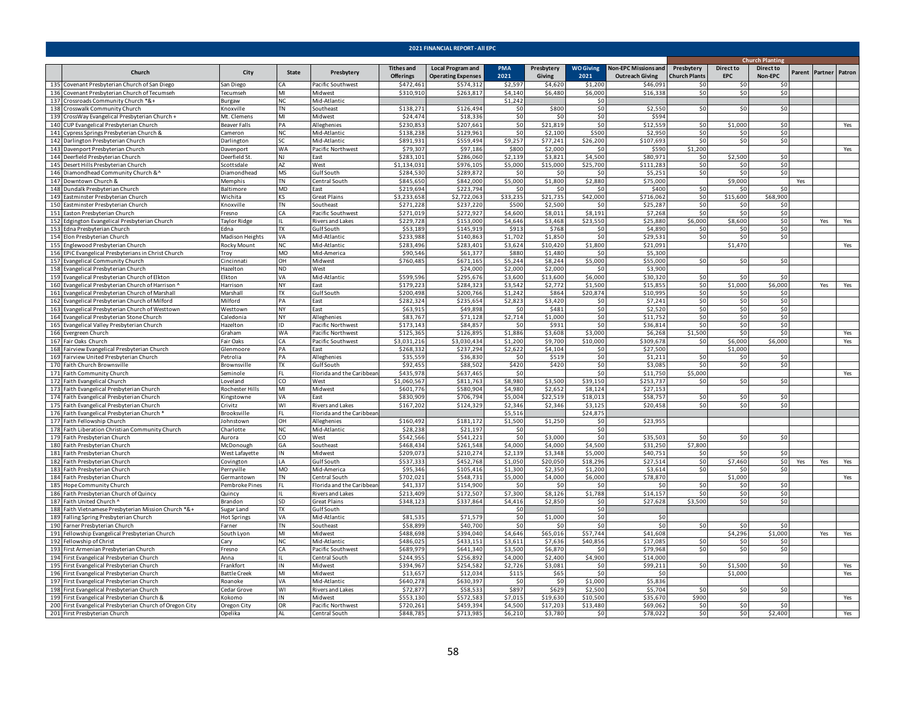## 2021 FINANCIAL REPORT - All EPC

| | Church | City | State | Presbytery | Tithes and Offerings | Local Program and Operating Expenses | PMA 2021 | Presbytery Giving | WO Giving 2021 | Non-EPC Missions and Outreach Giving | Church Planting | | | Parent | Partner | Patron |
|---|---|---|---|---|---|---|---|---|---|---|---|---|---|---|---|---|
| | | | | | | | | | | | Presbytery Church Plants | Direct to EPC | Direct to Non-EPC | | | |
| 135 | Covenant Presbyterian Church of San Diego | San Diego | CA | Pacific Southwest | $472,461 | $574,312 | $2,597 | $4,620 | $1,200 | $46,091 | $0 | $0 | $0 | | | |
| 136 | Covenant Presbyterian Church of Tecumseh | Tecumseh | MI | Midwest | $310,910 | $263,817 | $4,140 | $6,480 | $6,000 | $16,338 | $0 | $0 | $0 | | | |
| 137 | Crossroads Community Church *&+ | Burgaw | NC | Mid-Atlantic | | | $1,242 | | $0 | | | | | | | |
| 138 | Crosswalk Community Church | Knoxville | TN | Southeast | $138,271 | $126,494 | $0 | $800 | $0 | $2,550 | $0 | $0 | $0 | | | |
| 139 | CrossWay Evangelical Presbyterian Church + | Mt. Clemens | MI | Midwest | $24,474 | $18,336 | $0 | $0 | $0 | $594 | | | | | | |
| 140 | CUP Evangelical Presbyterian Church | Beaver Falls | PA | Allegheny | $230,853 | $207,661 | $0 | $21,819 | $0 | $12,559 | $0 | $1,000 | $0 | | | Yes |
| 141 | Cypress Springs Presbyterian Church & | Cameron | NC | Mid-Atlantic | $138,238 | $129,961 | $0 | $2,100 | $500 | $2,950 | $0 | $0 | $0 | | | |
| 142 | Darlington Presbyterian Church | Darlington | SC | Mid-Atlantic | $891,931 | $559,494 | $9,257 | $77,241 | $26,200 | $107,693 | $0 | $0 | $0 | | | |
| 143 | Davenport Presbyterian Church | Davenport | WA | Pacific Northwest | $79,307 | $97,186 | $800 | $2,000 | $0 | $590 | $1,200 | | | | | Yes |
| 144 | Deerfield Presbyterian Church | Deerfield St. | NJ | East | $283,101 | $286,060 | $2,139 | $3,821 | $4,500 | $80,971 | $0 | $2,500 | $0 | | | |
| 145 | Desert Hills Presbyterian Church | Scottsdale | AZ | West | $1,134,031 | $976,105 | $5,000 | $15,000 | $25,700 | $111,283 | $0 | $0 | $0 | | | |
| 146 | Diamondhead Community Church &^ | Diamondhead | MS | Gulf South | $284,530 | $289,872 | $0 | $0 | $0 | $5,251 | $0 | $0 | $0 | | | |
| 147 | Downtown Church & | Memphis | TN | Central South | $845,650 | $842,000 | $5,000 | $1,800 | $2,880 | $75,000 | | $9,000 | | Yes | | |
| 148 | Dundalk Presbyterian Church | Baltimore | MD | East | $219,694 | $223,794 | $0 | $0 | $0 | $400 | $0 | $0 | $0 | | | |
| 149 | Eastminster Presbyterian Church | Wichita | KS | Great Plains | $3,233,658 | $2,722,063 | $33,235 | $21,735 | $42,000 | $716,062 | $0 | $15,600 | $68,900 | | | |
| 150 | Eastminster Presbyterian Church | Knoxville | TN | Southeast | $271,228 | $237,220 | $500 | $2,500 | $0 | $25,287 | $0 | $0 | $0 | | | |
| 151 | Easton Presbyterian Church | Fresno | CA | Pacific Southwest | $271,019 | $272,927 | $4,600 | $8,011 | $8,191 | $7,268 | $0 | $0 | $0 | | | |
| 152 | Edgington Evangelical Presbyterian Church | Taylor Ridge | IL | Rivers and Lakes | $229,728 | $153,000 | $4,646 | $3,468 | $23,550 | $25,880 | $6,000 | $8,600 | $0 | | Yes | Yes |
| 153 | Edna Presbyterian Church | Edna | TX | Gulf South | $53,189 | $145,919 | $913 | $768 | $0 | $4,890 | $0 | $0 | $0 | | | |
| 154 | Elon Presbyterian Church | Madison Heights | VA | Mid-Atlantic | $233,988 | $140,863 | $1,702 | $1,850 | $0 | $29,531 | $0 | $0 | $0 | | | |
| 155 | Englewood Presbyterian Church | Rocky Mount | NC | Mid-Atlantic | $283,496 | $283,401 | $3,624 | $10,420 | $1,800 | $21,091 | | $1,470 | | | | Yes |
| 156 | EPiC Evangelical Presbyterians in Christ Church | Troy | MO | Mid-America | $90,546 | $61,377 | $880 | $1,480 | $0 | $5,300 | | | | | | |
| 157 | Evangelical Community Church | Cincinnati | OH | Midwest | $760,485 | $671,165 | $5,244 | $8,244 | $5,000 | $55,000 | $0 | $0 | $0 | | | |
| 158 | Evangelical Presbyterian Church | Hazelton | ND | West | | $24,000 | $2,000 | $2,000 | $0 | $3,900 | | | | | | |
| 159 | Evangelical Presbyterian Church of Elkton | Elkton | VA | Mid-Atlantic | $599,596 | $295,676 | $3,600 | $13,600 | $6,000 | $30,320 | $0 | $0 | $0 | | | |
| 160 | Evangelical Presbyterian Church of Harrison ^ | Harrison | NY | East | $179,223 | $284,323 | $3,542 | $2,772 | $1,500 | $15,855 | $0 | $1,000 | $6,000 | | Yes | Yes |
| 161 | Evangelical Presbyterian Church of Marshall | Marshall | TX | Gulf South | $200,498 | $200,766 | $1,242 | $864 | $20,874 | $10,995 | $0 | $0 | $0 | | | |
| 162 | Evangelical Presbyterian Church of Milford | Milford | PA | East | $282,324 | $235,654 | $2,823 | $3,420 | $0 | $7,241 | $0 | $0 | $0 | | | |
| 163 | Evangelical Presbyterian Church of Westtown | Westtown | NY | East | $63,915 | $49,898 | $0 | $481 | $0 | $2,520 | $0 | $0 | $0 | | | |
| 164 | Evangelical Presbyterian Stone Church | Caledonia | NY | Allegheny | $83,767 | $71,128 | $2,714 | $1,000 | $0 | $11,752 | $0 | $0 | $0 | | | |
| 165 | Evangelical Valley Presbyterian Church | Hazelton | ID | Pacific Northwest | $173,143 | $84,857 | $0 | $931 | $0 | $36,814 | $0 | $0 | $0 | | | |
| 166 | Evergreen Church | Graham | WA | Pacific Northwest | $125,365 | $126,895 | $1,886 | $3,608 | $3,000 | $6,268 | $1,500 | $0 | $0 | | | Yes |
| 167 | Fair Oaks Church | Fair Oaks | CA | Pacific Southwest | $3,031,216 | $3,030,434 | $1,200 | $9,700 | $10,000 | $309,678 | $0 | $6,000 | $6,000 | | | Yes |
| 168 | Fairview Evangelical Presbyterian Church | Glenmoore | PA | East | $268,332 | $237,294 | $2,622 | $4,104 | $0 | $27,500 | | $1,000 | | | | |
| 169 | Fairview United Presbyterian Church | Petrolia | PA | Allegheny | $35,559 | $36,830 | $0 | $519 | $0 | $1,211 | $0 | $0 | $0 | | | |
| 170 | Faith Church Brownsville | Brownsville | TX | Gulf South | $92,455 | $88,502 | $420 | $420 | $0 | $3,085 | $0 | $0 | $0 | | | |
| 171 | Faith Community Church | Seminole | FL | Florida and the Caribbean | $435,978 | $637,465 | $0 | | $0 | $11,750 | $5,000 | | | | | Yes |
| 172 | Faith Evangelical Church | Loveland | CO | West | $1,060,567 | $811,763 | $8,980 | $3,500 | $39,150 | $253,737 | $0 | $0 | $0 | | | |
| 173 | Faith Evangelical Presbyterian Church | Rochester Hills | MI | Midwest | $601,776 | $580,904 | $4,980 | $2,652 | $8,124 | $27,153 | | | | | | |
| 174 | Faith Evangelical Presbyterian Church | Kingstowne | VA | East | $830,909 | $706,794 | $5,004 | $22,519 | $18,013 | $58,757 | $0 | $0 | $0 | | | |
| 175 | Faith Evangelical Presbyterian Church | Crivitz | WI | Rivers and Lakes | $167,202 | $124,329 | $2,346 | $2,346 | $3,125 | $20,458 | $0 | $0 | $0 | | | |
| 176 | Faith Evangelical Presbyterian Church * | Brooksville | FL | Florida and the Caribbean | | | $5,516 | | $24,875 | | | | | | | |
| 177 | Faith Fellowship Church | Johnstown | OH | Allegheny | $160,492 | $181,172 | $1,500 | $1,250 | $0 | $23,955 | | | | | | |
| 178 | Faith Liberation Christian Community Church | Charlotte | NC | Mid-Atlantic | $28,238 | $21,197 | $0 | | $0 | | | | | | | |
| 179 | Faith Presbyterian Church | Aurora | CO | West | $542,566 | $541,221 | $0 | $3,000 | $0 | $35,503 | $0 | $0 | $0 | | | |
| 180 | Faith Presbyterian Church | McDonough | GA | Southeast | $468,434 | $261,548 | $4,000 | $4,000 | $4,500 | $31,250 | $7,800 | | | | | |
| 181 | Faith Presbyterian Church | West Lafayette | IN | Midwest | $209,073 | $210,274 | $2,139 | $3,348 | $5,000 | $40,751 | $0 | $0 | $0 | | | |
| 182 | Faith Presbyterian Church | Covington | LA | Gulf South | $537,333 | $452,768 | $1,050 | $20,050 | $18,296 | $27,514 | $0 | $7,460 | $0 | Yes | Yes | Yes |
| 183 | Faith Presbyterian Church | Perryville | MO | Mid-America | $95,346 | $105,416 | $1,300 | $2,350 | $1,200 | $3,614 | $0 | $0 | $0 | | | |
| 184 | Faith Presbyterian Church | Germantown | TN | Central South | $702,021 | $548,731 | $5,000 | $4,000 | $6,000 | $78,870 | | $1,000 | | | | Yes |
| 185 | Hope Community Church | Pembroke Pines | FL | Florida and the Caribbean | $41,337 | $154,900 | $0 | $0 | $0 | $0 | $0 | $0 | $0 | | | |
| 186 | Faith Presbyterian Church of Quincy | Quincy | IL | Rivers and Lakes | $213,409 | $172,507 | $7,300 | $8,126 | $1,788 | $14,157 | $0 | $0 | $0 | | | |
| 187 | Faith United Church ^ | Brandon | SD | Great Plains | $348,123 | $337,864 | $4,416 | $2,850 | $0 | $27,628 | $3,500 | $0 | $0 | | | |
| 188 | Faith Vietnamese Presbyterian Mission Church *&+ | Sugar Land | TX | Gulf South | | | $0 | | $0 | | | | | | | |
| 189 | Falling Spring Presbyterian Church | Hot Springs | VA | Mid-Atlantic | $81,535 | $71,579 | $0 | $1,000 | $0 | $0 | | | | | | |
| 190 | Farner Presbyterian Church | Farner | TN | Southeast | $58,899 | $40,700 | $0 | $0 | $0 | $0 | $0 | $0 | $0 | | | |
| 191 | Fellowship Evangelical Presbyterian Church | South Lyon | MI | Midwest | $488,698 | $394,040 | $4,646 | $65,016 | $57,744 | $41,608 | | $4,296 | $1,000 | | Yes | Yes |
| 192 | Fellowship of Christ | Cary | NC | Mid-Atlantic | $486,025 | $433,151 | $3,611 | $7,636 | $40,856 | $17,085 | $0 | $0 | $0 | | | |
| 193 | First Armenian Presbyterian Church | Fresno | CA | Pacific Southwest | $689,979 | $641,340 | $3,500 | $6,870 | $0 | $79,968 | $0 | $0 | $0 | | | |
| 194 | First Evangelical Presbyterian Church | Anna | IL | Central South | $244,955 | $256,892 | $4,000 | $2,400 | $4,900 | $14,000 | | | | | | |
| 195 | First Evangelical Presbyterian Church | Frankfort | IN | Midwest | $394,967 | $254,582 | $2,726 | $3,081 | $0 | $99,211 | $0 | $1,500 | $0 | | | Yes |
| 196 | First Evangelical Presbyterian Church | Battle Creek | MI | Midwest | $13,657 | $12,034 | $115 | $65 | $0 | $0 | | $1,000 | | | | Yes |
| 197 | First Evangelical Presbyterian Church | Roanoke | VA | Mid-Atlantic | $640,278 | $630,397 | $0 | $0 | $1,000 | $5,836 | | | | | | |
| 198 | First Evangelical Presbyterian Church | Cedar Grove | WI | Rivers and Lakes | $72,877 | $58,533 | $897 | $629 | $2,500 | $5,704 | $0 | $0 | $0 | | | |
| 199 | First Evangelical Presbyterian Church & | Kokomo | IN | Midwest | $553,130 | $572,583 | $7,015 | $19,630 | $10,500 | $35,670 | $900 | | | | | Yes |
| 200 | First Evangelical Presbyterian Church of Oregon City | Oregon City | OR | Pacific Northwest | $720,261 | $459,394 | $4,500 | $17,203 | $13,480 | $69,062 | $0 | $0 | $0 | | | |
| 201 | First Presbyterian Church | Opelika | AL | Central South | $848,785 | $713,985 | $6,210 | $3,780 | $0 | $78,022 | $0 | $0 | $2,400 | | | Yes |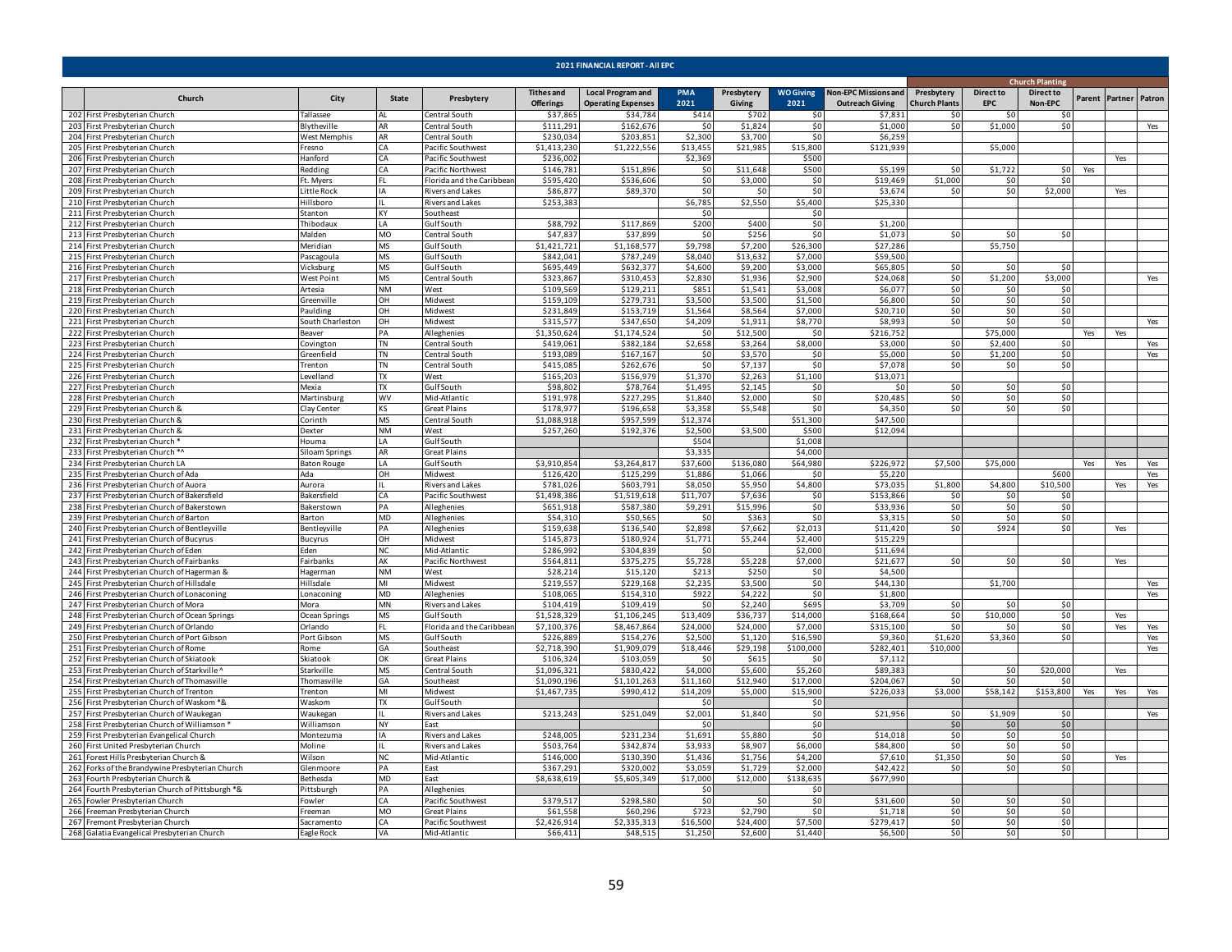## 2021 FINANCIAL REPORT - All EPC

| | Church | City | State | Presbytery | Tithes and Offerings | Local Program and Operating Expenses | PMA 2021 | Presbytery Giving | WO Giving 2021 | Non-EPC Missions and Outreach Giving | Church Planting | | | Parent | Partner | Patron |
|---|---|---|---|---|---|---|---|---|---|---|---|---|---|---|---|---|
| | | | | | | | | | | | Presbytery Church Plants | Direct to EPC | Direct to Non-EPC | | | |
| 202 | First Presbyterian Church | Tallassee | AL | Central South | $37,865 | $34,784 | $414 | $702 | $0 | $7,831 | $0 | $0 | $0 | | | |
| 203 | First Presbyterian Church | Blytheville | AR | Central South | $111,291 | $162,676 | $0 | $1,824 | $0 | $1,000 | $0 | $1,000 | $0 | | | Yes |
| 204 | First Presbyterian Church | West Memphis | AR | Central South | $230,034 | $203,851 | $2,300 | $3,700 | $0 | $6,259 | | | | | | |
| 205 | First Presbyterian Church | Fresno | CA | Pacific Southwest | $1,413,230 | $1,222,556 | $13,455 | $21,985 | $15,800 | $121,939 | | $5,000 | | | | |
| 206 | First Presbyterian Church | Hanford | CA | Pacific Southwest | $236,002 | | $2,369 | | $500 | | | | | | Yes | |
| 207 | First Presbyterian Church | Redding | CA | Pacific Northwest | $146,781 | $151,896 | $0 | $11,648 | $500 | $5,199 | $0 | $1,722 | $0 | Yes | | |
| 208 | First Presbyterian Church | Ft. Myers | FL | Florida and the Caribbean | $595,420 | $536,606 | $0 | $3,000 | $0 | $19,469 | $1,000 | $0 | $0 | | | |
| 209 | First Presbyterian Church | Little Rock | IA | Rivers and Lakes | $86,877 | $89,370 | $0 | $0 | $0 | $3,674 | $0 | $0 | $2,000 | | Yes | |
| 210 | First Presbyterian Church | Hillsboro | IL | Rivers and Lakes | $253,383 | | $6,785 | $2,550 | $5,400 | $25,330 | | | | | | |
| 211 | First Presbyterian Church | Stanton | KY | Southeast | | | $0 | | $0 | | | | | | | |
| 212 | First Presbyterian Church | Thibodaux | LA | Gulf South | $88,792 | $117,869 | $200 | $400 | $0 | $1,200 | | | | | | |
| 213 | First Presbyterian Church | Malden | MO | Central South | $47,837 | $37,899 | $0 | $256 | $0 | $1,073 | $0 | $0 | $0 | | | |
| 214 | First Presbyterian Church | Meridian | MS | Gulf South | $1,421,721 | $1,168,577 | $9,798 | $7,200 | $26,300 | $27,286 | | $5,750 | | | | |
| 215 | First Presbyterian Church | Pascagoula | MS | Gulf South | $842,041 | $787,249 | $8,040 | $13,632 | $7,000 | $59,500 | | | | | | |
| 216 | First Presbyterian Church | Vicksburg | MS | Gulf South | $695,449 | $632,377 | $4,600 | $9,200 | $3,000 | $65,805 | $0 | $0 | $0 | | | |
| 217 | First Presbyterian Church | West Point | MS | Central South | $323,867 | $310,453 | $2,830 | $1,936 | $2,900 | $24,068 | $0 | $1,200 | $3,000 | | | Yes |
| 218 | First Presbyterian Church | Artesia | NM | West | $109,569 | $129,211 | $851 | $1,541 | $3,008 | $6,077 | $0 | $0 | $0 | | | |
| 219 | First Presbyterian Church | Greenville | OH | Midwest | $159,109 | $279,731 | $3,500 | $3,500 | $1,500 | $6,800 | $0 | $0 | $0 | | | |
| 220 | First Presbyterian Church | Paulding | OH | Midwest | $231,849 | $153,719 | $1,564 | $8,564 | $7,000 | $20,710 | $0 | $0 | $0 | | | |
| 221 | First Presbyterian Church | South Charleston | OH | Midwest | $315,577 | $347,650 | $4,209 | $1,911 | $8,770 | $8,993 | $0 | $0 | $0 | | | Yes |
| 222 | First Presbyterian Church | Beaver | PA | Allegheny | $1,350,624 | $1,174,524 | $0 | $12,500 | $0 | $216,752 | | $75,000 | | Yes | Yes | |
| 223 | First Presbyterian Church | Covington | TN | Central South | $419,061 | $382,184 | $2,658 | $3,264 | $8,000 | $3,000 | $0 | $2,400 | $0 | | | Yes |
| 224 | First Presbyterian Church | Greenfield | TN | Central South | $193,089 | $167,167 | $0 | $3,570 | $0 | $5,000 | $0 | $1,200 | $0 | | | Yes |
| 225 | First Presbyterian Church | Trenton | TN | Central South | $415,085 | $262,676 | $0 | $7,137 | $0 | $7,078 | $0 | $0 | $0 | | | |
| 226 | First Presbyterian Church | Levelland | TX | West | $165,203 | $156,979 | $1,370 | $2,263 | $1,100 | $13,071 | | | | | | |
| 227 | First Presbyterian Church | Mexia | TX | Gulf South | $98,802 | $78,764 | $1,495 | $2,145 | $0 | $0 | $0 | $0 | $0 | | | |
| 228 | First Presbyterian Church | Martinsburg | WV | Mid-Atlantic | $191,978 | $227,295 | $1,840 | $2,000 | $0 | $20,485 | $0 | $0 | $0 | | | |
| 229 | First Presbyterian Church & | Clay Center | KS | Great Plains | $178,977 | $196,658 | $3,358 | $5,548 | $0 | $4,350 | $0 | $0 | $0 | | | |
| 230 | First Presbyterian Church & | Corinth | MS | Central South | $1,088,918 | $957,599 | $12,374 | | $51,300 | $47,500 | | | | | | |
| 231 | First Presbyterian Church & | Dexter | NM | West | $257,260 | $192,376 | $2,500 | $3,500 | $500 | $12,094 | | | | | | |
| 232 | First Presbyterian Church * | Houma | LA | Gulf South | | | $504 | | $1,008 | | | | | | | |
| 233 | First Presbyterian Church *^ | Siloam Springs | AR | Great Plains | | | $3,335 | | $4,000 | | | | | | | |
| 234 | First Presbyterian Church LA | Baton Rouge | LA | Gulf South | $3,910,854 | $3,264,817 | $37,600 | $136,080 | $64,980 | $226,972 | $7,500 | $75,000 | | Yes | Yes | Yes |
| 235 | First Presbyterian Church of Ada | Ada | OH | Midwest | $126,420 | $125,299 | $1,886 | $1,066 | $0 | $5,220 | | | $600 | | | Yes |
| 236 | First Presbyterian Church of Auora | Aurora | IL | Rivers and Lakes | $781,026 | $603,791 | $8,050 | $5,950 | $4,800 | $73,035 | $1,800 | $4,800 | $10,500 | | Yes | Yes |
| 237 | First Presbyterian Church of Bakersfield | Bakersfield | CA | Pacific Southwest | $1,498,386 | $1,519,618 | $11,707 | $7,636 | $0 | $153,866 | $0 | $0 | $0 | | | |
| 238 | First Presbyterian Church of Bakerstown | Bakerstown | PA | Allegheny | $651,918 | $587,380 | $9,291 | $15,996 | $0 | $33,936 | $0 | $0 | $0 | | | |
| 239 | First Presbyterian Church of Barton | Barton | MD | Allegheny | $54,310 | $50,565 | $0 | $363 | $0 | $3,315 | $0 | $0 | $0 | | | |
| 240 | First Presbyterian Church of Bentleyville | Bentleyville | PA | Allegheny | $159,638 | $136,540 | $2,898 | $7,662 | $2,013 | $11,420 | $0 | $924 | $0 | | Yes | |
| 241 | First Presbyterian Church of Bucyrus | Bucyrus | OH | Midwest | $145,873 | $180,924 | $1,771 | $5,244 | $2,400 | $15,229 | | | | | | |
| 242 | First Presbyterian Church of Eden | Eden | NC | Mid-Atlantic | $286,992 | $304,839 | $0 | | $2,000 | $11,694 | | | | | | |
| 243 | First Presbyterian Church of Fairbanks | Fairbanks | AK | Pacific Northwest | $564,811 | $375,275 | $5,728 | $5,228 | $7,000 | $21,677 | $0 | $0 | $0 | | Yes | |
| 244 | First Presbyterian Church of Hagerman & | Hagerman | NM | West | $28,214 | $15,120 | $213 | $250 | $0 | $4,500 | | | | | | |
| 245 | First Presbyterian Church of Hillsdale | Hillsdale | MI | Midwest | $219,557 | $229,168 | $2,235 | $3,500 | $0 | $44,130 | | $1,700 | | | | Yes |
| 246 | First Presbyterian Church of Lonaconing | Lonaconing | MD | Allegheny | $108,065 | $154,310 | $922 | $4,222 | $0 | $1,800 | | | | | | Yes |
| 247 | First Presbyterian Church of Mora | Mora | MN | Rivers and Lakes | $104,419 | $109,419 | $0 | $2,240 | $695 | $3,709 | $0 | $0 | $0 | | | |
| 248 | First Presbyterian Church of Ocean Springs | Ocean Springs | MS | Gulf South | $1,528,329 | $1,106,245 | $13,409 | $36,737 | $14,000 | $168,664 | $0 | $10,000 | $0 | | Yes | |
| 249 | First Presbyterian Church of Orlando | Orlando | FL | Florida and the Caribbean | $7,100,376 | $8,467,864 | $24,000 | $24,000 | $7,000 | $315,100 | $0 | $0 | $0 | | Yes | Yes |
| 250 | First Presbyterian Church of Port Gibson | Port Gibson | MS | Gulf South | $226,889 | $154,276 | $2,500 | $1,120 | $16,590 | $9,360 | $1,620 | $3,360 | $0 | | | Yes |
| 251 | First Presbyterian Church of Rome | Rome | GA | Southeast | $2,718,390 | $1,909,079 | $18,446 | $29,198 | $100,000 | $282,401 | $10,000 | | | | | Yes |
| 252 | First Presbyterian Church of Skiatook | Skiatook | OK | Great Plains | $106,324 | $103,059 | $0 | $615 | $0 | $7,112 | | | | | | |
| 253 | First Presbyterian Church of Starkville ^ | Starkville | MS | Central South | $1,096,321 | $830,422 | $4,000 | $5,600 | $5,260 | $89,383 | | $0 | $20,000 | | Yes | |
| 254 | First Presbyterian Church of Thomasville | Thomasville | GA | Southeast | $1,090,196 | $1,101,263 | $11,160 | $12,940 | $17,000 | $204,067 | $0 | $0 | $0 | | | |
| 255 | First Presbyterian Church of Trenton | Trenton | MI | Midwest | $1,467,735 | $990,412 | $14,209 | $5,000 | $15,900 | $226,033 | $3,000 | $58,142 | $153,800 | Yes | Yes | Yes |
| 256 | First Presbyterian Church of Waskom *& | Waskom | TX | Gulf South | | | $0 | | $0 | | | | | | | |
| 257 | First Presbyterian Church of Waukegan | Waukegan | IL | Rivers and Lakes | $213,243 | $251,049 | $2,001 | $1,840 | $0 | $21,956 | $0 | $1,909 | $0 | | | Yes |
| 258 | First Presbyterian Church of Williamson * | Williamson | NY | East | | | $0 | | $0 | | $0 | $0 | $0 | | | |
| 259 | First Presbyterian Evangelical Church | Montezuma | IA | Rivers and Lakes | $248,005 | $231,234 | $1,691 | $5,880 | $0 | $14,018 | $0 | $0 | $0 | | | |
| 260 | First United Presbyterian Church | Moline | IL | Rivers and Lakes | $503,764 | $342,874 | $3,933 | $8,907 | $6,000 | $84,800 | $0 | $0 | $0 | | | |
| 261 | Forest Hills Presbyterian Church & | Wilson | NC | Mid-Atlantic | $146,000 | $130,390 | $1,436 | $1,756 | $4,200 | $7,610 | $1,350 | $0 | $0 | | Yes | |
| 262 | Forks of the Brandywine Presbyterian Church | Glenmoore | PA | East | $367,291 | $320,002 | $3,059 | $1,729 | $2,000 | $42,422 | $0 | $0 | $0 | | | |
| 263 | Fourth Presbyterian Church & | Bethesda | MD | East | $8,638,619 | $5,605,349 | $17,000 | $12,000 | $138,635 | $677,990 | | | | | | |
| 264 | Fourth Presbyterian Church of Pittsburgh *& | Pittsburgh | PA | Allegheny | | | $0 | | $0 | | | | | | | |
| 265 | Fowler Presbyterian Church | Fowler | CA | Pacific Southwest | $379,517 | $298,580 | $0 | $0 | $0 | $31,600 | $0 | $0 | $0 | | | |
| 266 | Freeman Presbyterian Church | Freeman | MO | Great Plains | $61,558 | $60,296 | $723 | $2,790 | $0 | $1,718 | $0 | $0 | $0 | | | |
| 267 | Fremont Presbyterian Church | Sacramento | CA | Pacific Southwest | $2,426,914 | $2,335,313 | $16,500 | $24,400 | $7,500 | $279,417 | $0 | $0 | $0 | | | |
| 268 | Galatia Evangelical Presbyterian Church | Eagle Rock | VA | Mid-Atlantic | $66,411 | $48,515 | $1,250 | $2,600 | $1,440 | $6,500 | $0 | $0 | $0 | | | |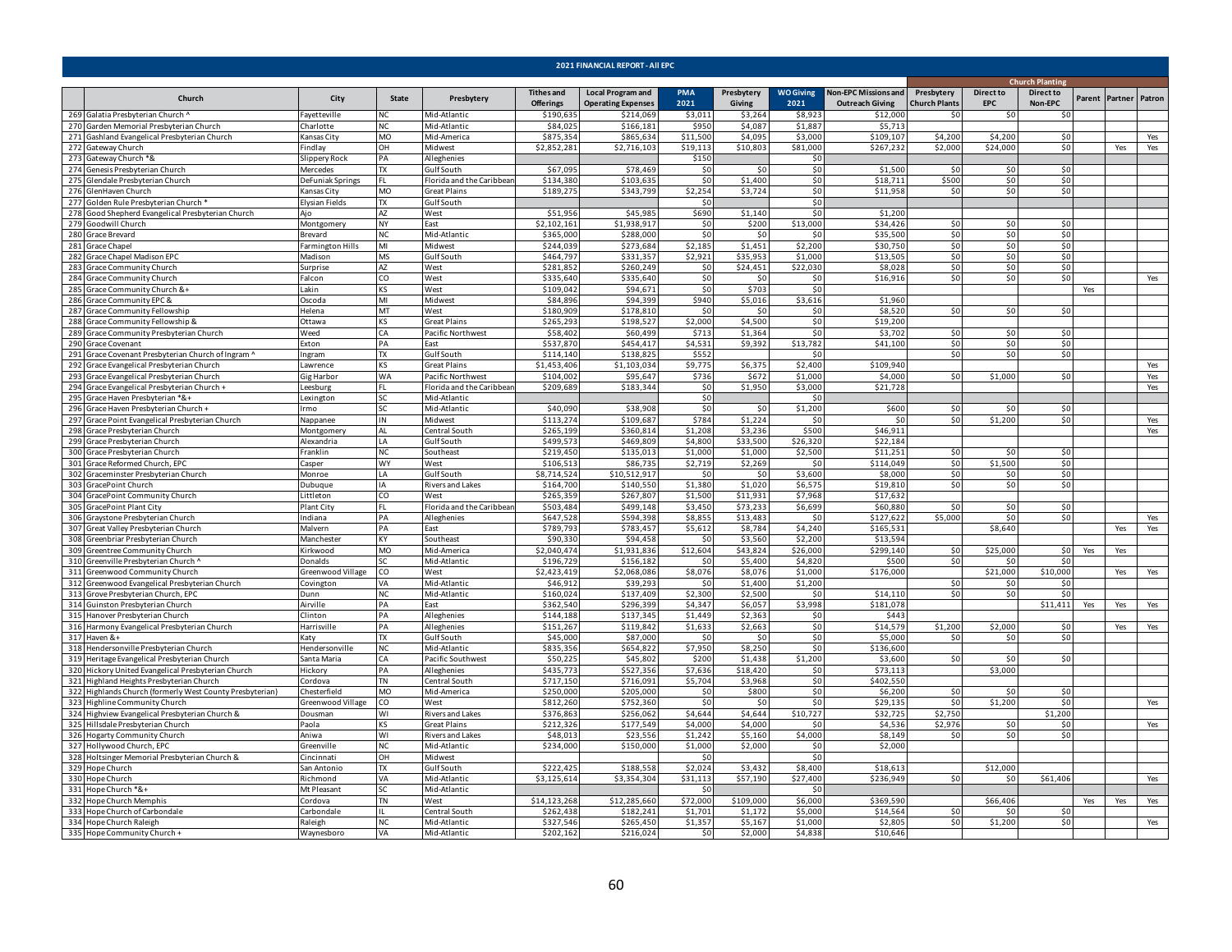## 2021 FINANCIAL REPORT - All EPC

| | Church | City | State | Presbytery | Tithes and Offerings | Local Program and Operating Expenses | PMA 2021 | Presbytery Giving | WO Giving 2021 | Non-EPC Missions and Outreach Giving | Church Planting | | | Parent | Partner | Patron |
|---|---|---|---|---|---|---|---|---|---|---|---|---|---|---|---|---|
| | | | | | | | | | | | Presbytery Church Plants | Direct to EPC | Direct to Non-EPC | | | |
| 269 | Galatia Presbyterian Church ^ | Fayetteville | NC | Mid-Atlantic | $190,635 | $214,069 | $3,011 | $3,264 | $8,923 | $12,000 | $0 | $0 | $0 | | | |
| 270 | Garden Memorial Presbyterian Church | Charlotte | NC | Mid-Atlantic | $84,025 | $166,181 | $950 | $4,087 | $1,887 | $5,713 | | | | | | |
| 271 | Gashland Evangelical Presbyterian Church | Kansas City | MO | Mid-America | $875,354 | $865,634 | $11,500 | $4,095 | $3,000 | $109,107 | $4,200 | $4,200 | $0 | | | Yes |
| 272 | Gateway Church | Findlay | OH | Midwest | $2,852,281 | $2,716,103 | $19,113 | $10,803 | $81,000 | $267,232 | $2,000 | $24,000 | $0 | | Yes | Yes |
| 273 | Gateway Church *& | Slippery Rock | PA | Alleghenies | | | $150 | | $0 | | | | | | | |
| 274 | Genesis Presbyterian Church | Mercedes | TX | Gulf South | $67,095 | $78,469 | $0 | $0 | $0 | $1,500 | $0 | $0 | $0 | | | |
| 275 | Glendale Presbyterian Church | DeFuniak Springs | FL | Florida and the Caribbean | $134,380 | $103,635 | $0 | $1,400 | $0 | $18,711 | $500 | $0 | $0 | | | |
| 276 | GlenHaven Church | Kansas City | MO | Great Plains | $189,275 | $343,799 | $2,254 | $3,724 | $0 | $11,958 | $0 | $0 | $0 | | | |
| 277 | Golden Rule Presbyterian Church * | Elysian Fields | TX | Gulf South | | | $0 | | $0 | | | | | | | |
| 278 | Good Shepherd Evangelical Presbyterian Church | Ajo | AZ | West | $51,956 | $45,985 | $690 | $1,140 | $0 | $1,200 | | | | | | |
| 279 | Goodwill Church | Montgomery | NY | East | $2,102,161 | $1,938,917 | $0 | $200 | $13,000 | $34,426 | $0 | $0 | $0 | | | |
| 280 | Grace Brevard | Brevard | NC | Mid-Atlantic | $365,000 | $288,000 | $0 | $0 | $0 | $35,500 | $0 | $0 | $0 | | | |
| 281 | Grace Chapel | Farmington Hills | MI | Midwest | $244,039 | $273,684 | $2,185 | $1,451 | $2,200 | $30,750 | $0 | $0 | $0 | | | |
| 282 | Grace Chapel Madison EPC | Madison | MS | Gulf South | $464,797 | $331,357 | $2,921 | $35,953 | $1,000 | $13,505 | $0 | $0 | $0 | | | |
| 283 | Grace Community Church | Surprise | AZ | West | $281,852 | $260,249 | $0 | $24,451 | $22,030 | $8,028 | $0 | $0 | $0 | | | |
| 284 | Grace Community Church | Falcon | CO | West | $335,640 | $335,640 | $0 | $0 | $0 | $16,916 | $0 | $0 | $0 | | | Yes |
| 285 | Grace Community Church &+ | Lakin | KS | West | $109,042 | $94,671 | $0 | $703 | $0 | | | | | Yes | | |
| 286 | Grace Community EPC & | Oscoda | MI | Midwest | $84,896 | $94,399 | $940 | $5,016 | $3,616 | $1,960 | | | | | | |
| 287 | Grace Community Fellowship | Helena | MT | West | $180,909 | $178,810 | $0 | $0 | $0 | $8,520 | $0 | $0 | $0 | | | |
| 288 | Grace Community Fellowship & | Ottawa | KS | Great Plains | $265,293 | $198,527 | $2,000 | $4,500 | $0 | $19,200 | | | | | | |
| 289 | Grace Community Presbyterian Church | Weed | CA | Pacific Northwest | $58,402 | $60,499 | $713 | $1,364 | $0 | $3,702 | $0 | $0 | $0 | | | |
| 290 | Grace Covenant | Exton | PA | East | $537,870 | $454,417 | $4,531 | $9,392 | $13,782 | $41,100 | $0 | $0 | $0 | | | |
| 291 | Grace Covenant Presbyterian Church of Ingram ^ | Ingram | TX | Gulf South | $114,140 | $138,825 | $552 | | $0 | | $0 | $0 | $0 | | | |
| 292 | Grace Evangelical Presbyterian Church | Lawrence | KS | Great Plains | $1,453,406 | $1,103,034 | $9,775 | $6,375 | $2,400 | $109,940 | | | | | | Yes |
| 293 | Grace Evangelical Presbyterian Church | Gig Harbor | WA | Pacific Northwest | $104,002 | $95,647 | $736 | $672 | $1,000 | $4,000 | $0 | $1,000 | $0 | | | Yes |
| 294 | Grace Evangelical Presbyterian Church + | Leesburg | FL | Florida and the Caribbean | $209,689 | $183,344 | $0 | $1,950 | $3,000 | $21,728 | | | | | | Yes |
| 295 | Grace Haven Presbyterian *&+ | Lexington | SC | Mid-Atlantic | | | $0 | | $0 | | | | | | | |
| 296 | Grace Haven Presbyterian Church + | Irmo | SC | Mid-Atlantic | $40,090 | $38,908 | $0 | $0 | $1,200 | $600 | $0 | $0 | $0 | | | |
| 297 | Grace Point Evangelical Presbyterian Church | Nappanee | IN | Midwest | $113,274 | $109,687 | $784 | $1,224 | $0 | $0 | $0 | $1,200 | $0 | | | Yes |
| 298 | Grace Presbyterian Church | Montgomery | AL | Central South | $265,199 | $360,814 | $1,208 | $3,236 | $500 | $46,911 | | | | | | Yes |
| 299 | Grace Presbyterian Church | Alexandria | LA | Gulf South | $499,573 | $469,809 | $4,800 | $33,500 | $26,320 | $22,184 | | | | | | |
| 300 | Grace Presbyterian Church | Franklin | NC | Southeast | $219,450 | $135,013 | $1,000 | $1,000 | $2,500 | $11,251 | $0 | $0 | $0 | | | |
| 301 | Grace Reformed Church, EPC | Casper | WY | West | $106,513 | $86,735 | $2,719 | $2,269 | $0 | $114,049 | $0 | $1,500 | $0 | | | |
| 302 | Graceminster Presbyterian Church | Monroe | LA | Gulf South | $8,714,524 | $10,512,917 | $0 | $0 | $3,600 | $8,000 | $0 | $0 | $0 | | | |
| 303 | GracePoint Church | Dubuque | IA | Rivers and Lakes | $164,700 | $140,550 | $1,380 | $1,020 | $6,575 | $19,810 | $0 | $0 | $0 | | | |
| 304 | GracePoint Community Church | Littleton | CO | West | $265,359 | $267,807 | $1,500 | $11,931 | $7,968 | $17,632 | | | | | | |
| 305 | GracePoint Plant City | Plant City | FL | Florida and the Caribbean | $503,484 | $499,148 | $3,450 | $73,233 | $6,699 | $60,880 | $0 | $0 | $0 | | | |
| 306 | Graystone Presbyterian Church | Indiana | PA | Alleghenies | $647,528 | $594,398 | $8,855 | $13,483 | $0 | $127,622 | $5,000 | $0 | $0 | | | Yes |
| 307 | Great Valley Presbyterian Church | Malvern | PA | East | $789,793 | $783,457 | $5,612 | $8,784 | $4,240 | $165,531 | | $8,640 | | | Yes | Yes |
| 308 | Greenbriar Presbyterian Church | Manchester | KY | Southeast | $90,330 | $94,458 | $0 | $3,560 | $2,200 | $13,594 | | | | | | |
| 309 | Greentree Community Church | Kirkwood | MO | Mid-America | $2,040,474 | $1,931,836 | $12,604 | $43,824 | $26,000 | $299,140 | $0 | $25,000 | $0 | Yes | Yes | |
| 310 | Greenville Presbyterian Church ^ | Donalds | SC | Mid-Atlantic | $196,729 | $156,182 | $0 | $5,400 | $4,820 | $500 | $0 | $0 | $0 | | | |
| 311 | Greenwood Community Church | Greenwood Village | CO | West | $2,423,419 | $2,068,086 | $8,076 | $8,076 | $1,000 | $176,000 | | $21,000 | $10,000 | | Yes | Yes |
| 312 | Greenwood Evangelical Presbyterian Church | Covington | VA | Mid-Atlantic | $46,912 | $39,293 | $0 | $1,400 | $1,200 | | $0 | $0 | $0 | | | |
| 313 | Grove Presbyterian Church, EPC | Dunn | NC | Mid-Atlantic | $160,024 | $137,409 | $2,300 | $2,500 | $0 | $14,110 | $0 | $0 | $0 | | | |
| 314 | Guinston Presbyterian Church | Airville | PA | East | $362,540 | $296,399 | $4,347 | $6,057 | $3,998 | $181,078 | | | $11,411 | Yes | Yes | Yes |
| 315 | Hanover Presbyterian Church | Clinton | PA | Alleghenies | $144,188 | $137,345 | $1,449 | $2,363 | $0 | $443 | | | | | | |
| 316 | Harmony Evangelical Presbyterian Church | Harrisville | PA | Alleghenies | $151,267 | $119,842 | $1,633 | $2,663 | $0 | $14,579 | $1,200 | $2,000 | $0 | | Yes | Yes |
| 317 | Haven &+ | Katy | TX | Gulf South | $45,000 | $87,000 | $0 | $0 | $0 | $5,000 | $0 | $0 | $0 | | | |
| 318 | Hendersonville Presbyterian Church | Hendersonville | NC | Mid-Atlantic | $835,356 | $654,822 | $7,950 | $8,250 | $0 | $136,600 | | | | | | |
| 319 | Heritage Evangelical Presbyterian Church | Santa Maria | CA | Pacific Southwest | $50,225 | $45,802 | $200 | $1,438 | $1,200 | $3,600 | $0 | $0 | $0 | | | |
| 320 | Hickory United Evangelical Presbyterian Church | Hickory | PA | Alleghenies | $435,773 | $527,356 | $7,636 | $18,420 | $0 | $73,113 | | $3,000 | | | | |
| 321 | Highland Heights Presbyterian Church | Cordova | TN | Central South | $717,150 | $716,091 | $5,704 | $3,968 | $0 | $402,550 | | | | | | |
| 322 | Highlands Church (formerly West County Presbyterian) | Chesterfield | MO | Mid-America | $250,000 | $205,000 | $0 | $800 | $0 | $6,200 | $0 | $0 | $0 | | | |
| 323 | Highline Community Church | Greenwood Village | CO | West | $812,260 | $752,360 | $0 | $0 | $0 | $29,135 | $0 | $1,200 | $0 | | | Yes |
| 324 | Highview Evangelical Presbyterian Church & | Dousman | WI | Rivers and Lakes | $376,863 | $256,062 | $4,644 | $4,644 | $10,727 | $32,725 | $2,750 | | $1,200 | | | |
| 325 | Hillsdale Presbyterian Church | Paola | KS | Great Plains | $212,326 | $177,549 | $4,000 | $4,000 | $0 | $4,536 | $2,976 | $0 | $0 | | | Yes |
| 326 | Hogarty Community Church | Aniwa | WI | Rivers and Lakes | $48,013 | $23,556 | $1,242 | $5,160 | $4,000 | $8,149 | $0 | $0 | $0 | | | |
| 327 | Hollywood Church, EPC | Greenville | NC | Mid-Atlantic | $234,000 | $150,000 | $1,000 | $2,000 | $0 | $2,000 | | | | | | |
| 328 | Holtsinger Memorial Presbyterian Church & | Cincinnati | OH | Midwest | | | $0 | | $0 | | | | | | | |
| 329 | Hope Church | San Antonio | TX | Gulf South | $222,425 | $188,558 | $2,024 | $3,432 | $8,400 | $18,613 | | $12,000 | | | | |
| 330 | Hope Church | Richmond | VA | Mid-Atlantic | $3,125,614 | $3,354,304 | $31,113 | $57,190 | $27,400 | $236,949 | $0 | $0 | $61,406 | | | Yes |
| 331 | Hope Church *&+ | Mt Pleasant | SC | Mid-Atlantic | | | $0 | | $0 | | | | | | | |
| 332 | Hope Church Memphis | Cordova | TN | West | $14,123,268 | $12,285,660 | $72,000 | $109,000 | $6,000 | $369,590 | | $66,406 | | Yes | Yes | Yes |
| 333 | Hope Church of Carbondale | Carbondale | IL | Central South | $262,438 | $182,241 | $1,701 | $1,172 | $5,000 | $14,564 | $0 | $0 | $0 | | | |
| 334 | Hope Church Raleigh | Raleigh | NC | Mid-Atlantic | $327,546 | $265,450 | $1,357 | $5,167 | $1,000 | $2,805 | $0 | $1,200 | $0 | | | Yes |
| 335 | Hope Community Church + | Waynesboro | VA | Mid-Atlantic | $202,162 | $216,024 | $0 | $2,000 | $4,838 | $10,646 | | | | | | |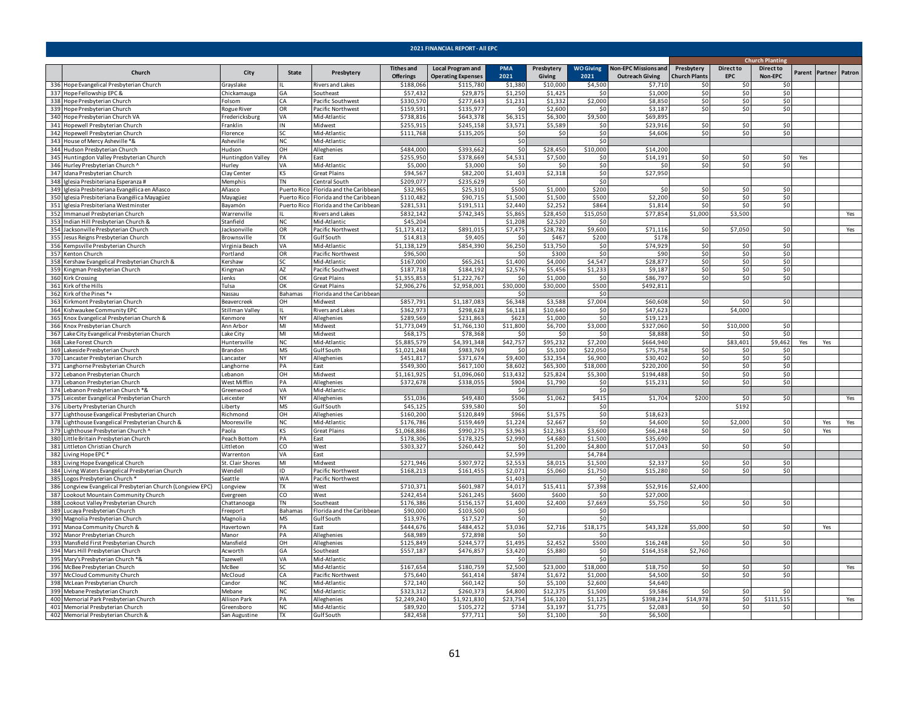## 2021 FINANCIAL REPORT - All EPC

| | Church | City | State | Presbytery | Tithes and Offerings | Local Program and Operating Expenses | PMA 2021 | Presbytery Giving | WO Giving 2021 | Non-EPC Missions and Outreach Giving | Church Planting | | | Parent | Partner | Patron |
|---|---|---|---|---|---|---|---|---|---|---|---|---|---|---|---|---|
| | | | | | | | | | | | Presbytery Church Plants | Direct to EPC | Direct to Non-EPC | | | |
| 336 | Hope Evangelical Presbyterian Church | Grayslake | IL | Rivers and Lakes | $188,066 | $115,780 | $1,380 | $10,000 | $4,500 | $7,710 | $0 | $0 | $0 | | | |
| 337 | Hope Fellowship EPC & | Chickamauga | GA | Southeast | $57,432 | $29,875 | $1,250 | $1,425 | $0 | $1,000 | $0 | $0 | $0 | | | |
| 338 | Hope Presbyterian Church | Folsom | CA | Pacific Southwest | $330,570 | $277,643 | $1,231 | $1,332 | $2,000 | $8,850 | $0 | $0 | $0 | | | |
| 339 | Hope Presbyterian Church | Rogue River | OR | Pacific Northwest | $159,591 | $135,977 | $0 | $2,600 | $0 | $3,187 | $0 | $0 | $0 | | | |
| 340 | Hope Presbyterian Church VA | Fredericksburg | VA | Mid-Atlantic | $738,816 | $643,378 | $6,315 | $6,300 | $9,500 | $69,895 | | | | | | |
| 341 | Hopewell Presbyterian Church | Franklin | IN | Midwest | $255,915 | $245,158 | $3,571 | $5,589 | $0 | $23,916 | $0 | $0 | $0 | | | |
| 342 | Hopewell Presbyterian Church | Florence | SC | Mid-Atlantic | $111,768 | $135,205 | $0 | $0 | $0 | $4,606 | $0 | $0 | $0 | | | |
| 343 | House of Mercy Asheville *& | Asheville | NC | Mid-Atlantic | | | $0 | | $0 | | | | | | | |
| 344 | Hudson Presbyterian Church | Hudson | OH | Alleghenies | $484,000 | $393,662 | $0 | $28,450 | $10,000 | $14,200 | | | | | | |
| 345 | Huntingdon Valley Presbyterian Church | Huntingdon Valley | PA | East | $255,950 | $378,669 | $4,531 | $7,500 | $0 | $14,191 | $0 | $0 | $0 | Yes | | |
| 346 | Hurley Presbyterian Church ^ | Hurley | VA | Mid-Atlantic | $5,000 | $3,000 | $0 | $0 | $0 | $0 | $0 | $0 | $0 | | | |
| 347 | Idana Presbyterian Church | Clay Center | KS | Great Plains | $94,567 | $82,200 | $1,403 | $2,318 | $0 | $27,950 | | | | | | |
| 348 | Iglesia Presbiteriana Esperanza # | Memphis | TN | Central South | $209,077 | $235,629 | $0 | | $0 | | | | | | | |
| 349 | Iglesia Presbiteriana Evangélica en Añasco | Añasco | Puerto Rico | Florida and the Caribbean | $32,965 | $25,310 | $500 | $1,000 | $200 | $0 | $0 | $0 | $0 | | | |
| 350 | Iglesia Presbiteriana Evangélica Mayagüez | Mayagüez | Puerto Rico | Florida and the Caribbean | $110,482 | $90,715 | $1,500 | $1,500 | $500 | $2,200 | $0 | $0 | $0 | | | |
| 351 | Iglesia Presbiteriana Westminster | Bayamón | Puerto Rico | Florida and the Caribbean | $281,531 | $191,511 | $2,440 | $2,252 | $864 | $1,814 | $0 | $0 | $0 | | | |
| 352 | Immanuel Presbyterian Church | Warrenville | IL | Rivers and Lakes | $832,142 | $742,345 | $5,865 | $28,450 | $15,050 | $77,854 | $1,000 | $3,500 | | | | Yes |
| 353 | Indian Hill Presbyterian Church & | Stanfield | NC | Mid-Atlantic | $45,204 | | $1,208 | $2,520 | $0 | | | | | | | |
| 354 | Jacksonville Presbyterian Church | Jacksonville | OR | Pacific Northwest | $1,173,412 | $891,015 | $7,475 | $28,782 | $9,600 | $71,116 | $0 | $7,050 | $0 | | | Yes |
| 355 | Jesus Reigns Presbyterian Church | Brownsville | TX | Gulf South | $14,813 | $9,405 | $0 | $467 | $200 | $178 | | | | | | |
| 356 | Kempsville Presbyterian Church | Virginia Beach | VA | Mid-Atlantic | $1,138,129 | $854,390 | $6,250 | $13,750 | $0 | $74,929 | $0 | $0 | $0 | | | |
| 357 | Kenton Church | Portland | OR | Pacific Northwest | $96,500 | | $0 | $300 | $0 | $90 | $0 | $0 | $0 | | | |
| 358 | Kershaw Evangelical Presbyterian Church & | Kershaw | SC | Mid-Atlantic | $167,000 | $65,261 | $1,400 | $4,000 | $4,547 | $28,877 | $0 | $0 | $0 | | | |
| 359 | Kingman Presbyterian Church | Kingman | AZ | Pacific Southwest | $187,718 | $184,192 | $2,576 | $5,456 | $1,233 | $9,187 | $0 | $0 | $0 | | | |
| 360 | Kirk Crossing | Jenks | OK | Great Plains | $1,355,853 | $1,222,767 | $0 | $1,000 | $0 | $86,797 | $0 | $0 | $0 | | | |
| 361 | Kirk of the Hills | Tulsa | OK | Great Plains | $2,906,276 | $2,958,001 | $30,000 | $30,000 | $500 | $492,811 | | | | | | |
| 362 | Kirk of the Pines *+ | Nassau | Bahamas | Florida and the Caribbean | | | $0 | | $0 | | | | | | | |
| 363 | Kirkmont Presbyterian Church | Beavercreek | OH | Midwest | $857,791 | $1,187,083 | $6,348 | $3,588 | $7,004 | $60,608 | $0 | $0 | $0 | | | |
| 364 | Kishwaukee Community EPC | Stillman Valley | IL | Rivers and Lakes | $362,973 | $298,628 | $6,118 | $10,640 | $0 | $47,623 | | $4,000 | | | | |
| 365 | Knox Evangelical Presbyterian Church & | Kenmore | NY | Alleghenies | $289,569 | $231,863 | $623 | $1,000 | $0 | $19,123 | | | | | | |
| 366 | Knox Presbyterian Church | Ann Arbor | MI | Midwest | $1,773,049 | $1,766,130 | $11,800 | $6,700 | $3,000 | $327,060 | $0 | $10,000 | $0 | | | |
| 367 | Lake City Evangelical Presbyterian Church | Lake City | MI | Midwest | $68,175 | $78,368 | $0 | $0 | $0 | $8,888 | $0 | $0 | $0 | | | |
| 368 | Lake Forest Church | Huntersville | NC | Mid-Atlantic | $5,885,579 | $4,391,348 | $42,757 | $95,232 | $7,200 | $664,940 | | $83,401 | $9,462 | Yes | Yes | |
| 369 | Lakeside Presbyterian Church | Brandon | MS | Gulf South | $1,021,248 | $983,769 | $0 | $5,100 | $22,050 | $75,758 | $0 | $0 | $0 | | | |
| 370 | Lancaster Presbyterian Church | Lancaster | NY | Alleghenies | $451,817 | $371,674 | $9,400 | $32,354 | $6,900 | $30,402 | $0 | $0 | $0 | | | |
| 371 | Langhorne Presbyterian Church | Langhorne | PA | East | $549,300 | $617,100 | $8,602 | $65,300 | $18,000 | $220,200 | $0 | $0 | $0 | | | |
| 372 | Lebanon Presbyterian Church | Lebanon | OH | Midwest | $1,161,925 | $1,096,060 | $13,432 | $25,824 | $5,300 | $194,488 | $0 | $0 | $0 | | | |
| 373 | Lebanon Presbyterian Church | West Mifflin | PA | Alleghenies | $372,678 | $338,055 | $904 | $1,790 | $0 | $15,231 | $0 | $0 | $0 | | | |
| 374 | Lebanon Presbyterian Church *& | Greenwood | VA | Mid-Atlantic | | | $0 | | $0 | | | | | | | |
| 375 | Leicester Evangelical Presbyterian Church | Leicester | NY | Alleghenies | $51,036 | $49,480 | $506 | $1,062 | $415 | $1,704 | $200 | $0 | $0 | | | Yes |
| 376 | Liberty Presbyterian Church | Liberty | MS | Gulf South | $45,125 | $39,580 | $0 | | $0 | | | $192 | | | | |
| 377 | Lighthouse Evangelical Presbyterian Church | Richmond | OH | Alleghenies | $160,200 | $120,849 | $966 | $1,575 | $0 | $18,623 | | | | | | |
| 378 | Lighthouse Evangelical Presbyterian Church & | Mooresville | NC | Mid-Atlantic | $176,786 | $159,469 | $1,224 | $2,667 | $0 | $4,600 | $0 | $2,000 | $0 | | Yes | Yes |
| 379 | Lighthouse Presbyterian Church ^ | Paola | KS | Great Plains | $1,068,886 | $990,275 | $3,963 | $12,363 | $3,600 | $66,248 | $0 | $0 | $0 | | Yes | |
| 380 | Little Britain Presbyterian Church | Peach Bottom | PA | East | $178,306 | $178,325 | $2,990 | $4,680 | $1,500 | $35,690 | | | | | | |
| 381 | Littleton Christian Church | Littleton | CO | West | $303,327 | $260,442 | $0 | $1,200 | $4,800 | $17,043 | $0 | $0 | $0 | | | |
| 382 | Living Hope EPC * | Warrenton | VA | East | | | $2,599 | | $4,784 | | | | | | | |
| 383 | Living Hope Evangelical Church | St. Clair Shores | MI | Midwest | $271,946 | $307,972 | $2,553 | $8,015 | $1,500 | $2,337 | $0 | $0 | $0 | | | |
| 384 | Living Waters Evangelical Presbyterian Church | Wendell | ID | Pacific Northwest | $168,213 | $161,455 | $2,071 | $5,060 | $1,750 | $15,280 | $0 | $0 | $0 | | | |
| 385 | Logos Presbyterian Church * | Seattle | WA | Pacific Northwest | | | $1,403 | | $0 | | | | | | | |
| 386 | Longview Evangelical Presbyterian Church (Longview EPC) | Longview | TX | West | $710,371 | $601,987 | $4,017 | $15,411 | $7,398 | $52,916 | $2,400 | | | | | |
| 387 | Lookout Mountain Community Church | Evergreen | CO | West | $242,454 | $261,245 | $600 | $600 | $0 | $27,000 | | | | | | |
| 388 | Lookout Valley Presbyterian Church | Chattanooga | TN | Southeast | $176,386 | $156,157 | $1,400 | $2,400 | $7,669 | $5,750 | $0 | $0 | $0 | | | |
| 389 | Lucaya Presbyterian Church | Freeport | Bahamas | Florida and the Caribbean | $90,000 | $103,500 | $0 | | $0 | | | | | | | |
| 390 | Magnolia Presbyterian Church | Magnolia | MS | Gulf South | $13,976 | $17,527 | $0 | | $0 | | | | | | | |
| 391 | Manoa Community Church & | Havertown | PA | East | $444,676 | $484,452 | $3,036 | $2,716 | $18,175 | $43,328 | $5,000 | $0 | $0 | | Yes | |
| 392 | Manor Presbyterian Church | Manor | PA | Alleghenies | $68,989 | $72,898 | $0 | | $0 | | | | | | | |
| 393 | Mansfield First Presbyterian Church | Mansfield | OH | Alleghenies | $125,849 | $244,577 | $1,495 | $2,452 | $500 | $16,248 | $0 | $0 | $0 | | | |
| 394 | Mars Hill Presbyterian Church | Acworth | GA | Southeast | $557,187 | $476,857 | $3,420 | $5,880 | $0 | $164,358 | $2,760 | | | | | |
| 395 | Mary's Presbyterian Church *& | Tazewell | VA | Mid-Atlantic | | | $0 | | $0 | | | | | | | |
| 396 | McBee Presbyterian Church | McBee | SC | Mid-Atlantic | $167,654 | $180,759 | $2,500 | $23,000 | $18,000 | $18,750 | $0 | $0 | $0 | | | Yes |
| 397 | McCloud Community Church | McCloud | CA | Pacific Northwest | $75,640 | $61,414 | $874 | $1,672 | $1,000 | $4,500 | $0 | $0 | $0 | | | |
| 398 | McLean Presbyterian Church | Candor | NC | Mid-Atlantic | $72,140 | $60,152 | $0 | $5,100 | $2,600 | $4,640 | | | | | | |
| 399 | Mebane Presbyterian Church | Mebane | NC | Mid-Atlantic | $323,312 | $260,373 | $4,800 | $12,375 | $1,500 | $9,586 | $0 | $0 | $0 | | | |
| 400 | Memorial Park Presbyterian Church | Allison Park | PA | Alleghenies | $2,249,240 | $1,921,830 | $23,754 | $16,120 | $1,125 | $398,234 | $14,978 | $0 | $111,515 | | | Yes |
| 401 | Memorial Presbyterian Church | Greensboro | NC | Mid-Atlantic | $89,920 | $105,272 | $734 | $3,197 | $1,775 | $2,083 | $0 | $0 | $0 | | | |
| 402 | Memorial Presbyterian Church & | San Augustine | TX | Gulf South | $82,458 | $77,711 | $0 | $1,100 | $0 | $6,500 | | | | | | |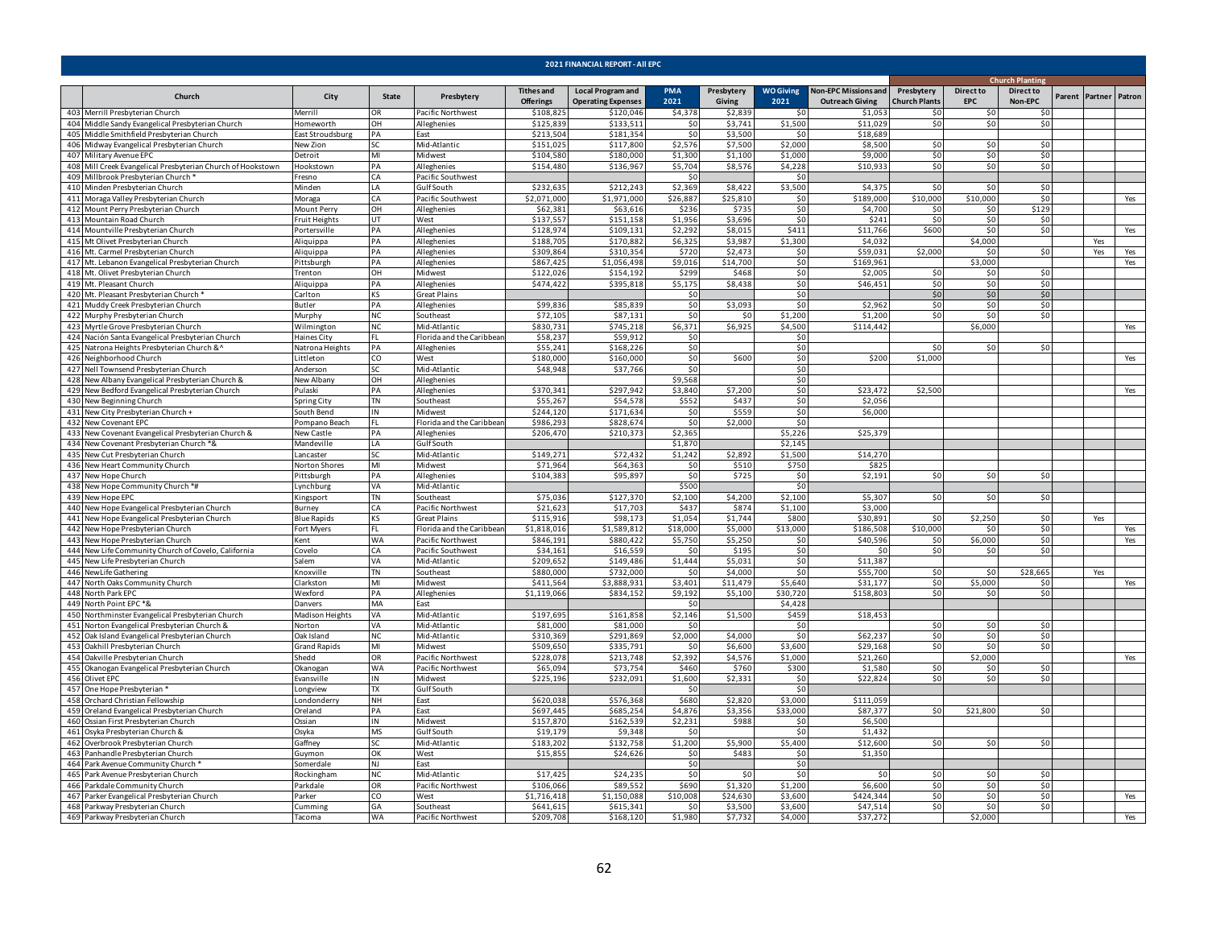## 2021 FINANCIAL REPORT - All EPC

| | Church | City | State | Presbytery | Tithes and Offerings | Local Program and Operating Expenses | PMA 2021 | Presbytery Giving | WO Giving 2021 | Non-EPC Missions and Outreach Giving | Church Planting | | | | | |
|---|---|---|---|---|---|---|---|---|---|---|---|---|---|---|---|---|
| | | | | | | | | | | | Presbytery Church Plants | Direct to EPC | Direct to Non-EPC | Parent | Partner | Patron |
| 403 | Merrill Presbyterian Church | Merrill | OR | Pacific Northwest | $108,825 | $120,046 | $4,378 | $2,839 | $0 | $1,053 | $0 | $0 | $0 | | | |
| 404 | Middle Sandy Evangelical Presbyterian Church | Homeworth | OH | Allegheniees | $125,839 | $133,511 | $0 | $3,741 | $1,500 | $11,029 | $0 | $0 | $0 | | | |
| 405 | Middle Smithfield Presbyterian Church | East Stroudsburg | PA | East | $213,504 | $181,354 | $0 | $3,500 | $0 | $18,689 | | | | | | |
| 406 | Midway Evangelical Presbyterian Church | New Zion | SC | Mid-Atlantic | $151,025 | $117,800 | $2,576 | $7,500 | $2,000 | $8,500 | $0 | $0 | $0 | | | |
| 407 | Military Avenue EPC | Detroit | MI | Midwest | $104,580 | $180,000 | $1,300 | $1,100 | $1,000 | $9,000 | $0 | $0 | $0 | | | |
| 408 | Mill Creek Evangelical Presbyterian Church of Hookstown | Hookstown | PA | Allegheniees | $154,480 | $136,967 | $5,704 | $8,576 | $4,228 | $10,933 | $0 | $0 | $0 | | | |
| 409 | Millbrook Presbyterian Church * | Fresno | CA | Pacific Southwest | | | $0 | | $0 | | | | | | | |
| 410 | Minden Presbyterian Church | Minden | LA | Gulf South | $232,635 | $212,243 | $2,369 | $8,422 | $3,500 | $4,375 | $0 | $0 | $0 | | | |
| 411 | Moraga Valley Presbyterian Church | Moraga | CA | Pacific Southwest | $2,071,000 | $1,971,000 | $26,887 | $25,810 | $0 | $189,000 | $10,000 | $10,000 | $0 | | | Yes |
| 412 | Mount Perry Presbyterian Church | Mount Perry | OH | Allegheniees | $62,381 | $63,616 | $236 | $735 | $0 | $4,700 | $0 | $0 | $129 | | | |
| 413 | Mountain Road Church | Fruit Heights | UT | West | $137,557 | $151,158 | $1,956 | $3,696 | $0 | $241 | $0 | $0 | $0 | | | |
| 414 | Mountville Presbyterian Church | Portersville | PA | Allegheniees | $128,974 | $109,131 | $2,292 | $8,015 | $411 | $11,766 | $600 | $0 | $0 | | | Yes |
| 415 | Mt Olivet Presbyterian Church | Aliquippa | PA | Allegheniees | $188,705 | $170,882 | $6,325 | $3,987 | $1,300 | $4,032 | | $4,000 | | | Yes | |
| 416 | Mt. Carmel Presbyterian Church | Aliquippa | PA | Allegheniees | $309,864 | $310,354 | $720 | $2,473 | $0 | $59,031 | $2,000 | $0 | $0 | | Yes | Yes |
| 417 | Mt. Lebanon Evangelical Presbyterian Church | Pittsburgh | PA | Allegheniees | $867,425 | $1,056,498 | $9,016 | $14,700 | $0 | $169,961 | | $3,000 | | | | Yes |
| 418 | Mt. Olivet Presbyterian Church | Trenton | OH | Midwest | $122,026 | $154,192 | $299 | $468 | $0 | $2,005 | $0 | $0 | $0 | | | |
| 419 | Mt. Pleasant Church | Aliquippa | PA | Allegheniees | $474,422 | $395,818 | $5,175 | $8,438 | $0 | $46,451 | $0 | $0 | $0 | | | |
| 420 | Mt. Pleasant Presbyterian Church * | Carlton | KS | Great Plains | | | $0 | | $0 | | $0 | $0 | $0 | | | |
| 421 | Muddy Creek Presbyterian Church | Butler | PA | Allegheniees | $99,836 | $85,839 | $0 | $3,093 | $0 | $2,962 | $0 | $0 | $0 | | | |
| 422 | Murphy Presbyterian Church | Murphy | NC | Southeast | $72,105 | $87,131 | $0 | $0 | $1,200 | $1,200 | $0 | $0 | $0 | | | |
| 423 | Myrtle Grove Presbyterian Church | Wilmington | NC | Mid-Atlantic | $830,731 | $745,218 | $6,371 | $6,925 | $4,500 | $114,442 | | $6,000 | | | | Yes |
| 424 | Nación Santa Evangelical Presbyterian Church | Haines City | FL | Florida and the Caribbean | $58,237 | $59,912 | $0 | | $0 | | | | | | | |
| 425 | Natrona Heights Presbyterian Church &^ | Natrona Heights | PA | Allegheniees | $55,241 | $168,226 | $0 | | $0 | | $0 | $0 | $0 | | | |
| 426 | Neighborhood Church | Littleton | CO | West | $180,000 | $160,000 | $0 | $600 | $0 | $200 | $1,000 | | | | | Yes |
| 427 | Nell Townsend Presbyterian Church | Anderson | SC | Mid-Atlantic | $48,948 | $37,766 | $0 | | $0 | | | | | | | |
| 428 | New Albany Evangelical Presbyterian Church & | New Albany | OH | Allegheniees | | | $9,568 | | $0 | | | | | | | |
| 429 | New Bedford Evangelical Presbyterian Church | Pulaski | PA | Allegheniees | $370,341 | $297,942 | $3,840 | $7,200 | $0 | $23,472 | $2,500 | | | | | Yes |
| 430 | New Beginning Church | Spring City | TN | Southeast | $55,267 | $54,578 | $552 | $437 | $0 | $2,056 | | | | | | |
| 431 | New City Presbyterian Church + | South Bend | IN | Midwest | $244,120 | $171,634 | $0 | $559 | $0 | $6,000 | | | | | | |
| 432 | New Covenant EPC | Pompano Beach | FL | Florida and the Caribbean | $986,293 | $828,674 | $0 | $2,000 | $0 | | | | | | | |
| 433 | New Covenant Evangelical Presbyterian Church & | New Castle | PA | Allegheniees | $206,470 | $210,373 | $2,365 | | $5,226 | $25,379 | | | | | | |
| 434 | New Covenant Presbyterian Church *& | Mandeville | LA | Gulf South | | | $1,870 | | $2,145 | | | | | | | |
| 435 | New Cut Presbyterian Church | Lancaster | SC | Mid-Atlantic | $149,271 | $72,432 | $1,242 | $2,892 | $1,500 | $14,270 | | | | | | |
| 436 | New Heart Community Church | Norton Shores | MI | Midwest | $71,964 | $64,363 | $0 | $510 | $750 | $825 | | | | | | |
| 437 | New Hope Church | Pittsburgh | PA | Allegheniees | $104,383 | $95,897 | $0 | $725 | $0 | $2,191 | $0 | $0 | $0 | | | |
| 438 | New Hope Community Church *# | Lynchburg | VA | Mid-Atlantic | | | $500 | | $0 | | | | | | | |
| 439 | New Hope EPC | Kingsport | TN | Southeast | $75,036 | $127,370 | $2,100 | $4,200 | $2,100 | $5,307 | $0 | $0 | $0 | | | |
| 440 | New Hope Evangelical Presbyterian Church | Burney | CA | Pacific Northwest | $21,623 | $17,703 | $437 | $874 | $1,100 | $3,000 | | | | | | |
| 441 | New Hope Evangelical Presbyterian Church | Blue Rapids | KS | Great Plains | $115,916 | $98,173 | $1,054 | $1,744 | $800 | $30,891 | $0 | $2,250 | $0 | | Yes | |
| 442 | New Hope Presbyterian Church | Fort Myers | FL | Florida and the Caribbean | $1,818,016 | $1,589,812 | $18,000 | $5,000 | $13,000 | $186,508 | $10,000 | $0 | $0 | | | Yes |
| 443 | New Hope Presbyterian Church | Kent | WA | Pacific Northwest | $846,191 | $880,422 | $5,750 | $5,250 | $0 | $40,596 | $0 | $6,000 | $0 | | | Yes |
| 444 | New Life Community Church of Covelo, California | Covelo | CA | Pacific Southwest | $34,161 | $16,559 | $0 | $195 | $0 | $0 | $0 | $0 | $0 | | | |
| 445 | New Life Presbyterian Church | Salem | VA | Mid-Atlantic | $209,652 | $149,486 | $1,444 | $5,031 | $0 | $11,387 | | | | | | |
| 446 | NewLife Gathering | Knoxville | TN | Southeast | $880,000 | $732,000 | $0 | $4,000 | $0 | $55,700 | $0 | $0 | $28,665 | | Yes | |
| 447 | North Oaks Community Church | Clarkston | MI | Midwest | $411,564 | $3,888,931 | $3,401 | $11,479 | $5,640 | $31,177 | $0 | $5,000 | $0 | | | Yes |
| 448 | North Park EPC | Wexford | PA | Allegheniees | $1,119,066 | $834,152 | $9,192 | $5,100 | $30,720 | $158,803 | $0 | $0 | $0 | | | |
| 449 | North Point EPC *& | Danvers | MA | East | | | $0 | | $4,428 | | | | | | | |
| 450 | Northminster Evangelical Presbyterian Church | Madison Heights | VA | Mid-Atlantic | $197,695 | $161,858 | $2,146 | $1,500 | $459 | $18,453 | | | | | | |
| 451 | Norton Evangelical Presbyterian Church & | Norton | VA | Mid-Atlantic | $81,000 | $81,000 | $0 | | $0 | | $0 | $0 | $0 | | | |
| 452 | Oak Island Evangelical Presbyterian Church | Oak Island | NC | Mid-Atlantic | $310,369 | $291,869 | $2,000 | $4,000 | $0 | $62,237 | $0 | $0 | $0 | | | |
| 453 | Oakhill Presbyterian Church | Grand Rapids | MI | Midwest | $509,650 | $335,791 | $0 | $6,600 | $3,600 | $29,168 | $0 | $0 | $0 | | | |
| 454 | Oakville Presbyterian Church | Shedd | OR | Pacific Northwest | $228,078 | $213,748 | $2,392 | $4,576 | $1,000 | $21,260 | | $2,000 | | | | Yes |
| 455 | Okanogan Evangelical Presbyterian Church | Okanogan | WA | Pacific Northwest | $65,094 | $73,754 | $460 | $760 | $300 | $1,580 | $0 | $0 | $0 | | | |
| 456 | Olivet EPC | Evansville | IN | Midwest | $225,196 | $232,091 | $1,600 | $2,331 | $0 | $22,824 | $0 | $0 | $0 | | | |
| 457 | One Hope Presbyterian * | Longview | TX | Gulf South | | | $0 | | $0 | | | | | | | |
| 458 | Orchard Christian Fellowship | Londonderry | NH | East | $620,038 | $576,368 | $680 | $2,820 | $3,000 | $111,059 | | | | | | |
| 459 | Oreland Evangelical Presbyterian Church | Oreland | PA | East | $697,445 | $685,254 | $4,876 | $3,356 | $33,000 | $87,377 | $0 | $21,800 | $0 | | | |
| 460 | Ossian First Presbyterian Church | Ossian | IN | Midwest | $157,870 | $162,539 | $2,231 | $988 | $0 | $6,500 | | | | | | |
| 461 | Osyka Presbyterian Church & | Osyka | MS | Gulf South | $19,179 | $9,348 | $0 | | $0 | $1,432 | | | | | | |
| 462 | Overbrook Presbyterian Church | Gaffney | SC | Mid-Atlantic | $183,202 | $132,758 | $1,200 | $5,900 | $5,400 | $12,600 | $0 | $0 | $0 | | | |
| 463 | Panhandle Presbyterian Church | Guymon | OK | West | $15,855 | $24,626 | $0 | $483 | $0 | $1,350 | | | | | | |
| 464 | Park Avenue Community Church * | Somerdale | NJ | East | | | $0 | | $0 | | | | | | | |
| 465 | Park Avenue Presbyterian Church | Rockingham | NC | Mid-Atlantic | $17,425 | $24,235 | $0 | $0 | $0 | $0 | $0 | $0 | $0 | | | |
| 466 | Parkdale Community Church | Parkdale | OR | Pacific Northwest | $106,066 | $89,552 | $690 | $1,320 | $1,200 | $6,600 | $0 | $0 | $0 | | | |
| 467 | Parker Evangelical Presbyterian Church | Parker | CO | West | $1,716,418 | $1,150,088 | $10,008 | $24,630 | $3,600 | $424,344 | $0 | $0 | $0 | | | Yes |
| 468 | Parkway Presbyterian Church | Cumming | GA | Southeast | $641,615 | $615,341 | $0 | $3,500 | $3,600 | $47,514 | $0 | $0 | $0 | | | |
| 469 | Parkway Presbyterian Church | Tacoma | WA | Pacific Northwest | $209,708 | $168,120 | $1,980 | $7,732 | $4,000 | $37,272 | | $2,000 | | | | Yes |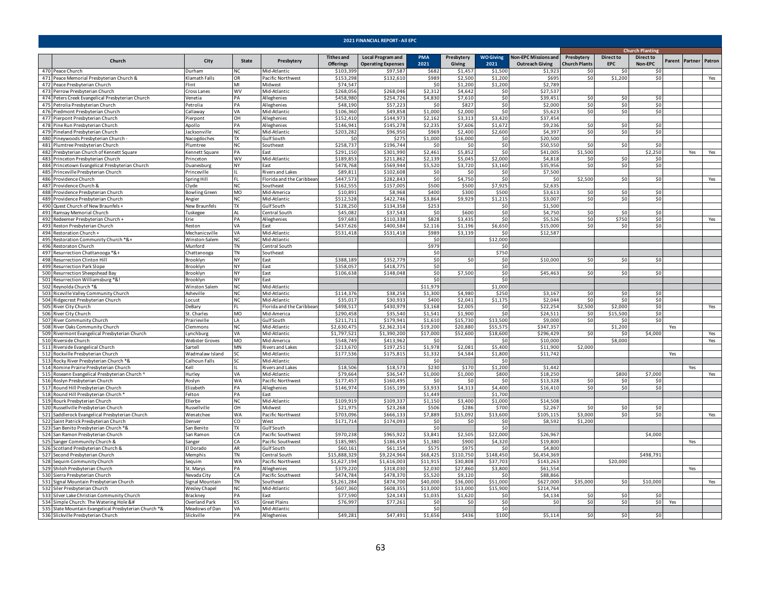# 2021 FINANCIAL REPORT - All EPC

| | Church | City | State | Presbytery | Tithes and Offerings | Local Program and Operating Expenses | PMA 2021 | Presbytery Giving | WO Giving 2021 | Non-EPC Missions and Outreach Giving | Church Planting | | | Parent | Partner | Patron |
|---|---|---|---|---|---|---|---|---|---|---|---|---|---|---|---|---|
| | | | | | | | | | | | Presbytery Church Plants | Direct to EPC | Direct to Non-EPC | | | |
| 470 | Peace Church | Durham | NC | Mid-Atlantic | $103,399 | $97,587 | $682 | $1,457 | $1,500 | $1,923 | $0 | $0 | $0 | | | |
| 471 | Peace Memorial Presbyterian Church & | Klamath Falls | OR | Pacific Northwest | $153,298 | $132,610 | $989 | $2,500 | $1,200 | $695 | $0 | $1,200 | $0 | | | Yes |
| 472 | Peace Presbyterian Church | Flint | MI | Midwest | $74,547 | | $0 | $1,200 | $1,200 | $2,789 | | | | | | |
| 473 | Perrow Presbyterian Church | Cross Lanes | WV | Mid-Atlantic | $268,056 | $268,046 | $2,312 | $4,642 | $0 | $27,537 | | | | | | |
| 474 | Peters Creek Evangelical Presbyterian Church | Venetia | PA | Alleghenies | $458,980 | $254,726 | $4,830 | $7,610 | $0 | $39,451 | $0 | $0 | $0 | | | |
| 475 | Petrolia Presbyterian Church | Petrolia | PA | Alleghenies | $48,190 | $57,223 | $0 | $827 | $0 | $2,000 | $0 | $0 | $0 | | | |
| 476 | Piedmont Presbyterian Church | Callaway | VA | Mid-Atlantic | $106,360 | $49,858 | $1,000 | $2,000 | $0 | $5,623 | $0 | $0 | $0 | | | |
| 477 | Pierpont Presbyterian Church | Pierpont | OH | Alleghenies | $152,410 | $144,973 | $2,162 | $3,313 | $3,420 | $37,454 | | | | | | |
| 478 | Pine Run Presbyterian Church | Apollo | PA | Alleghenies | $146,941 | $145,278 | $2,235 | $7,606 | $1,672 | $9,236 | $0 | $0 | $0 | | | |
| 479 | Pineland Presbyterian Church | Jacksonville | NC | Mid-Atlantic | $203,282 | $96,950 | $969 | $2,400 | $2,600 | $4,397 | $0 | $0 | $0 | | | |
| 480 | Pineywoods Presbyterian Church - | Nacogdoches | TX | Gulf South | $0 | $275 | $1,000 | $16,000 | $0 | $20,500 | | | | | | |
| 481 | Plumtree Presbyterian Church | Plumtree | NC | Southeast | $258,737 | $196,744 | $0 | $0 | $0 | $50,550 | $0 | $0 | $0 | | | |
| 482 | Presbyterian Church of Kennett Square | Kennett Square | PA | East | $291,150 | $301,990 | $2,461 | $5,852 | $0 | $41,005 | $1,500 | | $2,250 | | Yes | Yes |
| 483 | Princeton Presbyterian Church | Princeton | WV | Mid-Atlantic | $189,853 | $211,862 | $2,139 | $5,045 | $2,000 | $4,818 | $0 | $0 | $0 | | | |
| 484 | Princetown Evangelical Presbyterian Church | Duanesburg | NY | East | $478,768 | $569,944 | $5,520 | $3,720 | $3,160 | $35,956 | $0 | $0 | $0 | | | |
| 485 | Princeville Presbyterian Church | Princeville | IL | Rivers and Lakes | $89,811 | $102,608 | $0 | $0 | $0 | $7,500 | | | | | | |
| 486 | Providence Church | Spring Hill | FL | Florida and the Caribbean | $447,573 | $282,843 | $0 | $4,750 | $0 | $0 | $2,500 | $0 | $0 | | | Yes |
| 487 | Providence Church & | Clyde | NC | Southeast | $162,555 | $157,005 | $500 | $500 | $7,925 | $2,635 | | | | | | |
| 488 | Providence Presbyterian Church | Bowling Green | MO | Mid-America | $10,891 | $8,968 | $400 | $300 | $500 | $3,613 | $0 | $0 | $0 | | | |
| 489 | Providence Presbyterian Church | Angier | NC | Mid-Atlantic | $512,528 | $422,746 | $3,864 | $9,929 | $1,215 | $3,007 | $0 | $0 | $0 | | | |
| 490 | Quest Church of New Braunfels + | New Braunfels | TX | Gulf South | $128,250 | $134,358 | $253 | | $0 | $1,500 | | | | | | |
| 491 | Ramsay Memorial Church | Tuskegee | AL | Central South | $45,082 | $37,543 | $0 | $600 | $0 | $4,750 | $0 | $0 | $0 | | | |
| 492 | Redeemer Presbyterian Church + | Erie | PA | Alleghenies | $97,683 | $110,338 | $828 | $3,435 | $0 | $5,526 | $0 | $750 | $0 | | | Yes |
| 493 | Reston Presbyterian Church | Reston | VA | East | $437,626 | $400,584 | $2,116 | $1,196 | $6,650 | $15,000 | $0 | $0 | $0 | | | |
| 494 | Restoration Church + | Mechanicsville | VA | Mid-Atlantic | $531,418 | $531,418 | $989 | $3,139 | $0 | $12,587 | | | | | | |
| 495 | Restoration Community Church *&+ | Winston-Salem | NC | Mid-Atlantic | | | $0 | | $12,000 | | | | | | | |
| 496 | Restoraton Church | Munford | TN | Central South | | | $979 | | $0 | | | | | | | |
| 497 | Resurrection Chattanooga *&+ | Chattanooga | TN | Southeast | | | $0 | | $750 | | | | | | | |
| 498 | Resurrection Clinton Hill | Brooklyn | NY | East | $388,189 | $352,779 | $0 | $0 | $0 | $10,000 | $0 | $0 | $0 | | | |
| 499 | Resurrection Park Slope | Brooklyn | NY | East | $358,057 | $418,775 | $0 | | $0 | | | | | | | |
| 500 | Resurrection Sheepshead Bay | Brooklyn | NY | East | $106,638 | $148,048 | $0 | $7,500 | $0 | $45,463 | $0 | $0 | $0 | | | |
| 501 | Resurrection Williamsburg *&! | Brooklyn | NY | East | | | $0 | | $0 | | | | | | | |
| 502 | Reynolda Church *& | Winston Salem | NC | Mid-Atlantic | | | $11,979 | | $1,000 | | | | | | | |
| 503 | Riceville Valley Community Church | Asheville | NC | Mid-Atlantic | $114,376 | $38,258 | $1,300 | $4,980 | $250 | $3,167 | $0 | $0 | $0 | | | |
| 504 | Ridgecrest Presbyterian Church | Locust | NC | Mid-Atlantic | $35,017 | $30,933 | $400 | $2,041 | $1,175 | $2,044 | $0 | $0 | $0 | | | |
| 505 | River City Church | DeBary | FL | Florida and the Caribbean | $498,517 | $430,979 | $3,168 | $2,005 | $0 | $22,254 | $2,500 | $2,000 | $0 | | | Yes |
| 506 | River City Church | St. Charles | MO | Mid-America | $290,458 | $35,540 | $1,541 | $1,900 | $0 | $24,511 | $0 | $15,500 | $0 | | | |
| 507 | River Community Church | Prairieville | LA | Gulf South | $211,711 | $179,941 | $1,610 | $15,730 | $13,500 | $9,000 | $0 | $0 | $0 | | | |
| 508 | River Oaks Community Church | Clemmons | NC | Mid-Atlantic | $2,630,475 | $2,362,314 | $19,200 | $20,880 | $55,575 | $347,357 | | $1,200 | | Yes | | |
| 509 | Rivermont Evangelical Presbyterian Church | Lynchburg | VA | Mid-Atlantic | $1,797,521 | $1,390,200 | $17,000 | $52,600 | $18,600 | $296,429 | $0 | $0 | $4,000 | | | Yes |
| 510 | Riverside Church | Webster Groves | MO | Mid-America | $548,749 | $413,962 | $0 | | $0 | $10,000 | | $8,000 | | | | Yes |
| 511 | Riverside Evangelical Church | Sartell | MN | Rivers and Lakes | $213,670 | $197,251 | $1,978 | $2,081 | $5,400 | $11,900 | $2,000 | | | | | |
| 512 | Rockville Presbyterian Church | Wadmalaw Island | SC | Mid-Atlantic | $177,536 | $175,815 | $1,332 | $4,584 | $1,800 | $11,742 | | | | Yes | | |
| 513 | Rocky River Presbyterian Church *& | Calhoun Falls | SC | Mid-Atlantic | | | $0 | | $0 | | | | | | | |
| 514 | Romine Prairie Presbyterian Church | Kell | IL | Rivers and Lakes | $18,506 | $18,573 | $230 | $170 | $1,200 | $1,442 | | | | | Yes | |
| 515 | Roseann Evangelical Presbyterian Church ^ | Hurley | VA | Mid-Atlantic | $79,664 | $36,547 | $1,000 | $1,000 | $800 | $18,250 | | $800 | $7,000 | | | Yes |
| 516 | Roslyn Presbyterian Church | Roslyn | WA | Pacific Northwest | $177,457 | $160,495 | $0 | $0 | $0 | $13,328 | $0 | $0 | $0 | | | |
| 517 | Round Hill Presbyterian Church | Elizabeth | PA | Alleghenies | $146,974 | $165,199 | $3,933 | $4,313 | $4,400 | $16,410 | $0 | $0 | $0 | | | |
| 518 | Round Hill Presbyterian Church * | Felton | PA | East | | | $1,449 | | $1,700 | | | | | | | |
| 519 | Rourk Presbyterian Church | Ellerbe | NC | Mid-Atlantic | $109,919 | $109,337 | $1,150 | $3,400 | $1,000 | $14,508 | | | | | | |
| 520 | Russellville Presbyterian Church | Russellville | OH | Midwest | $21,975 | $23,268 | $506 | $286 | $700 | $2,267 | $0 | $0 | $0 | | | |
| 521 | Saddlerock Evangelical Presbyterian Church | Wenatchee | WA | Pacific Northwest | $703,096 | $666,133 | $7,889 | $15,092 | $13,600 | $105,115 | $3,000 | $0 | $0 | | | Yes |
| 522 | Saint Patrick Presbyterian Church | Denver | CO | West | $171,714 | $174,093 | $0 | $0 | $0 | $8,592 | $1,200 | | | | | |
| 523 | San Benito Presbyterian Church *& | San Benito | TX | Gulf South | | | $0 | | $0 | | | | | | | |
| 524 | San Ramon Presbyterian Church | San Ramon | CA | Pacific Southwest | $970,238 | $965,922 | $3,841 | $2,505 | $22,000 | $26,967 | | | $4,000 | | | |
| 525 | Sanger Community Church & | Sanger | CA | Pacific Southwest | $185,985 | $186,459 | $1,380 | $900 | $4,320 | $19,800 | | | | | Yes | |
| 526 | Scotland Presbyterian Church & | El Dorado | AR | Gulf South | $60,161 | $61,154 | $575 | $975 | $0 | $4,800 | | | | | | |
| 527 | Second Presbyterian Church | Memphis | TN | Central South | $15,888,329 | $9,224,964 | $68,425 | $110,750 | $148,450 | $6,454,369 | | | $498,791 | | | |
| 528 | Sequim Community Church | Sequim | WA | Pacific Northwest | $1,627,194 | $1,616,003 | $11,915 | $30,808 | $37,703 | $143,263 | | $20,000 | | | | |
| 529 | Shiloh Presbyterian Church | St. Marys | PA | Alleghenies | $379,220 | $318,030 | $2,030 | $27,860 | $3,800 | $61,554 | | | | | Yes | |
| 530 | Sierra Presbyterian Church | Nevada City | CA | Pacific Southwest | $474,784 | $478,370 | $5,520 | $9,120 | $0 | $88,866 | | | | | | |
| 531 | Signal Mountain Presbyterian Church | Signal Mountain | TN | Southeast | $3,261,284 | $874,700 | $40,000 | $36,000 | $51,000 | $627,000 | $35,000 | $0 | $10,000 | | | Yes |
| 532 | Siler Presbyterian Church | Wesley Chapel | NC | Mid-Atlantic | $607,360 | $608,355 | $13,000 | $13,000 | $15,900 | $214,764 | | | | | | |
| 533 | Silver Lake Christian Community Church | Brackney | PA | East | $77,590 | $24,143 | $1,035 | $1,620 | $0 | $4,134 | $0 | $0 | $0 | | | |
| 534 | Simple Church: The Watering Hole &# | Overland Park | KS | Great Plains | $76,997 | $77,261 | $0 | $0 | $0 | $0 | $0 | $0 | $0 | Yes | | |
| 535 | Slate Mountain Evangelical Presbyterian Church *& | Meadows of Dan | VA | Mid-Atlantic | | | $0 | | $0 | | | | | | | |
| 536 | Slickville Presbyterian Church | Slickville | PA | Alleghenies | $49,281 | $47,491 | $1,656 | $436 | $100 | $5,114 | $0 | $0 | $0 | | | |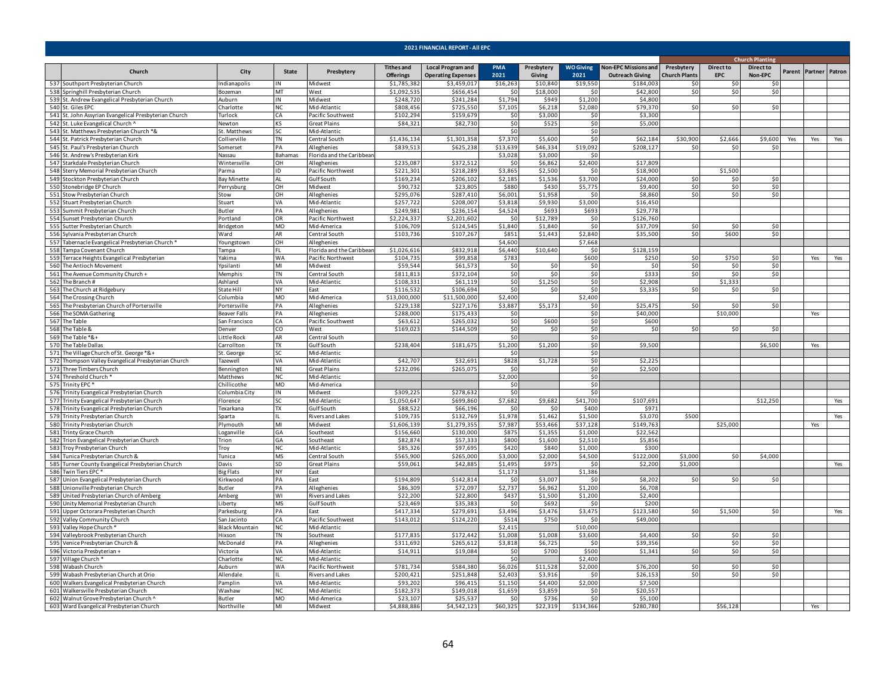# 2021 FINANCIAL REPORT - All EPC

| | Church | City | State | Presbytery | Tithes and Offerings | Local Program and Operating Expenses | PMA 2021 | Presbytery Giving | WO Giving 2021 | Non-EPC Missions and Outreach Giving | Church Planting | | | | | |
|---|---|---|---|---|---|---|---|---|---|---|---|---|---|---|---|---|
| | | | | | | | | | | | Presbytery Church Plants | Direct to EPC | Direct to Non-EPC | Parent | Partner | Patron |
| 537 | Southport Presbyterian Church | Indianapolis | IN | Midwest | $1,785,382 | $3,459,017 | $16,263 | $10,840 | $19,550 | $184,003 | $0 | $0 | $0 | | | |
| 538 | Springhill Presbyterian Church | Bozeman | MT | West | $1,092,535 | $656,454 | $0 | $18,000 | $0 | $42,800 | $0 | $0 | $0 | | | |
| 539 | St. Andrew Evangelical Presbyterian Church | Auburn | IN | Midwest | $248,720 | $241,284 | $1,794 | $949 | $1,200 | $4,800 | | | | | | |
| 540 | St. Giles EPC | Charlotte | NC | Mid-Atlantic | $808,456 | $725,550 | $7,105 | $6,218 | $2,080 | $79,370 | $0 | $0 | $0 | | | |
| 541 | St. John Assyrian Evangelical Presbyterian Church | Turlock | CA | Pacific Southwest | $102,294 | $159,679 | $0 | $3,000 | $0 | $3,300 | | | | | | |
| 542 | St. Luke Evangelical Church ^ | Newton | KS | Great Plains | $84,321 | $82,730 | $0 | $525 | $0 | $5,000 | | | | | | |
| 543 | St. Matthews Presbyterian Church *& | St. Matthews | SC | Mid-Atlantic | | | $0 | | $0 | | | | | | | |
| 544 | St. Patrick Presbyterian Church | Collierville | TN | Central South | $1,436,134 | $1,301,358 | $7,370 | $5,600 | $0 | $62,184 | $30,900 | $2,666 | $9,600 | Yes | Yes | Yes |
| 545 | St. Paul's Presbyterian Church | Somerset | PA | Allegheniess | $839,513 | $625,238 | $13,639 | $46,334 | $19,092 | $208,127 | $0 | $0 | $0 | | | |
| 546 | St. Andrew's Presbyterian Kirk | Nassau | Bahamas | Florida and the Caribbean | | | $3,028 | $3,000 | $0 | | | | | | | |
| 547 | Starkdale Presbyterian Church | Wintersville | OH | Allegheniess | $235,087 | $372,512 | $0 | $6,862 | $2,400 | $17,809 | | | | | | |
| 548 | Sterry Memorial Presbyterian Church | Parma | ID | Pacific Northwest | $221,301 | $218,289 | $3,865 | $2,500 | $0 | $18,900 | | $1,500 | | | | |
| 549 | Stockton Presbyterian Church | Bay Minette | AL | Gulf South | $169,234 | $206,102 | $2,185 | $1,536 | $3,700 | $24,000 | $0 | $0 | $0 | | | |
| 550 | Stonebridge EP Church | Perrysburg | OH | Midwest | $90,732 | $23,805 | $880 | $430 | $5,775 | $9,400 | $0 | $0 | $0 | | | |
| 551 | Stow Presbyterian Church | Stow | OH | Allegheniess | $295,076 | $287,410 | $6,001 | $1,958 | $0 | $8,860 | $0 | $0 | $0 | | | |
| 552 | Stuart Presbyterian Church | Stuart | VA | Mid-Atlantic | $257,722 | $208,007 | $3,818 | $9,930 | $3,000 | $16,450 | | | | | | |
| 553 | Summit Presbyterian Church | Butler | PA | Allegheniess | $249,981 | $236,154 | $4,524 | $693 | $693 | $29,778 | | | | | | |
| 554 | Sunset Presbyterian Church | Portland | OR | Pacific Northwest | $2,224,337 | $2,201,602 | $0 | $12,789 | $0 | $126,760 | | | | | | |
| 555 | Sutter Presbyterian Church | Bridgeton | MO | Mid-America | $106,709 | $124,545 | $1,840 | $1,840 | $0 | $37,709 | $0 | $0 | $0 | | | |
| 556 | Sylvania Presbyterian Church | Ward | AR | Central South | $103,736 | $107,267 | $851 | $1,443 | $2,840 | $35,500 | $0 | $600 | $0 | | | |
| 557 | Tabernacle Evangelical Presbyterian Church * | Youngstown | OH | Allegheniess | | | $4,600 | | $7,668 | | | | | | | |
| 558 | Tampa Covenant Church | Tampa | FL | Florida and the Caribbean | $1,026,616 | $832,918 | $6,440 | $10,640 | $0 | $128,159 | | | | | | |
| 559 | Terrace Heights Evangelical Presbyterian | Yakima | WA | Pacific Northwest | $104,735 | $99,858 | $783 | | $600 | $250 | $0 | $750 | $0 | | Yes | Yes |
| 560 | The Antioch Movement | Ypsilanti | MI | Midwest | $59,544 | $61,573 | $0 | $0 | $0 | $0 | $0 | $0 | $0 | | | |
| 561 | The Avenue Community Church + | Memphis | TN | Central South | $811,813 | $372,104 | $0 | $0 | $0 | $333 | $0 | $0 | $0 | | | |
| 562 | The Branch # | Ashland | VA | Mid-Atlantic | $108,331 | $61,119 | $0 | $1,250 | $0 | $2,908 | | $1,333 | | | | |
| 563 | The Church at Ridgebury | State Hill | NY | East | $116,532 | $106,694 | $0 | $0 | $0 | $3,335 | $0 | $0 | $0 | | | |
| 564 | The Crossing Church | Columbia | MO | Mid-America | $13,000,000 | $11,500,000 | $2,400 | | $2,400 | | | | | | | |
| 565 | The Presbyterian Church of Portersville | Portersville | PA | Allegheniess | $229,138 | $227,176 | $3,887 | $5,173 | $0 | $25,475 | $0 | $0 | $0 | | | |
| 566 | The SOMA Gathering | Beaver Falls | PA | Allegheniess | $288,000 | $175,433 | $0 | | $0 | $40,000 | | $10,000 | | | Yes | |
| 567 | The Table | San Francisco | CA | Pacific Southwest | $63,612 | $265,032 | $0 | $600 | $0 | $600 | | | | | | |
| 568 | The Table & | Denver | CO | West | $169,023 | $144,509 | $0 | $0 | $0 | $0 | $0 | $0 | $0 | | | |
| 569 | The Table *&+ | Little Rock | AR | Central South | | | $0 | | $0 | | | | | | | |
| 570 | The Table Dallas | Carrollton | TX | Gulf South | $238,404 | $181,675 | $1,200 | $1,200 | $0 | $9,500 | | | $6,500 | | Yes | |
| 571 | The Village Church of St. George *&+ | St. George | SC | Mid-Atlantic | | | $0 | | $0 | | | | | | | |
| 572 | Thompson Valley Evangelical Presbyterian Church | Tazewell | VA | Mid-Atlantic | $42,707 | $32,691 | $828 | $1,728 | $0 | $2,225 | | | | | | |
| 573 | Three Timbers Church | Bennington | NE | Great Plains | $232,096 | $265,075 | $0 | | $0 | $2,500 | | | | | | |
| 574 | Threshold Church * | Matthews | NC | Mid-Atlantic | | | $2,000 | | $0 | | | | | | | |
| 575 | Trinity EPC * | Chillicothe | MO | Mid-America | | | $0 | | $0 | | | | | | | |
| 576 | Trinity Evangelical Presbyterian Church | Columbia City | IN | Midwest | $309,225 | $278,632 | $0 | | $0 | | | | | | | |
| 577 | Trinity Evangelical Presbyterian Church | Florence | SC | Mid-Atlantic | $1,050,647 | $699,860 | $7,682 | $9,682 | $41,700 | $107,691 | | | $12,250 | | | Yes |
| 578 | Trinity Evangelical Presbyterian Church | Texarkana | TX | Gulf South | $88,522 | $66,196 | $0 | $0 | $400 | $971 | | | | | | |
| 579 | Trinity Presbyterian Church | Sparta | IL | Rivers and Lakes | $109,735 | $132,769 | $1,978 | $1,462 | $1,500 | $3,070 | $500 | | | | | Yes |
| 580 | Trinity Presbyterian Church | Plymouth | MI | Midwest | $1,606,139 | $1,279,355 | $7,987 | $53,466 | $37,128 | $149,763 | | $25,000 | | | Yes | |
| 581 | Trinty Grace Church | Loganville | GA | Southeast | $156,660 | $130,000 | $875 | $1,355 | $1,000 | $22,562 | | | | | | |
| 582 | Trion Evangelical Presbyterian Church | Trion | GA | Southeast | $82,874 | $57,333 | $800 | $1,600 | $2,510 | $5,856 | | | | | | |
| 583 | Troy Presbyterian Church | Troy | NC | Mid-Atlantic | $85,326 | $97,695 | $420 | $840 | $1,000 | $300 | | | | | | |
| 584 | Tunica Presbyterian Church & | Tunica | MS | Central South | $565,900 | $265,000 | $3,000 | $2,000 | $4,500 | $122,000 | $3,000 | $0 | $4,000 | | | |
| 585 | Turner County Evangelical Presbyterian Church | Davis | SD | Great Plains | $59,061 | $42,885 | $1,495 | $975 | $0 | $2,200 | $1,000 | | | | | Yes |
| 586 | Twin Tiers EPC * | Big Flats | NY | East | | | $1,173 | | $1,386 | | | | | | | |
| 587 | Union Evangelical Presbyterian Church | Kirkwood | PA | East | $194,809 | $142,814 | $0 | $3,007 | $0 | $8,202 | $0 | $0 | $0 | | | |
| 588 | Unionville Presbyterian Church | Butler | PA | Allegheniess | $86,309 | $72,097 | $2,737 | $6,962 | $1,200 | $6,708 | | | | | | |
| 589 | United Presbyterian Church of Amberg | Amberg | WI | Rivers and Lakes | $22,200 | $22,800 | $437 | $1,500 | $1,200 | $2,400 | | | | | | |
| 590 | Unity Memorial Presbyterian Church | Liberty | MS | Gulf South | $23,469 | $35,383 | $0 | $692 | $0 | $200 | | | | | | |
| 591 | Upper Octorara Presbyterian Church | Parkesburg | PA | East | $417,334 | $279,691 | $3,496 | $3,476 | $3,475 | $123,580 | $0 | $1,500 | $0 | | | Yes |
| 592 | Valley Community Church | San Jacinto | CA | Pacific Southwest | $143,012 | $124,220 | $514 | $750 | $0 | $49,000 | | | | | | |
| 593 | Valley Hope Church * | Black Mountain | NC | Mid-Atlantic | | | $2,415 | | $10,000 | | | | | | | |
| 594 | Valleybrook Presbyterian Church | Hixson | TN | Southeast | $177,835 | $172,442 | $1,008 | $1,008 | $3,600 | $4,400 | $0 | $0 | $0 | | | |
| 595 | Venice Presbyterian Church & | McDonald | PA | Allegheniess | $311,692 | $265,612 | $3,818 | $6,725 | $0 | $39,356 | | $0 | $0 | | | |
| 596 | Victoria Presbyterian + | Victoria | VA | Mid-Atlantic | $14,911 | $19,084 | $0 | $700 | $500 | $1,341 | $0 | $0 | $0 | | | |
| 597 | Village Church * | Charlotte | NC | Mid-Atlantic | | | $0 | | $2,400 | | | | | | | |
| 598 | Wabash Church | Auburn | WA | Pacific Northwest | $781,734 | $584,380 | $6,026 | $11,528 | $2,000 | $76,200 | $0 | $0 | $0 | | | |
| 599 | Wabash Presbyterian Church at Orio | Allendale | IL | Rivers and Lakes | $200,421 | $251,848 | $2,403 | $3,916 | $0 | $26,153 | $0 | $0 | $0 | | | |
| 600 | Walkers Evangelical Presbyterian Church | Pamplin | VA | Mid-Atlantic | $93,202 | $96,415 | $1,150 | $4,400 | $2,000 | $7,500 | | | | | | |
| 601 | Walkersville Presbyterian Church | Waxhaw | NC | Mid-Atlantic | $182,373 | $149,018 | $1,659 | $3,859 | $0 | $20,557 | | | | | | |
| 602 | Walnut Grove Presbyterian Church ^ | Butler | MO | Mid-America | $23,107 | $25,537 | $0 | $736 | $0 | $5,100 | | | | | | |
| 603 | Ward Evangelical Presbyterian Church | Northville | MI | Midwest | $4,888,886 | $4,542,123 | $60,325 | $22,319 | $134,366 | $280,780 | | $56,128 | | | Yes | |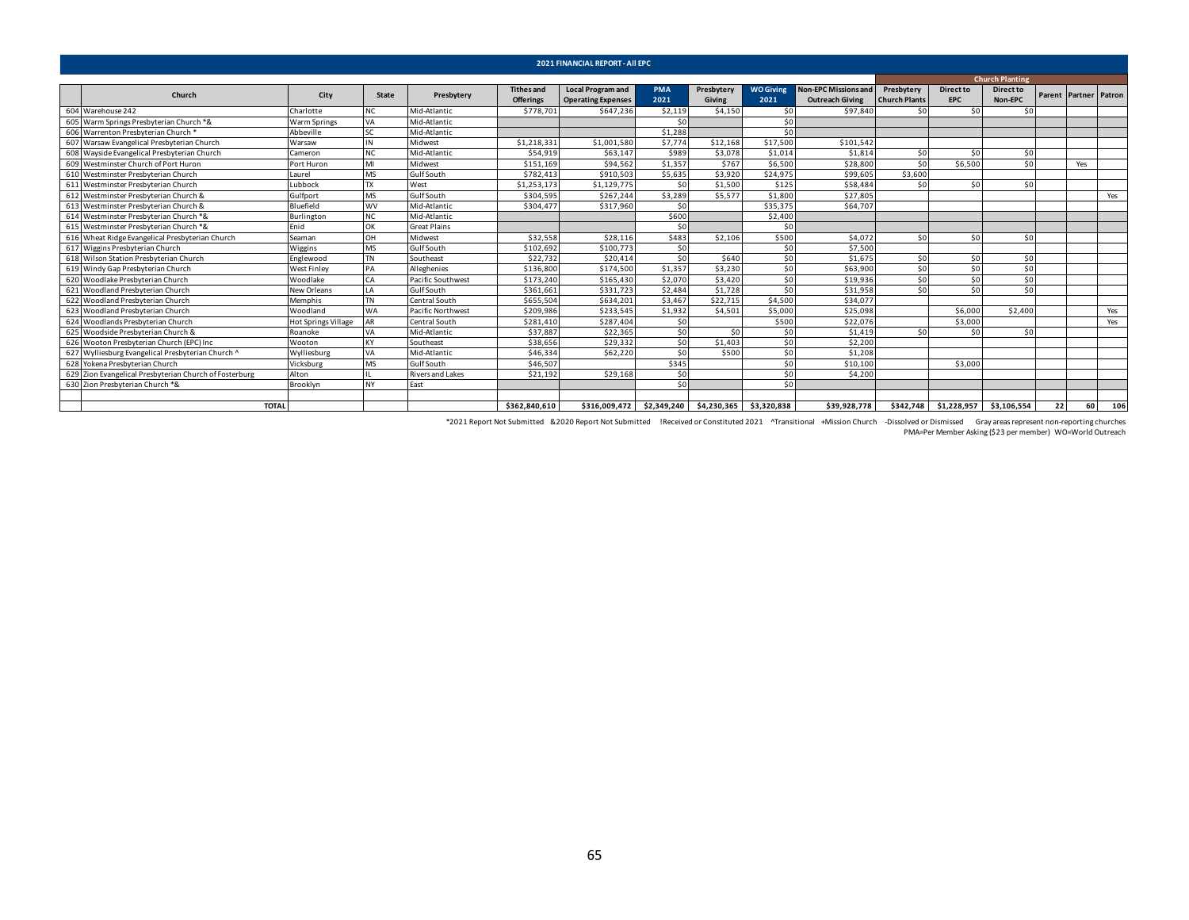## 2021 FINANCIAL REPORT - All EPC

| | Church | City | State | Presbytery | Tithes and Offerings | Local Program and Operating Expenses | PMA 2021 | Presbytery Giving | WO Giving 2021 | Non-EPC Missions and Outreach Giving | Church Planting | | | | | |
|---|---|---|---|---|---|---|---|---|---|---|---|---|---|---|---|---|
| | | | | | | | | | | | Presbytery Church Plants | Direct to EPC | Direct to Non-EPC | Parent | Partner | Patron |
| 604 | Warehouse 242 | Charlotte | NC | Mid-Atlantic | $778,701 | $647,236 | $2,119 | $4,150 | $0 | $97,840 | $0 | $0 | $0 | | | |
| 605 | Warm Springs Presbyterian Church *& | Warm Springs | VA | Mid-Atlantic | | | $0 | | $0 | | | | | | | |
| 606 | Warrenton Presbyterian Church * | Abbeville | SC | Mid-Atlantic | | | $1,288 | | $0 | | | | | | | |
| 607 | Warsaw Evangelical Presbyterian Church | Warsaw | IN | Midwest | $1,218,331 | $1,001,580 | $7,774 | $12,168 | $17,500 | $101,542 | | | | | | |
| 608 | Wayside Evangelical Presbyterian Church | Cameron | NC | Mid-Atlantic | $54,919 | $63,147 | $989 | $3,078 | $1,014 | $1,814 | $0 | $0 | $0 | | | |
| 609 | Westminster Church of Port Huron | Port Huron | MI | Midwest | $151,169 | $94,562 | $1,357 | $767 | $6,500 | $28,800 | $0 | $6,500 | $0 | | Yes | |
| 610 | Westminster Presbyterian Church | Laurel | MS | Gulf South | $782,413 | $910,503 | $5,635 | $3,920 | $24,975 | $99,605 | $3,600 | | | | | |
| 611 | Westminster Presbyterian Church | Lubbock | TX | West | $1,253,173 | $1,129,775 | $0 | $1,500 | $125 | $58,484 | $0 | $0 | $0 | | | |
| 612 | Westminster Presbyterian Church & | Gulfport | MS | Gulf South | $304,595 | $267,244 | $3,289 | $5,577 | $1,800 | $27,805 | | | | | | Yes |
| 613 | Westminster Presbyterian Church & | Bluefield | WV | Mid-Atlantic | $304,477 | $317,960 | $0 | | $35,375 | $64,707 | | | | | | |
| 614 | Westminster Presbyterian Church *& | Burlington | NC | Mid-Atlantic | | | $600 | | $2,400 | | | | | | | |
| 615 | Westminster Presbyterian Church *& | Enid | OK | Great Plains | | | $0 | | $0 | | | | | | | |
| 616 | Wheat Ridge Evangelical Presbyterian Church | Seaman | OH | Midwest | $32,558 | $28,116 | $483 | $2,106 | $500 | $4,072 | $0 | $0 | $0 | | | |
| 617 | Wiggins Presbyterian Church | Wiggins | MS | Gulf South | $102,692 | $100,773 | $0 | | $0 | $7,500 | | | | | | |
| 618 | Wilson Station Presbyterian Church | Englewood | TN | Southeast | $22,732 | $20,414 | $0 | $640 | $0 | $1,675 | $0 | $0 | $0 | | | |
| 619 | Windy Gap Presbyterian Church | West Finley | PA | Alleghenies | $136,800 | $174,500 | $1,357 | $3,230 | $0 | $63,900 | $0 | $0 | $0 | | | |
| 620 | Woodlake Presbyterian Church | Woodlake | CA | Pacific Southwest | $173,240 | $165,430 | $2,070 | $3,420 | $0 | $19,936 | $0 | $0 | $0 | | | |
| 621 | Woodland Presbyterian Church | New Orleans | LA | Gulf South | $361,661 | $331,723 | $2,484 | $1,728 | $0 | $31,958 | $0 | $0 | $0 | | | |
| 622 | Woodland Presbyterian Church | Memphis | TN | Central South | $655,504 | $634,201 | $3,467 | $22,715 | $4,500 | $34,077 | | | | | | |
| 623 | Woodland Presbyterian Church | Woodland | WA | Pacific Northwest | $209,986 | $233,545 | $1,932 | $4,501 | $5,000 | $25,098 | | $6,000 | $2,400 | | | Yes |
| 624 | Woodlands Presbyterian Church | Hot Springs Village | AR | Central South | $281,410 | $287,404 | $0 | | $500 | $22,076 | | $3,000 | | | | Yes |
| 625 | Woodside Presbyterian Church & | Roanoke | VA | Mid-Atlantic | $37,887 | $22,365 | $0 | $0 | $0 | $1,419 | $0 | $0 | $0 | | | |
| 626 | Wooton Presbyterian Church (EPC) Inc | Wooton | KY | Southeast | $38,656 | $29,332 | $0 | $1,403 | $0 | $2,200 | | | | | | |
| 627 | Wylliesburg Evangelical Presbyterian Church ^ | Wylliesburg | VA | Mid-Atlantic | $46,334 | $62,220 | $0 | $500 | $0 | $1,208 | | | | | | |
| 628 | Yokena Presbyterian Church | Vicksburg | MS | Gulf South | $46,507 | | $345 | | $0 | $10,100 | | $3,000 | | | | |
| 629 | Zion Evangelical Presbyterian Church of Fosterburg | Alton | IL | Rivers and Lakes | $21,192 | $29,168 | $0 | | $0 | $4,200 | | | | | | |
| 630 | Zion Presbyterian Church *& | Brooklyn | NY | East | | | $0 | | $0 | | | | | | | |
| | **TOTAL** | | | | **$362,840,610** | **$316,009,472** | **$2,349,240** | **$4,230,365** | **$3,320,838** | **$39,928,778** | **$342,748** | **$1,228,957** | **$3,106,554** | **22** | **60** | **106** |

*2021 Report Not Submitted &2020 Report Not Submitted !Received or Constituted 2021 ^Transitional +Mission Church -Dissolved or Dismissed Gray areas represent non-reporting churches

PMA=Per Member Asking ($23 per member) WO=World Outreach